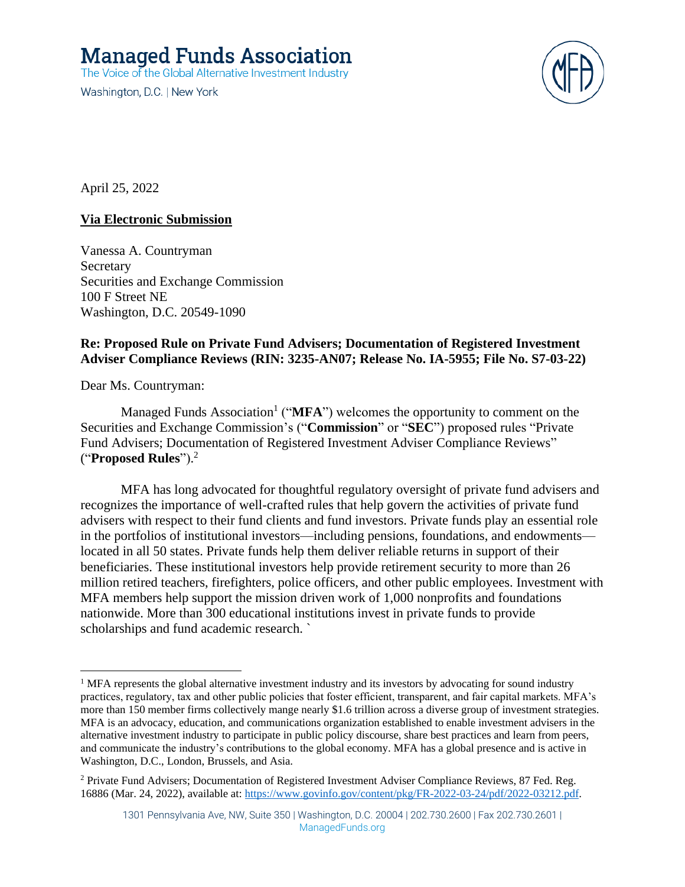# Managed Funds Association

The Voice of the Global Alternative Investment Industry

Washington, D.C. | New York

April 25, 2022

**Via Electronic Submission**

Vanessa A. Countryman
Secretary
Securities and Exchange Commission
100 F Street NE
Washington, D.C. 20549-1090

**Re: Proposed Rule on Private Fund Advisers; Documentation of Registered Investment Adviser Compliance Reviews (RIN: 3235-AN07; Release No. IA-5955; File No. S7-03-22)**

Dear Ms. Countryman:

Managed Funds Association[1] ("**MFA**") welcomes the opportunity to comment on the Securities and Exchange Commission's ("**Commission**" or "**SEC**") proposed rules "Private Fund Advisers; Documentation of Registered Investment Adviser Compliance Reviews" ("**Proposed Rules**").[2]

MFA has long advocated for thoughtful regulatory oversight of private fund advisers and recognizes the importance of well-crafted rules that help govern the activities of private fund advisers with respect to their fund clients and fund investors. Private funds play an essential role in the portfolios of institutional investors—including pensions, foundations, and endowments—located in all 50 states. Private funds help them deliver reliable returns in support of their beneficiaries. These institutional investors help provide retirement security to more than 26 million retired teachers, firefighters, police officers, and other public employees. Investment with MFA members help support the mission driven work of 1,000 nonprofits and foundations nationwide. More than 300 educational institutions invest in private funds to provide scholarships and fund academic research. `

---

[1] MFA represents the global alternative investment industry and its investors by advocating for sound industry practices, regulatory, tax and other public policies that foster efficient, transparent, and fair capital markets. MFA's more than 150 member firms collectively mange nearly $1.6 trillion across a diverse group of investment strategies. MFA is an advocacy, education, and communications organization established to enable investment advisers in the alternative investment industry to participate in public policy discourse, share best practices and learn from peers, and communicate the industry's contributions to the global economy. MFA has a global presence and is active in Washington, D.C., London, Brussels, and Asia.

[2] Private Fund Advisers; Documentation of Registered Investment Adviser Compliance Reviews, 87 Fed. Reg. 16886 (Mar. 24, 2022), available at: https://www.govinfo.gov/content/pkg/FR-2022-03-24/pdf/2022-03212.pdf.

1301 Pennsylvania Ave, NW, Suite 350 | Washington, D.C. 20004 | 202.730.2600 | Fax 202.730.2601 | ManagedFunds.org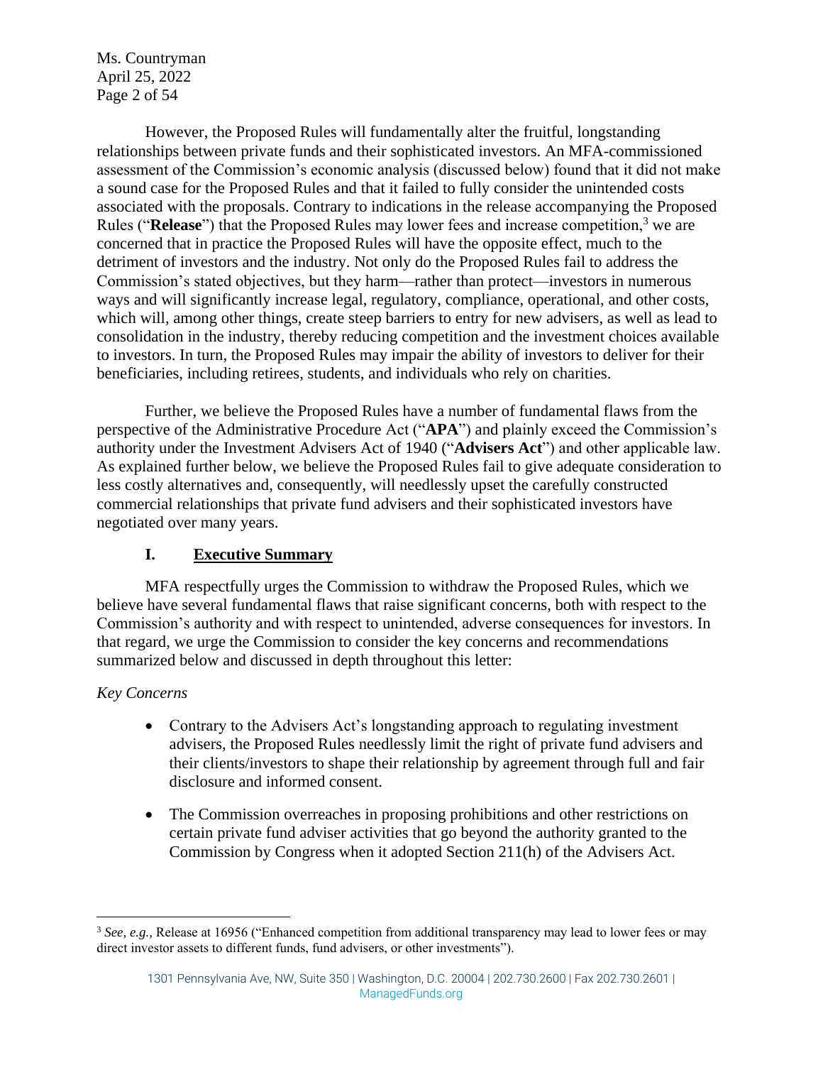However, the Proposed Rules will fundamentally alter the fruitful, longstanding relationships between private funds and their sophisticated investors. An MFA-commissioned assessment of the Commission's economic analysis (discussed below) found that it did not make a sound case for the Proposed Rules and that it failed to fully consider the unintended costs associated with the proposals. Contrary to indications in the release accompanying the Proposed Rules ("**Release**") that the Proposed Rules may lower fees and increase competition,[3] we are concerned that in practice the Proposed Rules will have the opposite effect, much to the detriment of investors and the industry. Not only do the Proposed Rules fail to address the Commission's stated objectives, but they harm—rather than protect—investors in numerous ways and will significantly increase legal, regulatory, compliance, operational, and other costs, which will, among other things, create steep barriers to entry for new advisers, as well as lead to consolidation in the industry, thereby reducing competition and the investment choices available to investors. In turn, the Proposed Rules may impair the ability of investors to deliver for their beneficiaries, including retirees, students, and individuals who rely on charities.

Further, we believe the Proposed Rules have a number of fundamental flaws from the perspective of the Administrative Procedure Act ("**APA**") and plainly exceed the Commission's authority under the Investment Advisers Act of 1940 ("**Advisers Act**") and other applicable law. As explained further below, we believe the Proposed Rules fail to give adequate consideration to less costly alternatives and, consequently, will needlessly upset the carefully constructed commercial relationships that private fund advisers and their sophisticated investors have negotiated over many years.

## I. Executive Summary

MFA respectfully urges the Commission to withdraw the Proposed Rules, which we believe have several fundamental flaws that raise significant concerns, both with respect to the Commission's authority and with respect to unintended, adverse consequences for investors. In that regard, we urge the Commission to consider the key concerns and recommendations summarized below and discussed in depth throughout this letter:

*Key Concerns*

- Contrary to the Advisers Act's longstanding approach to regulating investment advisers, the Proposed Rules needlessly limit the right of private fund advisers and their clients/investors to shape their relationship by agreement through full and fair disclosure and informed consent.
- The Commission overreaches in proposing prohibitions and other restrictions on certain private fund adviser activities that go beyond the authority granted to the Commission by Congress when it adopted Section 211(h) of the Advisers Act.

[3] *See, e.g.*, Release at 16956 ("Enhanced competition from additional transparency may lead to lower fees or may direct investor assets to different funds, fund advisers, or other investments").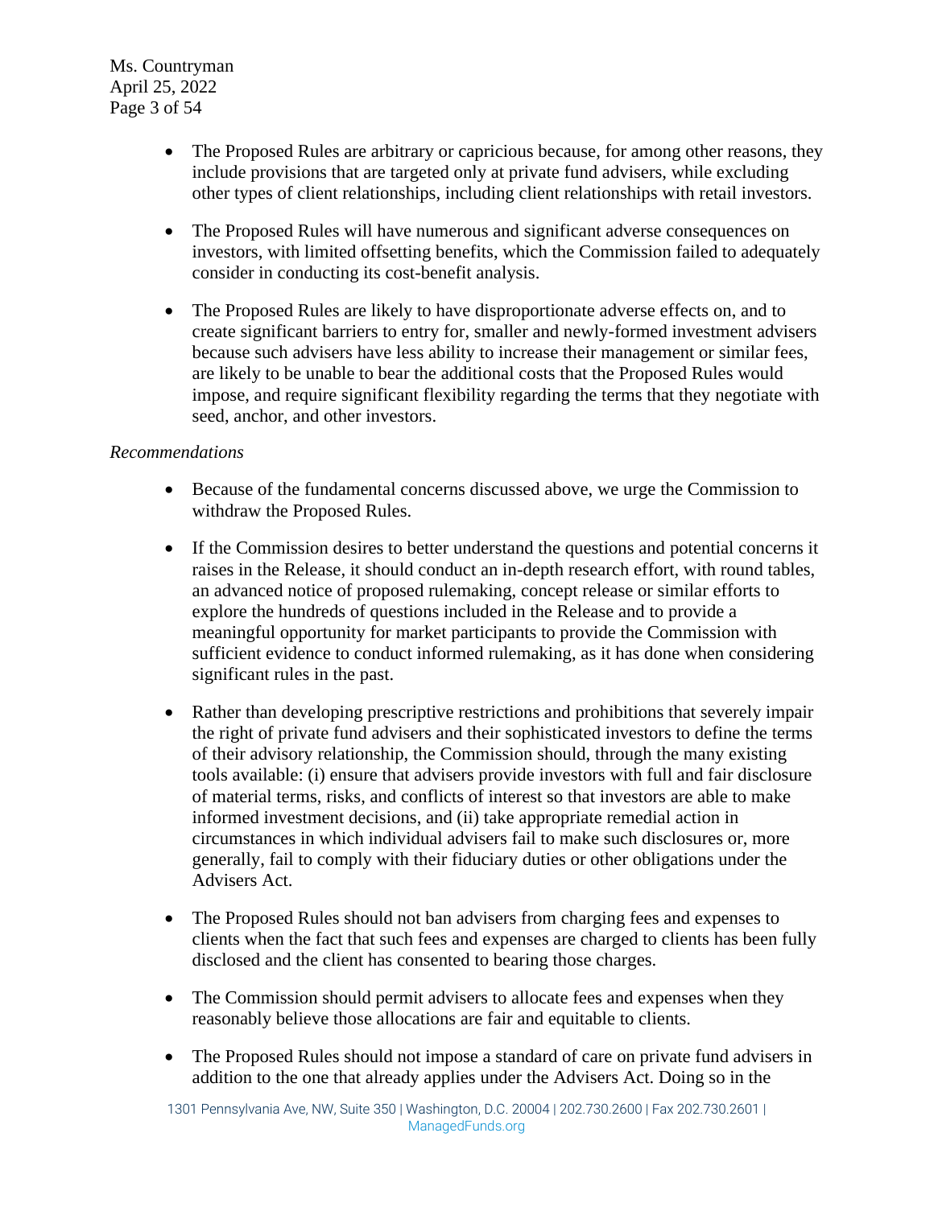- The Proposed Rules are arbitrary or capricious because, for among other reasons, they include provisions that are targeted only at private fund advisers, while excluding other types of client relationships, including client relationships with retail investors.

- The Proposed Rules will have numerous and significant adverse consequences on investors, with limited offsetting benefits, which the Commission failed to adequately consider in conducting its cost-benefit analysis.

- The Proposed Rules are likely to have disproportionate adverse effects on, and to create significant barriers to entry for, smaller and newly-formed investment advisers because such advisers have less ability to increase their management or similar fees, are likely to be unable to bear the additional costs that the Proposed Rules would impose, and require significant flexibility regarding the terms that they negotiate with seed, anchor, and other investors.

*Recommendations*

- Because of the fundamental concerns discussed above, we urge the Commission to withdraw the Proposed Rules.

- If the Commission desires to better understand the questions and potential concerns it raises in the Release, it should conduct an in-depth research effort, with round tables, an advanced notice of proposed rulemaking, concept release or similar efforts to explore the hundreds of questions included in the Release and to provide a meaningful opportunity for market participants to provide the Commission with sufficient evidence to conduct informed rulemaking, as it has done when considering significant rules in the past.

- Rather than developing prescriptive restrictions and prohibitions that severely impair the right of private fund advisers and their sophisticated investors to define the terms of their advisory relationship, the Commission should, through the many existing tools available: (i) ensure that advisers provide investors with full and fair disclosure of material terms, risks, and conflicts of interest so that investors are able to make informed investment decisions, and (ii) take appropriate remedial action in circumstances in which individual advisers fail to make such disclosures or, more generally, fail to comply with their fiduciary duties or other obligations under the Advisers Act.

- The Proposed Rules should not ban advisers from charging fees and expenses to clients when the fact that such fees and expenses are charged to clients has been fully disclosed and the client has consented to bearing those charges.

- The Commission should permit advisers to allocate fees and expenses when they reasonably believe those allocations are fair and equitable to clients.

- The Proposed Rules should not impose a standard of care on private fund advisers in addition to the one that already applies under the Advisers Act. Doing so in the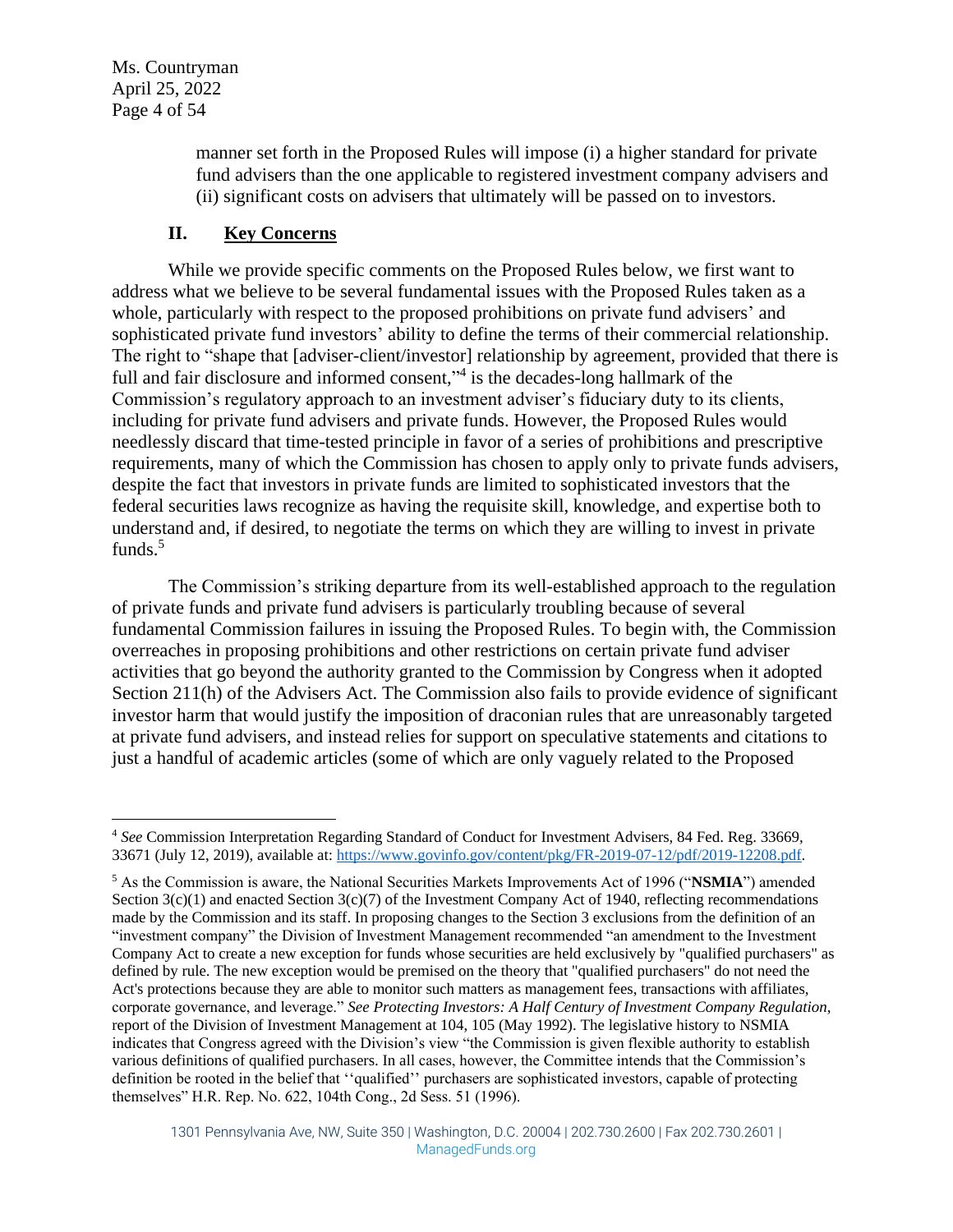manner set forth in the Proposed Rules will impose (i) a higher standard for private fund advisers than the one applicable to registered investment company advisers and (ii) significant costs on advisers that ultimately will be passed on to investors.

## II. Key Concerns

While we provide specific comments on the Proposed Rules below, we first want to address what we believe to be several fundamental issues with the Proposed Rules taken as a whole, particularly with respect to the proposed prohibitions on private fund advisers' and sophisticated private fund investors' ability to define the terms of their commercial relationship. The right to "shape that [adviser-client/investor] relationship by agreement, provided that there is full and fair disclosure and informed consent,"[4] is the decades-long hallmark of the Commission's regulatory approach to an investment adviser's fiduciary duty to its clients, including for private fund advisers and private funds. However, the Proposed Rules would needlessly discard that time-tested principle in favor of a series of prohibitions and prescriptive requirements, many of which the Commission has chosen to apply only to private funds advisers, despite the fact that investors in private funds are limited to sophisticated investors that the federal securities laws recognize as having the requisite skill, knowledge, and expertise both to understand and, if desired, to negotiate the terms on which they are willing to invest in private funds.[5]

The Commission's striking departure from its well-established approach to the regulation of private funds and private fund advisers is particularly troubling because of several fundamental Commission failures in issuing the Proposed Rules. To begin with, the Commission overreaches in proposing prohibitions and other restrictions on certain private fund adviser activities that go beyond the authority granted to the Commission by Congress when it adopted Section 211(h) of the Advisers Act. The Commission also fails to provide evidence of significant investor harm that would justify the imposition of draconian rules that are unreasonably targeted at private fund advisers, and instead relies for support on speculative statements and citations to just a handful of academic articles (some of which are only vaguely related to the Proposed

---

[4] *See* Commission Interpretation Regarding Standard of Conduct for Investment Advisers, 84 Fed. Reg. 33669, 33671 (July 12, 2019), available at: https://www.govinfo.gov/content/pkg/FR-2019-07-12/pdf/2019-12208.pdf.

[5] As the Commission is aware, the National Securities Markets Improvements Act of 1996 ("**NSMIA**") amended Section 3(c)(1) and enacted Section 3(c)(7) of the Investment Company Act of 1940, reflecting recommendations made by the Commission and its staff. In proposing changes to the Section 3 exclusions from the definition of an "investment company" the Division of Investment Management recommended "an amendment to the Investment Company Act to create a new exception for funds whose securities are held exclusively by "qualified purchasers" as defined by rule. The new exception would be premised on the theory that "qualified purchasers" do not need the Act's protections because they are able to monitor such matters as management fees, transactions with affiliates, corporate governance, and leverage." *See Protecting Investors: A Half Century of Investment Company Regulation*, report of the Division of Investment Management at 104, 105 (May 1992). The legislative history to NSMIA indicates that Congress agreed with the Division's view "the Commission is given flexible authority to establish various definitions of qualified purchasers. In all cases, however, the Committee intends that the Commission's definition be rooted in the belief that ''qualified'' purchasers are sophisticated investors, capable of protecting themselves" H.R. Rep. No. 622, 104th Cong., 2d Sess. 51 (1996).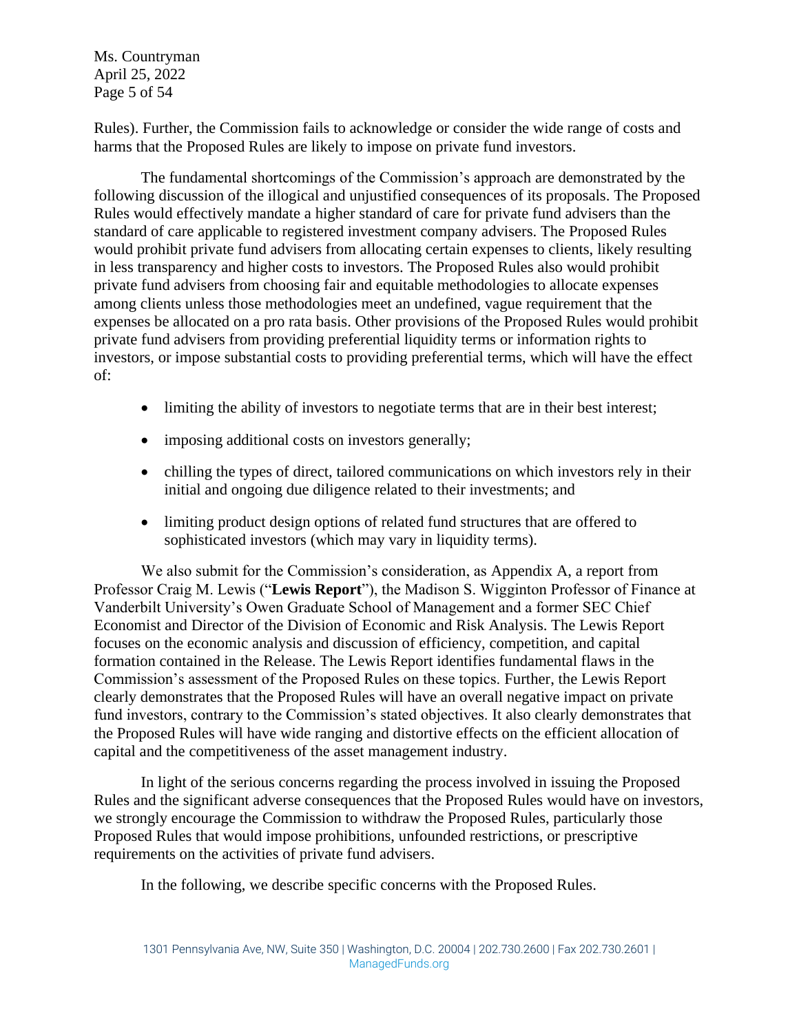Rules). Further, the Commission fails to acknowledge or consider the wide range of costs and harms that the Proposed Rules are likely to impose on private fund investors.

The fundamental shortcomings of the Commission's approach are demonstrated by the following discussion of the illogical and unjustified consequences of its proposals. The Proposed Rules would effectively mandate a higher standard of care for private fund advisers than the standard of care applicable to registered investment company advisers. The Proposed Rules would prohibit private fund advisers from allocating certain expenses to clients, likely resulting in less transparency and higher costs to investors. The Proposed Rules also would prohibit private fund advisers from choosing fair and equitable methodologies to allocate expenses among clients unless those methodologies meet an undefined, vague requirement that the expenses be allocated on a pro rata basis. Other provisions of the Proposed Rules would prohibit private fund advisers from providing preferential liquidity terms or information rights to investors, or impose substantial costs to providing preferential terms, which will have the effect of:

- limiting the ability of investors to negotiate terms that are in their best interest;
- imposing additional costs on investors generally;
- chilling the types of direct, tailored communications on which investors rely in their initial and ongoing due diligence related to their investments; and
- limiting product design options of related fund structures that are offered to sophisticated investors (which may vary in liquidity terms).

We also submit for the Commission's consideration, as Appendix A, a report from Professor Craig M. Lewis ("**Lewis Report**"), the Madison S. Wigginton Professor of Finance at Vanderbilt University's Owen Graduate School of Management and a former SEC Chief Economist and Director of the Division of Economic and Risk Analysis. The Lewis Report focuses on the economic analysis and discussion of efficiency, competition, and capital formation contained in the Release. The Lewis Report identifies fundamental flaws in the Commission's assessment of the Proposed Rules on these topics. Further, the Lewis Report clearly demonstrates that the Proposed Rules will have an overall negative impact on private fund investors, contrary to the Commission's stated objectives. It also clearly demonstrates that the Proposed Rules will have wide ranging and distortive effects on the efficient allocation of capital and the competitiveness of the asset management industry.

In light of the serious concerns regarding the process involved in issuing the Proposed Rules and the significant adverse consequences that the Proposed Rules would have on investors, we strongly encourage the Commission to withdraw the Proposed Rules, particularly those Proposed Rules that would impose prohibitions, unfounded restrictions, or prescriptive requirements on the activities of private fund advisers.

In the following, we describe specific concerns with the Proposed Rules.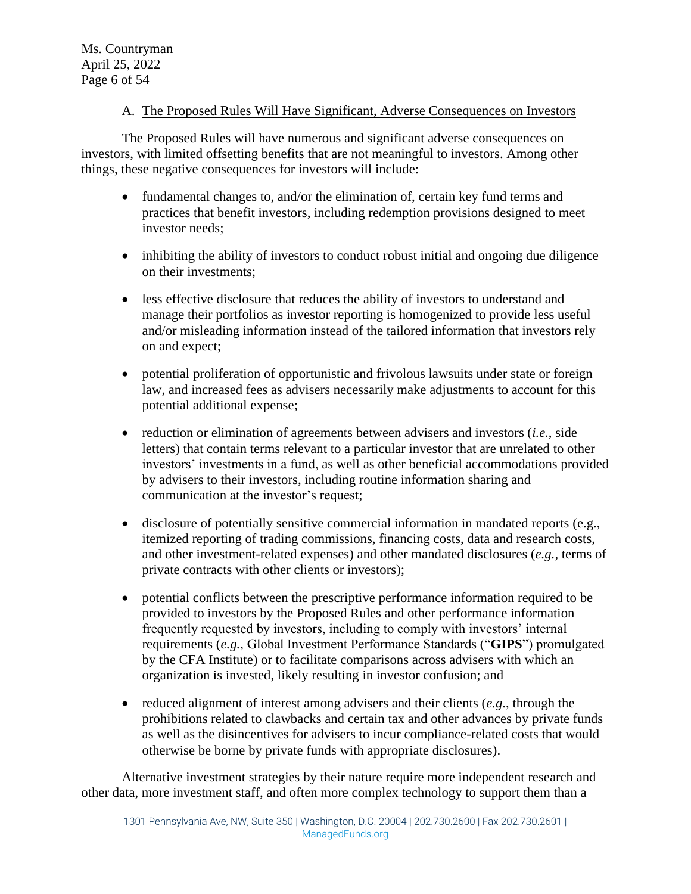### A. <u>The Proposed Rules Will Have Significant, Adverse Consequences on Investors</u>

The Proposed Rules will have numerous and significant adverse consequences on investors, with limited offsetting benefits that are not meaningful to investors. Among other things, these negative consequences for investors will include:

- fundamental changes to, and/or the elimination of, certain key fund terms and practices that benefit investors, including redemption provisions designed to meet investor needs;
- inhibiting the ability of investors to conduct robust initial and ongoing due diligence on their investments;
- less effective disclosure that reduces the ability of investors to understand and manage their portfolios as investor reporting is homogenized to provide less useful and/or misleading information instead of the tailored information that investors rely on and expect;
- potential proliferation of opportunistic and frivolous lawsuits under state or foreign law, and increased fees as advisers necessarily make adjustments to account for this potential additional expense;
- reduction or elimination of agreements between advisers and investors (*i.e.*, side letters) that contain terms relevant to a particular investor that are unrelated to other investors' investments in a fund, as well as other beneficial accommodations provided by advisers to their investors, including routine information sharing and communication at the investor's request;
- disclosure of potentially sensitive commercial information in mandated reports (e.g., itemized reporting of trading commissions, financing costs, data and research costs, and other investment-related expenses) and other mandated disclosures (*e.g.*, terms of private contracts with other clients or investors);
- potential conflicts between the prescriptive performance information required to be provided to investors by the Proposed Rules and other performance information frequently requested by investors, including to comply with investors' internal requirements (*e.g.*, Global Investment Performance Standards ("**GIPS**") promulgated by the CFA Institute) or to facilitate comparisons across advisers with which an organization is invested, likely resulting in investor confusion; and
- reduced alignment of interest among advisers and their clients (*e.g.*, through the prohibitions related to clawbacks and certain tax and other advances by private funds as well as the disincentives for advisers to incur compliance-related costs that would otherwise be borne by private funds with appropriate disclosures).

Alternative investment strategies by their nature require more independent research and other data, more investment staff, and often more complex technology to support them than a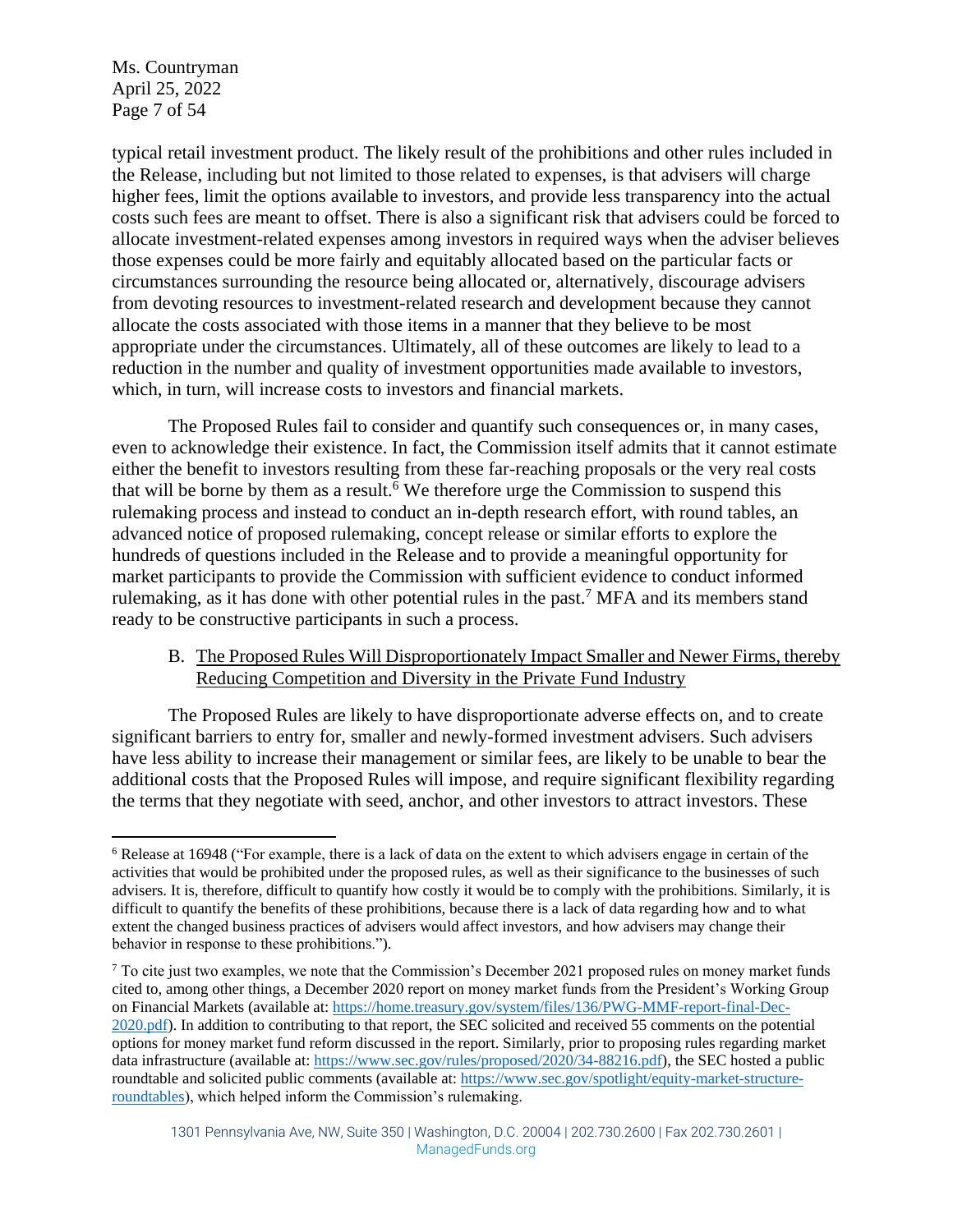typical retail investment product. The likely result of the prohibitions and other rules included in the Release, including but not limited to those related to expenses, is that advisers will charge higher fees, limit the options available to investors, and provide less transparency into the actual costs such fees are meant to offset. There is also a significant risk that advisers could be forced to allocate investment-related expenses among investors in required ways when the adviser believes those expenses could be more fairly and equitably allocated based on the particular facts or circumstances surrounding the resource being allocated or, alternatively, discourage advisers from devoting resources to investment-related research and development because they cannot allocate the costs associated with those items in a manner that they believe to be most appropriate under the circumstances. Ultimately, all of these outcomes are likely to lead to a reduction in the number and quality of investment opportunities made available to investors, which, in turn, will increase costs to investors and financial markets.

The Proposed Rules fail to consider and quantify such consequences or, in many cases, even to acknowledge their existence. In fact, the Commission itself admits that it cannot estimate either the benefit to investors resulting from these far-reaching proposals or the very real costs that will be borne by them as a result.[6] We therefore urge the Commission to suspend this rulemaking process and instead to conduct an in-depth research effort, with round tables, an advanced notice of proposed rulemaking, concept release or similar efforts to explore the hundreds of questions included in the Release and to provide a meaningful opportunity for market participants to provide the Commission with sufficient evidence to conduct informed rulemaking, as it has done with other potential rules in the past.[7] MFA and its members stand ready to be constructive participants in such a process.

B. <u>The Proposed Rules Will Disproportionately Impact Smaller and Newer Firms, thereby Reducing Competition and Diversity in the Private Fund Industry</u>

The Proposed Rules are likely to have disproportionate adverse effects on, and to create significant barriers to entry for, smaller and newly-formed investment advisers. Such advisers have less ability to increase their management or similar fees, are likely to be unable to bear the additional costs that the Proposed Rules will impose, and require significant flexibility regarding the terms that they negotiate with seed, anchor, and other investors to attract investors. These

---

[6] Release at 16948 ("For example, there is a lack of data on the extent to which advisers engage in certain of the activities that would be prohibited under the proposed rules, as well as their significance to the businesses of such advisers. It is, therefore, difficult to quantify how costly it would be to comply with the prohibitions. Similarly, it is difficult to quantify the benefits of these prohibitions, because there is a lack of data regarding how and to what extent the changed business practices of advisers would affect investors, and how advisers may change their behavior in response to these prohibitions.").

[7] To cite just two examples, we note that the Commission's December 2021 proposed rules on money market funds cited to, among other things, a December 2020 report on money market funds from the President's Working Group on Financial Markets (available at: https://home.treasury.gov/system/files/136/PWG-MMF-report-final-Dec-2020.pdf). In addition to contributing to that report, the SEC solicited and received 55 comments on the potential options for money market fund reform discussed in the report. Similarly, prior to proposing rules regarding market data infrastructure (available at: https://www.sec.gov/rules/proposed/2020/34-88216.pdf), the SEC hosted a public roundtable and solicited public comments (available at: https://www.sec.gov/spotlight/equity-market-structure-roundtables), which helped inform the Commission's rulemaking.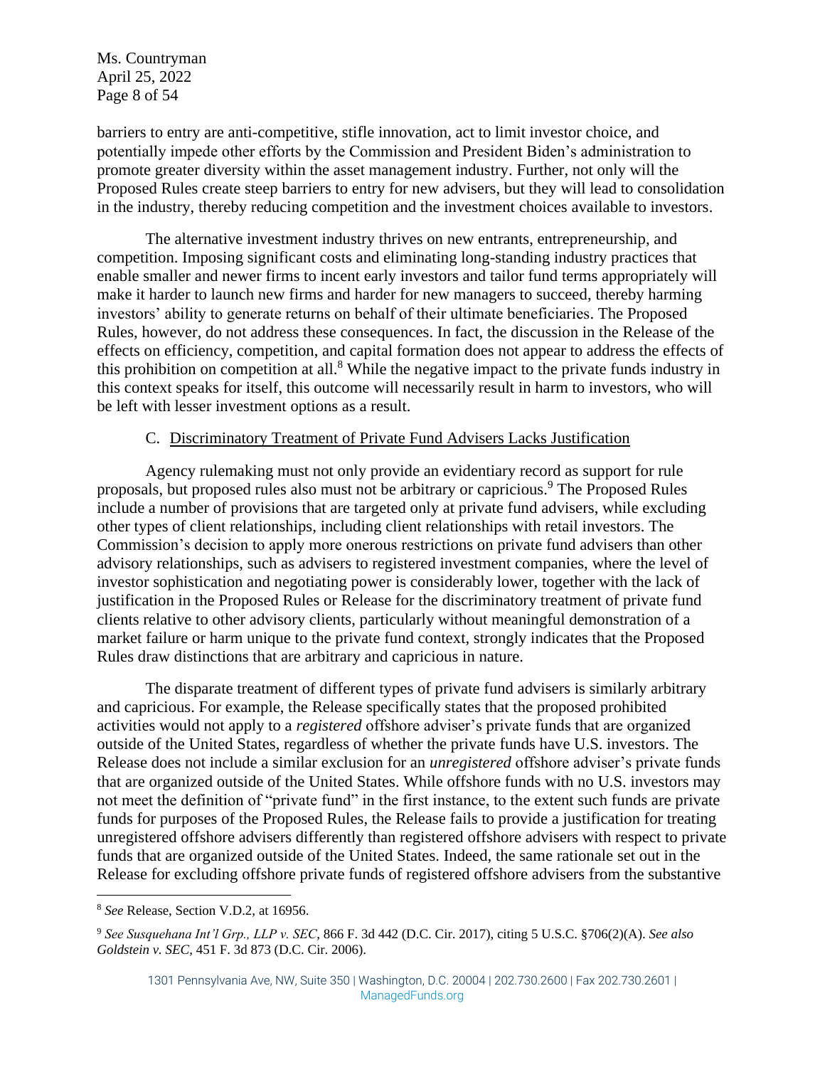barriers to entry are anti-competitive, stifle innovation, act to limit investor choice, and potentially impede other efforts by the Commission and President Biden's administration to promote greater diversity within the asset management industry. Further, not only will the Proposed Rules create steep barriers to entry for new advisers, but they will lead to consolidation in the industry, thereby reducing competition and the investment choices available to investors.

The alternative investment industry thrives on new entrants, entrepreneurship, and competition. Imposing significant costs and eliminating long-standing industry practices that enable smaller and newer firms to incent early investors and tailor fund terms appropriately will make it harder to launch new firms and harder for new managers to succeed, thereby harming investors' ability to generate returns on behalf of their ultimate beneficiaries. The Proposed Rules, however, do not address these consequences. In fact, the discussion in the Release of the effects on efficiency, competition, and capital formation does not appear to address the effects of this prohibition on competition at all.[8] While the negative impact to the private funds industry in this context speaks for itself, this outcome will necessarily result in harm to investors, who will be left with lesser investment options as a result.

### C. Discriminatory Treatment of Private Fund Advisers Lacks Justification

Agency rulemaking must not only provide an evidentiary record as support for rule proposals, but proposed rules also must not be arbitrary or capricious.[9] The Proposed Rules include a number of provisions that are targeted only at private fund advisers, while excluding other types of client relationships, including client relationships with retail investors. The Commission's decision to apply more onerous restrictions on private fund advisers than other advisory relationships, such as advisers to registered investment companies, where the level of investor sophistication and negotiating power is considerably lower, together with the lack of justification in the Proposed Rules or Release for the discriminatory treatment of private fund clients relative to other advisory clients, particularly without meaningful demonstration of a market failure or harm unique to the private fund context, strongly indicates that the Proposed Rules draw distinctions that are arbitrary and capricious in nature.

The disparate treatment of different types of private fund advisers is similarly arbitrary and capricious. For example, the Release specifically states that the proposed prohibited activities would not apply to a *registered* offshore adviser's private funds that are organized outside of the United States, regardless of whether the private funds have U.S. investors. The Release does not include a similar exclusion for an *unregistered* offshore adviser's private funds that are organized outside of the United States. While offshore funds with no U.S. investors may not meet the definition of "private fund" in the first instance, to the extent such funds are private funds for purposes of the Proposed Rules, the Release fails to provide a justification for treating unregistered offshore advisers differently than registered offshore advisers with respect to private funds that are organized outside of the United States. Indeed, the same rationale set out in the Release for excluding offshore private funds of registered offshore advisers from the substantive

---

[8] *See* Release, Section V.D.2, at 16956.

[9] *See Susquehana Int'l Grp., LLP v. SEC*, 866 F. 3d 442 (D.C. Cir. 2017), citing 5 U.S.C. §706(2)(A). *See also Goldstein v. SEC*, 451 F. 3d 873 (D.C. Cir. 2006).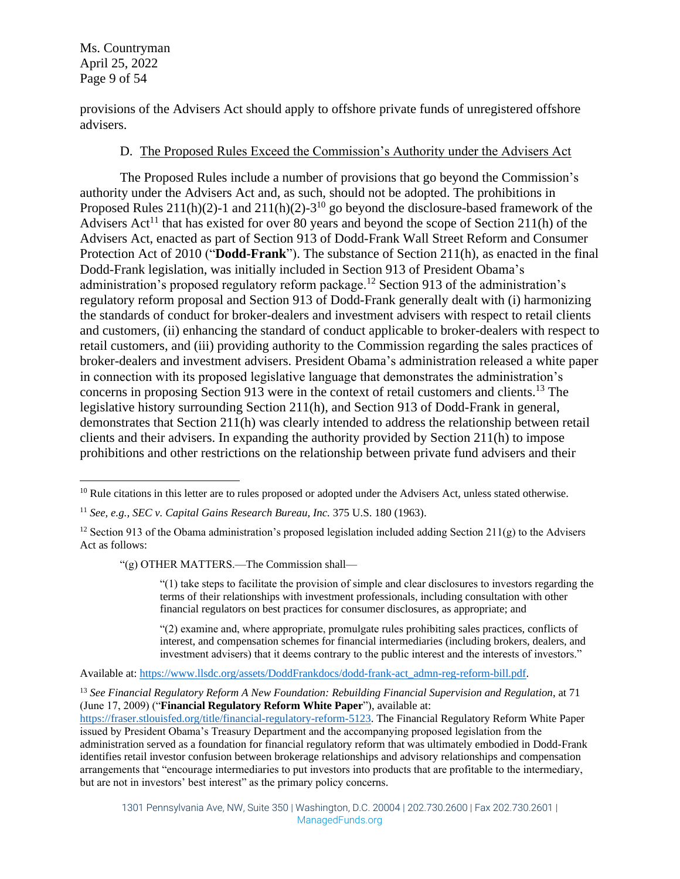provisions of the Advisers Act should apply to offshore private funds of unregistered offshore advisers.

D. The Proposed Rules Exceed the Commission's Authority under the Advisers Act

The Proposed Rules include a number of provisions that go beyond the Commission's authority under the Advisers Act and, as such, should not be adopted. The prohibitions in Proposed Rules 211(h)(2)-1 and 211(h)(2)-3[10] go beyond the disclosure-based framework of the Advisers Act[11] that has existed for over 80 years and beyond the scope of Section 211(h) of the Advisers Act, enacted as part of Section 913 of Dodd-Frank Wall Street Reform and Consumer Protection Act of 2010 ("**Dodd-Frank**"). The substance of Section 211(h), as enacted in the final Dodd-Frank legislation, was initially included in Section 913 of President Obama's administration's proposed regulatory reform package.[12] Section 913 of the administration's regulatory reform proposal and Section 913 of Dodd-Frank generally dealt with (i) harmonizing the standards of conduct for broker-dealers and investment advisers with respect to retail clients and customers, (ii) enhancing the standard of conduct applicable to broker-dealers with respect to retail customers, and (iii) providing authority to the Commission regarding the sales practices of broker-dealers and investment advisers. President Obama's administration released a white paper in connection with its proposed legislative language that demonstrates the administration's concerns in proposing Section 913 were in the context of retail customers and clients.[13] The legislative history surrounding Section 211(h), and Section 913 of Dodd-Frank in general, demonstrates that Section 211(h) was clearly intended to address the relationship between retail clients and their advisers. In expanding the authority provided by Section 211(h) to impose prohibitions and other restrictions on the relationship between private fund advisers and their

---

[10] Rule citations in this letter are to rules proposed or adopted under the Advisers Act, unless stated otherwise.

[11] *See, e.g., SEC v. Capital Gains Research Bureau, Inc.* 375 U.S. 180 (1963).

[12] Section 913 of the Obama administration's proposed legislation included adding Section 211(g) to the Advisers Act as follows:

> "(g) OTHER MATTERS.—The Commission shall—
>
> "(1) take steps to facilitate the provision of simple and clear disclosures to investors regarding the terms of their relationships with investment professionals, including consultation with other financial regulators on best practices for consumer disclosures, as appropriate; and
>
> "(2) examine and, where appropriate, promulgate rules prohibiting sales practices, conflicts of interest, and compensation schemes for financial intermediaries (including brokers, dealers, and investment advisers) that it deems contrary to the public interest and the interests of investors."

Available at: https://www.llsdc.org/assets/DoddFrankdocs/dodd-frank-act_admn-reg-reform-bill.pdf.

[13] *See Financial Regulatory Reform A New Foundation: Rebuilding Financial Supervision and Regulation*, at 71 (June 17, 2009) ("**Financial Regulatory Reform White Paper**"), available at: https://fraser.stlouisfed.org/title/financial-regulatory-reform-5123. The Financial Regulatory Reform White Paper issued by President Obama's Treasury Department and the accompanying proposed legislation from the administration served as a foundation for financial regulatory reform that was ultimately embodied in Dodd-Frank identifies retail investor confusion between brokerage relationships and advisory relationships and compensation arrangements that "encourage intermediaries to put investors into products that are profitable to the intermediary, but are not in investors' best interest" as the primary policy concerns.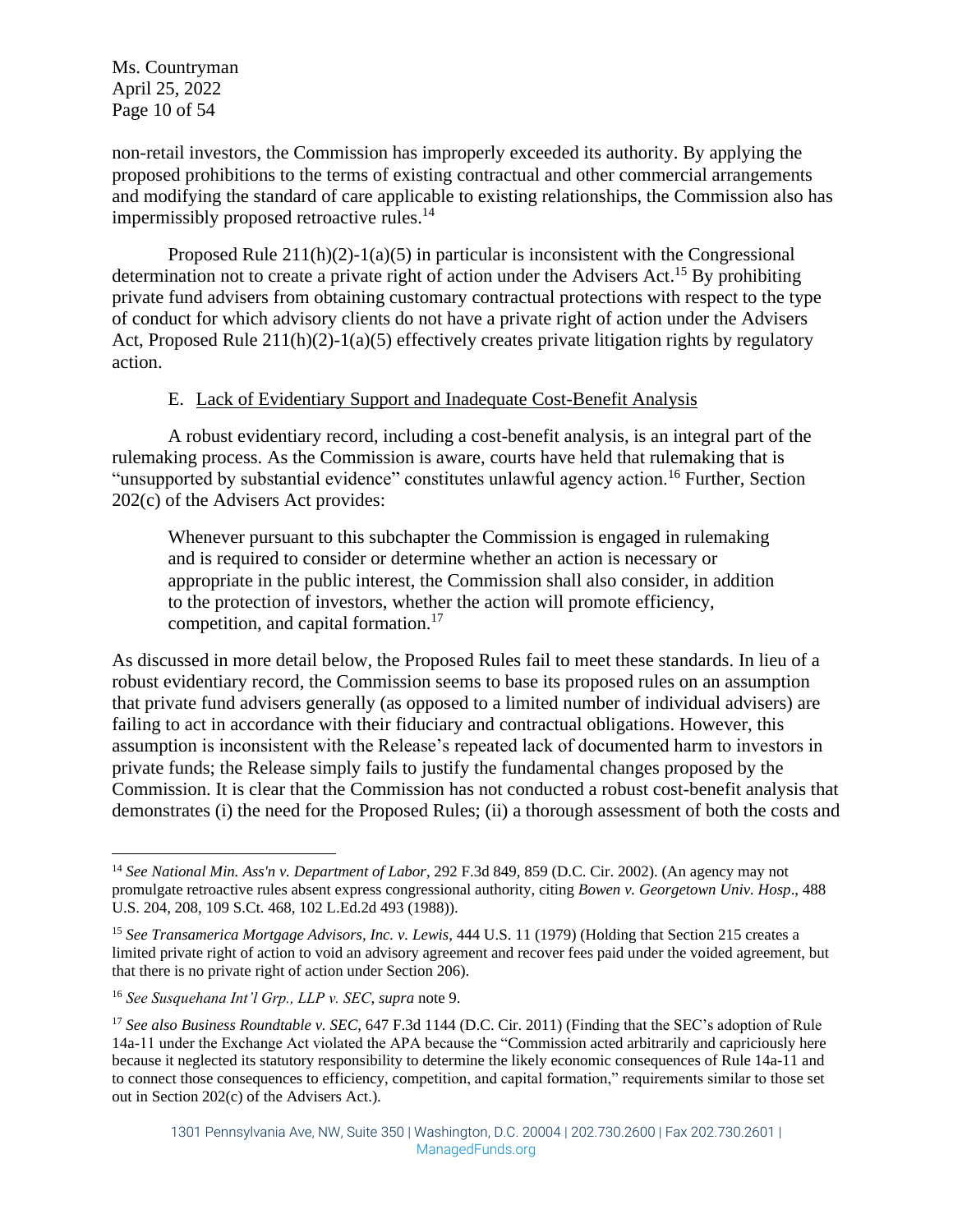non-retail investors, the Commission has improperly exceeded its authority. By applying the proposed prohibitions to the terms of existing contractual and other commercial arrangements and modifying the standard of care applicable to existing relationships, the Commission also has impermissibly proposed retroactive rules.[14]

Proposed Rule 211(h)(2)-1(a)(5) in particular is inconsistent with the Congressional determination not to create a private right of action under the Advisers Act.[15] By prohibiting private fund advisers from obtaining customary contractual protections with respect to the type of conduct for which advisory clients do not have a private right of action under the Advisers Act, Proposed Rule 211(h)(2)-1(a)(5) effectively creates private litigation rights by regulatory action.

E. <u>Lack of Evidentiary Support and Inadequate Cost-Benefit Analysis</u>

A robust evidentiary record, including a cost-benefit analysis, is an integral part of the rulemaking process. As the Commission is aware, courts have held that rulemaking that is "unsupported by substantial evidence" constitutes unlawful agency action.[16] Further, Section 202(c) of the Advisers Act provides:

> Whenever pursuant to this subchapter the Commission is engaged in rulemaking and is required to consider or determine whether an action is necessary or appropriate in the public interest, the Commission shall also consider, in addition to the protection of investors, whether the action will promote efficiency, competition, and capital formation.[17]

As discussed in more detail below, the Proposed Rules fail to meet these standards. In lieu of a robust evidentiary record, the Commission seems to base its proposed rules on an assumption that private fund advisers generally (as opposed to a limited number of individual advisers) are failing to act in accordance with their fiduciary and contractual obligations. However, this assumption is inconsistent with the Release's repeated lack of documented harm to investors in private funds; the Release simply fails to justify the fundamental changes proposed by the Commission. It is clear that the Commission has not conducted a robust cost-benefit analysis that demonstrates (i) the need for the Proposed Rules; (ii) a thorough assessment of both the costs and

---

[14] *See National Min. Ass'n v. Department of Labor*, 292 F.3d 849, 859 (D.C. Cir. 2002). (An agency may not promulgate retroactive rules absent express congressional authority, citing *Bowen v. Georgetown Univ. Hosp*., 488 U.S. 204, 208, 109 S.Ct. 468, 102 L.Ed.2d 493 (1988)).

[15] *See Transamerica Mortgage Advisors, Inc. v. Lewis*, 444 U.S. 11 (1979) (Holding that Section 215 creates a limited private right of action to void an advisory agreement and recover fees paid under the voided agreement, but that there is no private right of action under Section 206).

[16] *See Susquehana Int'l Grp., LLP v. SEC*, *supra* note 9.

[17] *See also Business Roundtable v. SEC*, 647 F.3d 1144 (D.C. Cir. 2011) (Finding that the SEC's adoption of Rule 14a-11 under the Exchange Act violated the APA because the "Commission acted arbitrarily and capriciously here because it neglected its statutory responsibility to determine the likely economic consequences of Rule 14a-11 and to connect those consequences to efficiency, competition, and capital formation," requirements similar to those set out in Section 202(c) of the Advisers Act.).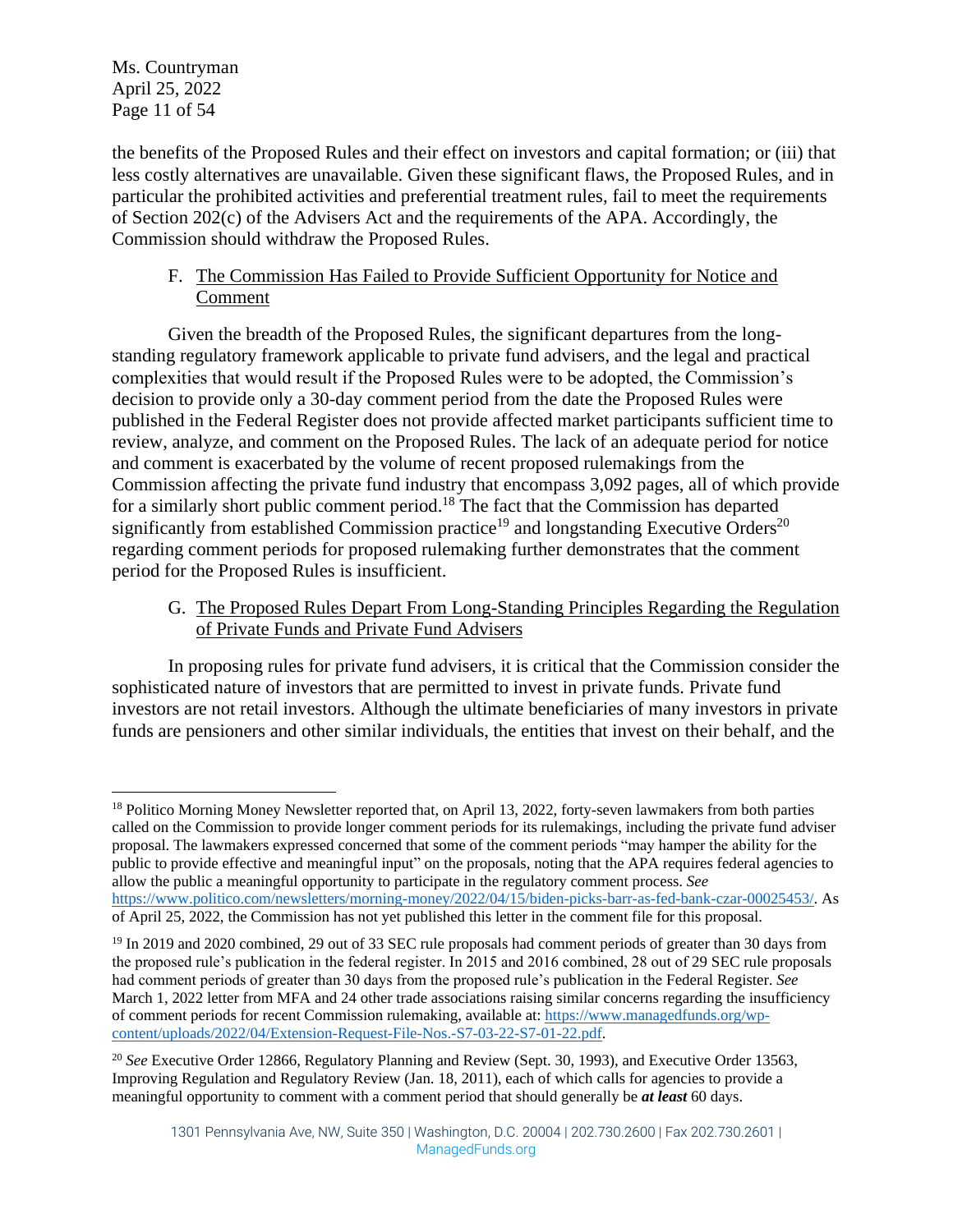the benefits of the Proposed Rules and their effect on investors and capital formation; or (iii) that less costly alternatives are unavailable. Given these significant flaws, the Proposed Rules, and in particular the prohibited activities and preferential treatment rules, fail to meet the requirements of Section 202(c) of the Advisers Act and the requirements of the APA. Accordingly, the Commission should withdraw the Proposed Rules.

### F. The Commission Has Failed to Provide Sufficient Opportunity for Notice and Comment

Given the breadth of the Proposed Rules, the significant departures from the long-standing regulatory framework applicable to private fund advisers, and the legal and practical complexities that would result if the Proposed Rules were to be adopted, the Commission's decision to provide only a 30-day comment period from the date the Proposed Rules were published in the Federal Register does not provide affected market participants sufficient time to review, analyze, and comment on the Proposed Rules. The lack of an adequate period for notice and comment is exacerbated by the volume of recent proposed rulemakings from the Commission affecting the private fund industry that encompass 3,092 pages, all of which provide for a similarly short public comment period.[18] The fact that the Commission has departed significantly from established Commission practice[19] and longstanding Executive Orders[20] regarding comment periods for proposed rulemaking further demonstrates that the comment period for the Proposed Rules is insufficient.

### G. The Proposed Rules Depart From Long-Standing Principles Regarding the Regulation of Private Funds and Private Fund Advisers

In proposing rules for private fund advisers, it is critical that the Commission consider the sophisticated nature of investors that are permitted to invest in private funds. Private fund investors are not retail investors. Although the ultimate beneficiaries of many investors in private funds are pensioners and other similar individuals, the entities that invest on their behalf, and the

---

[18] Politico Morning Money Newsletter reported that, on April 13, 2022, forty-seven lawmakers from both parties called on the Commission to provide longer comment periods for its rulemakings, including the private fund adviser proposal. The lawmakers expressed concerned that some of the comment periods "may hamper the ability for the public to provide effective and meaningful input" on the proposals, noting that the APA requires federal agencies to allow the public a meaningful opportunity to participate in the regulatory comment process. *See* https://www.politico.com/newsletters/morning-money/2022/04/15/biden-picks-barr-as-fed-bank-czar-00025453/. As of April 25, 2022, the Commission has not yet published this letter in the comment file for this proposal.

[19] In 2019 and 2020 combined, 29 out of 33 SEC rule proposals had comment periods of greater than 30 days from the proposed rule's publication in the federal register. In 2015 and 2016 combined, 28 out of 29 SEC rule proposals had comment periods of greater than 30 days from the proposed rule's publication in the Federal Register. *See* March 1, 2022 letter from MFA and 24 other trade associations raising similar concerns regarding the insufficiency of comment periods for recent Commission rulemaking, available at: https://www.managedfunds.org/wp-content/uploads/2022/04/Extension-Request-File-Nos.-S7-03-22-S7-01-22.pdf.

[20] *See* Executive Order 12866, Regulatory Planning and Review (Sept. 30, 1993), and Executive Order 13563, Improving Regulation and Regulatory Review (Jan. 18, 2011), each of which calls for agencies to provide a meaningful opportunity to comment with a comment period that should generally be ***at least*** 60 days.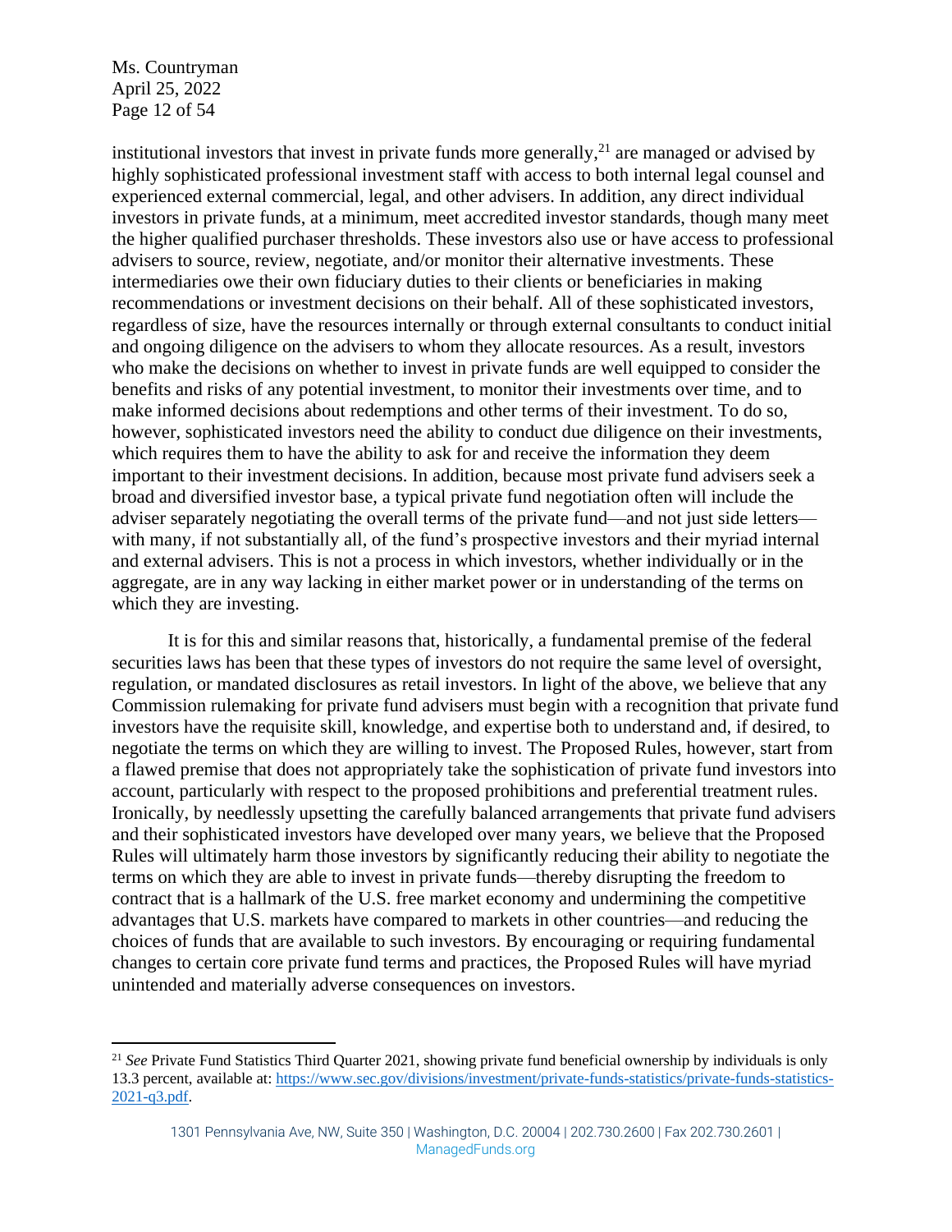institutional investors that invest in private funds more generally,[21] are managed or advised by highly sophisticated professional investment staff with access to both internal legal counsel and experienced external commercial, legal, and other advisers. In addition, any direct individual investors in private funds, at a minimum, meet accredited investor standards, though many meet the higher qualified purchaser thresholds. These investors also use or have access to professional advisers to source, review, negotiate, and/or monitor their alternative investments. These intermediaries owe their own fiduciary duties to their clients or beneficiaries in making recommendations or investment decisions on their behalf. All of these sophisticated investors, regardless of size, have the resources internally or through external consultants to conduct initial and ongoing diligence on the advisers to whom they allocate resources. As a result, investors who make the decisions on whether to invest in private funds are well equipped to consider the benefits and risks of any potential investment, to monitor their investments over time, and to make informed decisions about redemptions and other terms of their investment. To do so, however, sophisticated investors need the ability to conduct due diligence on their investments, which requires them to have the ability to ask for and receive the information they deem important to their investment decisions. In addition, because most private fund advisers seek a broad and diversified investor base, a typical private fund negotiation often will include the adviser separately negotiating the overall terms of the private fund—and not just side letters—with many, if not substantially all, of the fund's prospective investors and their myriad internal and external advisers. This is not a process in which investors, whether individually or in the aggregate, are in any way lacking in either market power or in understanding of the terms on which they are investing.

It is for this and similar reasons that, historically, a fundamental premise of the federal securities laws has been that these types of investors do not require the same level of oversight, regulation, or mandated disclosures as retail investors. In light of the above, we believe that any Commission rulemaking for private fund advisers must begin with a recognition that private fund investors have the requisite skill, knowledge, and expertise both to understand and, if desired, to negotiate the terms on which they are willing to invest. The Proposed Rules, however, start from a flawed premise that does not appropriately take the sophistication of private fund investors into account, particularly with respect to the proposed prohibitions and preferential treatment rules. Ironically, by needlessly upsetting the carefully balanced arrangements that private fund advisers and their sophisticated investors have developed over many years, we believe that the Proposed Rules will ultimately harm those investors by significantly reducing their ability to negotiate the terms on which they are able to invest in private funds—thereby disrupting the freedom to contract that is a hallmark of the U.S. free market economy and undermining the competitive advantages that U.S. markets have compared to markets in other countries—and reducing the choices of funds that are available to such investors. By encouraging or requiring fundamental changes to certain core private fund terms and practices, the Proposed Rules will have myriad unintended and materially adverse consequences on investors.

---

[21] *See* Private Fund Statistics Third Quarter 2021, showing private fund beneficial ownership by individuals is only 13.3 percent, available at: https://www.sec.gov/divisions/investment/private-funds-statistics/private-funds-statistics-2021-q3.pdf.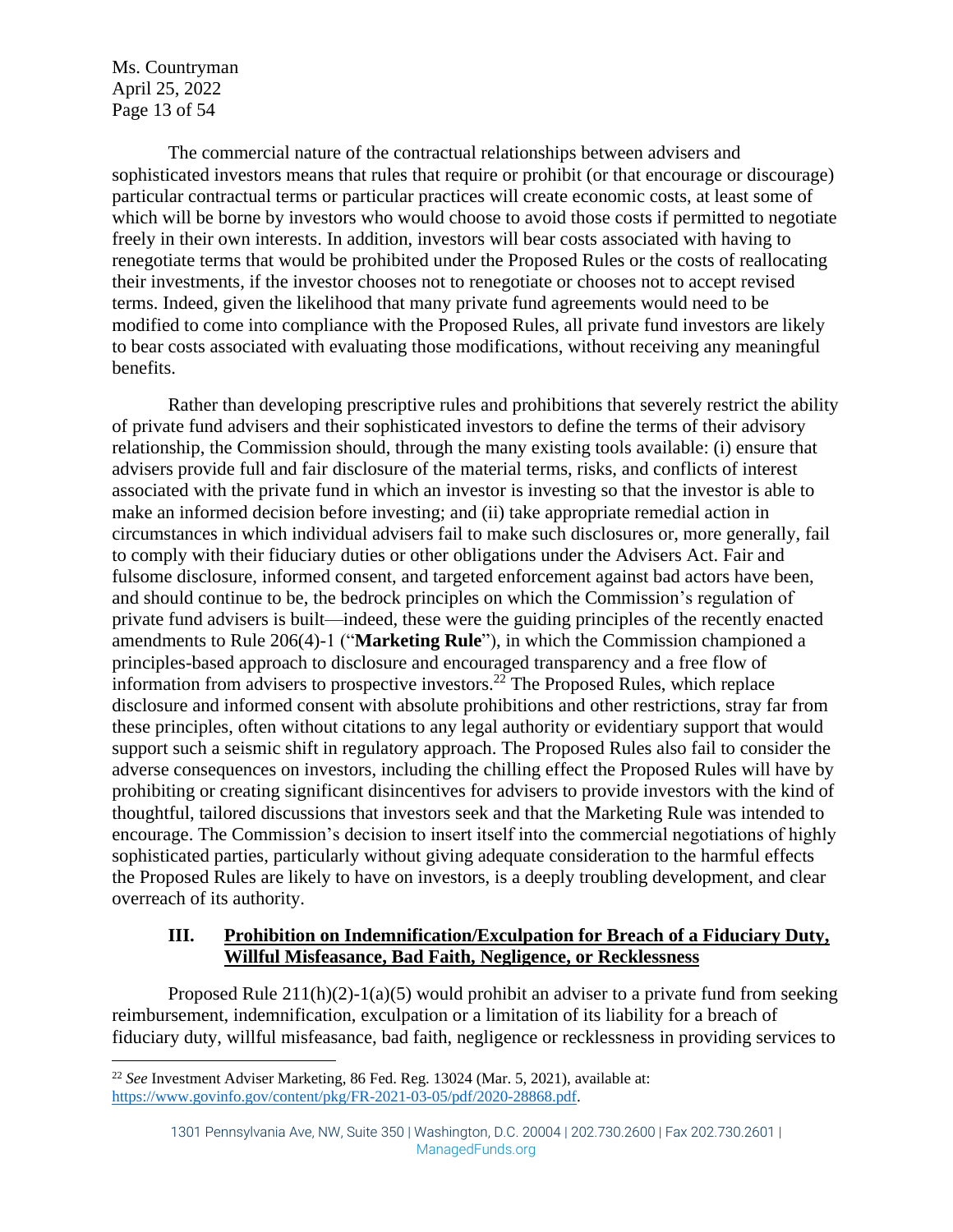The commercial nature of the contractual relationships between advisers and sophisticated investors means that rules that require or prohibit (or that encourage or discourage) particular contractual terms or particular practices will create economic costs, at least some of which will be borne by investors who would choose to avoid those costs if permitted to negotiate freely in their own interests. In addition, investors will bear costs associated with having to renegotiate terms that would be prohibited under the Proposed Rules or the costs of reallocating their investments, if the investor chooses not to renegotiate or chooses not to accept revised terms. Indeed, given the likelihood that many private fund agreements would need to be modified to come into compliance with the Proposed Rules, all private fund investors are likely to bear costs associated with evaluating those modifications, without receiving any meaningful benefits.

Rather than developing prescriptive rules and prohibitions that severely restrict the ability of private fund advisers and their sophisticated investors to define the terms of their advisory relationship, the Commission should, through the many existing tools available: (i) ensure that advisers provide full and fair disclosure of the material terms, risks, and conflicts of interest associated with the private fund in which an investor is investing so that the investor is able to make an informed decision before investing; and (ii) take appropriate remedial action in circumstances in which individual advisers fail to make such disclosures or, more generally, fail to comply with their fiduciary duties or other obligations under the Advisers Act. Fair and fulsome disclosure, informed consent, and targeted enforcement against bad actors have been, and should continue to be, the bedrock principles on which the Commission's regulation of private fund advisers is built—indeed, these were the guiding principles of the recently enacted amendments to Rule 206(4)-1 ("**Marketing Rule**"), in which the Commission championed a principles-based approach to disclosure and encouraged transparency and a free flow of information from advisers to prospective investors.[22] The Proposed Rules, which replace disclosure and informed consent with absolute prohibitions and other restrictions, stray far from these principles, often without citations to any legal authority or evidentiary support that would support such a seismic shift in regulatory approach. The Proposed Rules also fail to consider the adverse consequences on investors, including the chilling effect the Proposed Rules will have by prohibiting or creating significant disincentives for advisers to provide investors with the kind of thoughtful, tailored discussions that investors seek and that the Marketing Rule was intended to encourage. The Commission's decision to insert itself into the commercial negotiations of highly sophisticated parties, particularly without giving adequate consideration to the harmful effects the Proposed Rules are likely to have on investors, is a deeply troubling development, and clear overreach of its authority.

## III. Prohibition on Indemnification/Exculpation for Breach of a Fiduciary Duty, Willful Misfeasance, Bad Faith, Negligence, or Recklessness

Proposed Rule 211(h)(2)-1(a)(5) would prohibit an adviser to a private fund from seeking reimbursement, indemnification, exculpation or a limitation of its liability for a breach of fiduciary duty, willful misfeasance, bad faith, negligence or recklessness in providing services to

[22] *See* Investment Adviser Marketing, 86 Fed. Reg. 13024 (Mar. 5, 2021), available at: https://www.govinfo.gov/content/pkg/FR-2021-03-05/pdf/2020-28868.pdf.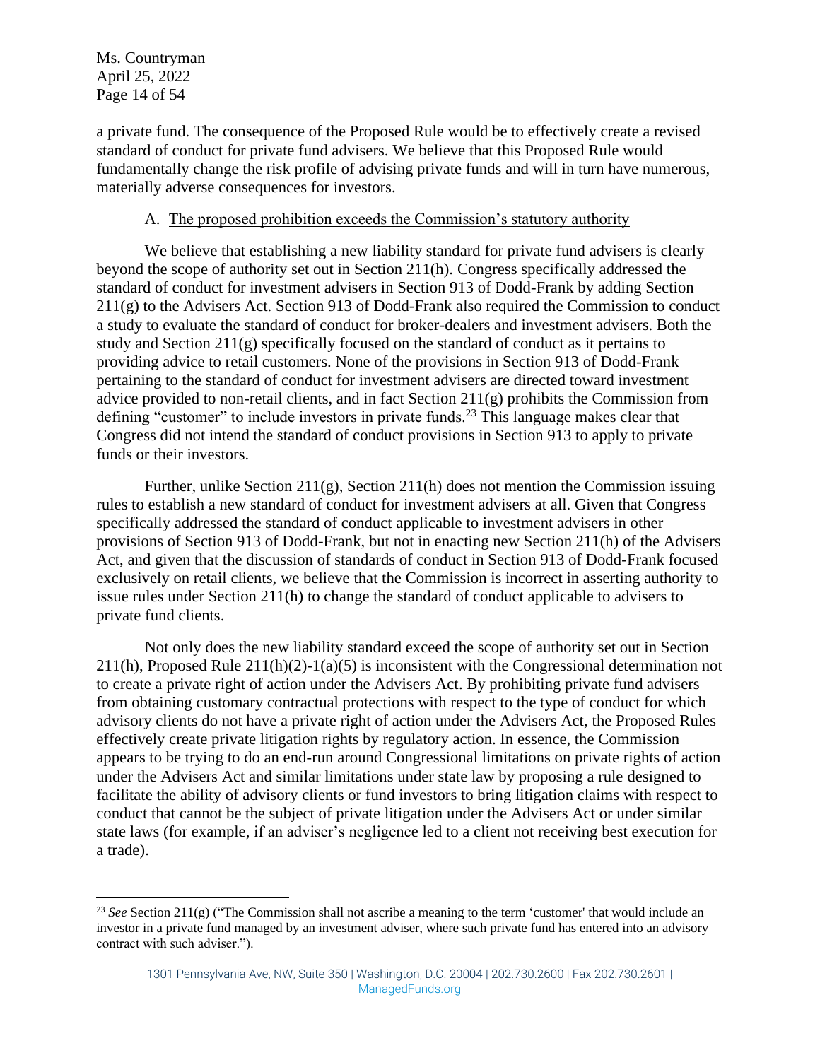a private fund. The consequence of the Proposed Rule would be to effectively create a revised standard of conduct for private fund advisers. We believe that this Proposed Rule would fundamentally change the risk profile of advising private funds and will in turn have numerous, materially adverse consequences for investors.

### A. The proposed prohibition exceeds the Commission's statutory authority

We believe that establishing a new liability standard for private fund advisers is clearly beyond the scope of authority set out in Section 211(h). Congress specifically addressed the standard of conduct for investment advisers in Section 913 of Dodd-Frank by adding Section 211(g) to the Advisers Act. Section 913 of Dodd-Frank also required the Commission to conduct a study to evaluate the standard of conduct for broker-dealers and investment advisers. Both the study and Section 211(g) specifically focused on the standard of conduct as it pertains to providing advice to retail customers. None of the provisions in Section 913 of Dodd-Frank pertaining to the standard of conduct for investment advisers are directed toward investment advice provided to non-retail clients, and in fact Section 211(g) prohibits the Commission from defining "customer" to include investors in private funds.[23] This language makes clear that Congress did not intend the standard of conduct provisions in Section 913 to apply to private funds or their investors.

Further, unlike Section 211(g), Section 211(h) does not mention the Commission issuing rules to establish a new standard of conduct for investment advisers at all. Given that Congress specifically addressed the standard of conduct applicable to investment advisers in other provisions of Section 913 of Dodd-Frank, but not in enacting new Section 211(h) of the Advisers Act, and given that the discussion of standards of conduct in Section 913 of Dodd-Frank focused exclusively on retail clients, we believe that the Commission is incorrect in asserting authority to issue rules under Section 211(h) to change the standard of conduct applicable to advisers to private fund clients.

Not only does the new liability standard exceed the scope of authority set out in Section 211(h), Proposed Rule 211(h)(2)-1(a)(5) is inconsistent with the Congressional determination not to create a private right of action under the Advisers Act. By prohibiting private fund advisers from obtaining customary contractual protections with respect to the type of conduct for which advisory clients do not have a private right of action under the Advisers Act, the Proposed Rules effectively create private litigation rights by regulatory action. In essence, the Commission appears to be trying to do an end-run around Congressional limitations on private rights of action under the Advisers Act and similar limitations under state law by proposing a rule designed to facilitate the ability of advisory clients or fund investors to bring litigation claims with respect to conduct that cannot be the subject of private litigation under the Advisers Act or under similar state laws (for example, if an adviser's negligence led to a client not receiving best execution for a trade).

---

[23] *See* Section 211(g) ("The Commission shall not ascribe a meaning to the term 'customer' that would include an investor in a private fund managed by an investment adviser, where such private fund has entered into an advisory contract with such adviser.").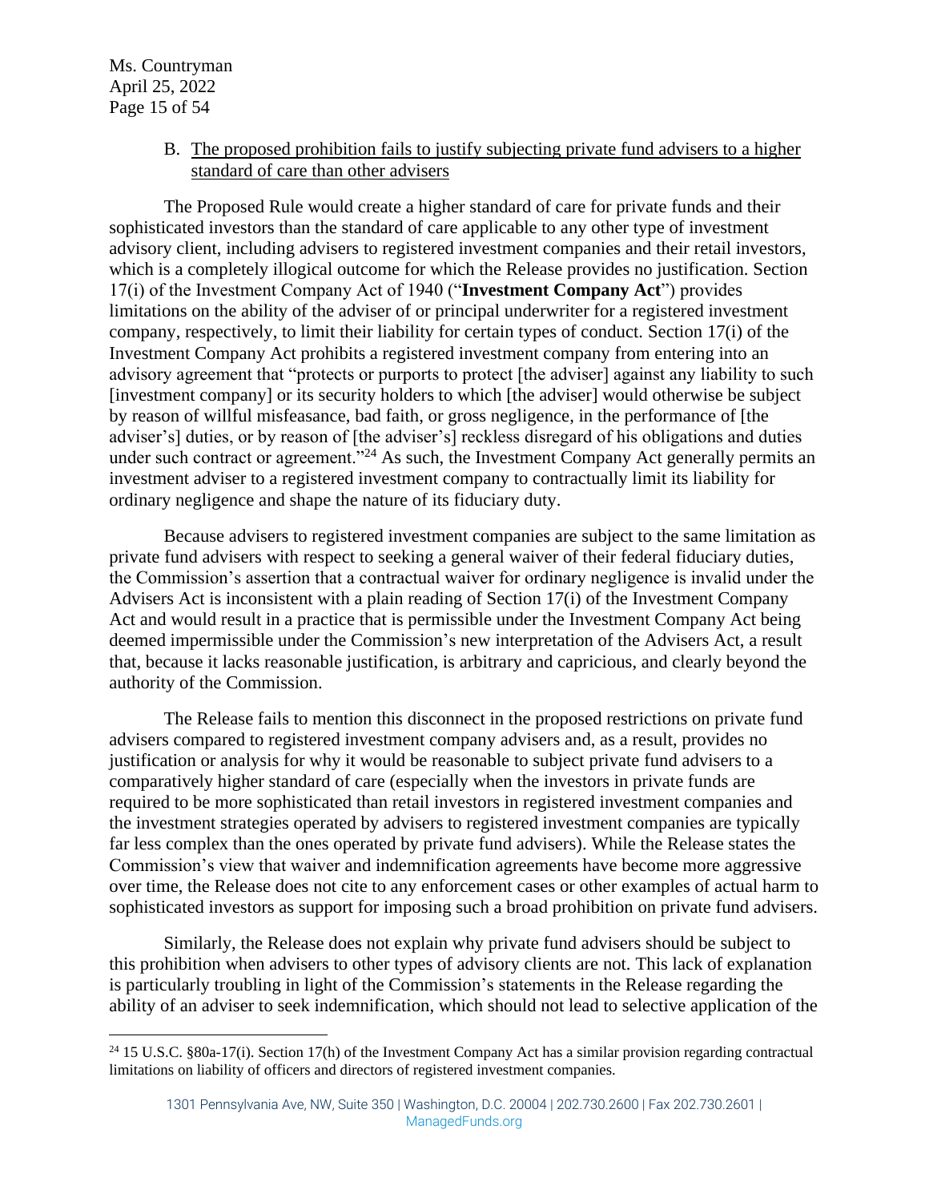### B. The proposed prohibition fails to justify subjecting private fund advisers to a higher standard of care than other advisers

The Proposed Rule would create a higher standard of care for private funds and their sophisticated investors than the standard of care applicable to any other type of investment advisory client, including advisers to registered investment companies and their retail investors, which is a completely illogical outcome for which the Release provides no justification. Section 17(i) of the Investment Company Act of 1940 ("**Investment Company Act**") provides limitations on the ability of the adviser of or principal underwriter for a registered investment company, respectively, to limit their liability for certain types of conduct. Section 17(i) of the Investment Company Act prohibits a registered investment company from entering into an advisory agreement that "protects or purports to protect [the adviser] against any liability to such [investment company] or its security holders to which [the adviser] would otherwise be subject by reason of willful misfeasance, bad faith, or gross negligence, in the performance of [the adviser's] duties, or by reason of [the adviser's] reckless disregard of his obligations and duties under such contract or agreement."[24] As such, the Investment Company Act generally permits an investment adviser to a registered investment company to contractually limit its liability for ordinary negligence and shape the nature of its fiduciary duty.

Because advisers to registered investment companies are subject to the same limitation as private fund advisers with respect to seeking a general waiver of their federal fiduciary duties, the Commission's assertion that a contractual waiver for ordinary negligence is invalid under the Advisers Act is inconsistent with a plain reading of Section 17(i) of the Investment Company Act and would result in a practice that is permissible under the Investment Company Act being deemed impermissible under the Commission's new interpretation of the Advisers Act, a result that, because it lacks reasonable justification, is arbitrary and capricious, and clearly beyond the authority of the Commission.

The Release fails to mention this disconnect in the proposed restrictions on private fund advisers compared to registered investment company advisers and, as a result, provides no justification or analysis for why it would be reasonable to subject private fund advisers to a comparatively higher standard of care (especially when the investors in private funds are required to be more sophisticated than retail investors in registered investment companies and the investment strategies operated by advisers to registered investment companies are typically far less complex than the ones operated by private fund advisers). While the Release states the Commission's view that waiver and indemnification agreements have become more aggressive over time, the Release does not cite to any enforcement cases or other examples of actual harm to sophisticated investors as support for imposing such a broad prohibition on private fund advisers.

Similarly, the Release does not explain why private fund advisers should be subject to this prohibition when advisers to other types of advisory clients are not. This lack of explanation is particularly troubling in light of the Commission's statements in the Release regarding the ability of an adviser to seek indemnification, which should not lead to selective application of the

---

[24] 15 U.S.C. §80a-17(i). Section 17(h) of the Investment Company Act has a similar provision regarding contractual limitations on liability of officers and directors of registered investment companies.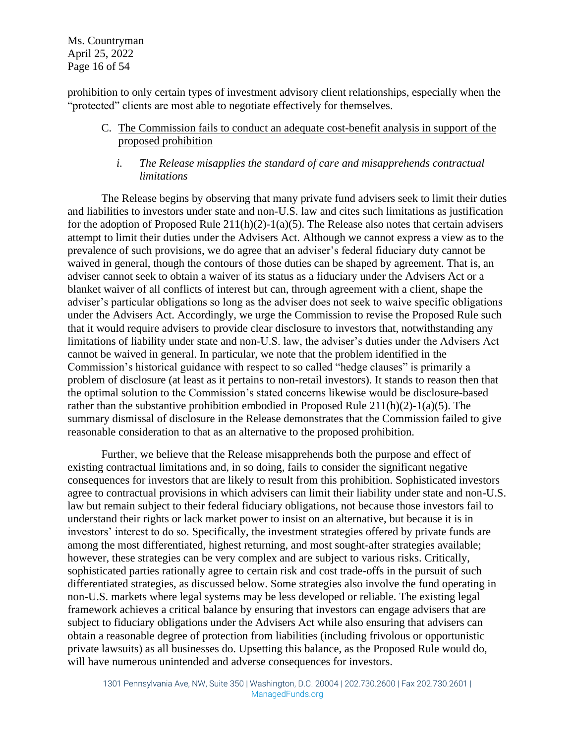prohibition to only certain types of investment advisory client relationships, especially when the "protected" clients are most able to negotiate effectively for themselves.

### C. The Commission fails to conduct an adequate cost-benefit analysis in support of the proposed prohibition

#### *i. The Release misapplies the standard of care and misapprehends contractual limitations*

The Release begins by observing that many private fund advisers seek to limit their duties and liabilities to investors under state and non-U.S. law and cites such limitations as justification for the adoption of Proposed Rule 211(h)(2)-1(a)(5). The Release also notes that certain advisers attempt to limit their duties under the Advisers Act. Although we cannot express a view as to the prevalence of such provisions, we do agree that an adviser's federal fiduciary duty cannot be waived in general, though the contours of those duties can be shaped by agreement. That is, an adviser cannot seek to obtain a waiver of its status as a fiduciary under the Advisers Act or a blanket waiver of all conflicts of interest but can, through agreement with a client, shape the adviser's particular obligations so long as the adviser does not seek to waive specific obligations under the Advisers Act. Accordingly, we urge the Commission to revise the Proposed Rule such that it would require advisers to provide clear disclosure to investors that, notwithstanding any limitations of liability under state and non-U.S. law, the adviser's duties under the Advisers Act cannot be waived in general. In particular, we note that the problem identified in the Commission's historical guidance with respect to so called "hedge clauses" is primarily a problem of disclosure (at least as it pertains to non-retail investors). It stands to reason then that the optimal solution to the Commission's stated concerns likewise would be disclosure-based rather than the substantive prohibition embodied in Proposed Rule 211(h)(2)-1(a)(5). The summary dismissal of disclosure in the Release demonstrates that the Commission failed to give reasonable consideration to that as an alternative to the proposed prohibition.

Further, we believe that the Release misapprehends both the purpose and effect of existing contractual limitations and, in so doing, fails to consider the significant negative consequences for investors that are likely to result from this prohibition. Sophisticated investors agree to contractual provisions in which advisers can limit their liability under state and non-U.S. law but remain subject to their federal fiduciary obligations, not because those investors fail to understand their rights or lack market power to insist on an alternative, but because it is in investors' interest to do so. Specifically, the investment strategies offered by private funds are among the most differentiated, highest returning, and most sought-after strategies available; however, these strategies can be very complex and are subject to various risks. Critically, sophisticated parties rationally agree to certain risk and cost trade-offs in the pursuit of such differentiated strategies, as discussed below. Some strategies also involve the fund operating in non-U.S. markets where legal systems may be less developed or reliable. The existing legal framework achieves a critical balance by ensuring that investors can engage advisers that are subject to fiduciary obligations under the Advisers Act while also ensuring that advisers can obtain a reasonable degree of protection from liabilities (including frivolous or opportunistic private lawsuits) as all businesses do. Upsetting this balance, as the Proposed Rule would do, will have numerous unintended and adverse consequences for investors.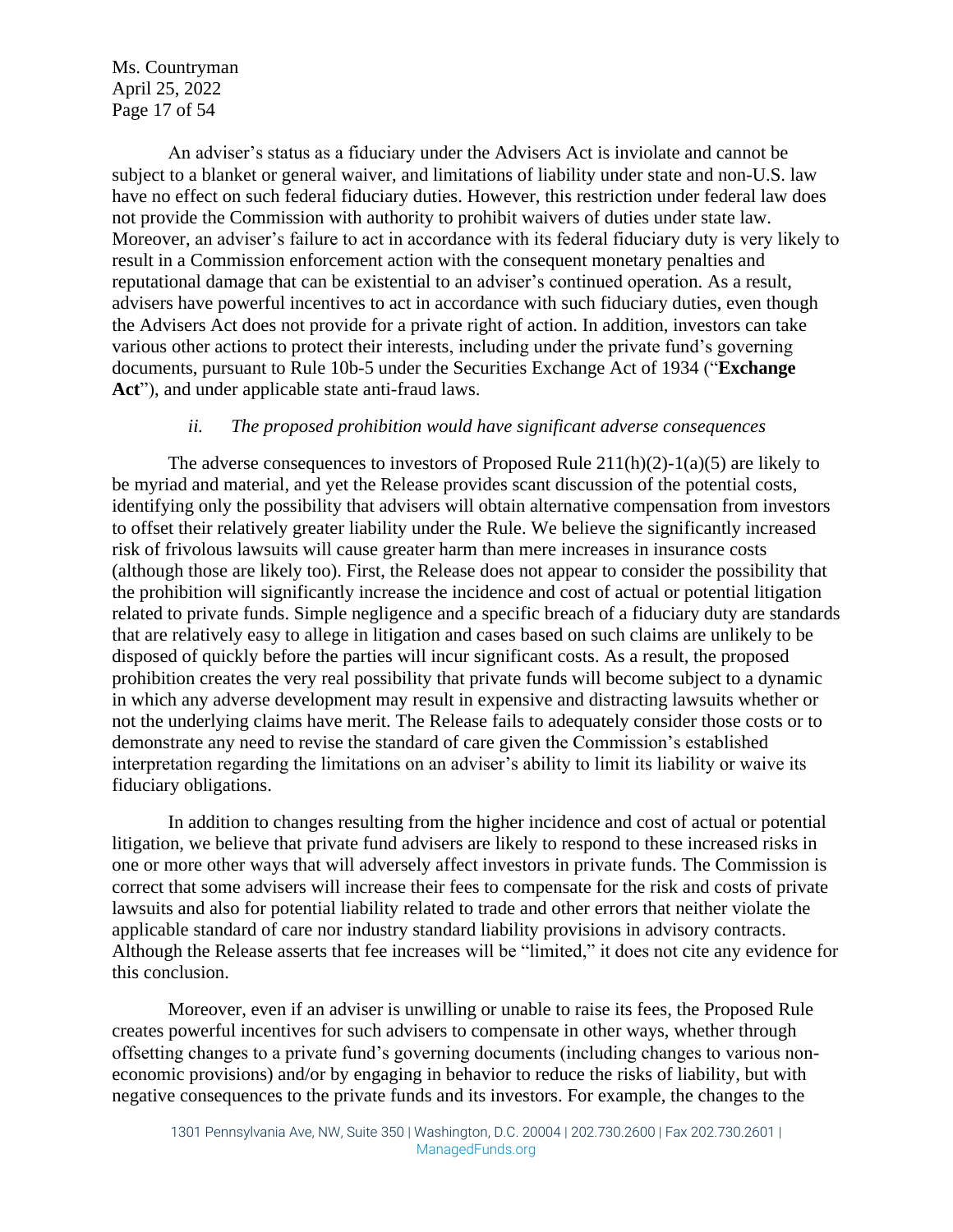An adviser's status as a fiduciary under the Advisers Act is inviolate and cannot be subject to a blanket or general waiver, and limitations of liability under state and non-U.S. law have no effect on such federal fiduciary duties. However, this restriction under federal law does not provide the Commission with authority to prohibit waivers of duties under state law. Moreover, an adviser's failure to act in accordance with its federal fiduciary duty is very likely to result in a Commission enforcement action with the consequent monetary penalties and reputational damage that can be existential to an adviser's continued operation. As a result, advisers have powerful incentives to act in accordance with such fiduciary duties, even though the Advisers Act does not provide for a private right of action. In addition, investors can take various other actions to protect their interests, including under the private fund's governing documents, pursuant to Rule 10b-5 under the Securities Exchange Act of 1934 ("**Exchange Act**"), and under applicable state anti-fraud laws.

*ii. The proposed prohibition would have significant adverse consequences*

The adverse consequences to investors of Proposed Rule 211(h)(2)-1(a)(5) are likely to be myriad and material, and yet the Release provides scant discussion of the potential costs, identifying only the possibility that advisers will obtain alternative compensation from investors to offset their relatively greater liability under the Rule. We believe the significantly increased risk of frivolous lawsuits will cause greater harm than mere increases in insurance costs (although those are likely too). First, the Release does not appear to consider the possibility that the prohibition will significantly increase the incidence and cost of actual or potential litigation related to private funds. Simple negligence and a specific breach of a fiduciary duty are standards that are relatively easy to allege in litigation and cases based on such claims are unlikely to be disposed of quickly before the parties will incur significant costs. As a result, the proposed prohibition creates the very real possibility that private funds will become subject to a dynamic in which any adverse development may result in expensive and distracting lawsuits whether or not the underlying claims have merit. The Release fails to adequately consider those costs or to demonstrate any need to revise the standard of care given the Commission's established interpretation regarding the limitations on an adviser's ability to limit its liability or waive its fiduciary obligations.

In addition to changes resulting from the higher incidence and cost of actual or potential litigation, we believe that private fund advisers are likely to respond to these increased risks in one or more other ways that will adversely affect investors in private funds. The Commission is correct that some advisers will increase their fees to compensate for the risk and costs of private lawsuits and also for potential liability related to trade and other errors that neither violate the applicable standard of care nor industry standard liability provisions in advisory contracts. Although the Release asserts that fee increases will be "limited," it does not cite any evidence for this conclusion.

Moreover, even if an adviser is unwilling or unable to raise its fees, the Proposed Rule creates powerful incentives for such advisers to compensate in other ways, whether through offsetting changes to a private fund's governing documents (including changes to various non-economic provisions) and/or by engaging in behavior to reduce the risks of liability, but with negative consequences to the private funds and its investors. For example, the changes to the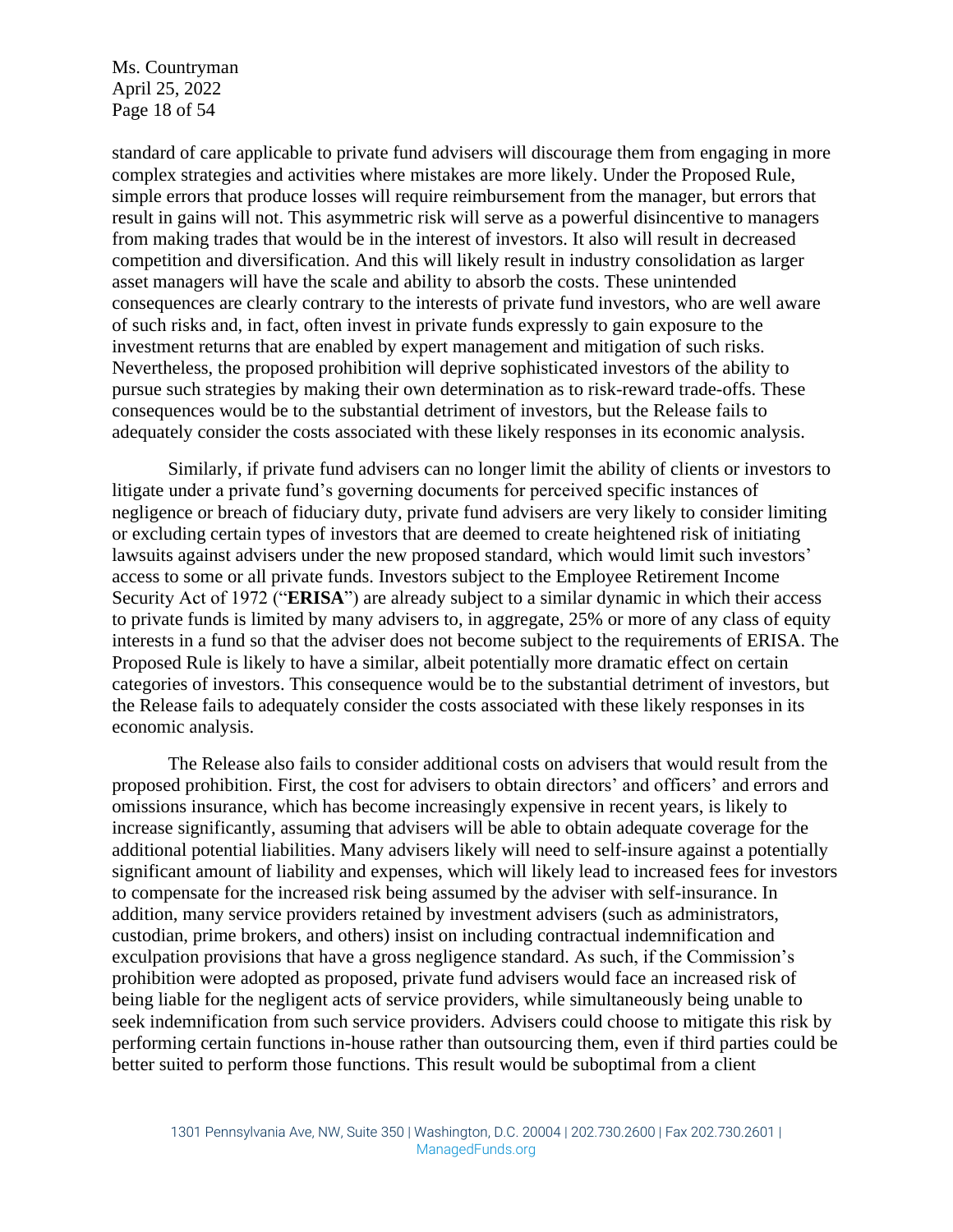standard of care applicable to private fund advisers will discourage them from engaging in more complex strategies and activities where mistakes are more likely. Under the Proposed Rule, simple errors that produce losses will require reimbursement from the manager, but errors that result in gains will not. This asymmetric risk will serve as a powerful disincentive to managers from making trades that would be in the interest of investors. It also will result in decreased competition and diversification. And this will likely result in industry consolidation as larger asset managers will have the scale and ability to absorb the costs. These unintended consequences are clearly contrary to the interests of private fund investors, who are well aware of such risks and, in fact, often invest in private funds expressly to gain exposure to the investment returns that are enabled by expert management and mitigation of such risks. Nevertheless, the proposed prohibition will deprive sophisticated investors of the ability to pursue such strategies by making their own determination as to risk-reward trade-offs. These consequences would be to the substantial detriment of investors, but the Release fails to adequately consider the costs associated with these likely responses in its economic analysis.

Similarly, if private fund advisers can no longer limit the ability of clients or investors to litigate under a private fund's governing documents for perceived specific instances of negligence or breach of fiduciary duty, private fund advisers are very likely to consider limiting or excluding certain types of investors that are deemed to create heightened risk of initiating lawsuits against advisers under the new proposed standard, which would limit such investors' access to some or all private funds. Investors subject to the Employee Retirement Income Security Act of 1972 ("**ERISA**") are already subject to a similar dynamic in which their access to private funds is limited by many advisers to, in aggregate, 25% or more of any class of equity interests in a fund so that the adviser does not become subject to the requirements of ERISA. The Proposed Rule is likely to have a similar, albeit potentially more dramatic effect on certain categories of investors. This consequence would be to the substantial detriment of investors, but the Release fails to adequately consider the costs associated with these likely responses in its economic analysis.

The Release also fails to consider additional costs on advisers that would result from the proposed prohibition. First, the cost for advisers to obtain directors' and officers' and errors and omissions insurance, which has become increasingly expensive in recent years, is likely to increase significantly, assuming that advisers will be able to obtain adequate coverage for the additional potential liabilities. Many advisers likely will need to self-insure against a potentially significant amount of liability and expenses, which will likely lead to increased fees for investors to compensate for the increased risk being assumed by the adviser with self-insurance. In addition, many service providers retained by investment advisers (such as administrators, custodian, prime brokers, and others) insist on including contractual indemnification and exculpation provisions that have a gross negligence standard. As such, if the Commission's prohibition were adopted as proposed, private fund advisers would face an increased risk of being liable for the negligent acts of service providers, while simultaneously being unable to seek indemnification from such service providers. Advisers could choose to mitigate this risk by performing certain functions in-house rather than outsourcing them, even if third parties could be better suited to perform those functions. This result would be suboptimal from a client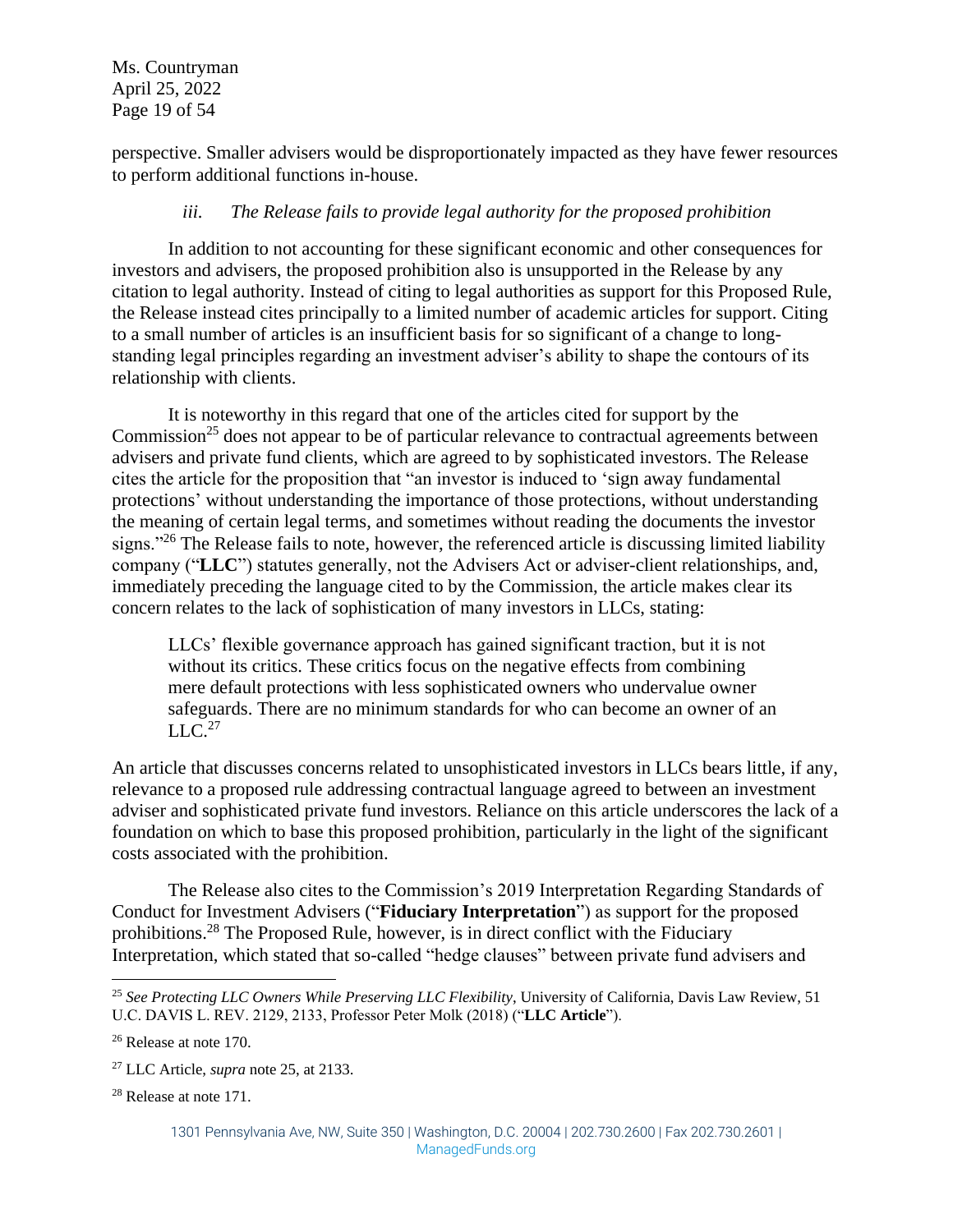perspective. Smaller advisers would be disproportionately impacted as they have fewer resources to perform additional functions in-house.

*iii. The Release fails to provide legal authority for the proposed prohibition*

In addition to not accounting for these significant economic and other consequences for investors and advisers, the proposed prohibition also is unsupported in the Release by any citation to legal authority. Instead of citing to legal authorities as support for this Proposed Rule, the Release instead cites principally to a limited number of academic articles for support. Citing to a small number of articles is an insufficient basis for so significant of a change to long-standing legal principles regarding an investment adviser's ability to shape the contours of its relationship with clients.

It is noteworthy in this regard that one of the articles cited for support by the Commission[25] does not appear to be of particular relevance to contractual agreements between advisers and private fund clients, which are agreed to by sophisticated investors. The Release cites the article for the proposition that "an investor is induced to 'sign away fundamental protections' without understanding the importance of those protections, without understanding the meaning of certain legal terms, and sometimes without reading the documents the investor signs."[26] The Release fails to note, however, the referenced article is discussing limited liability company ("**LLC**") statutes generally, not the Advisers Act or adviser-client relationships, and, immediately preceding the language cited to by the Commission, the article makes clear its concern relates to the lack of sophistication of many investors in LLCs, stating:

> LLCs' flexible governance approach has gained significant traction, but it is not without its critics. These critics focus on the negative effects from combining mere default protections with less sophisticated owners who undervalue owner safeguards. There are no minimum standards for who can become an owner of an LLC.[27]

An article that discusses concerns related to unsophisticated investors in LLCs bears little, if any, relevance to a proposed rule addressing contractual language agreed to between an investment adviser and sophisticated private fund investors. Reliance on this article underscores the lack of a foundation on which to base this proposed prohibition, particularly in the light of the significant costs associated with the prohibition.

The Release also cites to the Commission's 2019 Interpretation Regarding Standards of Conduct for Investment Advisers ("**Fiduciary Interpretation**") as support for the proposed prohibitions.[28] The Proposed Rule, however, is in direct conflict with the Fiduciary Interpretation, which stated that so-called "hedge clauses" between private fund advisers and

---

[25] *See Protecting LLC Owners While Preserving LLC Flexibility*, University of California, Davis Law Review, 51 U.C. DAVIS L. REV. 2129, 2133, Professor Peter Molk (2018) ("**LLC Article**").

[26] Release at note 170.

[27] LLC Article, *supra* note 25, at 2133.

[28] Release at note 171.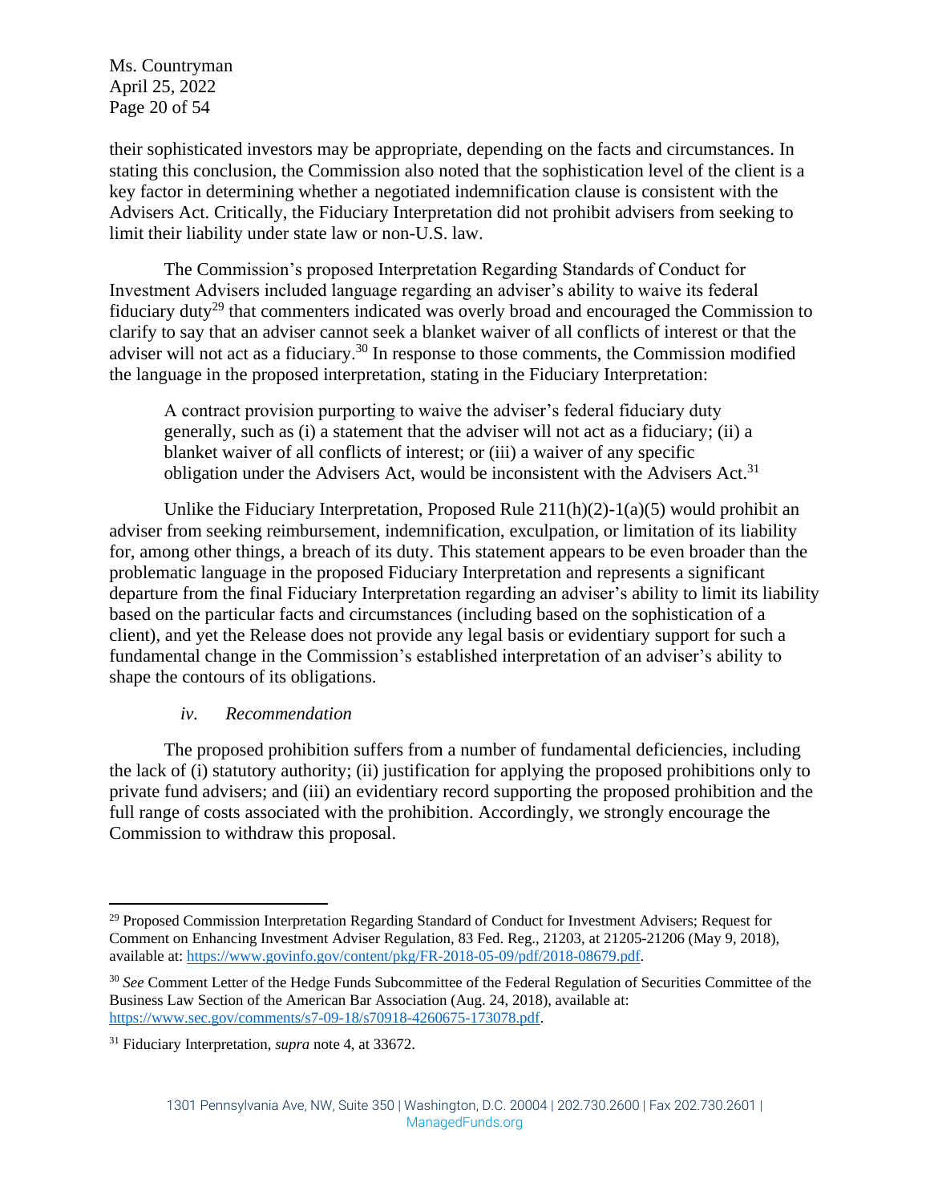their sophisticated investors may be appropriate, depending on the facts and circumstances. In stating this conclusion, the Commission also noted that the sophistication level of the client is a key factor in determining whether a negotiated indemnification clause is consistent with the Advisers Act. Critically, the Fiduciary Interpretation did not prohibit advisers from seeking to limit their liability under state law or non-U.S. law.

The Commission's proposed Interpretation Regarding Standards of Conduct for Investment Advisers included language regarding an adviser's ability to waive its federal fiduciary duty[29] that commenters indicated was overly broad and encouraged the Commission to clarify to say that an adviser cannot seek a blanket waiver of all conflicts of interest or that the adviser will not act as a fiduciary.[30] In response to those comments, the Commission modified the language in the proposed interpretation, stating in the Fiduciary Interpretation:

> A contract provision purporting to waive the adviser's federal fiduciary duty generally, such as (i) a statement that the adviser will not act as a fiduciary; (ii) a blanket waiver of all conflicts of interest; or (iii) a waiver of any specific obligation under the Advisers Act, would be inconsistent with the Advisers Act.[31]

Unlike the Fiduciary Interpretation, Proposed Rule 211(h)(2)-1(a)(5) would prohibit an adviser from seeking reimbursement, indemnification, exculpation, or limitation of its liability for, among other things, a breach of its duty. This statement appears to be even broader than the problematic language in the proposed Fiduciary Interpretation and represents a significant departure from the final Fiduciary Interpretation regarding an adviser's ability to limit its liability based on the particular facts and circumstances (including based on the sophistication of a client), and yet the Release does not provide any legal basis or evidentiary support for such a fundamental change in the Commission's established interpretation of an adviser's ability to shape the contours of its obligations.

*iv. Recommendation*

The proposed prohibition suffers from a number of fundamental deficiencies, including the lack of (i) statutory authority; (ii) justification for applying the proposed prohibitions only to private fund advisers; and (iii) an evidentiary record supporting the proposed prohibition and the full range of costs associated with the prohibition. Accordingly, we strongly encourage the Commission to withdraw this proposal.

---

[29] Proposed Commission Interpretation Regarding Standard of Conduct for Investment Advisers; Request for Comment on Enhancing Investment Adviser Regulation, 83 Fed. Reg., 21203, at 21205-21206 (May 9, 2018), available at: https://www.govinfo.gov/content/pkg/FR-2018-05-09/pdf/2018-08679.pdf.

[30] *See* Comment Letter of the Hedge Funds Subcommittee of the Federal Regulation of Securities Committee of the Business Law Section of the American Bar Association (Aug. 24, 2018), available at: https://www.sec.gov/comments/s7-09-18/s70918-4260675-173078.pdf.

[31] Fiduciary Interpretation, *supra* note 4, at 33672.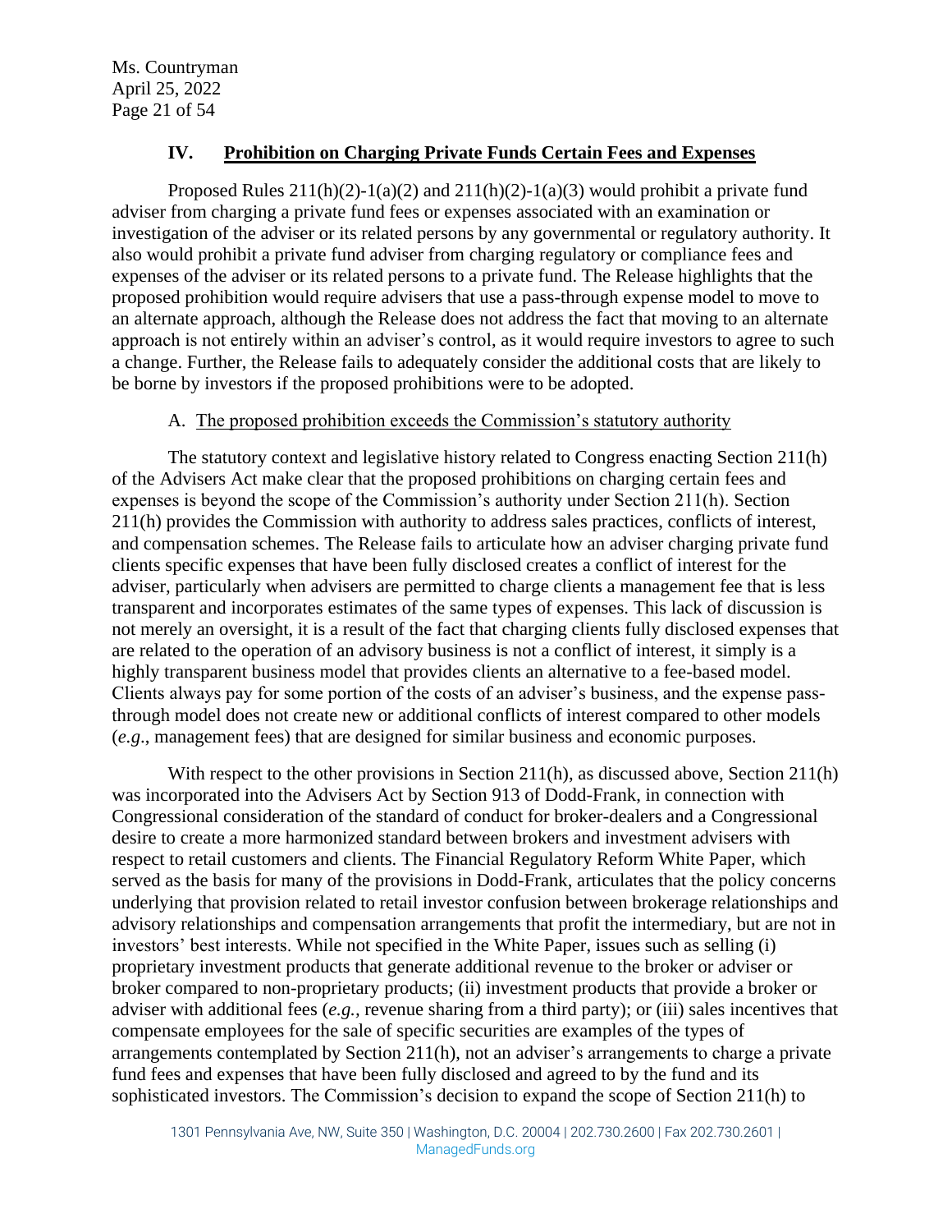## IV. Prohibition on Charging Private Funds Certain Fees and Expenses

Proposed Rules 211(h)(2)-1(a)(2) and 211(h)(2)-1(a)(3) would prohibit a private fund adviser from charging a private fund fees or expenses associated with an examination or investigation of the adviser or its related persons by any governmental or regulatory authority. It also would prohibit a private fund adviser from charging regulatory or compliance fees and expenses of the adviser or its related persons to a private fund. The Release highlights that the proposed prohibition would require advisers that use a pass-through expense model to move to an alternate approach, although the Release does not address the fact that moving to an alternate approach is not entirely within an adviser's control, as it would require investors to agree to such a change. Further, the Release fails to adequately consider the additional costs that are likely to be borne by investors if the proposed prohibitions were to be adopted.

### A. The proposed prohibition exceeds the Commission's statutory authority

The statutory context and legislative history related to Congress enacting Section 211(h) of the Advisers Act make clear that the proposed prohibitions on charging certain fees and expenses is beyond the scope of the Commission's authority under Section 211(h). Section 211(h) provides the Commission with authority to address sales practices, conflicts of interest, and compensation schemes. The Release fails to articulate how an adviser charging private fund clients specific expenses that have been fully disclosed creates a conflict of interest for the adviser, particularly when advisers are permitted to charge clients a management fee that is less transparent and incorporates estimates of the same types of expenses. This lack of discussion is not merely an oversight, it is a result of the fact that charging clients fully disclosed expenses that are related to the operation of an advisory business is not a conflict of interest, it simply is a highly transparent business model that provides clients an alternative to a fee-based model. Clients always pay for some portion of the costs of an adviser's business, and the expense pass-through model does not create new or additional conflicts of interest compared to other models (*e.g*., management fees) that are designed for similar business and economic purposes.

With respect to the other provisions in Section 211(h), as discussed above, Section 211(h) was incorporated into the Advisers Act by Section 913 of Dodd-Frank, in connection with Congressional consideration of the standard of conduct for broker-dealers and a Congressional desire to create a more harmonized standard between brokers and investment advisers with respect to retail customers and clients. The Financial Regulatory Reform White Paper, which served as the basis for many of the provisions in Dodd-Frank, articulates that the policy concerns underlying that provision related to retail investor confusion between brokerage relationships and advisory relationships and compensation arrangements that profit the intermediary, but are not in investors' best interests. While not specified in the White Paper, issues such as selling (i) proprietary investment products that generate additional revenue to the broker or adviser or broker compared to non-proprietary products; (ii) investment products that provide a broker or adviser with additional fees (*e.g.,* revenue sharing from a third party); or (iii) sales incentives that compensate employees for the sale of specific securities are examples of the types of arrangements contemplated by Section 211(h), not an adviser's arrangements to charge a private fund fees and expenses that have been fully disclosed and agreed to by the fund and its sophisticated investors. The Commission's decision to expand the scope of Section 211(h) to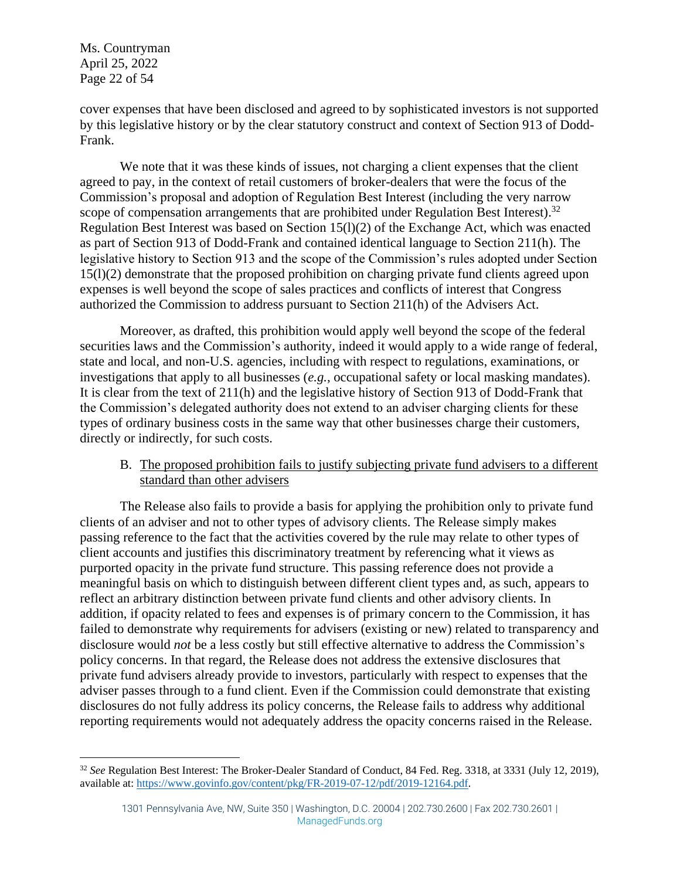cover expenses that have been disclosed and agreed to by sophisticated investors is not supported by this legislative history or by the clear statutory construct and context of Section 913 of Dodd-Frank.

We note that it was these kinds of issues, not charging a client expenses that the client agreed to pay, in the context of retail customers of broker-dealers that were the focus of the Commission's proposal and adoption of Regulation Best Interest (including the very narrow scope of compensation arrangements that are prohibited under Regulation Best Interest).[32] Regulation Best Interest was based on Section 15(l)(2) of the Exchange Act, which was enacted as part of Section 913 of Dodd-Frank and contained identical language to Section 211(h). The legislative history to Section 913 and the scope of the Commission's rules adopted under Section 15(l)(2) demonstrate that the proposed prohibition on charging private fund clients agreed upon expenses is well beyond the scope of sales practices and conflicts of interest that Congress authorized the Commission to address pursuant to Section 211(h) of the Advisers Act.

Moreover, as drafted, this prohibition would apply well beyond the scope of the federal securities laws and the Commission's authority, indeed it would apply to a wide range of federal, state and local, and non-U.S. agencies, including with respect to regulations, examinations, or investigations that apply to all businesses (*e.g.*, occupational safety or local masking mandates). It is clear from the text of 211(h) and the legislative history of Section 913 of Dodd-Frank that the Commission's delegated authority does not extend to an adviser charging clients for these types of ordinary business costs in the same way that other businesses charge their customers, directly or indirectly, for such costs.

B. <u>The proposed prohibition fails to justify subjecting private fund advisers to a different standard than other advisers</u>

The Release also fails to provide a basis for applying the prohibition only to private fund clients of an adviser and not to other types of advisory clients. The Release simply makes passing reference to the fact that the activities covered by the rule may relate to other types of client accounts and justifies this discriminatory treatment by referencing what it views as purported opacity in the private fund structure. This passing reference does not provide a meaningful basis on which to distinguish between different client types and, as such, appears to reflect an arbitrary distinction between private fund clients and other advisory clients. In addition, if opacity related to fees and expenses is of primary concern to the Commission, it has failed to demonstrate why requirements for advisers (existing or new) related to transparency and disclosure would *not* be a less costly but still effective alternative to address the Commission's policy concerns. In that regard, the Release does not address the extensive disclosures that private fund advisers already provide to investors, particularly with respect to expenses that the adviser passes through to a fund client. Even if the Commission could demonstrate that existing disclosures do not fully address its policy concerns, the Release fails to address why additional reporting requirements would not adequately address the opacity concerns raised in the Release.

---

[32] *See* Regulation Best Interest: The Broker-Dealer Standard of Conduct, 84 Fed. Reg. 3318, at 3331 (July 12, 2019), available at: https://www.govinfo.gov/content/pkg/FR-2019-07-12/pdf/2019-12164.pdf.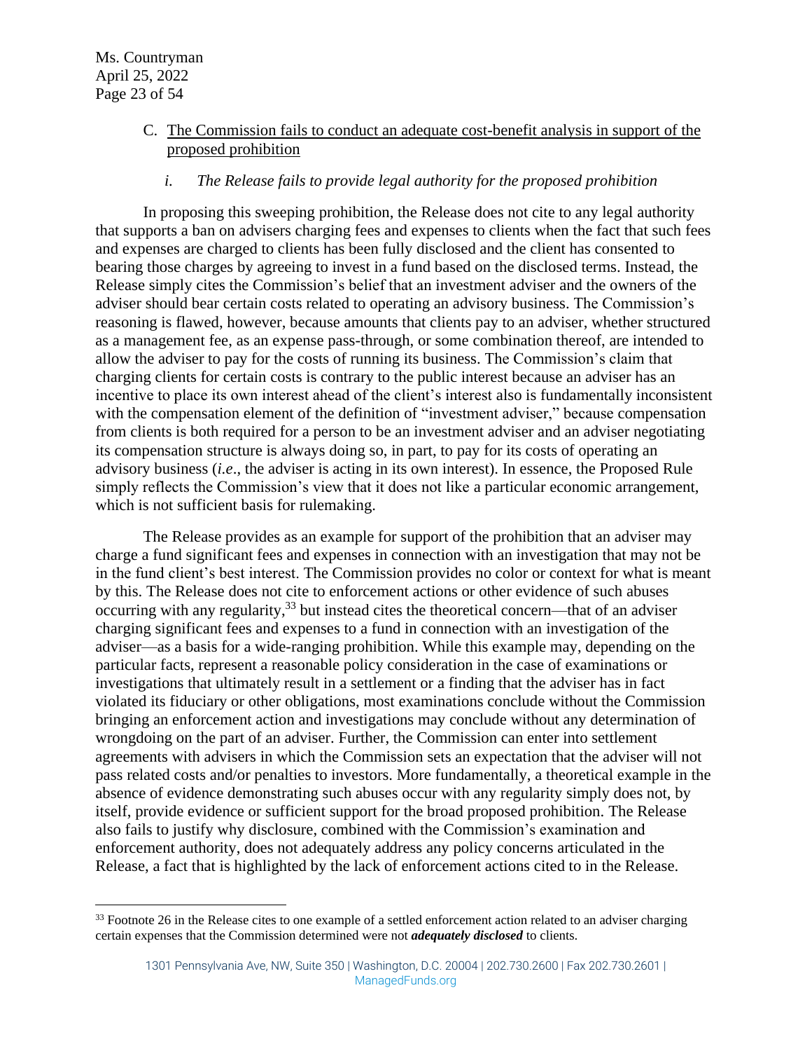C. <u>The Commission fails to conduct an adequate cost-benefit analysis in support of the proposed prohibition</u>

*i. The Release fails to provide legal authority for the proposed prohibition*

In proposing this sweeping prohibition, the Release does not cite to any legal authority that supports a ban on advisers charging fees and expenses to clients when the fact that such fees and expenses are charged to clients has been fully disclosed and the client has consented to bearing those charges by agreeing to invest in a fund based on the disclosed terms. Instead, the Release simply cites the Commission's belief that an investment adviser and the owners of the adviser should bear certain costs related to operating an advisory business. The Commission's reasoning is flawed, however, because amounts that clients pay to an adviser, whether structured as a management fee, as an expense pass-through, or some combination thereof, are intended to allow the adviser to pay for the costs of running its business. The Commission's claim that charging clients for certain costs is contrary to the public interest because an adviser has an incentive to place its own interest ahead of the client's interest also is fundamentally inconsistent with the compensation element of the definition of "investment adviser," because compensation from clients is both required for a person to be an investment adviser and an adviser negotiating its compensation structure is always doing so, in part, to pay for its costs of operating an advisory business (*i.e*., the adviser is acting in its own interest). In essence, the Proposed Rule simply reflects the Commission's view that it does not like a particular economic arrangement, which is not sufficient basis for rulemaking.

The Release provides as an example for support of the prohibition that an adviser may charge a fund significant fees and expenses in connection with an investigation that may not be in the fund client's best interest. The Commission provides no color or context for what is meant by this. The Release does not cite to enforcement actions or other evidence of such abuses occurring with any regularity,[33] but instead cites the theoretical concern—that of an adviser charging significant fees and expenses to a fund in connection with an investigation of the adviser—as a basis for a wide-ranging prohibition. While this example may, depending on the particular facts, represent a reasonable policy consideration in the case of examinations or investigations that ultimately result in a settlement or a finding that the adviser has in fact violated its fiduciary or other obligations, most examinations conclude without the Commission bringing an enforcement action and investigations may conclude without any determination of wrongdoing on the part of an adviser. Further, the Commission can enter into settlement agreements with advisers in which the Commission sets an expectation that the adviser will not pass related costs and/or penalties to investors. More fundamentally, a theoretical example in the absence of evidence demonstrating such abuses occur with any regularity simply does not, by itself, provide evidence or sufficient support for the broad proposed prohibition. The Release also fails to justify why disclosure, combined with the Commission's examination and enforcement authority, does not adequately address any policy concerns articulated in the Release, a fact that is highlighted by the lack of enforcement actions cited to in the Release.

[33] Footnote 26 in the Release cites to one example of a settled enforcement action related to an adviser charging certain expenses that the Commission determined were not ***adequately disclosed*** to clients.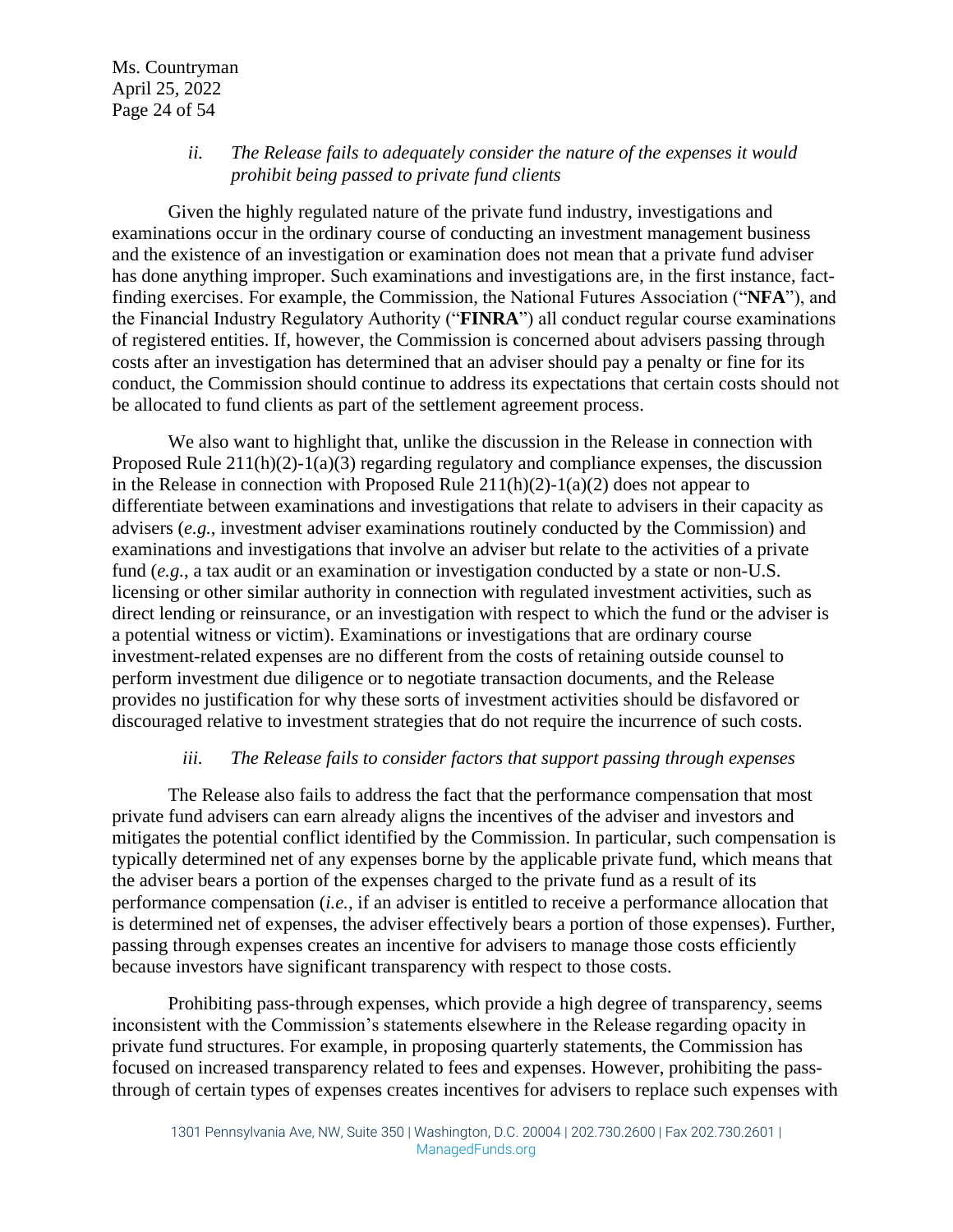*ii. The Release fails to adequately consider the nature of the expenses it would prohibit being passed to private fund clients*

Given the highly regulated nature of the private fund industry, investigations and examinations occur in the ordinary course of conducting an investment management business and the existence of an investigation or examination does not mean that a private fund adviser has done anything improper. Such examinations and investigations are, in the first instance, fact-finding exercises. For example, the Commission, the National Futures Association ("**NFA**"), and the Financial Industry Regulatory Authority ("**FINRA**") all conduct regular course examinations of registered entities. If, however, the Commission is concerned about advisers passing through costs after an investigation has determined that an adviser should pay a penalty or fine for its conduct, the Commission should continue to address its expectations that certain costs should not be allocated to fund clients as part of the settlement agreement process.

We also want to highlight that, unlike the discussion in the Release in connection with Proposed Rule 211(h)(2)-1(a)(3) regarding regulatory and compliance expenses, the discussion in the Release in connection with Proposed Rule 211(h)(2)-1(a)(2) does not appear to differentiate between examinations and investigations that relate to advisers in their capacity as advisers (*e.g.*, investment adviser examinations routinely conducted by the Commission) and examinations and investigations that involve an adviser but relate to the activities of a private fund (*e.g.*, a tax audit or an examination or investigation conducted by a state or non-U.S. licensing or other similar authority in connection with regulated investment activities, such as direct lending or reinsurance, or an investigation with respect to which the fund or the adviser is a potential witness or victim). Examinations or investigations that are ordinary course investment-related expenses are no different from the costs of retaining outside counsel to perform investment due diligence or to negotiate transaction documents, and the Release provides no justification for why these sorts of investment activities should be disfavored or discouraged relative to investment strategies that do not require the incurrence of such costs.

*iii. The Release fails to consider factors that support passing through expenses*

The Release also fails to address the fact that the performance compensation that most private fund advisers can earn already aligns the incentives of the adviser and investors and mitigates the potential conflict identified by the Commission. In particular, such compensation is typically determined net of any expenses borne by the applicable private fund, which means that the adviser bears a portion of the expenses charged to the private fund as a result of its performance compensation (*i.e.*, if an adviser is entitled to receive a performance allocation that is determined net of expenses, the adviser effectively bears a portion of those expenses). Further, passing through expenses creates an incentive for advisers to manage those costs efficiently because investors have significant transparency with respect to those costs.

Prohibiting pass-through expenses, which provide a high degree of transparency, seems inconsistent with the Commission's statements elsewhere in the Release regarding opacity in private fund structures. For example, in proposing quarterly statements, the Commission has focused on increased transparency related to fees and expenses. However, prohibiting the pass-through of certain types of expenses creates incentives for advisers to replace such expenses with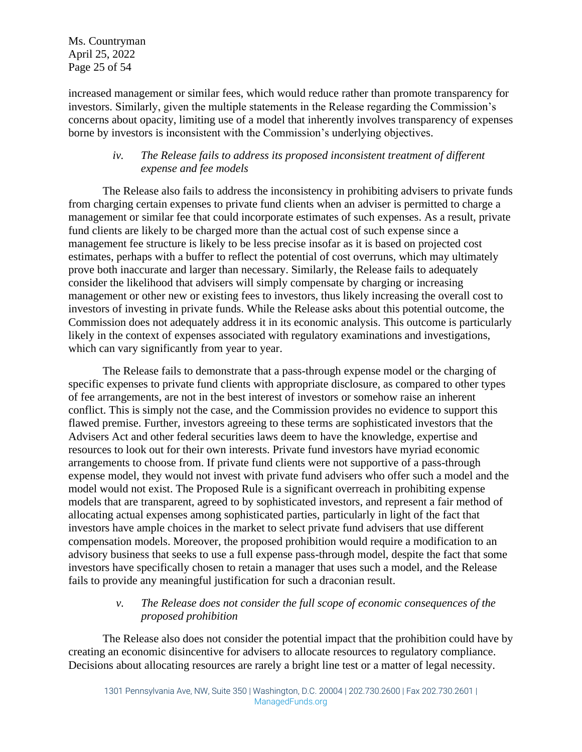increased management or similar fees, which would reduce rather than promote transparency for investors. Similarly, given the multiple statements in the Release regarding the Commission's concerns about opacity, limiting use of a model that inherently involves transparency of expenses borne by investors is inconsistent with the Commission's underlying objectives.

*iv. The Release fails to address its proposed inconsistent treatment of different expense and fee models*

The Release also fails to address the inconsistency in prohibiting advisers to private funds from charging certain expenses to private fund clients when an adviser is permitted to charge a management or similar fee that could incorporate estimates of such expenses. As a result, private fund clients are likely to be charged more than the actual cost of such expense since a management fee structure is likely to be less precise insofar as it is based on projected cost estimates, perhaps with a buffer to reflect the potential of cost overruns, which may ultimately prove both inaccurate and larger than necessary. Similarly, the Release fails to adequately consider the likelihood that advisers will simply compensate by charging or increasing management or other new or existing fees to investors, thus likely increasing the overall cost to investors of investing in private funds. While the Release asks about this potential outcome, the Commission does not adequately address it in its economic analysis. This outcome is particularly likely in the context of expenses associated with regulatory examinations and investigations, which can vary significantly from year to year.

The Release fails to demonstrate that a pass-through expense model or the charging of specific expenses to private fund clients with appropriate disclosure, as compared to other types of fee arrangements, are not in the best interest of investors or somehow raise an inherent conflict. This is simply not the case, and the Commission provides no evidence to support this flawed premise. Further, investors agreeing to these terms are sophisticated investors that the Advisers Act and other federal securities laws deem to have the knowledge, expertise and resources to look out for their own interests. Private fund investors have myriad economic arrangements to choose from. If private fund clients were not supportive of a pass-through expense model, they would not invest with private fund advisers who offer such a model and the model would not exist. The Proposed Rule is a significant overreach in prohibiting expense models that are transparent, agreed to by sophisticated investors, and represent a fair method of allocating actual expenses among sophisticated parties, particularly in light of the fact that investors have ample choices in the market to select private fund advisers that use different compensation models. Moreover, the proposed prohibition would require a modification to an advisory business that seeks to use a full expense pass-through model, despite the fact that some investors have specifically chosen to retain a manager that uses such a model, and the Release fails to provide any meaningful justification for such a draconian result.

*v. The Release does not consider the full scope of economic consequences of the proposed prohibition*

The Release also does not consider the potential impact that the prohibition could have by creating an economic disincentive for advisers to allocate resources to regulatory compliance. Decisions about allocating resources are rarely a bright line test or a matter of legal necessity.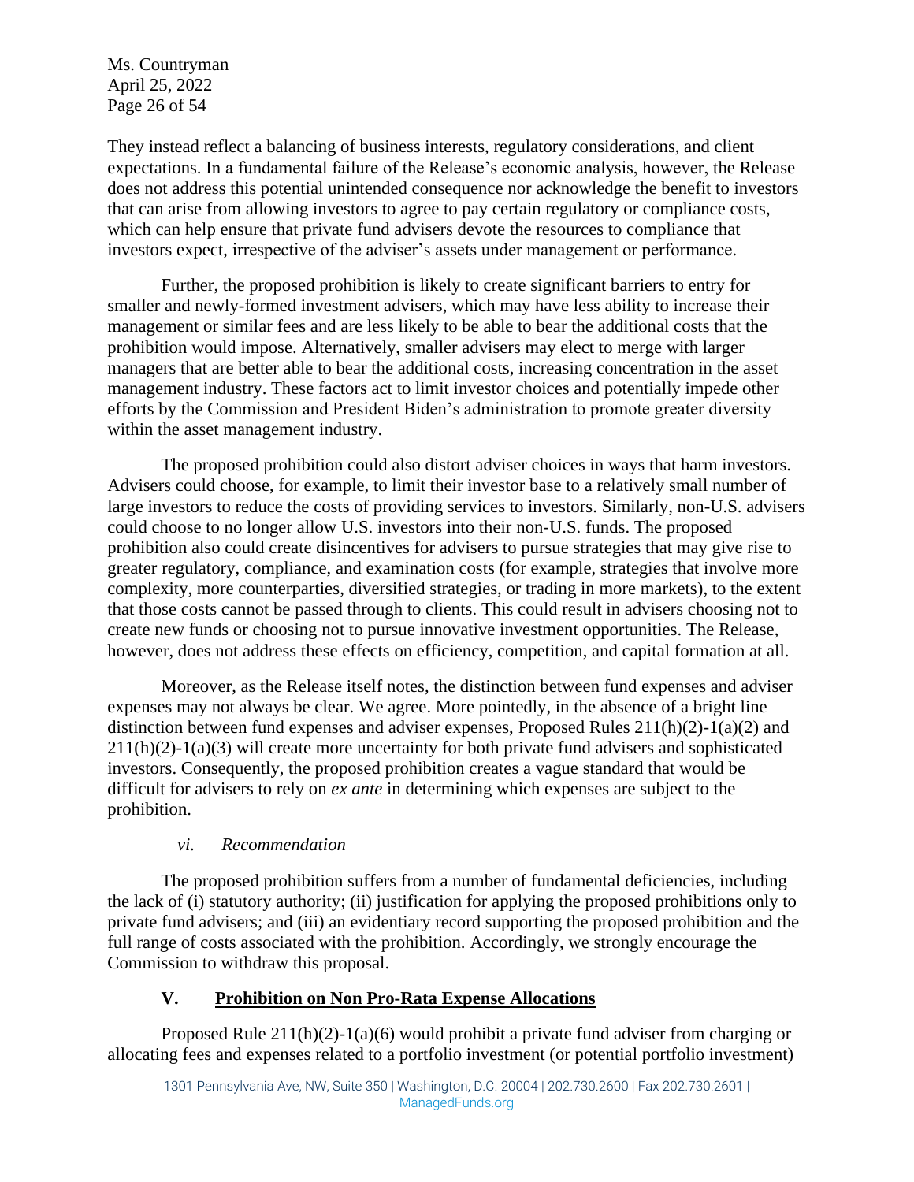They instead reflect a balancing of business interests, regulatory considerations, and client expectations. In a fundamental failure of the Release's economic analysis, however, the Release does not address this potential unintended consequence nor acknowledge the benefit to investors that can arise from allowing investors to agree to pay certain regulatory or compliance costs, which can help ensure that private fund advisers devote the resources to compliance that investors expect, irrespective of the adviser's assets under management or performance.

Further, the proposed prohibition is likely to create significant barriers to entry for smaller and newly-formed investment advisers, which may have less ability to increase their management or similar fees and are less likely to be able to bear the additional costs that the prohibition would impose. Alternatively, smaller advisers may elect to merge with larger managers that are better able to bear the additional costs, increasing concentration in the asset management industry. These factors act to limit investor choices and potentially impede other efforts by the Commission and President Biden's administration to promote greater diversity within the asset management industry.

The proposed prohibition could also distort adviser choices in ways that harm investors. Advisers could choose, for example, to limit their investor base to a relatively small number of large investors to reduce the costs of providing services to investors. Similarly, non-U.S. advisers could choose to no longer allow U.S. investors into their non-U.S. funds. The proposed prohibition also could create disincentives for advisers to pursue strategies that may give rise to greater regulatory, compliance, and examination costs (for example, strategies that involve more complexity, more counterparties, diversified strategies, or trading in more markets), to the extent that those costs cannot be passed through to clients. This could result in advisers choosing not to create new funds or choosing not to pursue innovative investment opportunities. The Release, however, does not address these effects on efficiency, competition, and capital formation at all.

Moreover, as the Release itself notes, the distinction between fund expenses and adviser expenses may not always be clear. We agree. More pointedly, in the absence of a bright line distinction between fund expenses and adviser expenses, Proposed Rules 211(h)(2)-1(a)(2) and 211(h)(2)-1(a)(3) will create more uncertainty for both private fund advisers and sophisticated investors. Consequently, the proposed prohibition creates a vague standard that would be difficult for advisers to rely on *ex ante* in determining which expenses are subject to the prohibition.

#### *vi. Recommendation*

The proposed prohibition suffers from a number of fundamental deficiencies, including the lack of (i) statutory authority; (ii) justification for applying the proposed prohibitions only to private fund advisers; and (iii) an evidentiary record supporting the proposed prohibition and the full range of costs associated with the prohibition. Accordingly, we strongly encourage the Commission to withdraw this proposal.

## V. <u>Prohibition on Non Pro-Rata Expense Allocations</u>

Proposed Rule 211(h)(2)-1(a)(6) would prohibit a private fund adviser from charging or allocating fees and expenses related to a portfolio investment (or potential portfolio investment)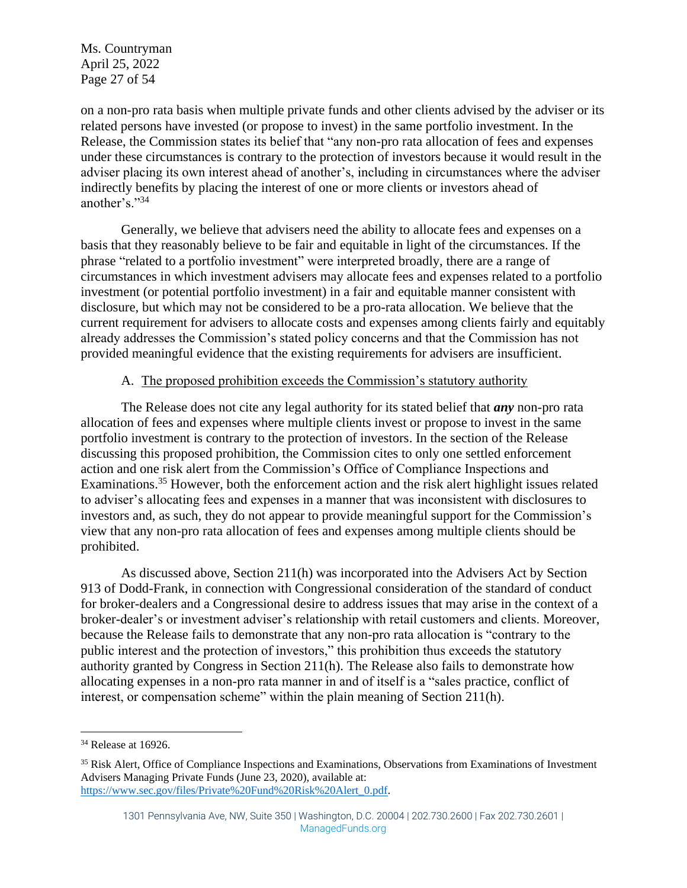on a non-pro rata basis when multiple private funds and other clients advised by the adviser or its related persons have invested (or propose to invest) in the same portfolio investment. In the Release, the Commission states its belief that "any non-pro rata allocation of fees and expenses under these circumstances is contrary to the protection of investors because it would result in the adviser placing its own interest ahead of another's, including in circumstances where the adviser indirectly benefits by placing the interest of one or more clients or investors ahead of another's."[34]

Generally, we believe that advisers need the ability to allocate fees and expenses on a basis that they reasonably believe to be fair and equitable in light of the circumstances. If the phrase "related to a portfolio investment" were interpreted broadly, there are a range of circumstances in which investment advisers may allocate fees and expenses related to a portfolio investment (or potential portfolio investment) in a fair and equitable manner consistent with disclosure, but which may not be considered to be a pro-rata allocation. We believe that the current requirement for advisers to allocate costs and expenses among clients fairly and equitably already addresses the Commission's stated policy concerns and that the Commission has not provided meaningful evidence that the existing requirements for advisers are insufficient.

A. <u>The proposed prohibition exceeds the Commission's statutory authority</u>

The Release does not cite any legal authority for its stated belief that ***any*** non-pro rata allocation of fees and expenses where multiple clients invest or propose to invest in the same portfolio investment is contrary to the protection of investors. In the section of the Release discussing this proposed prohibition, the Commission cites to only one settled enforcement action and one risk alert from the Commission's Office of Compliance Inspections and Examinations.[35] However, both the enforcement action and the risk alert highlight issues related to adviser's allocating fees and expenses in a manner that was inconsistent with disclosures to investors and, as such, they do not appear to provide meaningful support for the Commission's view that any non-pro rata allocation of fees and expenses among multiple clients should be prohibited.

As discussed above, Section 211(h) was incorporated into the Advisers Act by Section 913 of Dodd-Frank, in connection with Congressional consideration of the standard of conduct for broker-dealers and a Congressional desire to address issues that may arise in the context of a broker-dealer's or investment adviser's relationship with retail customers and clients. Moreover, because the Release fails to demonstrate that any non-pro rata allocation is "contrary to the public interest and the protection of investors," this prohibition thus exceeds the statutory authority granted by Congress in Section 211(h). The Release also fails to demonstrate how allocating expenses in a non-pro rata manner in and of itself is a "sales practice, conflict of interest, or compensation scheme" within the plain meaning of Section 211(h).

---

[34] Release at 16926.

[35] Risk Alert, Office of Compliance Inspections and Examinations, Observations from Examinations of Investment Advisers Managing Private Funds (June 23, 2020), available at: https://www.sec.gov/files/Private%20Fund%20Risk%20Alert_0.pdf.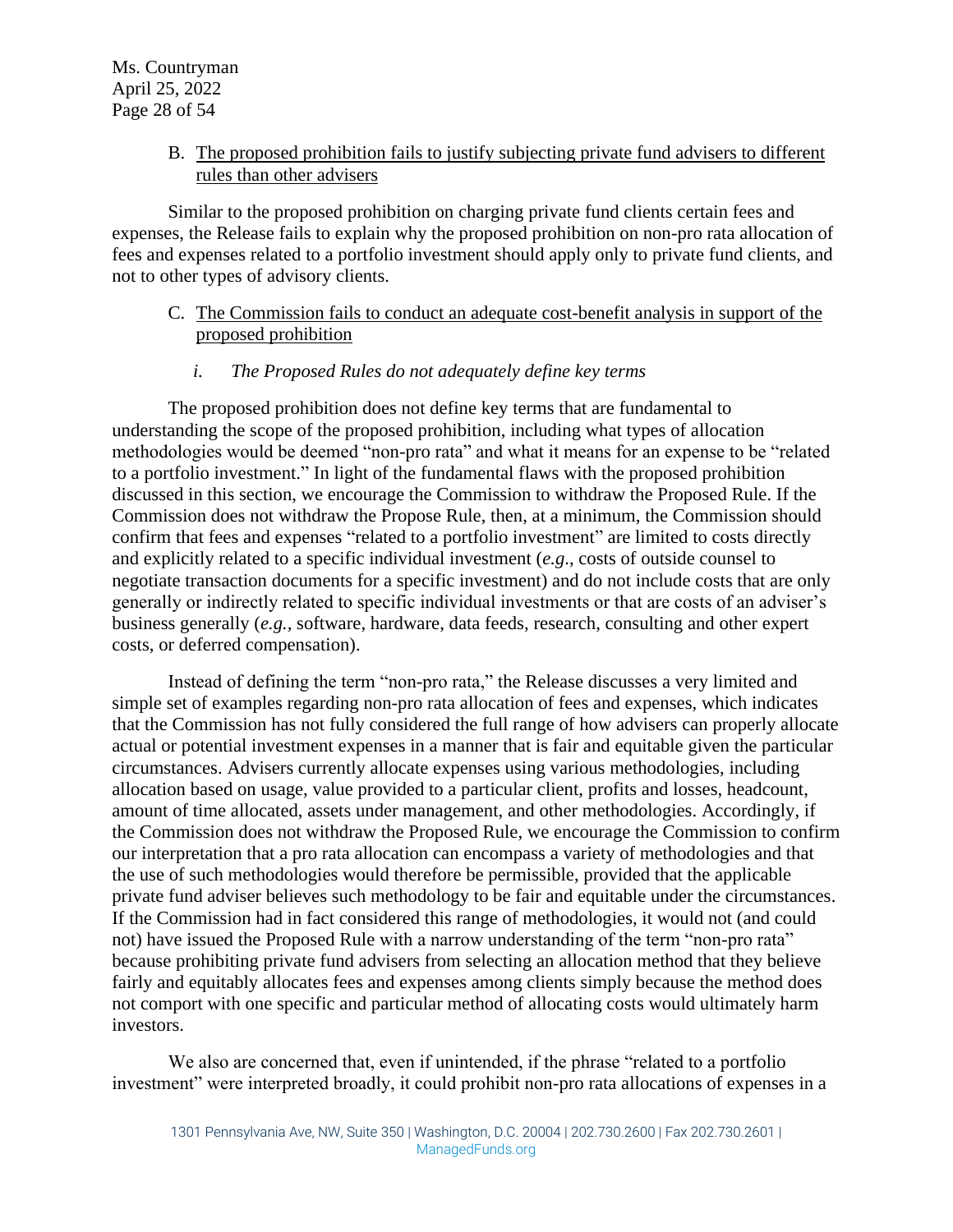B. The proposed prohibition fails to justify subjecting private fund advisers to different rules than other advisers

Similar to the proposed prohibition on charging private fund clients certain fees and expenses, the Release fails to explain why the proposed prohibition on non-pro rata allocation of fees and expenses related to a portfolio investment should apply only to private fund clients, and not to other types of advisory clients.

C. The Commission fails to conduct an adequate cost-benefit analysis in support of the proposed prohibition

*i. The Proposed Rules do not adequately define key terms*

The proposed prohibition does not define key terms that are fundamental to understanding the scope of the proposed prohibition, including what types of allocation methodologies would be deemed "non-pro rata" and what it means for an expense to be "related to a portfolio investment." In light of the fundamental flaws with the proposed prohibition discussed in this section, we encourage the Commission to withdraw the Proposed Rule. If the Commission does not withdraw the Propose Rule, then, at a minimum, the Commission should confirm that fees and expenses "related to a portfolio investment" are limited to costs directly and explicitly related to a specific individual investment (*e.g.*, costs of outside counsel to negotiate transaction documents for a specific investment) and do not include costs that are only generally or indirectly related to specific individual investments or that are costs of an adviser's business generally (*e.g.*, software, hardware, data feeds, research, consulting and other expert costs, or deferred compensation).

Instead of defining the term "non-pro rata," the Release discusses a very limited and simple set of examples regarding non-pro rata allocation of fees and expenses, which indicates that the Commission has not fully considered the full range of how advisers can properly allocate actual or potential investment expenses in a manner that is fair and equitable given the particular circumstances. Advisers currently allocate expenses using various methodologies, including allocation based on usage, value provided to a particular client, profits and losses, headcount, amount of time allocated, assets under management, and other methodologies. Accordingly, if the Commission does not withdraw the Proposed Rule, we encourage the Commission to confirm our interpretation that a pro rata allocation can encompass a variety of methodologies and that the use of such methodologies would therefore be permissible, provided that the applicable private fund adviser believes such methodology to be fair and equitable under the circumstances. If the Commission had in fact considered this range of methodologies, it would not (and could not) have issued the Proposed Rule with a narrow understanding of the term "non-pro rata" because prohibiting private fund advisers from selecting an allocation method that they believe fairly and equitably allocates fees and expenses among clients simply because the method does not comport with one specific and particular method of allocating costs would ultimately harm investors.

We also are concerned that, even if unintended, if the phrase "related to a portfolio investment" were interpreted broadly, it could prohibit non-pro rata allocations of expenses in a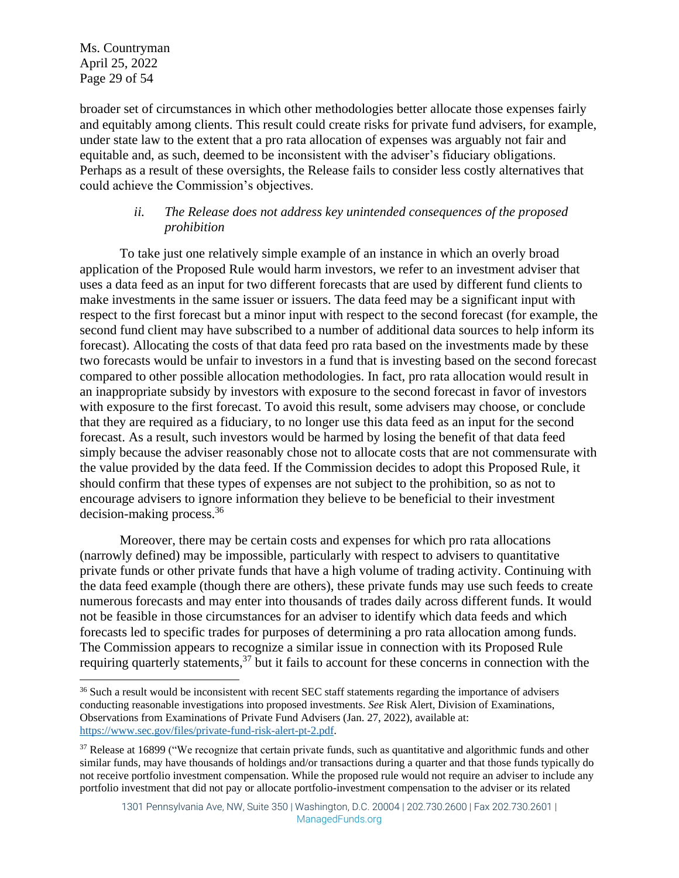broader set of circumstances in which other methodologies better allocate those expenses fairly and equitably among clients. This result could create risks for private fund advisers, for example, under state law to the extent that a pro rata allocation of expenses was arguably not fair and equitable and, as such, deemed to be inconsistent with the adviser's fiduciary obligations. Perhaps as a result of these oversights, the Release fails to consider less costly alternatives that could achieve the Commission's objectives.

*ii. The Release does not address key unintended consequences of the proposed prohibition*

To take just one relatively simple example of an instance in which an overly broad application of the Proposed Rule would harm investors, we refer to an investment adviser that uses a data feed as an input for two different forecasts that are used by different fund clients to make investments in the same issuer or issuers. The data feed may be a significant input with respect to the first forecast but a minor input with respect to the second forecast (for example, the second fund client may have subscribed to a number of additional data sources to help inform its forecast). Allocating the costs of that data feed pro rata based on the investments made by these two forecasts would be unfair to investors in a fund that is investing based on the second forecast compared to other possible allocation methodologies. In fact, pro rata allocation would result in an inappropriate subsidy by investors with exposure to the second forecast in favor of investors with exposure to the first forecast. To avoid this result, some advisers may choose, or conclude that they are required as a fiduciary, to no longer use this data feed as an input for the second forecast. As a result, such investors would be harmed by losing the benefit of that data feed simply because the adviser reasonably chose not to allocate costs that are not commensurate with the value provided by the data feed. If the Commission decides to adopt this Proposed Rule, it should confirm that these types of expenses are not subject to the prohibition, so as not to encourage advisers to ignore information they believe to be beneficial to their investment decision-making process.[36]

Moreover, there may be certain costs and expenses for which pro rata allocations (narrowly defined) may be impossible, particularly with respect to advisers to quantitative private funds or other private funds that have a high volume of trading activity. Continuing with the data feed example (though there are others), these private funds may use such feeds to create numerous forecasts and may enter into thousands of trades daily across different funds. It would not be feasible in those circumstances for an adviser to identify which data feeds and which forecasts led to specific trades for purposes of determining a pro rata allocation among funds. The Commission appears to recognize a similar issue in connection with its Proposed Rule requiring quarterly statements,[37] but it fails to account for these concerns in connection with the

---

[36] Such a result would be inconsistent with recent SEC staff statements regarding the importance of advisers conducting reasonable investigations into proposed investments. *See* Risk Alert, Division of Examinations, Observations from Examinations of Private Fund Advisers (Jan. 27, 2022), available at: https://www.sec.gov/files/private-fund-risk-alert-pt-2.pdf.

[37] Release at 16899 ("We recognize that certain private funds, such as quantitative and algorithmic funds and other similar funds, may have thousands of holdings and/or transactions during a quarter and that those funds typically do not receive portfolio investment compensation. While the proposed rule would not require an adviser to include any portfolio investment that did not pay or allocate portfolio-investment compensation to the adviser or its related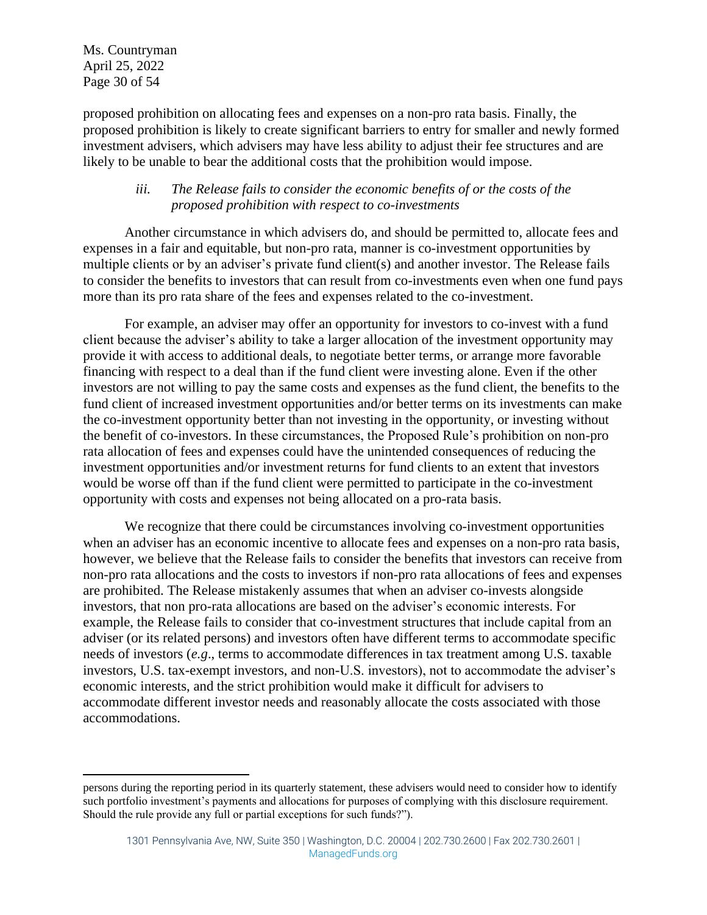proposed prohibition on allocating fees and expenses on a non-pro rata basis. Finally, the proposed prohibition is likely to create significant barriers to entry for smaller and newly formed investment advisers, which advisers may have less ability to adjust their fee structures and are likely to be unable to bear the additional costs that the prohibition would impose.

#### *iii. The Release fails to consider the economic benefits of or the costs of the proposed prohibition with respect to co-investments*

Another circumstance in which advisers do, and should be permitted to, allocate fees and expenses in a fair and equitable, but non-pro rata, manner is co-investment opportunities by multiple clients or by an adviser's private fund client(s) and another investor. The Release fails to consider the benefits to investors that can result from co-investments even when one fund pays more than its pro rata share of the fees and expenses related to the co-investment.

For example, an adviser may offer an opportunity for investors to co-invest with a fund client because the adviser's ability to take a larger allocation of the investment opportunity may provide it with access to additional deals, to negotiate better terms, or arrange more favorable financing with respect to a deal than if the fund client were investing alone. Even if the other investors are not willing to pay the same costs and expenses as the fund client, the benefits to the fund client of increased investment opportunities and/or better terms on its investments can make the co-investment opportunity better than not investing in the opportunity, or investing without the benefit of co-investors. In these circumstances, the Proposed Rule's prohibition on non-pro rata allocation of fees and expenses could have the unintended consequences of reducing the investment opportunities and/or investment returns for fund clients to an extent that investors would be worse off than if the fund client were permitted to participate in the co-investment opportunity with costs and expenses not being allocated on a pro-rata basis.

We recognize that there could be circumstances involving co-investment opportunities when an adviser has an economic incentive to allocate fees and expenses on a non-pro rata basis, however, we believe that the Release fails to consider the benefits that investors can receive from non-pro rata allocations and the costs to investors if non-pro rata allocations of fees and expenses are prohibited. The Release mistakenly assumes that when an adviser co-invests alongside investors, that non pro-rata allocations are based on the adviser's economic interests. For example, the Release fails to consider that co-investment structures that include capital from an adviser (or its related persons) and investors often have different terms to accommodate specific needs of investors (*e.g*., terms to accommodate differences in tax treatment among U.S. taxable investors, U.S. tax-exempt investors, and non-U.S. investors), not to accommodate the adviser's economic interests, and the strict prohibition would make it difficult for advisers to accommodate different investor needs and reasonably allocate the costs associated with those accommodations.

---

persons during the reporting period in its quarterly statement, these advisers would need to consider how to identify such portfolio investment's payments and allocations for purposes of complying with this disclosure requirement. Should the rule provide any full or partial exceptions for such funds?").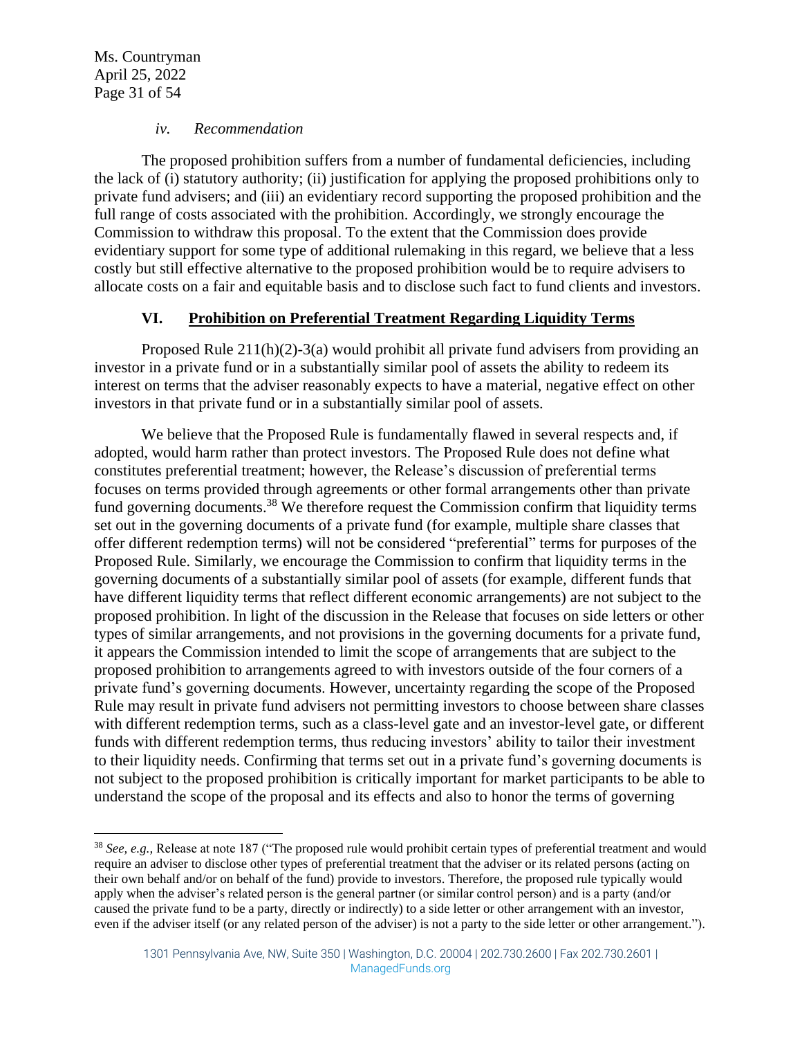#### *iv. Recommendation*

The proposed prohibition suffers from a number of fundamental deficiencies, including the lack of (i) statutory authority; (ii) justification for applying the proposed prohibitions only to private fund advisers; and (iii) an evidentiary record supporting the proposed prohibition and the full range of costs associated with the prohibition. Accordingly, we strongly encourage the Commission to withdraw this proposal. To the extent that the Commission does provide evidentiary support for some type of additional rulemaking in this regard, we believe that a less costly but still effective alternative to the proposed prohibition would be to require advisers to allocate costs on a fair and equitable basis and to disclose such fact to fund clients and investors.

## VI. Prohibition on Preferential Treatment Regarding Liquidity Terms

Proposed Rule 211(h)(2)-3(a) would prohibit all private fund advisers from providing an investor in a private fund or in a substantially similar pool of assets the ability to redeem its interest on terms that the adviser reasonably expects to have a material, negative effect on other investors in that private fund or in a substantially similar pool of assets.

We believe that the Proposed Rule is fundamentally flawed in several respects and, if adopted, would harm rather than protect investors. The Proposed Rule does not define what constitutes preferential treatment; however, the Release's discussion of preferential terms focuses on terms provided through agreements or other formal arrangements other than private fund governing documents.[38] We therefore request the Commission confirm that liquidity terms set out in the governing documents of a private fund (for example, multiple share classes that offer different redemption terms) will not be considered "preferential" terms for purposes of the Proposed Rule. Similarly, we encourage the Commission to confirm that liquidity terms in the governing documents of a substantially similar pool of assets (for example, different funds that have different liquidity terms that reflect different economic arrangements) are not subject to the proposed prohibition. In light of the discussion in the Release that focuses on side letters or other types of similar arrangements, and not provisions in the governing documents for a private fund, it appears the Commission intended to limit the scope of arrangements that are subject to the proposed prohibition to arrangements agreed to with investors outside of the four corners of a private fund's governing documents. However, uncertainty regarding the scope of the Proposed Rule may result in private fund advisers not permitting investors to choose between share classes with different redemption terms, such as a class-level gate and an investor-level gate, or different funds with different redemption terms, thus reducing investors' ability to tailor their investment to their liquidity needs. Confirming that terms set out in a private fund's governing documents is not subject to the proposed prohibition is critically important for market participants to be able to understand the scope of the proposal and its effects and also to honor the terms of governing

---

[38] *See, e.g.*, Release at note 187 ("The proposed rule would prohibit certain types of preferential treatment and would require an adviser to disclose other types of preferential treatment that the adviser or its related persons (acting on their own behalf and/or on behalf of the fund) provide to investors. Therefore, the proposed rule typically would apply when the adviser's related person is the general partner (or similar control person) and is a party (and/or caused the private fund to be a party, directly or indirectly) to a side letter or other arrangement with an investor, even if the adviser itself (or any related person of the adviser) is not a party to the side letter or other arrangement.").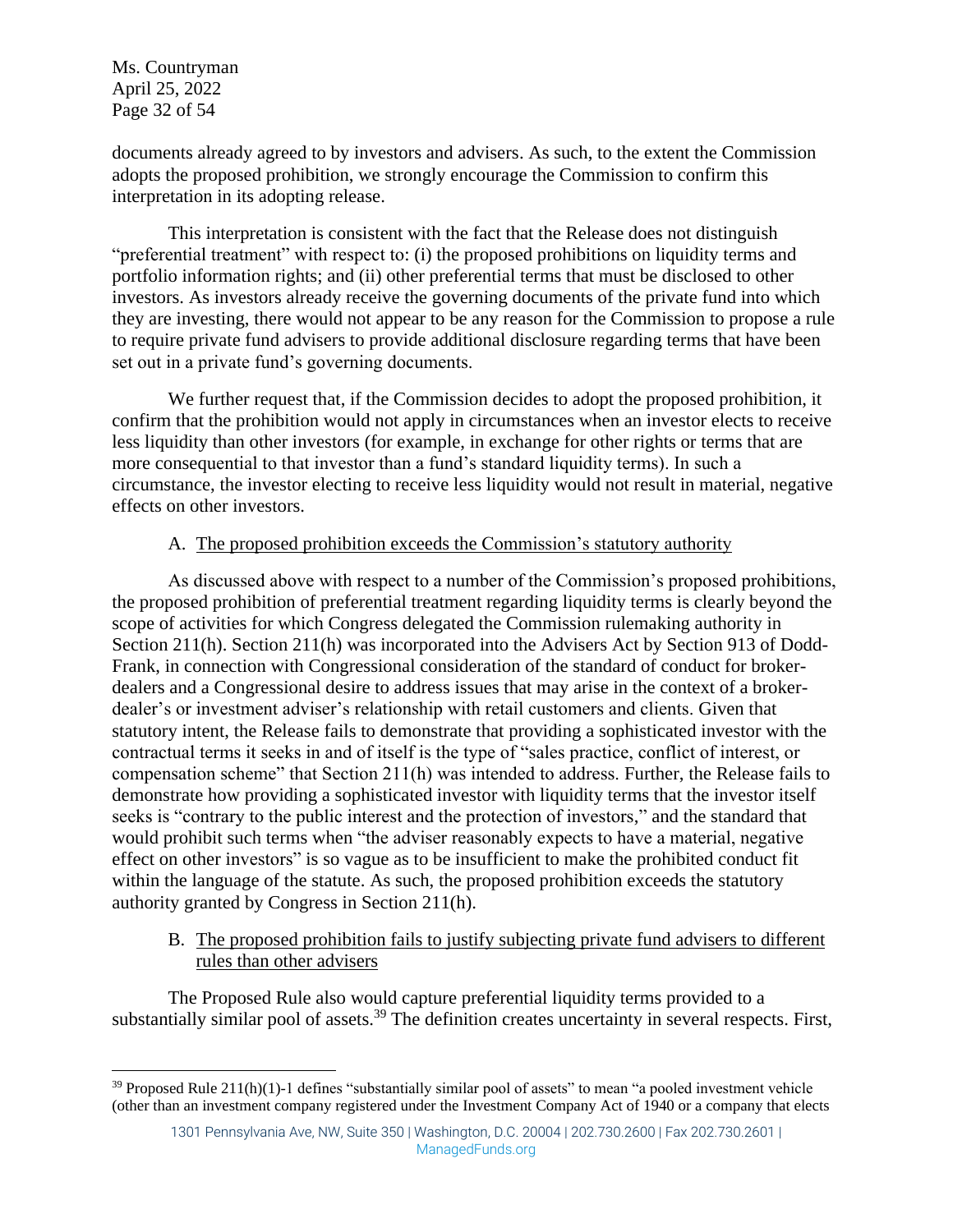documents already agreed to by investors and advisers. As such, to the extent the Commission adopts the proposed prohibition, we strongly encourage the Commission to confirm this interpretation in its adopting release.

This interpretation is consistent with the fact that the Release does not distinguish "preferential treatment" with respect to: (i) the proposed prohibitions on liquidity terms and portfolio information rights; and (ii) other preferential terms that must be disclosed to other investors. As investors already receive the governing documents of the private fund into which they are investing, there would not appear to be any reason for the Commission to propose a rule to require private fund advisers to provide additional disclosure regarding terms that have been set out in a private fund's governing documents.

We further request that, if the Commission decides to adopt the proposed prohibition, it confirm that the prohibition would not apply in circumstances when an investor elects to receive less liquidity than other investors (for example, in exchange for other rights or terms that are more consequential to that investor than a fund's standard liquidity terms). In such a circumstance, the investor electing to receive less liquidity would not result in material, negative effects on other investors.

A. <u>The proposed prohibition exceeds the Commission's statutory authority</u>

As discussed above with respect to a number of the Commission's proposed prohibitions, the proposed prohibition of preferential treatment regarding liquidity terms is clearly beyond the scope of activities for which Congress delegated the Commission rulemaking authority in Section 211(h). Section 211(h) was incorporated into the Advisers Act by Section 913 of Dodd-Frank, in connection with Congressional consideration of the standard of conduct for broker-dealers and a Congressional desire to address issues that may arise in the context of a broker-dealer's or investment adviser's relationship with retail customers and clients. Given that statutory intent, the Release fails to demonstrate that providing a sophisticated investor with the contractual terms it seeks in and of itself is the type of "sales practice, conflict of interest, or compensation scheme" that Section 211(h) was intended to address. Further, the Release fails to demonstrate how providing a sophisticated investor with liquidity terms that the investor itself seeks is "contrary to the public interest and the protection of investors," and the standard that would prohibit such terms when "the adviser reasonably expects to have a material, negative effect on other investors" is so vague as to be insufficient to make the prohibited conduct fit within the language of the statute. As such, the proposed prohibition exceeds the statutory authority granted by Congress in Section 211(h).

B. <u>The proposed prohibition fails to justify subjecting private fund advisers to different rules than other advisers</u>

The Proposed Rule also would capture preferential liquidity terms provided to a substantially similar pool of assets.[39] The definition creates uncertainty in several respects. First,

[39] Proposed Rule 211(h)(1)-1 defines "substantially similar pool of assets" to mean "a pooled investment vehicle (other than an investment company registered under the Investment Company Act of 1940 or a company that elects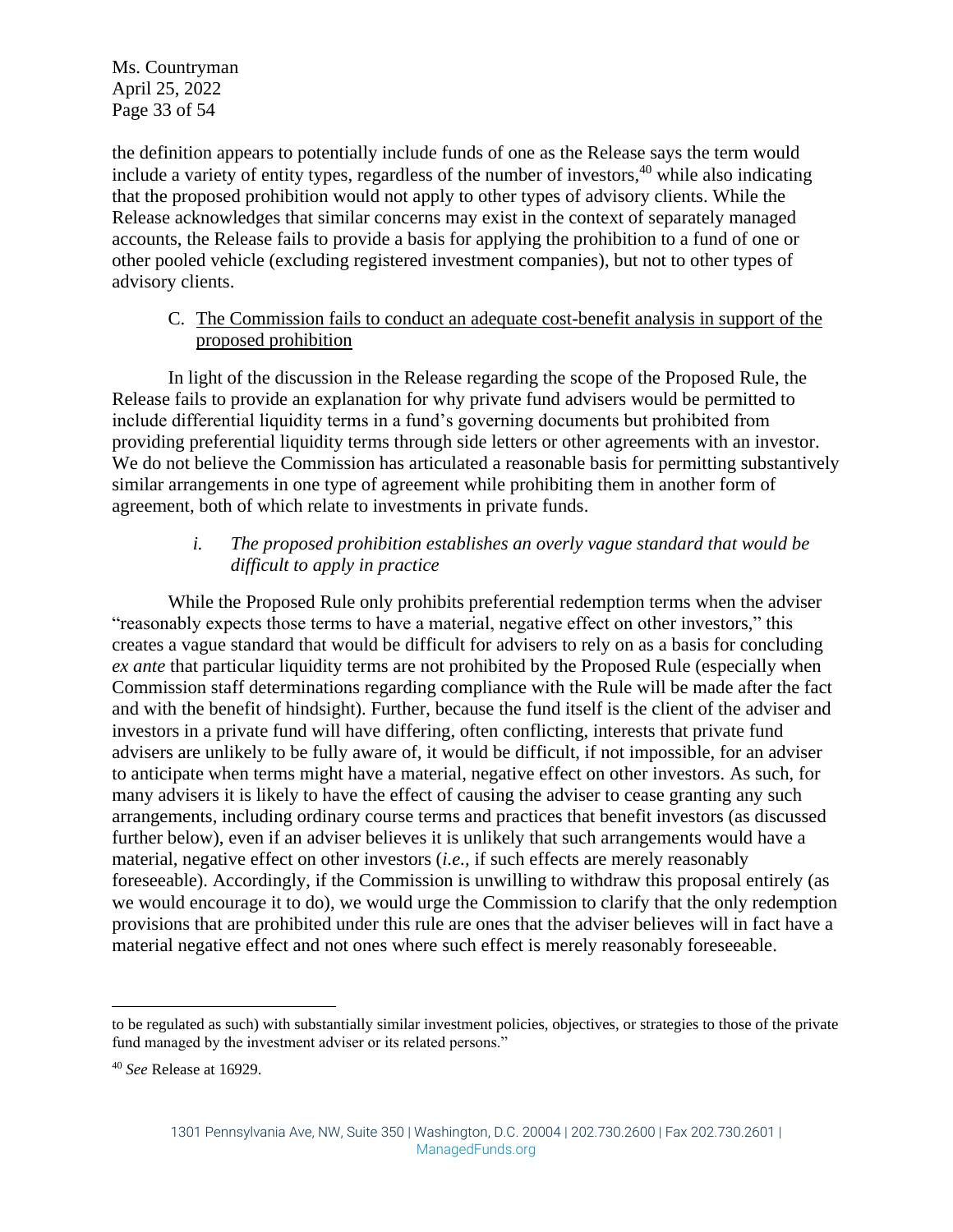the definition appears to potentially include funds of one as the Release says the term would include a variety of entity types, regardless of the number of investors,[40] while also indicating that the proposed prohibition would not apply to other types of advisory clients. While the Release acknowledges that similar concerns may exist in the context of separately managed accounts, the Release fails to provide a basis for applying the prohibition to a fund of one or other pooled vehicle (excluding registered investment companies), but not to other types of advisory clients.

C. <u>The Commission fails to conduct an adequate cost-benefit analysis in support of the proposed prohibition</u>

In light of the discussion in the Release regarding the scope of the Proposed Rule, the Release fails to provide an explanation for why private fund advisers would be permitted to include differential liquidity terms in a fund's governing documents but prohibited from providing preferential liquidity terms through side letters or other agreements with an investor. We do not believe the Commission has articulated a reasonable basis for permitting substantively similar arrangements in one type of agreement while prohibiting them in another form of agreement, both of which relate to investments in private funds.

*i. The proposed prohibition establishes an overly vague standard that would be difficult to apply in practice*

While the Proposed Rule only prohibits preferential redemption terms when the adviser "reasonably expects those terms to have a material, negative effect on other investors," this creates a vague standard that would be difficult for advisers to rely on as a basis for concluding *ex ante* that particular liquidity terms are not prohibited by the Proposed Rule (especially when Commission staff determinations regarding compliance with the Rule will be made after the fact and with the benefit of hindsight). Further, because the fund itself is the client of the adviser and investors in a private fund will have differing, often conflicting, interests that private fund advisers are unlikely to be fully aware of, it would be difficult, if not impossible, for an adviser to anticipate when terms might have a material, negative effect on other investors. As such, for many advisers it is likely to have the effect of causing the adviser to cease granting any such arrangements, including ordinary course terms and practices that benefit investors (as discussed further below), even if an adviser believes it is unlikely that such arrangements would have a material, negative effect on other investors (*i.e.,* if such effects are merely reasonably foreseeable). Accordingly, if the Commission is unwilling to withdraw this proposal entirely (as we would encourage it to do), we would urge the Commission to clarify that the only redemption provisions that are prohibited under this rule are ones that the adviser believes will in fact have a material negative effect and not ones where such effect is merely reasonably foreseeable.

---

to be regulated as such) with substantially similar investment policies, objectives, or strategies to those of the private fund managed by the investment adviser or its related persons."

[40] *See* Release at 16929.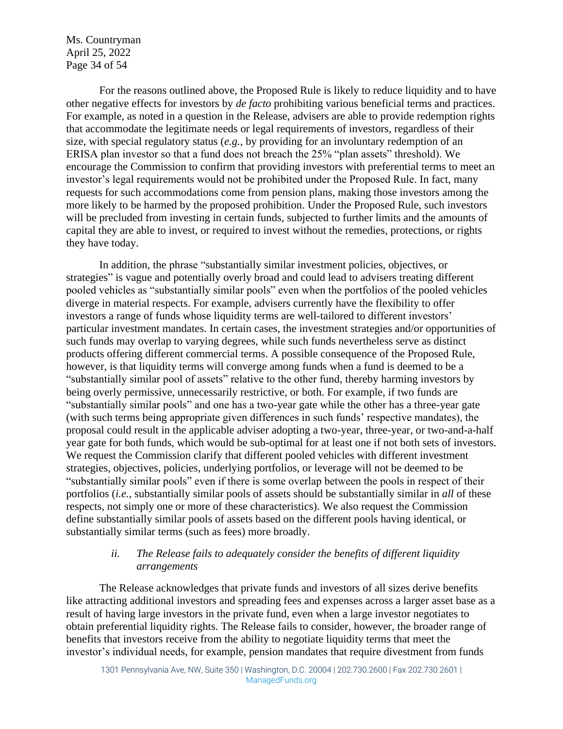For the reasons outlined above, the Proposed Rule is likely to reduce liquidity and to have other negative effects for investors by *de facto* prohibiting various beneficial terms and practices. For example, as noted in a question in the Release, advisers are able to provide redemption rights that accommodate the legitimate needs or legal requirements of investors, regardless of their size, with special regulatory status (*e.g.,* by providing for an involuntary redemption of an ERISA plan investor so that a fund does not breach the 25% "plan assets" threshold). We encourage the Commission to confirm that providing investors with preferential terms to meet an investor's legal requirements would not be prohibited under the Proposed Rule. In fact, many requests for such accommodations come from pension plans, making those investors among the more likely to be harmed by the proposed prohibition. Under the Proposed Rule, such investors will be precluded from investing in certain funds, subjected to further limits and the amounts of capital they are able to invest, or required to invest without the remedies, protections, or rights they have today.

In addition, the phrase "substantially similar investment policies, objectives, or strategies" is vague and potentially overly broad and could lead to advisers treating different pooled vehicles as "substantially similar pools" even when the portfolios of the pooled vehicles diverge in material respects. For example, advisers currently have the flexibility to offer investors a range of funds whose liquidity terms are well-tailored to different investors' particular investment mandates. In certain cases, the investment strategies and/or opportunities of such funds may overlap to varying degrees, while such funds nevertheless serve as distinct products offering different commercial terms. A possible consequence of the Proposed Rule, however, is that liquidity terms will converge among funds when a fund is deemed to be a "substantially similar pool of assets" relative to the other fund, thereby harming investors by being overly permissive, unnecessarily restrictive, or both. For example, if two funds are "substantially similar pools" and one has a two-year gate while the other has a three-year gate (with such terms being appropriate given differences in such funds' respective mandates), the proposal could result in the applicable adviser adopting a two-year, three-year, or two-and-a-half year gate for both funds, which would be sub-optimal for at least one if not both sets of investors. We request the Commission clarify that different pooled vehicles with different investment strategies, objectives, policies, underlying portfolios, or leverage will not be deemed to be "substantially similar pools" even if there is some overlap between the pools in respect of their portfolios (*i.e.,* substantially similar pools of assets should be substantially similar in *all* of these respects, not simply one or more of these characteristics). We also request the Commission define substantially similar pools of assets based on the different pools having identical, or substantially similar terms (such as fees) more broadly.

*ii. The Release fails to adequately consider the benefits of different liquidity arrangements*

The Release acknowledges that private funds and investors of all sizes derive benefits like attracting additional investors and spreading fees and expenses across a larger asset base as a result of having large investors in the private fund, even when a large investor negotiates to obtain preferential liquidity rights. The Release fails to consider, however, the broader range of benefits that investors receive from the ability to negotiate liquidity terms that meet the investor's individual needs, for example, pension mandates that require divestment from funds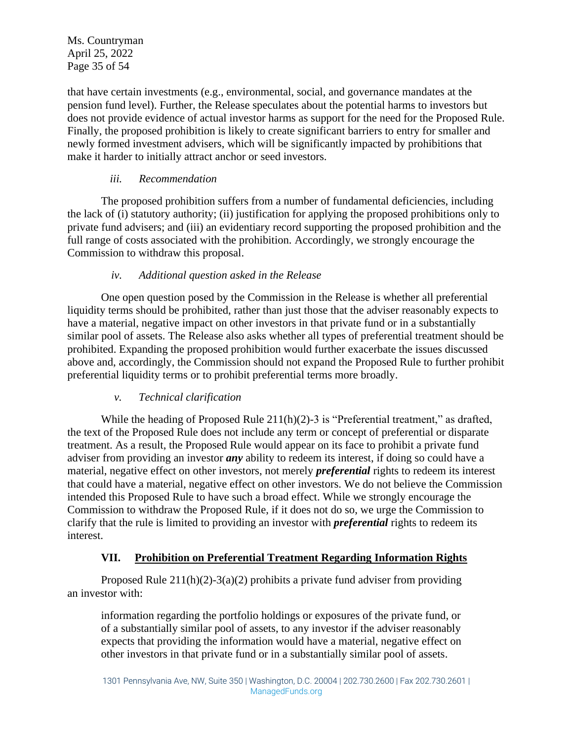that have certain investments (e.g., environmental, social, and governance mandates at the pension fund level). Further, the Release speculates about the potential harms to investors but does not provide evidence of actual investor harms as support for the need for the Proposed Rule. Finally, the proposed prohibition is likely to create significant barriers to entry for smaller and newly formed investment advisers, which will be significantly impacted by prohibitions that make it harder to initially attract anchor or seed investors.

#### *iii. Recommendation*

The proposed prohibition suffers from a number of fundamental deficiencies, including the lack of (i) statutory authority; (ii) justification for applying the proposed prohibitions only to private fund advisers; and (iii) an evidentiary record supporting the proposed prohibition and the full range of costs associated with the prohibition. Accordingly, we strongly encourage the Commission to withdraw this proposal.

#### *iv. Additional question asked in the Release*

One open question posed by the Commission in the Release is whether all preferential liquidity terms should be prohibited, rather than just those that the adviser reasonably expects to have a material, negative impact on other investors in that private fund or in a substantially similar pool of assets. The Release also asks whether all types of preferential treatment should be prohibited. Expanding the proposed prohibition would further exacerbate the issues discussed above and, accordingly, the Commission should not expand the Proposed Rule to further prohibit preferential liquidity terms or to prohibit preferential terms more broadly.

#### *v. Technical clarification*

While the heading of Proposed Rule 211(h)(2)-3 is "Preferential treatment," as drafted, the text of the Proposed Rule does not include any term or concept of preferential or disparate treatment. As a result, the Proposed Rule would appear on its face to prohibit a private fund adviser from providing an investor ***any*** ability to redeem its interest, if doing so could have a material, negative effect on other investors, not merely ***preferential*** rights to redeem its interest that could have a material, negative effect on other investors. We do not believe the Commission intended this Proposed Rule to have such a broad effect. While we strongly encourage the Commission to withdraw the Proposed Rule, if it does not do so, we urge the Commission to clarify that the rule is limited to providing an investor with ***preferential*** rights to redeem its interest.

### VII. <u>Prohibition on Preferential Treatment Regarding Information Rights</u>

Proposed Rule 211(h)(2)-3(a)(2) prohibits a private fund adviser from providing an investor with:

> information regarding the portfolio holdings or exposures of the private fund, or of a substantially similar pool of assets, to any investor if the adviser reasonably expects that providing the information would have a material, negative effect on other investors in that private fund or in a substantially similar pool of assets.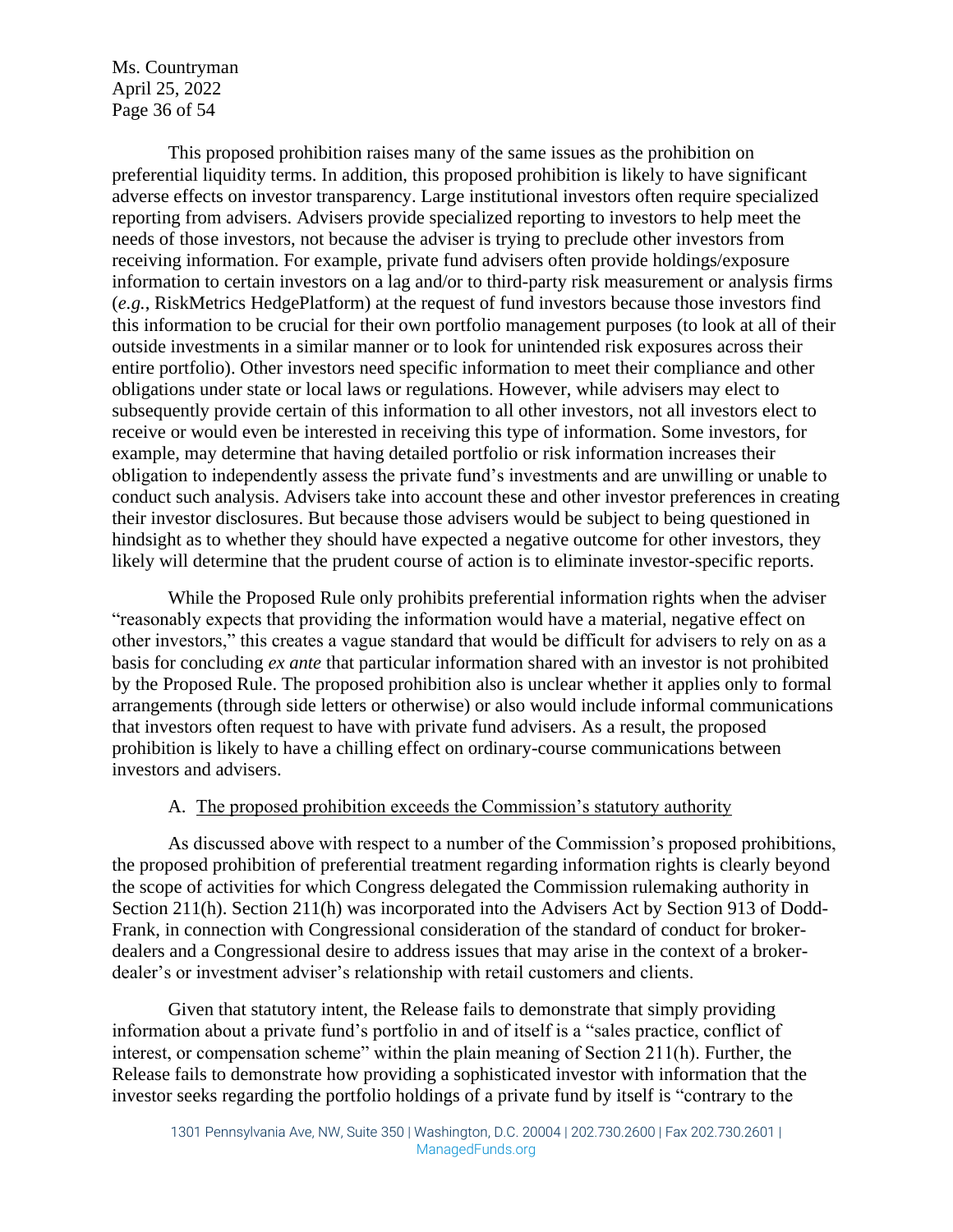This proposed prohibition raises many of the same issues as the prohibition on preferential liquidity terms. In addition, this proposed prohibition is likely to have significant adverse effects on investor transparency. Large institutional investors often require specialized reporting from advisers. Advisers provide specialized reporting to investors to help meet the needs of those investors, not because the adviser is trying to preclude other investors from receiving information. For example, private fund advisers often provide holdings/exposure information to certain investors on a lag and/or to third-party risk measurement or analysis firms (*e.g.*, RiskMetrics HedgePlatform) at the request of fund investors because those investors find this information to be crucial for their own portfolio management purposes (to look at all of their outside investments in a similar manner or to look for unintended risk exposures across their entire portfolio). Other investors need specific information to meet their compliance and other obligations under state or local laws or regulations. However, while advisers may elect to subsequently provide certain of this information to all other investors, not all investors elect to receive or would even be interested in receiving this type of information. Some investors, for example, may determine that having detailed portfolio or risk information increases their obligation to independently assess the private fund's investments and are unwilling or unable to conduct such analysis. Advisers take into account these and other investor preferences in creating their investor disclosures. But because those advisers would be subject to being questioned in hindsight as to whether they should have expected a negative outcome for other investors, they likely will determine that the prudent course of action is to eliminate investor-specific reports.

While the Proposed Rule only prohibits preferential information rights when the adviser "reasonably expects that providing the information would have a material, negative effect on other investors," this creates a vague standard that would be difficult for advisers to rely on as a basis for concluding *ex ante* that particular information shared with an investor is not prohibited by the Proposed Rule. The proposed prohibition also is unclear whether it applies only to formal arrangements (through side letters or otherwise) or also would include informal communications that investors often request to have with private fund advisers. As a result, the proposed prohibition is likely to have a chilling effect on ordinary-course communications between investors and advisers.

A. <u>The proposed prohibition exceeds the Commission's statutory authority</u>

As discussed above with respect to a number of the Commission's proposed prohibitions, the proposed prohibition of preferential treatment regarding information rights is clearly beyond the scope of activities for which Congress delegated the Commission rulemaking authority in Section 211(h). Section 211(h) was incorporated into the Advisers Act by Section 913 of Dodd-Frank, in connection with Congressional consideration of the standard of conduct for broker-dealers and a Congressional desire to address issues that may arise in the context of a broker-dealer's or investment adviser's relationship with retail customers and clients.

Given that statutory intent, the Release fails to demonstrate that simply providing information about a private fund's portfolio in and of itself is a "sales practice, conflict of interest, or compensation scheme" within the plain meaning of Section 211(h). Further, the Release fails to demonstrate how providing a sophisticated investor with information that the investor seeks regarding the portfolio holdings of a private fund by itself is "contrary to the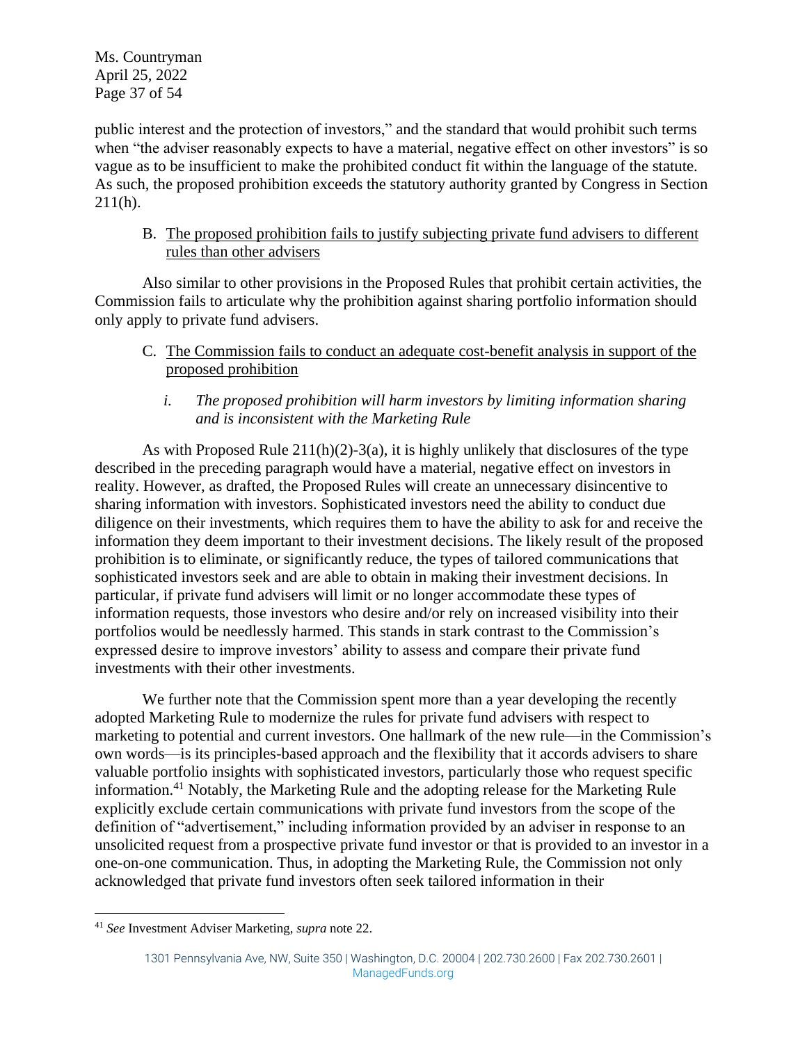public interest and the protection of investors," and the standard that would prohibit such terms when "the adviser reasonably expects to have a material, negative effect on other investors" is so vague as to be insufficient to make the prohibited conduct fit within the language of the statute. As such, the proposed prohibition exceeds the statutory authority granted by Congress in Section 211(h).

B. <u>The proposed prohibition fails to justify subjecting private fund advisers to different rules than other advisers</u>

Also similar to other provisions in the Proposed Rules that prohibit certain activities, the Commission fails to articulate why the prohibition against sharing portfolio information should only apply to private fund advisers.

C. <u>The Commission fails to conduct an adequate cost-benefit analysis in support of the proposed prohibition</u>

*i. The proposed prohibition will harm investors by limiting information sharing and is inconsistent with the Marketing Rule*

As with Proposed Rule 211(h)(2)-3(a), it is highly unlikely that disclosures of the type described in the preceding paragraph would have a material, negative effect on investors in reality. However, as drafted, the Proposed Rules will create an unnecessary disincentive to sharing information with investors. Sophisticated investors need the ability to conduct due diligence on their investments, which requires them to have the ability to ask for and receive the information they deem important to their investment decisions. The likely result of the proposed prohibition is to eliminate, or significantly reduce, the types of tailored communications that sophisticated investors seek and are able to obtain in making their investment decisions. In particular, if private fund advisers will limit or no longer accommodate these types of information requests, those investors who desire and/or rely on increased visibility into their portfolios would be needlessly harmed. This stands in stark contrast to the Commission's expressed desire to improve investors' ability to assess and compare their private fund investments with their other investments.

We further note that the Commission spent more than a year developing the recently adopted Marketing Rule to modernize the rules for private fund advisers with respect to marketing to potential and current investors. One hallmark of the new rule—in the Commission's own words—is its principles-based approach and the flexibility that it accords advisers to share valuable portfolio insights with sophisticated investors, particularly those who request specific information.[41] Notably, the Marketing Rule and the adopting release for the Marketing Rule explicitly exclude certain communications with private fund investors from the scope of the definition of "advertisement," including information provided by an adviser in response to an unsolicited request from a prospective private fund investor or that is provided to an investor in a one-on-one communication. Thus, in adopting the Marketing Rule, the Commission not only acknowledged that private fund investors often seek tailored information in their

[41] *See* Investment Adviser Marketing, *supra* note 22.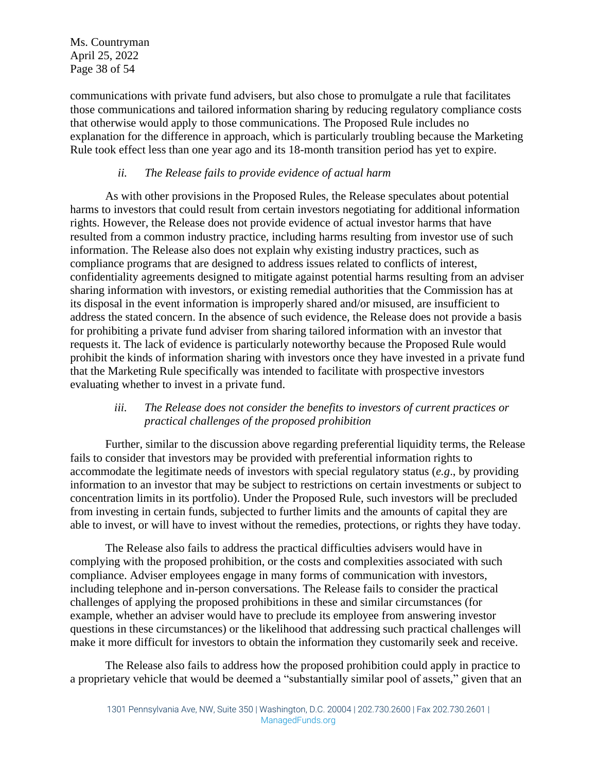communications with private fund advisers, but also chose to promulgate a rule that facilitates those communications and tailored information sharing by reducing regulatory compliance costs that otherwise would apply to those communications. The Proposed Rule includes no explanation for the difference in approach, which is particularly troubling because the Marketing Rule took effect less than one year ago and its 18-month transition period has yet to expire.

*ii. The Release fails to provide evidence of actual harm*

As with other provisions in the Proposed Rules, the Release speculates about potential harms to investors that could result from certain investors negotiating for additional information rights. However, the Release does not provide evidence of actual investor harms that have resulted from a common industry practice, including harms resulting from investor use of such information. The Release also does not explain why existing industry practices, such as compliance programs that are designed to address issues related to conflicts of interest, confidentiality agreements designed to mitigate against potential harms resulting from an adviser sharing information with investors, or existing remedial authorities that the Commission has at its disposal in the event information is improperly shared and/or misused, are insufficient to address the stated concern. In the absence of such evidence, the Release does not provide a basis for prohibiting a private fund adviser from sharing tailored information with an investor that requests it. The lack of evidence is particularly noteworthy because the Proposed Rule would prohibit the kinds of information sharing with investors once they have invested in a private fund that the Marketing Rule specifically was intended to facilitate with prospective investors evaluating whether to invest in a private fund.

*iii. The Release does not consider the benefits to investors of current practices or practical challenges of the proposed prohibition*

Further, similar to the discussion above regarding preferential liquidity terms, the Release fails to consider that investors may be provided with preferential information rights to accommodate the legitimate needs of investors with special regulatory status (*e.g*., by providing information to an investor that may be subject to restrictions on certain investments or subject to concentration limits in its portfolio). Under the Proposed Rule, such investors will be precluded from investing in certain funds, subjected to further limits and the amounts of capital they are able to invest, or will have to invest without the remedies, protections, or rights they have today.

The Release also fails to address the practical difficulties advisers would have in complying with the proposed prohibition, or the costs and complexities associated with such compliance. Adviser employees engage in many forms of communication with investors, including telephone and in-person conversations. The Release fails to consider the practical challenges of applying the proposed prohibitions in these and similar circumstances (for example, whether an adviser would have to preclude its employee from answering investor questions in these circumstances) or the likelihood that addressing such practical challenges will make it more difficult for investors to obtain the information they customarily seek and receive.

The Release also fails to address how the proposed prohibition could apply in practice to a proprietary vehicle that would be deemed a "substantially similar pool of assets," given that an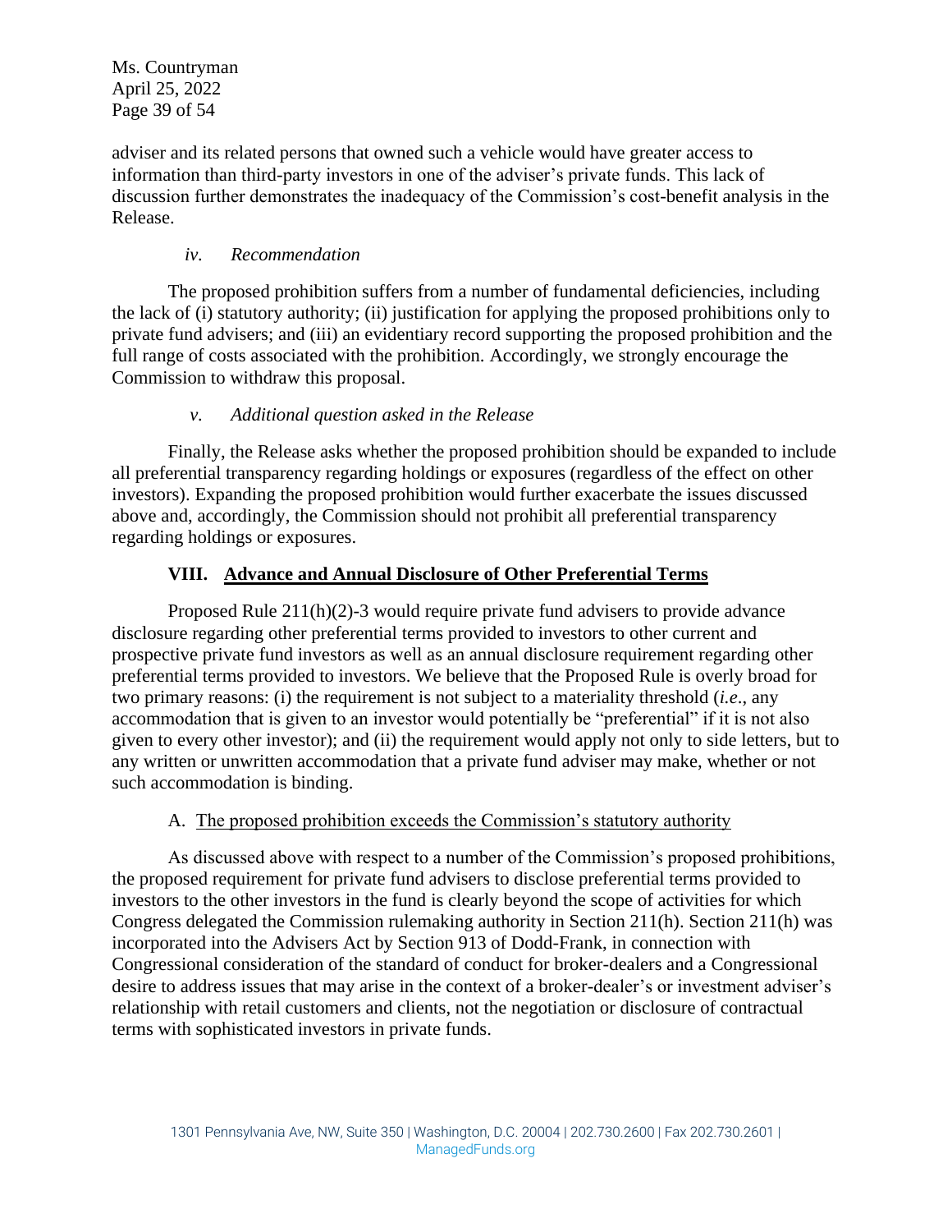adviser and its related persons that owned such a vehicle would have greater access to information than third-party investors in one of the adviser's private funds. This lack of discussion further demonstrates the inadequacy of the Commission's cost-benefit analysis in the Release.

*iv. Recommendation*

The proposed prohibition suffers from a number of fundamental deficiencies, including the lack of (i) statutory authority; (ii) justification for applying the proposed prohibitions only to private fund advisers; and (iii) an evidentiary record supporting the proposed prohibition and the full range of costs associated with the prohibition. Accordingly, we strongly encourage the Commission to withdraw this proposal.

*v. Additional question asked in the Release*

Finally, the Release asks whether the proposed prohibition should be expanded to include all preferential transparency regarding holdings or exposures (regardless of the effect on other investors). Expanding the proposed prohibition would further exacerbate the issues discussed above and, accordingly, the Commission should not prohibit all preferential transparency regarding holdings or exposures.

## VIII. Advance and Annual Disclosure of Other Preferential Terms

Proposed Rule 211(h)(2)-3 would require private fund advisers to provide advance disclosure regarding other preferential terms provided to investors to other current and prospective private fund investors as well as an annual disclosure requirement regarding other preferential terms provided to investors. We believe that the Proposed Rule is overly broad for two primary reasons: (i) the requirement is not subject to a materiality threshold (*i.e*., any accommodation that is given to an investor would potentially be "preferential" if it is not also given to every other investor); and (ii) the requirement would apply not only to side letters, but to any written or unwritten accommodation that a private fund adviser may make, whether or not such accommodation is binding.

### A. The proposed prohibition exceeds the Commission's statutory authority

As discussed above with respect to a number of the Commission's proposed prohibitions, the proposed requirement for private fund advisers to disclose preferential terms provided to investors to the other investors in the fund is clearly beyond the scope of activities for which Congress delegated the Commission rulemaking authority in Section 211(h). Section 211(h) was incorporated into the Advisers Act by Section 913 of Dodd-Frank, in connection with Congressional consideration of the standard of conduct for broker-dealers and a Congressional desire to address issues that may arise in the context of a broker-dealer's or investment adviser's relationship with retail customers and clients, not the negotiation or disclosure of contractual terms with sophisticated investors in private funds.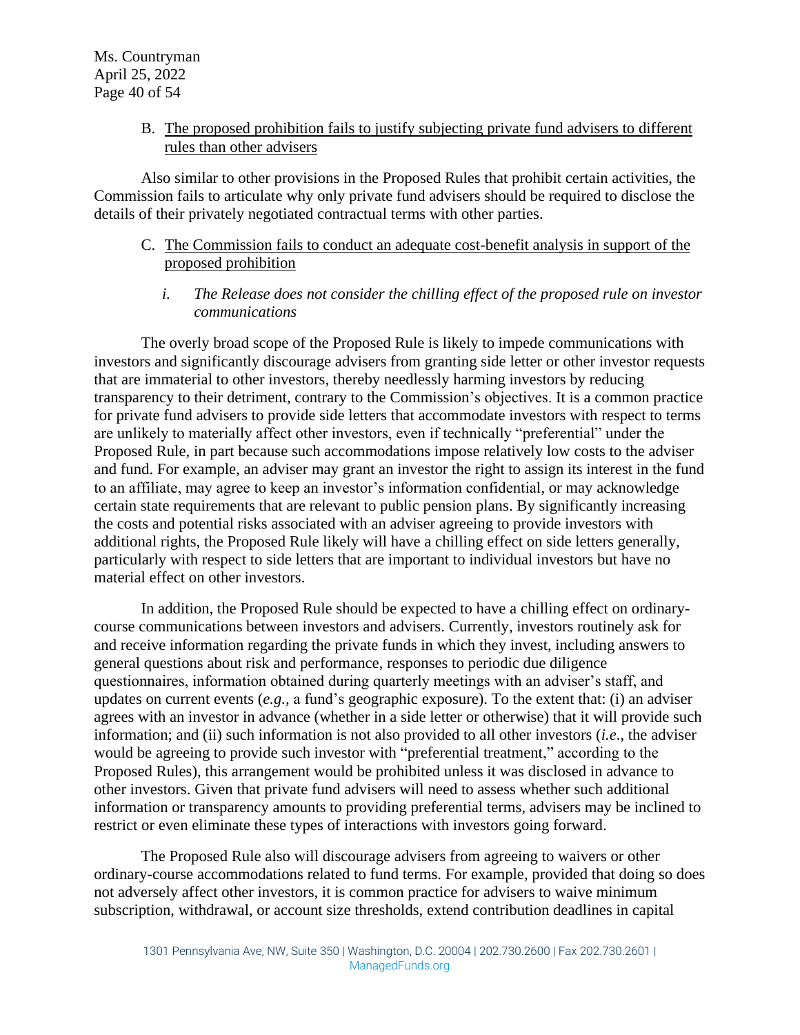B. <u>The proposed prohibition fails to justify subjecting private fund advisers to different rules than other advisers</u>

Also similar to other provisions in the Proposed Rules that prohibit certain activities, the Commission fails to articulate why only private fund advisers should be required to disclose the details of their privately negotiated contractual terms with other parties.

C. <u>The Commission fails to conduct an adequate cost-benefit analysis in support of the proposed prohibition</u>

*i. The Release does not consider the chilling effect of the proposed rule on investor communications*

The overly broad scope of the Proposed Rule is likely to impede communications with investors and significantly discourage advisers from granting side letter or other investor requests that are immaterial to other investors, thereby needlessly harming investors by reducing transparency to their detriment, contrary to the Commission's objectives. It is a common practice for private fund advisers to provide side letters that accommodate investors with respect to terms are unlikely to materially affect other investors, even if technically "preferential" under the Proposed Rule, in part because such accommodations impose relatively low costs to the adviser and fund. For example, an adviser may grant an investor the right to assign its interest in the fund to an affiliate, may agree to keep an investor's information confidential, or may acknowledge certain state requirements that are relevant to public pension plans. By significantly increasing the costs and potential risks associated with an adviser agreeing to provide investors with additional rights, the Proposed Rule likely will have a chilling effect on side letters generally, particularly with respect to side letters that are important to individual investors but have no material effect on other investors.

In addition, the Proposed Rule should be expected to have a chilling effect on ordinary-course communications between investors and advisers. Currently, investors routinely ask for and receive information regarding the private funds in which they invest, including answers to general questions about risk and performance, responses to periodic due diligence questionnaires, information obtained during quarterly meetings with an adviser's staff, and updates on current events (*e.g.*, a fund's geographic exposure). To the extent that: (i) an adviser agrees with an investor in advance (whether in a side letter or otherwise) that it will provide such information; and (ii) such information is not also provided to all other investors (*i.e*., the adviser would be agreeing to provide such investor with "preferential treatment," according to the Proposed Rules), this arrangement would be prohibited unless it was disclosed in advance to other investors. Given that private fund advisers will need to assess whether such additional information or transparency amounts to providing preferential terms, advisers may be inclined to restrict or even eliminate these types of interactions with investors going forward.

The Proposed Rule also will discourage advisers from agreeing to waivers or other ordinary-course accommodations related to fund terms. For example, provided that doing so does not adversely affect other investors, it is common practice for advisers to waive minimum subscription, withdrawal, or account size thresholds, extend contribution deadlines in capital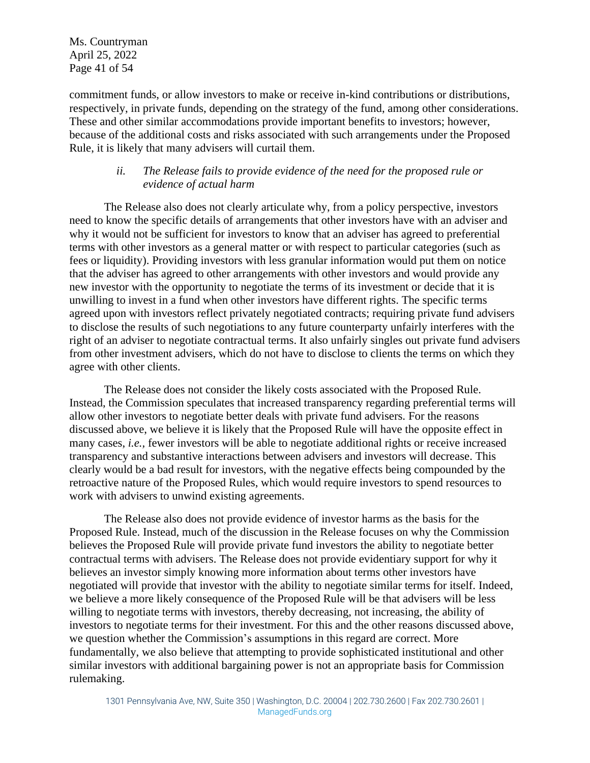commitment funds, or allow investors to make or receive in-kind contributions or distributions, respectively, in private funds, depending on the strategy of the fund, among other considerations. These and other similar accommodations provide important benefits to investors; however, because of the additional costs and risks associated with such arrangements under the Proposed Rule, it is likely that many advisers will curtail them.

*ii. The Release fails to provide evidence of the need for the proposed rule or evidence of actual harm*

The Release also does not clearly articulate why, from a policy perspective, investors need to know the specific details of arrangements that other investors have with an adviser and why it would not be sufficient for investors to know that an adviser has agreed to preferential terms with other investors as a general matter or with respect to particular categories (such as fees or liquidity). Providing investors with less granular information would put them on notice that the adviser has agreed to other arrangements with other investors and would provide any new investor with the opportunity to negotiate the terms of its investment or decide that it is unwilling to invest in a fund when other investors have different rights. The specific terms agreed upon with investors reflect privately negotiated contracts; requiring private fund advisers to disclose the results of such negotiations to any future counterparty unfairly interferes with the right of an adviser to negotiate contractual terms. It also unfairly singles out private fund advisers from other investment advisers, which do not have to disclose to clients the terms on which they agree with other clients.

The Release does not consider the likely costs associated with the Proposed Rule. Instead, the Commission speculates that increased transparency regarding preferential terms will allow other investors to negotiate better deals with private fund advisers. For the reasons discussed above, we believe it is likely that the Proposed Rule will have the opposite effect in many cases, *i.e.*, fewer investors will be able to negotiate additional rights or receive increased transparency and substantive interactions between advisers and investors will decrease. This clearly would be a bad result for investors, with the negative effects being compounded by the retroactive nature of the Proposed Rules, which would require investors to spend resources to work with advisers to unwind existing agreements.

The Release also does not provide evidence of investor harms as the basis for the Proposed Rule. Instead, much of the discussion in the Release focuses on why the Commission believes the Proposed Rule will provide private fund investors the ability to negotiate better contractual terms with advisers. The Release does not provide evidentiary support for why it believes an investor simply knowing more information about terms other investors have negotiated will provide that investor with the ability to negotiate similar terms for itself. Indeed, we believe a more likely consequence of the Proposed Rule will be that advisers will be less willing to negotiate terms with investors, thereby decreasing, not increasing, the ability of investors to negotiate terms for their investment. For this and the other reasons discussed above, we question whether the Commission's assumptions in this regard are correct. More fundamentally, we also believe that attempting to provide sophisticated institutional and other similar investors with additional bargaining power is not an appropriate basis for Commission rulemaking.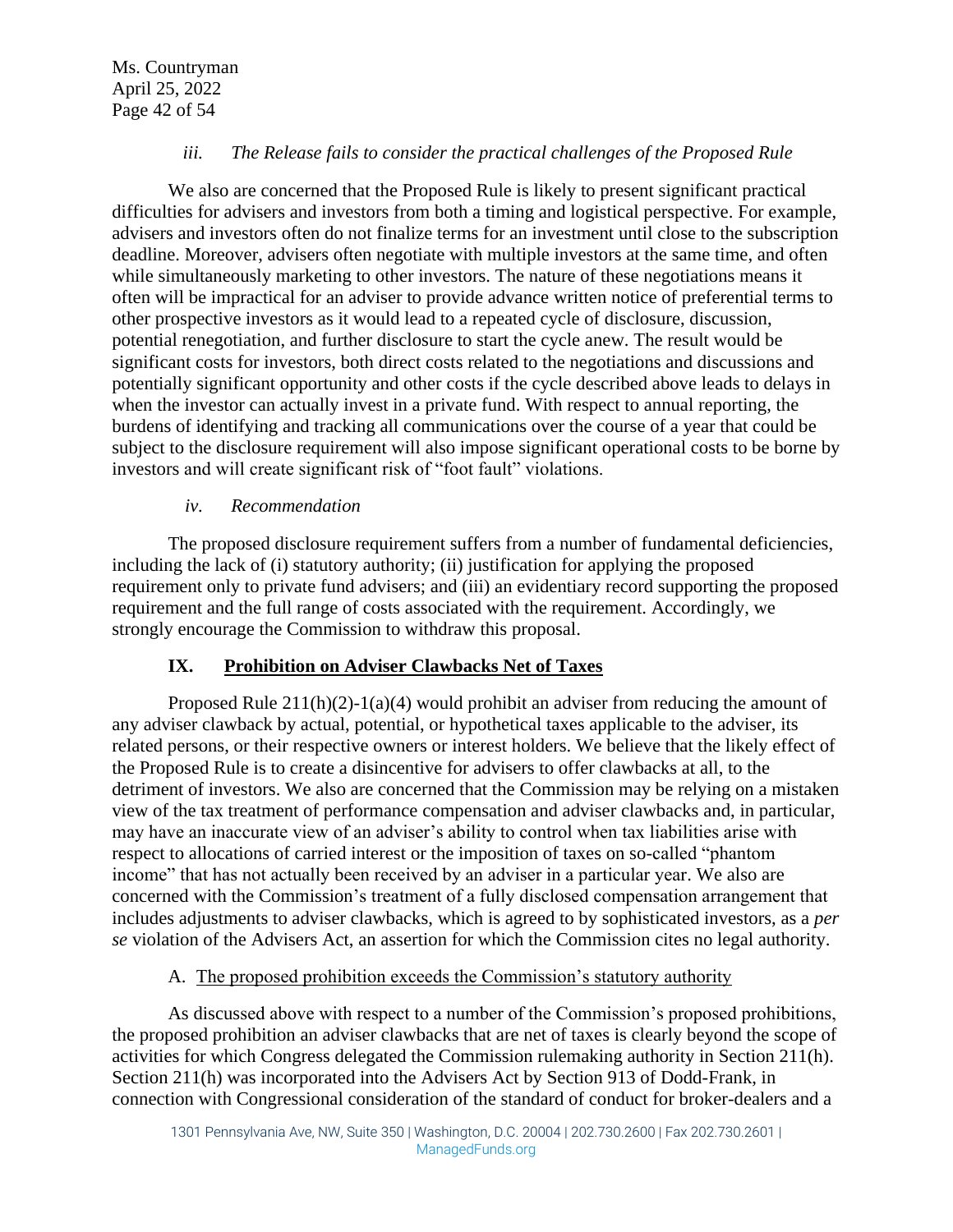### *iii. The Release fails to consider the practical challenges of the Proposed Rule*

We also are concerned that the Proposed Rule is likely to present significant practical difficulties for advisers and investors from both a timing and logistical perspective. For example, advisers and investors often do not finalize terms for an investment until close to the subscription deadline. Moreover, advisers often negotiate with multiple investors at the same time, and often while simultaneously marketing to other investors. The nature of these negotiations means it often will be impractical for an adviser to provide advance written notice of preferential terms to other prospective investors as it would lead to a repeated cycle of disclosure, discussion, potential renegotiation, and further disclosure to start the cycle anew. The result would be significant costs for investors, both direct costs related to the negotiations and discussions and potentially significant opportunity and other costs if the cycle described above leads to delays in when the investor can actually invest in a private fund. With respect to annual reporting, the burdens of identifying and tracking all communications over the course of a year that could be subject to the disclosure requirement will also impose significant operational costs to be borne by investors and will create significant risk of "foot fault" violations.

### *iv. Recommendation*

The proposed disclosure requirement suffers from a number of fundamental deficiencies, including the lack of (i) statutory authority; (ii) justification for applying the proposed requirement only to private fund advisers; and (iii) an evidentiary record supporting the proposed requirement and the full range of costs associated with the requirement. Accordingly, we strongly encourage the Commission to withdraw this proposal.

## IX. Prohibition on Adviser Clawbacks Net of Taxes

Proposed Rule 211(h)(2)-1(a)(4) would prohibit an adviser from reducing the amount of any adviser clawback by actual, potential, or hypothetical taxes applicable to the adviser, its related persons, or their respective owners or interest holders. We believe that the likely effect of the Proposed Rule is to create a disincentive for advisers to offer clawbacks at all, to the detriment of investors. We also are concerned that the Commission may be relying on a mistaken view of the tax treatment of performance compensation and adviser clawbacks and, in particular, may have an inaccurate view of an adviser's ability to control when tax liabilities arise with respect to allocations of carried interest or the imposition of taxes on so-called "phantom income" that has not actually been received by an adviser in a particular year. We also are concerned with the Commission's treatment of a fully disclosed compensation arrangement that includes adjustments to adviser clawbacks, which is agreed to by sophisticated investors, as a *per se* violation of the Advisers Act, an assertion for which the Commission cites no legal authority.

### A. The proposed prohibition exceeds the Commission's statutory authority

As discussed above with respect to a number of the Commission's proposed prohibitions, the proposed prohibition an adviser clawbacks that are net of taxes is clearly beyond the scope of activities for which Congress delegated the Commission rulemaking authority in Section 211(h). Section 211(h) was incorporated into the Advisers Act by Section 913 of Dodd-Frank, in connection with Congressional consideration of the standard of conduct for broker-dealers and a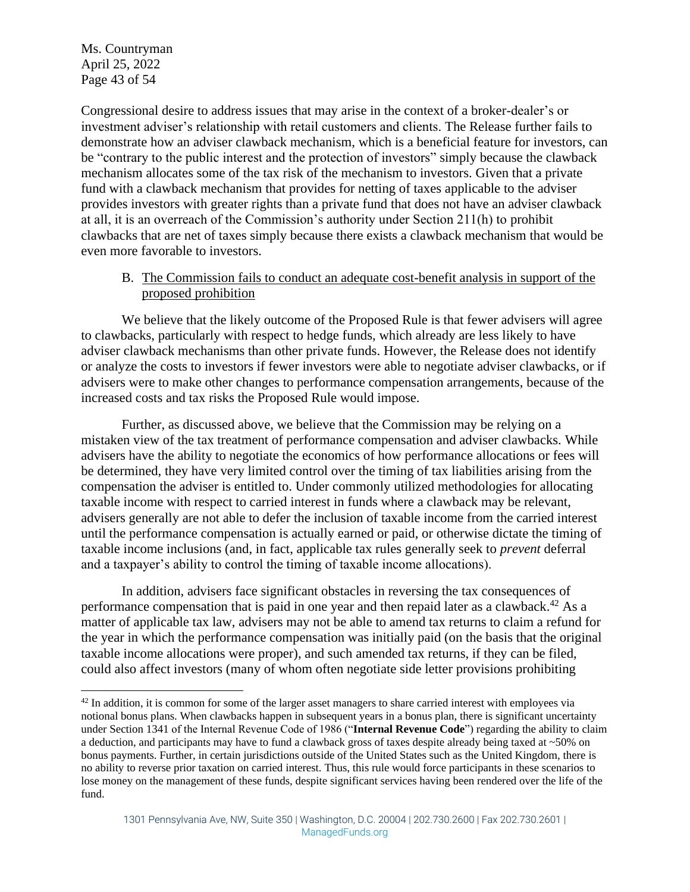Congressional desire to address issues that may arise in the context of a broker-dealer's or investment adviser's relationship with retail customers and clients. The Release further fails to demonstrate how an adviser clawback mechanism, which is a beneficial feature for investors, can be "contrary to the public interest and the protection of investors" simply because the clawback mechanism allocates some of the tax risk of the mechanism to investors. Given that a private fund with a clawback mechanism that provides for netting of taxes applicable to the adviser provides investors with greater rights than a private fund that does not have an adviser clawback at all, it is an overreach of the Commission's authority under Section 211(h) to prohibit clawbacks that are net of taxes simply because there exists a clawback mechanism that would be even more favorable to investors.

### B. The Commission fails to conduct an adequate cost-benefit analysis in support of the proposed prohibition

We believe that the likely outcome of the Proposed Rule is that fewer advisers will agree to clawbacks, particularly with respect to hedge funds, which already are less likely to have adviser clawback mechanisms than other private funds. However, the Release does not identify or analyze the costs to investors if fewer investors were able to negotiate adviser clawbacks, or if advisers were to make other changes to performance compensation arrangements, because of the increased costs and tax risks the Proposed Rule would impose.

Further, as discussed above, we believe that the Commission may be relying on a mistaken view of the tax treatment of performance compensation and adviser clawbacks. While advisers have the ability to negotiate the economics of how performance allocations or fees will be determined, they have very limited control over the timing of tax liabilities arising from the compensation the adviser is entitled to. Under commonly utilized methodologies for allocating taxable income with respect to carried interest in funds where a clawback may be relevant, advisers generally are not able to defer the inclusion of taxable income from the carried interest until the performance compensation is actually earned or paid, or otherwise dictate the timing of taxable income inclusions (and, in fact, applicable tax rules generally seek to *prevent* deferral and a taxpayer's ability to control the timing of taxable income allocations).

In addition, advisers face significant obstacles in reversing the tax consequences of performance compensation that is paid in one year and then repaid later as a clawback.[42] As a matter of applicable tax law, advisers may not be able to amend tax returns to claim a refund for the year in which the performance compensation was initially paid (on the basis that the original taxable income allocations were proper), and such amended tax returns, if they can be filed, could also affect investors (many of whom often negotiate side letter provisions prohibiting

[42] In addition, it is common for some of the larger asset managers to share carried interest with employees via notional bonus plans. When clawbacks happen in subsequent years in a bonus plan, there is significant uncertainty under Section 1341 of the Internal Revenue Code of 1986 ("**Internal Revenue Code**") regarding the ability to claim a deduction, and participants may have to fund a clawback gross of taxes despite already being taxed at ~50% on bonus payments. Further, in certain jurisdictions outside of the United States such as the United Kingdom, there is no ability to reverse prior taxation on carried interest. Thus, this rule would force participants in these scenarios to lose money on the management of these funds, despite significant services having been rendered over the life of the fund.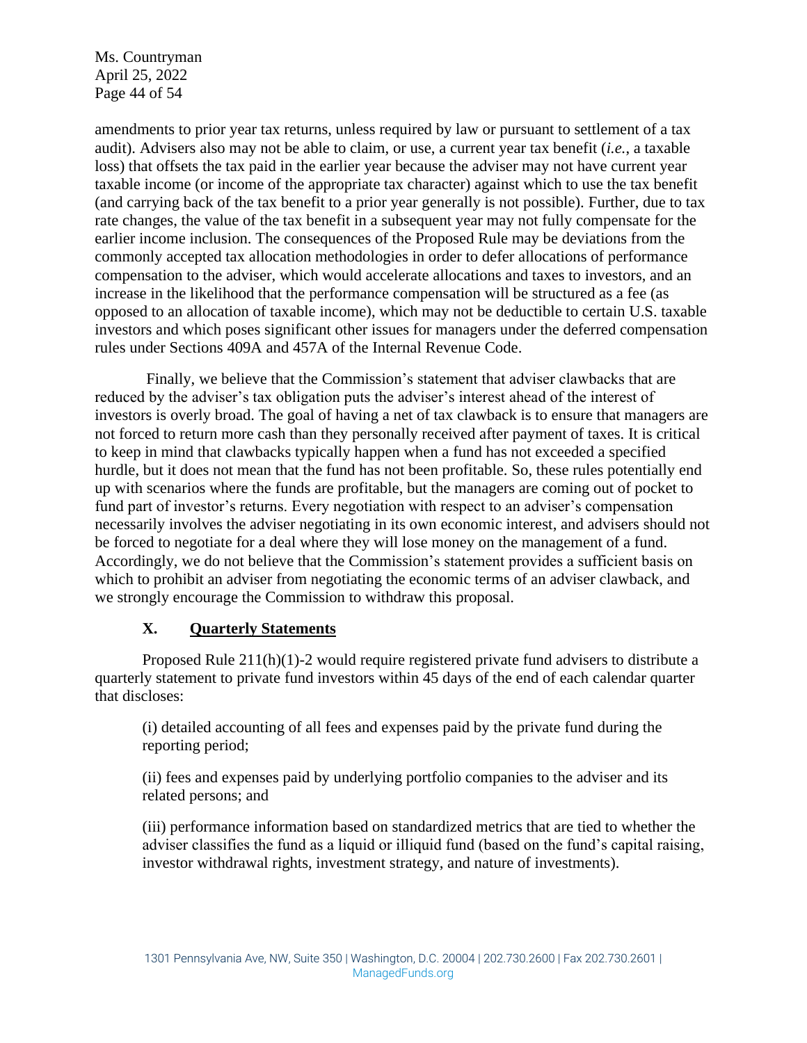amendments to prior year tax returns, unless required by law or pursuant to settlement of a tax audit). Advisers also may not be able to claim, or use, a current year tax benefit (*i.e.*, a taxable loss) that offsets the tax paid in the earlier year because the adviser may not have current year taxable income (or income of the appropriate tax character) against which to use the tax benefit (and carrying back of the tax benefit to a prior year generally is not possible). Further, due to tax rate changes, the value of the tax benefit in a subsequent year may not fully compensate for the earlier income inclusion. The consequences of the Proposed Rule may be deviations from the commonly accepted tax allocation methodologies in order to defer allocations of performance compensation to the adviser, which would accelerate allocations and taxes to investors, and an increase in the likelihood that the performance compensation will be structured as a fee (as opposed to an allocation of taxable income), which may not be deductible to certain U.S. taxable investors and which poses significant other issues for managers under the deferred compensation rules under Sections 409A and 457A of the Internal Revenue Code.

Finally, we believe that the Commission's statement that adviser clawbacks that are reduced by the adviser's tax obligation puts the adviser's interest ahead of the interest of investors is overly broad. The goal of having a net of tax clawback is to ensure that managers are not forced to return more cash than they personally received after payment of taxes. It is critical to keep in mind that clawbacks typically happen when a fund has not exceeded a specified hurdle, but it does not mean that the fund has not been profitable. So, these rules potentially end up with scenarios where the funds are profitable, but the managers are coming out of pocket to fund part of investor's returns. Every negotiation with respect to an adviser's compensation necessarily involves the adviser negotiating in its own economic interest, and advisers should not be forced to negotiate for a deal where they will lose money on the management of a fund. Accordingly, we do not believe that the Commission's statement provides a sufficient basis on which to prohibit an adviser from negotiating the economic terms of an adviser clawback, and we strongly encourage the Commission to withdraw this proposal.

## X. Quarterly Statements

Proposed Rule 211(h)(1)-2 would require registered private fund advisers to distribute a quarterly statement to private fund investors within 45 days of the end of each calendar quarter that discloses:

(i) detailed accounting of all fees and expenses paid by the private fund during the reporting period;

(ii) fees and expenses paid by underlying portfolio companies to the adviser and its related persons; and

(iii) performance information based on standardized metrics that are tied to whether the adviser classifies the fund as a liquid or illiquid fund (based on the fund's capital raising, investor withdrawal rights, investment strategy, and nature of investments).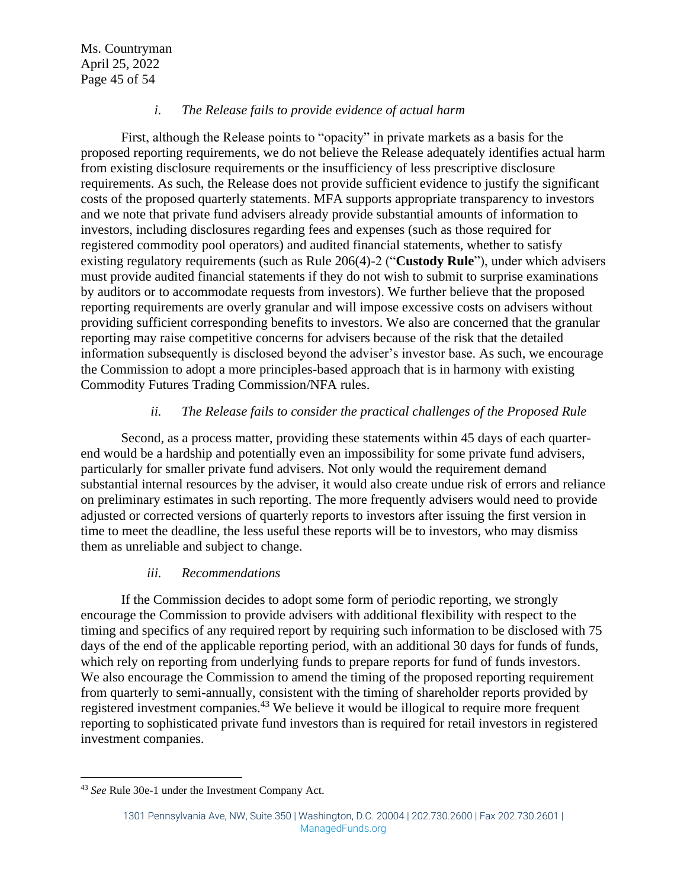#### *i. The Release fails to provide evidence of actual harm*

First, although the Release points to "opacity" in private markets as a basis for the proposed reporting requirements, we do not believe the Release adequately identifies actual harm from existing disclosure requirements or the insufficiency of less prescriptive disclosure requirements. As such, the Release does not provide sufficient evidence to justify the significant costs of the proposed quarterly statements. MFA supports appropriate transparency to investors and we note that private fund advisers already provide substantial amounts of information to investors, including disclosures regarding fees and expenses (such as those required for registered commodity pool operators) and audited financial statements, whether to satisfy existing regulatory requirements (such as Rule 206(4)-2 ("**Custody Rule**"), under which advisers must provide audited financial statements if they do not wish to submit to surprise examinations by auditors or to accommodate requests from investors). We further believe that the proposed reporting requirements are overly granular and will impose excessive costs on advisers without providing sufficient corresponding benefits to investors. We also are concerned that the granular reporting may raise competitive concerns for advisers because of the risk that the detailed information subsequently is disclosed beyond the adviser's investor base. As such, we encourage the Commission to adopt a more principles-based approach that is in harmony with existing Commodity Futures Trading Commission/NFA rules.

#### *ii. The Release fails to consider the practical challenges of the Proposed Rule*

Second, as a process matter, providing these statements within 45 days of each quarter-end would be a hardship and potentially even an impossibility for some private fund advisers, particularly for smaller private fund advisers. Not only would the requirement demand substantial internal resources by the adviser, it would also create undue risk of errors and reliance on preliminary estimates in such reporting. The more frequently advisers would need to provide adjusted or corrected versions of quarterly reports to investors after issuing the first version in time to meet the deadline, the less useful these reports will be to investors, who may dismiss them as unreliable and subject to change.

#### *iii. Recommendations*

If the Commission decides to adopt some form of periodic reporting, we strongly encourage the Commission to provide advisers with additional flexibility with respect to the timing and specifics of any required report by requiring such information to be disclosed with 75 days of the end of the applicable reporting period, with an additional 30 days for funds of funds, which rely on reporting from underlying funds to prepare reports for fund of funds investors. We also encourage the Commission to amend the timing of the proposed reporting requirement from quarterly to semi-annually, consistent with the timing of shareholder reports provided by registered investment companies.[43] We believe it would be illogical to require more frequent reporting to sophisticated private fund investors than is required for retail investors in registered investment companies.

---

[43] *See* Rule 30e-1 under the Investment Company Act.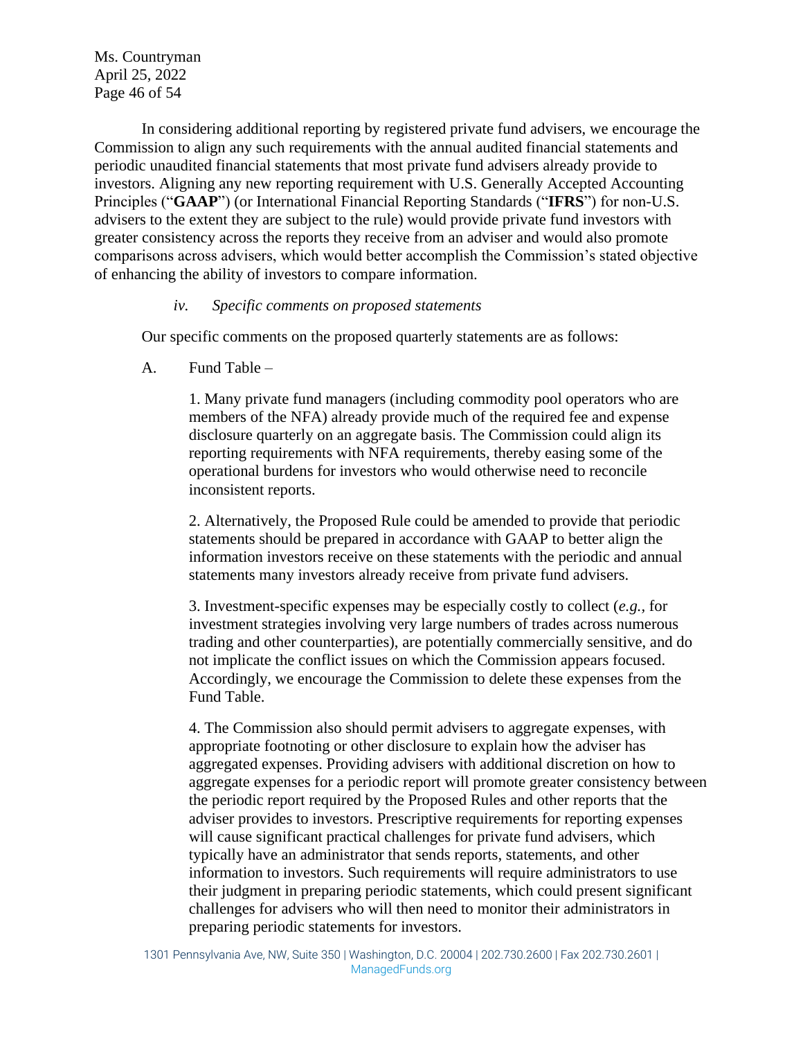In considering additional reporting by registered private fund advisers, we encourage the Commission to align any such requirements with the annual audited financial statements and periodic unaudited financial statements that most private fund advisers already provide to investors. Aligning any new reporting requirement with U.S. Generally Accepted Accounting Principles ("**GAAP**") (or International Financial Reporting Standards ("**IFRS**") for non-U.S. advisers to the extent they are subject to the rule) would provide private fund investors with greater consistency across the reports they receive from an adviser and would also promote comparisons across advisers, which would better accomplish the Commission's stated objective of enhancing the ability of investors to compare information.

*iv. Specific comments on proposed statements*

Our specific comments on the proposed quarterly statements are as follows:

A. Fund Table –

1. Many private fund managers (including commodity pool operators who are members of the NFA) already provide much of the required fee and expense disclosure quarterly on an aggregate basis. The Commission could align its reporting requirements with NFA requirements, thereby easing some of the operational burdens for investors who would otherwise need to reconcile inconsistent reports.

2. Alternatively, the Proposed Rule could be amended to provide that periodic statements should be prepared in accordance with GAAP to better align the information investors receive on these statements with the periodic and annual statements many investors already receive from private fund advisers.

3. Investment-specific expenses may be especially costly to collect (*e.g.*, for investment strategies involving very large numbers of trades across numerous trading and other counterparties), are potentially commercially sensitive, and do not implicate the conflict issues on which the Commission appears focused. Accordingly, we encourage the Commission to delete these expenses from the Fund Table.

4. The Commission also should permit advisers to aggregate expenses, with appropriate footnoting or other disclosure to explain how the adviser has aggregated expenses. Providing advisers with additional discretion on how to aggregate expenses for a periodic report will promote greater consistency between the periodic report required by the Proposed Rules and other reports that the adviser provides to investors. Prescriptive requirements for reporting expenses will cause significant practical challenges for private fund advisers, which typically have an administrator that sends reports, statements, and other information to investors. Such requirements will require administrators to use their judgment in preparing periodic statements, which could present significant challenges for advisers who will then need to monitor their administrators in preparing periodic statements for investors.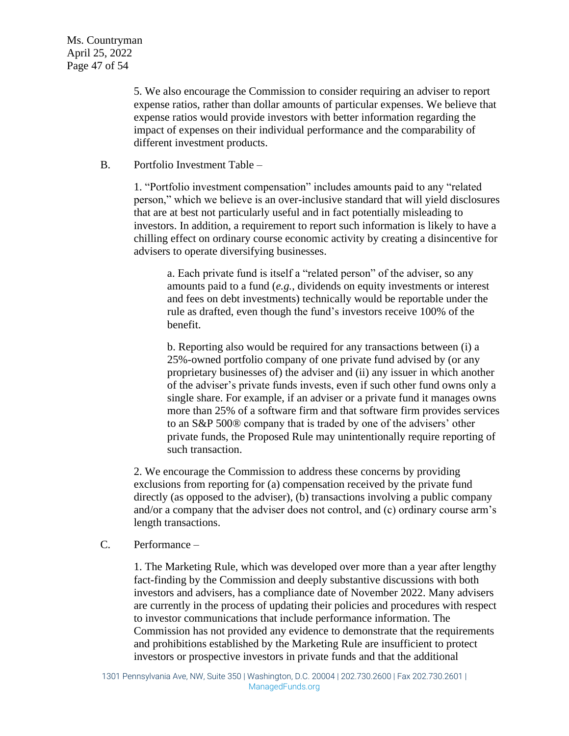5. We also encourage the Commission to consider requiring an adviser to report expense ratios, rather than dollar amounts of particular expenses. We believe that expense ratios would provide investors with better information regarding the impact of expenses on their individual performance and the comparability of different investment products.

B. Portfolio Investment Table –

1. "Portfolio investment compensation" includes amounts paid to any "related person," which we believe is an over-inclusive standard that will yield disclosures that are at best not particularly useful and in fact potentially misleading to investors. In addition, a requirement to report such information is likely to have a chilling effect on ordinary course economic activity by creating a disincentive for advisers to operate diversifying businesses.

a. Each private fund is itself a "related person" of the adviser, so any amounts paid to a fund (*e.g.*, dividends on equity investments or interest and fees on debt investments) technically would be reportable under the rule as drafted, even though the fund's investors receive 100% of the benefit.

b. Reporting also would be required for any transactions between (i) a 25%-owned portfolio company of one private fund advised by (or any proprietary businesses of) the adviser and (ii) any issuer in which another of the adviser's private funds invests, even if such other fund owns only a single share. For example, if an adviser or a private fund it manages owns more than 25% of a software firm and that software firm provides services to an S&P 500® company that is traded by one of the advisers' other private funds, the Proposed Rule may unintentionally require reporting of such transaction.

2. We encourage the Commission to address these concerns by providing exclusions from reporting for (a) compensation received by the private fund directly (as opposed to the adviser), (b) transactions involving a public company and/or a company that the adviser does not control, and (c) ordinary course arm's length transactions.

C. Performance –

1. The Marketing Rule, which was developed over more than a year after lengthy fact-finding by the Commission and deeply substantive discussions with both investors and advisers, has a compliance date of November 2022. Many advisers are currently in the process of updating their policies and procedures with respect to investor communications that include performance information. The Commission has not provided any evidence to demonstrate that the requirements and prohibitions established by the Marketing Rule are insufficient to protect investors or prospective investors in private funds and that the additional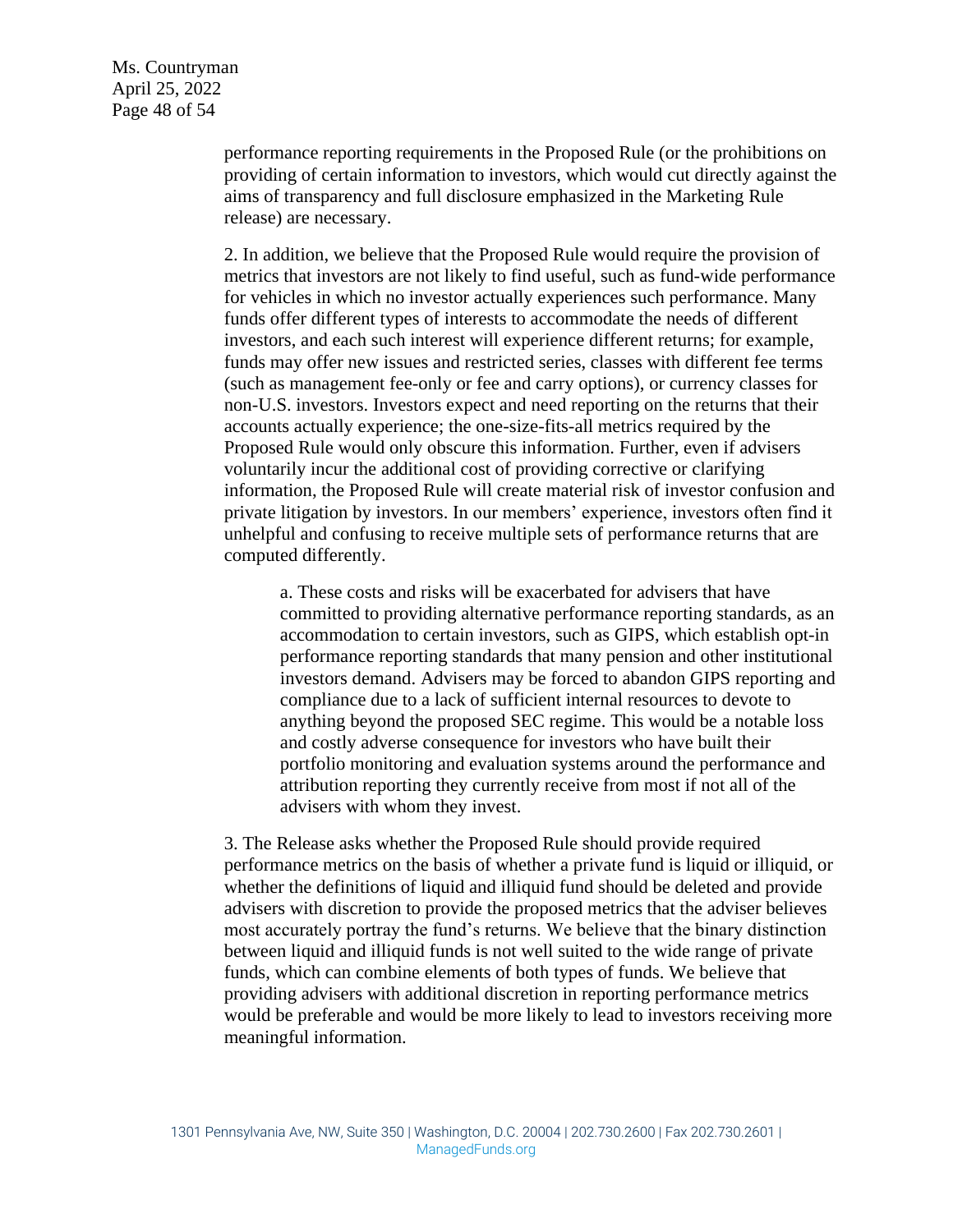performance reporting requirements in the Proposed Rule (or the prohibitions on providing of certain information to investors, which would cut directly against the aims of transparency and full disclosure emphasized in the Marketing Rule release) are necessary.

2. In addition, we believe that the Proposed Rule would require the provision of metrics that investors are not likely to find useful, such as fund-wide performance for vehicles in which no investor actually experiences such performance. Many funds offer different types of interests to accommodate the needs of different investors, and each such interest will experience different returns; for example, funds may offer new issues and restricted series, classes with different fee terms (such as management fee-only or fee and carry options), or currency classes for non-U.S. investors. Investors expect and need reporting on the returns that their accounts actually experience; the one-size-fits-all metrics required by the Proposed Rule would only obscure this information. Further, even if advisers voluntarily incur the additional cost of providing corrective or clarifying information, the Proposed Rule will create material risk of investor confusion and private litigation by investors. In our members' experience, investors often find it unhelpful and confusing to receive multiple sets of performance returns that are computed differently.

a. These costs and risks will be exacerbated for advisers that have committed to providing alternative performance reporting standards, as an accommodation to certain investors, such as GIPS, which establish opt-in performance reporting standards that many pension and other institutional investors demand. Advisers may be forced to abandon GIPS reporting and compliance due to a lack of sufficient internal resources to devote to anything beyond the proposed SEC regime. This would be a notable loss and costly adverse consequence for investors who have built their portfolio monitoring and evaluation systems around the performance and attribution reporting they currently receive from most if not all of the advisers with whom they invest.

3. The Release asks whether the Proposed Rule should provide required performance metrics on the basis of whether a private fund is liquid or illiquid, or whether the definitions of liquid and illiquid fund should be deleted and provide advisers with discretion to provide the proposed metrics that the adviser believes most accurately portray the fund's returns. We believe that the binary distinction between liquid and illiquid funds is not well suited to the wide range of private funds, which can combine elements of both types of funds. We believe that providing advisers with additional discretion in reporting performance metrics would be preferable and would be more likely to lead to investors receiving more meaningful information.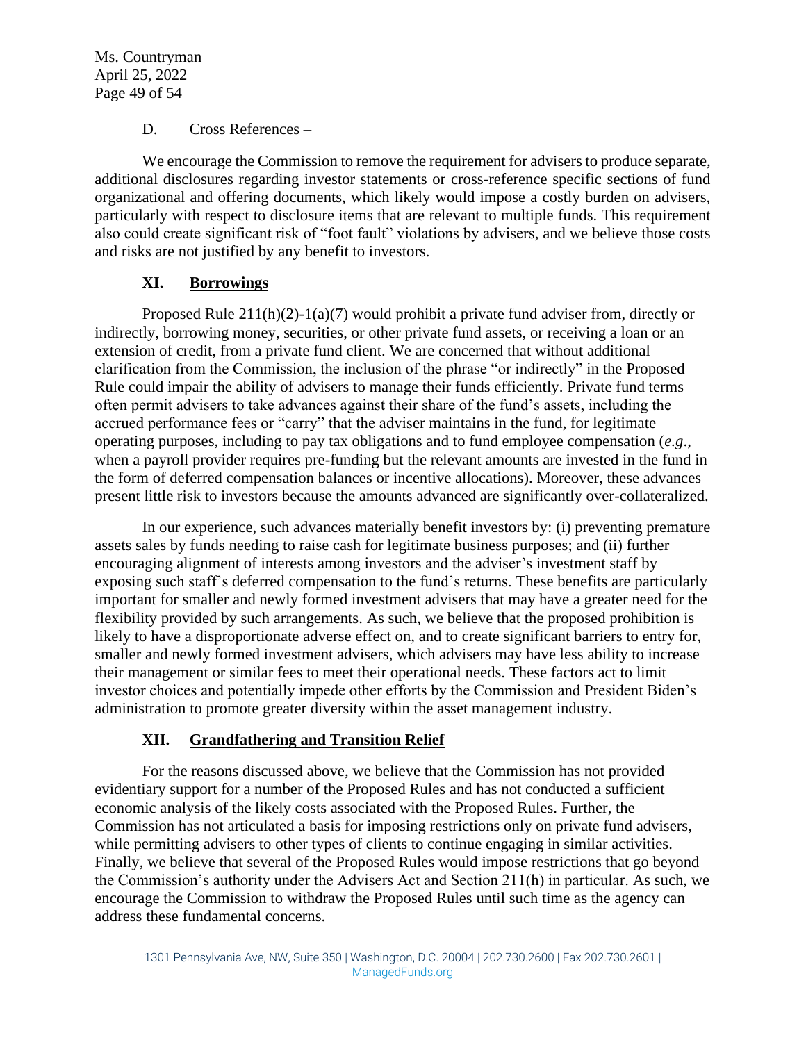D. Cross References –

We encourage the Commission to remove the requirement for advisers to produce separate, additional disclosures regarding investor statements or cross-reference specific sections of fund organizational and offering documents, which likely would impose a costly burden on advisers, particularly with respect to disclosure items that are relevant to multiple funds. This requirement also could create significant risk of "foot fault" violations by advisers, and we believe those costs and risks are not justified by any benefit to investors.

## XI. Borrowings

Proposed Rule 211(h)(2)-1(a)(7) would prohibit a private fund adviser from, directly or indirectly, borrowing money, securities, or other private fund assets, or receiving a loan or an extension of credit, from a private fund client. We are concerned that without additional clarification from the Commission, the inclusion of the phrase "or indirectly" in the Proposed Rule could impair the ability of advisers to manage their funds efficiently. Private fund terms often permit advisers to take advances against their share of the fund's assets, including the accrued performance fees or "carry" that the adviser maintains in the fund, for legitimate operating purposes, including to pay tax obligations and to fund employee compensation (*e.g*., when a payroll provider requires pre-funding but the relevant amounts are invested in the fund in the form of deferred compensation balances or incentive allocations). Moreover, these advances present little risk to investors because the amounts advanced are significantly over-collateralized.

In our experience, such advances materially benefit investors by: (i) preventing premature assets sales by funds needing to raise cash for legitimate business purposes; and (ii) further encouraging alignment of interests among investors and the adviser's investment staff by exposing such staff's deferred compensation to the fund's returns. These benefits are particularly important for smaller and newly formed investment advisers that may have a greater need for the flexibility provided by such arrangements. As such, we believe that the proposed prohibition is likely to have a disproportionate adverse effect on, and to create significant barriers to entry for, smaller and newly formed investment advisers, which advisers may have less ability to increase their management or similar fees to meet their operational needs. These factors act to limit investor choices and potentially impede other efforts by the Commission and President Biden's administration to promote greater diversity within the asset management industry.

## XII. Grandfathering and Transition Relief

For the reasons discussed above, we believe that the Commission has not provided evidentiary support for a number of the Proposed Rules and has not conducted a sufficient economic analysis of the likely costs associated with the Proposed Rules. Further, the Commission has not articulated a basis for imposing restrictions only on private fund advisers, while permitting advisers to other types of clients to continue engaging in similar activities. Finally, we believe that several of the Proposed Rules would impose restrictions that go beyond the Commission's authority under the Advisers Act and Section 211(h) in particular. As such, we encourage the Commission to withdraw the Proposed Rules until such time as the agency can address these fundamental concerns.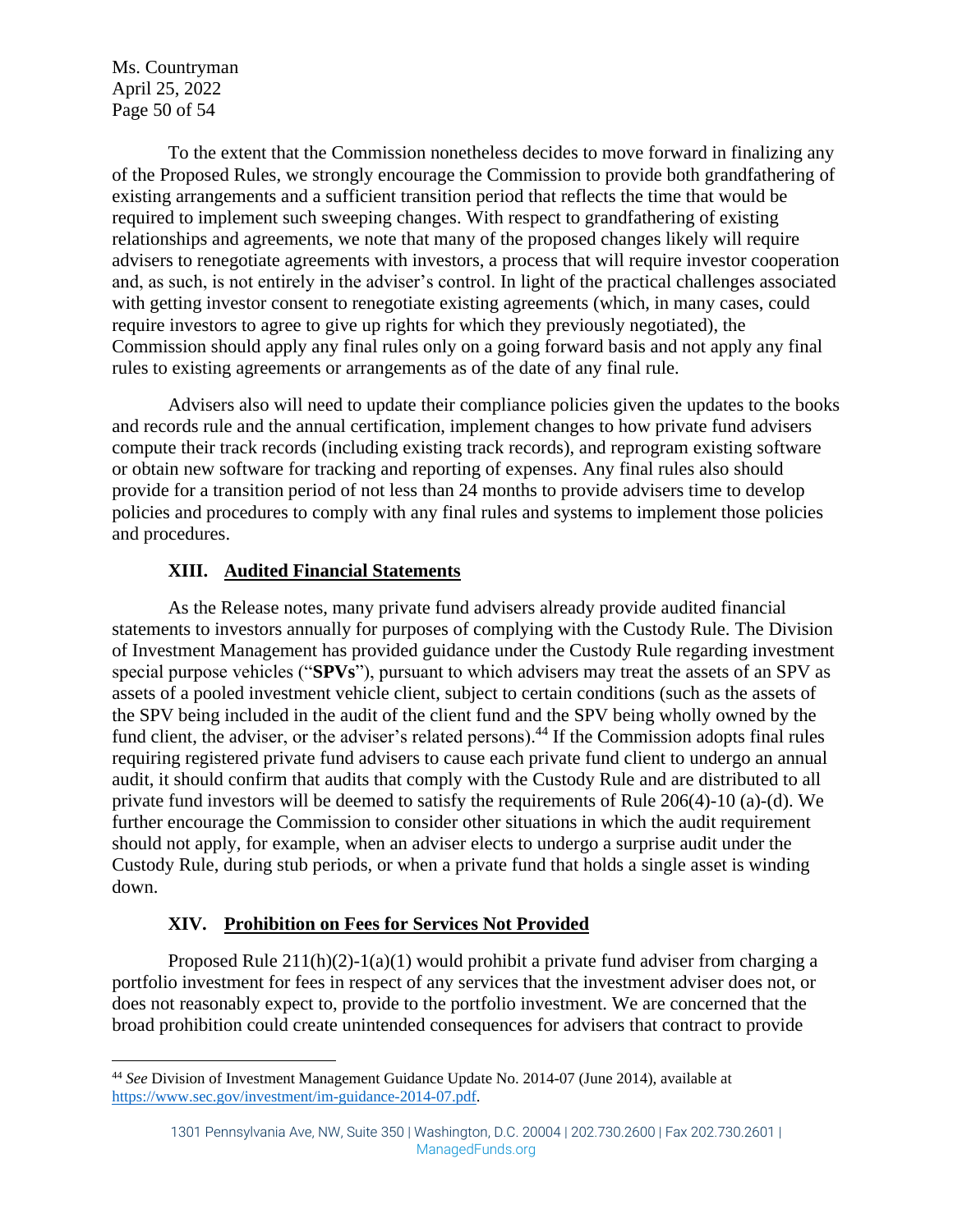To the extent that the Commission nonetheless decides to move forward in finalizing any of the Proposed Rules, we strongly encourage the Commission to provide both grandfathering of existing arrangements and a sufficient transition period that reflects the time that would be required to implement such sweeping changes. With respect to grandfathering of existing relationships and agreements, we note that many of the proposed changes likely will require advisers to renegotiate agreements with investors, a process that will require investor cooperation and, as such, is not entirely in the adviser's control. In light of the practical challenges associated with getting investor consent to renegotiate existing agreements (which, in many cases, could require investors to agree to give up rights for which they previously negotiated), the Commission should apply any final rules only on a going forward basis and not apply any final rules to existing agreements or arrangements as of the date of any final rule.

Advisers also will need to update their compliance policies given the updates to the books and records rule and the annual certification, implement changes to how private fund advisers compute their track records (including existing track records), and reprogram existing software or obtain new software for tracking and reporting of expenses. Any final rules also should provide for a transition period of not less than 24 months to provide advisers time to develop policies and procedures to comply with any final rules and systems to implement those policies and procedures.

## XIII. Audited Financial Statements

As the Release notes, many private fund advisers already provide audited financial statements to investors annually for purposes of complying with the Custody Rule. The Division of Investment Management has provided guidance under the Custody Rule regarding investment special purpose vehicles ("**SPVs**"), pursuant to which advisers may treat the assets of an SPV as assets of a pooled investment vehicle client, subject to certain conditions (such as the assets of the SPV being included in the audit of the client fund and the SPV being wholly owned by the fund client, the adviser, or the adviser's related persons).[44] If the Commission adopts final rules requiring registered private fund advisers to cause each private fund client to undergo an annual audit, it should confirm that audits that comply with the Custody Rule and are distributed to all private fund investors will be deemed to satisfy the requirements of Rule 206(4)-10 (a)-(d). We further encourage the Commission to consider other situations in which the audit requirement should not apply, for example, when an adviser elects to undergo a surprise audit under the Custody Rule, during stub periods, or when a private fund that holds a single asset is winding down.

## XIV. Prohibition on Fees for Services Not Provided

Proposed Rule 211(h)(2)-1(a)(1) would prohibit a private fund adviser from charging a portfolio investment for fees in respect of any services that the investment adviser does not, or does not reasonably expect to, provide to the portfolio investment. We are concerned that the broad prohibition could create unintended consequences for advisers that contract to provide

---

[44] *See* Division of Investment Management Guidance Update No. 2014-07 (June 2014), available at https://www.sec.gov/investment/im-guidance-2014-07.pdf.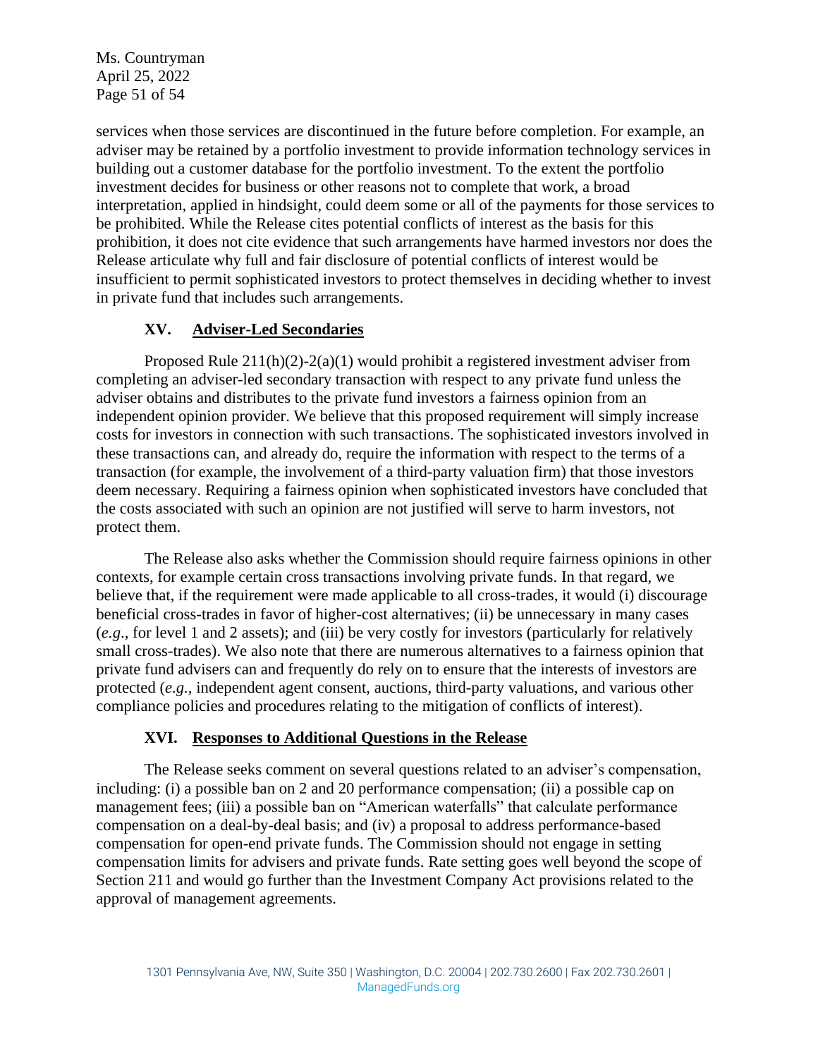services when those services are discontinued in the future before completion. For example, an adviser may be retained by a portfolio investment to provide information technology services in building out a customer database for the portfolio investment. To the extent the portfolio investment decides for business or other reasons not to complete that work, a broad interpretation, applied in hindsight, could deem some or all of the payments for those services to be prohibited. While the Release cites potential conflicts of interest as the basis for this prohibition, it does not cite evidence that such arrangements have harmed investors nor does the Release articulate why full and fair disclosure of potential conflicts of interest would be insufficient to permit sophisticated investors to protect themselves in deciding whether to invest in private fund that includes such arrangements.

## XV. Adviser-Led Secondaries

Proposed Rule 211(h)(2)-2(a)(1) would prohibit a registered investment adviser from completing an adviser-led secondary transaction with respect to any private fund unless the adviser obtains and distributes to the private fund investors a fairness opinion from an independent opinion provider. We believe that this proposed requirement will simply increase costs for investors in connection with such transactions. The sophisticated investors involved in these transactions can, and already do, require the information with respect to the terms of a transaction (for example, the involvement of a third-party valuation firm) that those investors deem necessary. Requiring a fairness opinion when sophisticated investors have concluded that the costs associated with such an opinion are not justified will serve to harm investors, not protect them.

The Release also asks whether the Commission should require fairness opinions in other contexts, for example certain cross transactions involving private funds. In that regard, we believe that, if the requirement were made applicable to all cross-trades, it would (i) discourage beneficial cross-trades in favor of higher-cost alternatives; (ii) be unnecessary in many cases (*e.g*., for level 1 and 2 assets); and (iii) be very costly for investors (particularly for relatively small cross-trades). We also note that there are numerous alternatives to a fairness opinion that private fund advisers can and frequently do rely on to ensure that the interests of investors are protected (*e.g.*, independent agent consent, auctions, third-party valuations, and various other compliance policies and procedures relating to the mitigation of conflicts of interest).

## XVI. Responses to Additional Questions in the Release

The Release seeks comment on several questions related to an adviser's compensation, including: (i) a possible ban on 2 and 20 performance compensation; (ii) a possible cap on management fees; (iii) a possible ban on "American waterfalls" that calculate performance compensation on a deal-by-deal basis; and (iv) a proposal to address performance-based compensation for open-end private funds. The Commission should not engage in setting compensation limits for advisers and private funds. Rate setting goes well beyond the scope of Section 211 and would go further than the Investment Company Act provisions related to the approval of management agreements.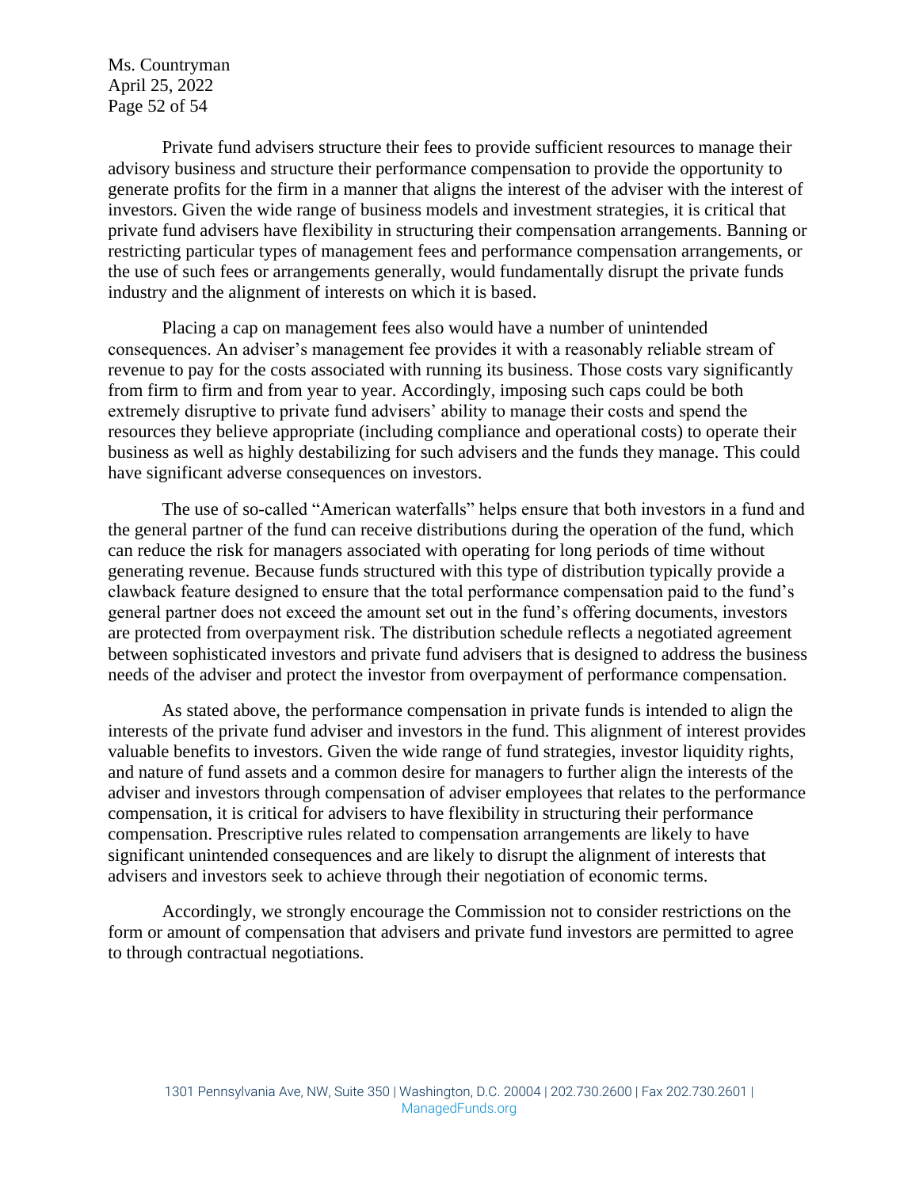Private fund advisers structure their fees to provide sufficient resources to manage their advisory business and structure their performance compensation to provide the opportunity to generate profits for the firm in a manner that aligns the interest of the adviser with the interest of investors. Given the wide range of business models and investment strategies, it is critical that private fund advisers have flexibility in structuring their compensation arrangements. Banning or restricting particular types of management fees and performance compensation arrangements, or the use of such fees or arrangements generally, would fundamentally disrupt the private funds industry and the alignment of interests on which it is based.

Placing a cap on management fees also would have a number of unintended consequences. An adviser's management fee provides it with a reasonably reliable stream of revenue to pay for the costs associated with running its business. Those costs vary significantly from firm to firm and from year to year. Accordingly, imposing such caps could be both extremely disruptive to private fund advisers' ability to manage their costs and spend the resources they believe appropriate (including compliance and operational costs) to operate their business as well as highly destabilizing for such advisers and the funds they manage. This could have significant adverse consequences on investors.

The use of so-called "American waterfalls" helps ensure that both investors in a fund and the general partner of the fund can receive distributions during the operation of the fund, which can reduce the risk for managers associated with operating for long periods of time without generating revenue. Because funds structured with this type of distribution typically provide a clawback feature designed to ensure that the total performance compensation paid to the fund's general partner does not exceed the amount set out in the fund's offering documents, investors are protected from overpayment risk. The distribution schedule reflects a negotiated agreement between sophisticated investors and private fund advisers that is designed to address the business needs of the adviser and protect the investor from overpayment of performance compensation.

As stated above, the performance compensation in private funds is intended to align the interests of the private fund adviser and investors in the fund. This alignment of interest provides valuable benefits to investors. Given the wide range of fund strategies, investor liquidity rights, and nature of fund assets and a common desire for managers to further align the interests of the adviser and investors through compensation of adviser employees that relates to the performance compensation, it is critical for advisers to have flexibility in structuring their performance compensation. Prescriptive rules related to compensation arrangements are likely to have significant unintended consequences and are likely to disrupt the alignment of interests that advisers and investors seek to achieve through their negotiation of economic terms.

Accordingly, we strongly encourage the Commission not to consider restrictions on the form or amount of compensation that advisers and private fund investors are permitted to agree to through contractual negotiations.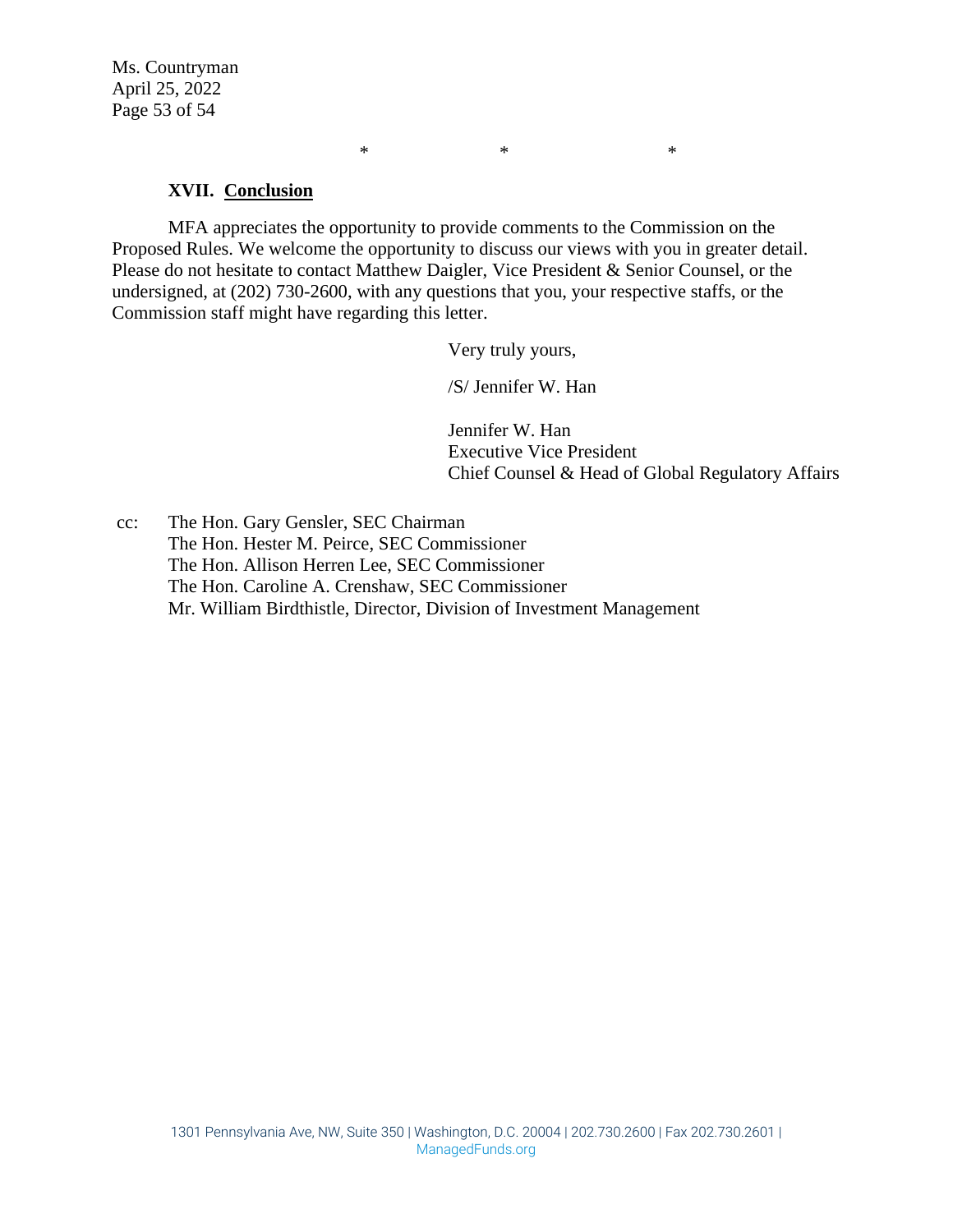\*                    \*                    \*

## XVII. Conclusion

MFA appreciates the opportunity to provide comments to the Commission on the Proposed Rules. We welcome the opportunity to discuss our views with you in greater detail. Please do not hesitate to contact Matthew Daigler, Vice President & Senior Counsel, or the undersigned, at (202) 730-2600, with any questions that you, your respective staffs, or the Commission staff might have regarding this letter.

Very truly yours,

/S/ Jennifer W. Han

Jennifer W. Han
Executive Vice President
Chief Counsel & Head of Global Regulatory Affairs

cc: The Hon. Gary Gensler, SEC Chairman
The Hon. Hester M. Peirce, SEC Commissioner
The Hon. Allison Herren Lee, SEC Commissioner
The Hon. Caroline A. Crenshaw, SEC Commissioner
Mr. William Birdthistle, Director, Division of Investment Management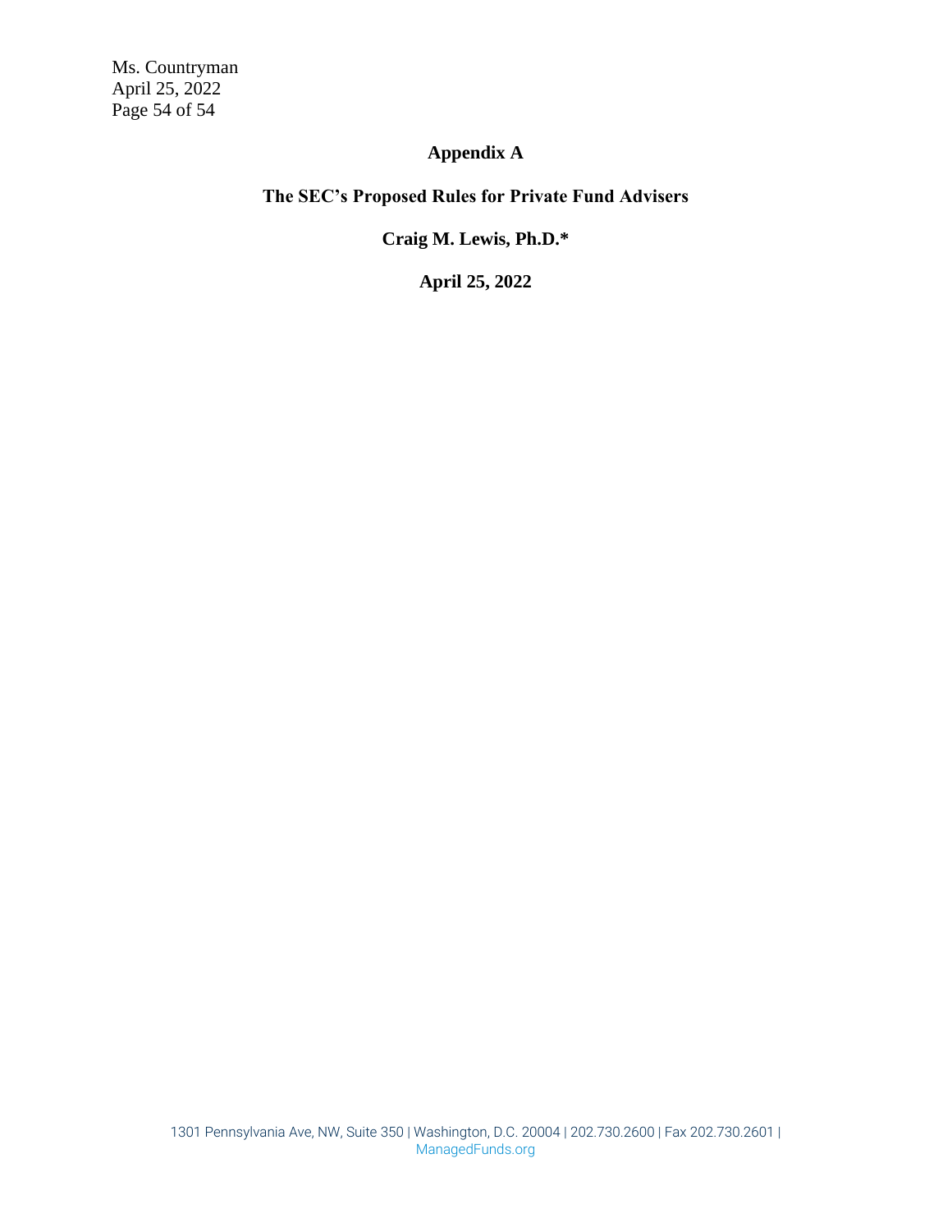# Appendix A

## The SEC's Proposed Rules for Private Fund Advisers

**Craig M. Lewis, Ph.D.***

**April 25, 2022**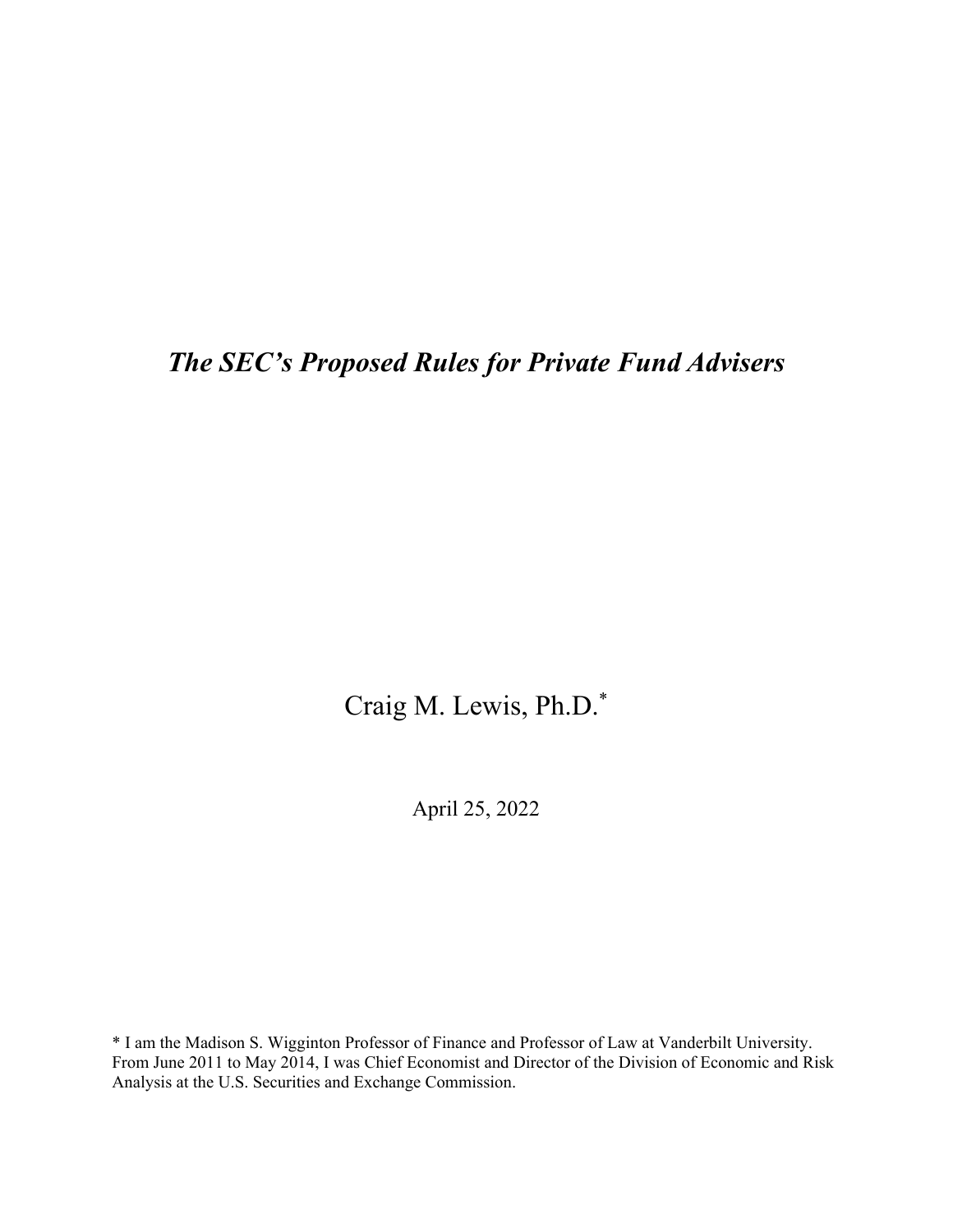# *The SEC's Proposed Rules for Private Fund Advisers*

Craig M. Lewis, Ph.D.[*]

April 25, 2022

[*] I am the Madison S. Wigginton Professor of Finance and Professor of Law at Vanderbilt University. From June 2011 to May 2014, I was Chief Economist and Director of the Division of Economic and Risk Analysis at the U.S. Securities and Exchange Commission.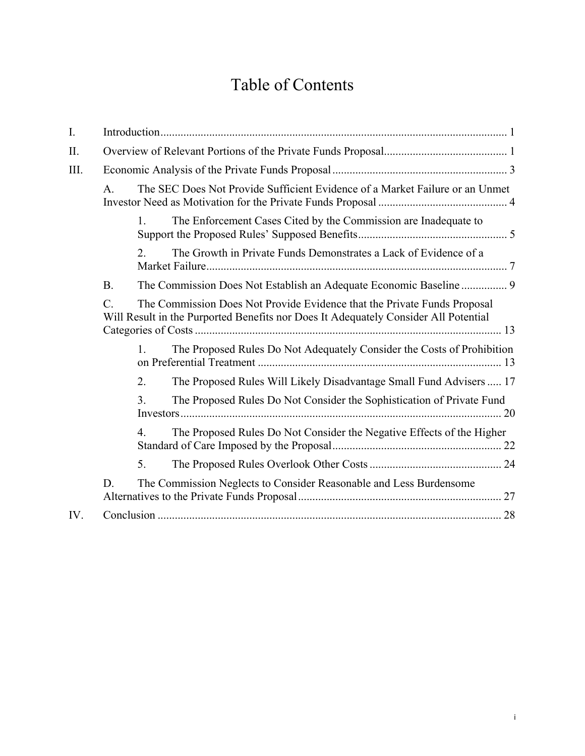# Table of Contents

I. Introduction ..... 1

II. Overview of Relevant Portions of the Private Funds Proposal ..... 1

III. Economic Analysis of the Private Funds Proposal ..... 3

- A. The SEC Does Not Provide Sufficient Evidence of a Market Failure or an Unmet Investor Need as Motivation for the Private Funds Proposal ..... 4
  - 1. The Enforcement Cases Cited by the Commission are Inadequate to Support the Proposed Rules' Supposed Benefits ..... 5
  - 2. The Growth in Private Funds Demonstrates a Lack of Evidence of a Market Failure ..... 7
- B. The Commission Does Not Establish an Adequate Economic Baseline ..... 9
- C. The Commission Does Not Provide Evidence that the Private Funds Proposal Will Result in the Purported Benefits nor Does It Adequately Consider All Potential Categories of Costs ..... 13
  - 1. The Proposed Rules Do Not Adequately Consider the Costs of Prohibition on Preferential Treatment ..... 13
  - 2. The Proposed Rules Will Likely Disadvantage Small Fund Advisers ..... 17
  - 3. The Proposed Rules Do Not Consider the Sophistication of Private Fund Investors ..... 20
  - 4. The Proposed Rules Do Not Consider the Negative Effects of the Higher Standard of Care Imposed by the Proposal ..... 22
  - 5. The Proposed Rules Overlook Other Costs ..... 24
- D. The Commission Neglects to Consider Reasonable and Less Burdensome Alternatives to the Private Funds Proposal ..... 27

IV. Conclusion ..... 28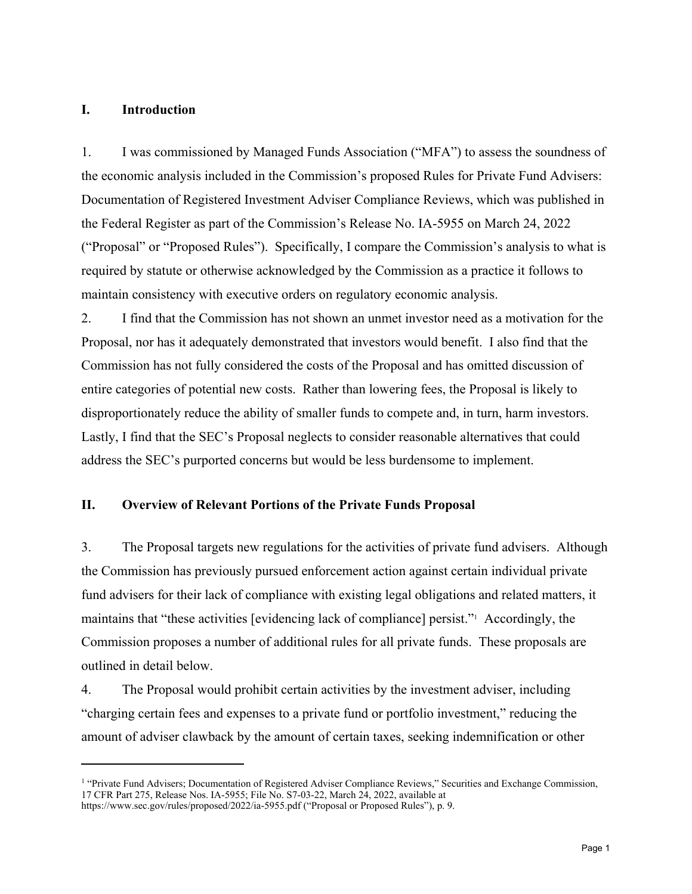## I. Introduction

1. I was commissioned by Managed Funds Association ("MFA") to assess the soundness of the economic analysis included in the Commission's proposed Rules for Private Fund Advisers: Documentation of Registered Investment Adviser Compliance Reviews, which was published in the Federal Register as part of the Commission's Release No. IA-5955 on March 24, 2022 ("Proposal" or "Proposed Rules"). Specifically, I compare the Commission's analysis to what is required by statute or otherwise acknowledged by the Commission as a practice it follows to maintain consistency with executive orders on regulatory economic analysis.

2. I find that the Commission has not shown an unmet investor need as a motivation for the Proposal, nor has it adequately demonstrated that investors would benefit. I also find that the Commission has not fully considered the costs of the Proposal and has omitted discussion of entire categories of potential new costs. Rather than lowering fees, the Proposal is likely to disproportionately reduce the ability of smaller funds to compete and, in turn, harm investors. Lastly, I find that the SEC's Proposal neglects to consider reasonable alternatives that could address the SEC's purported concerns but would be less burdensome to implement.

## II. Overview of Relevant Portions of the Private Funds Proposal

3. The Proposal targets new regulations for the activities of private fund advisers. Although the Commission has previously pursued enforcement action against certain individual private fund advisers for their lack of compliance with existing legal obligations and related matters, it maintains that "these activities [evidencing lack of compliance] persist."[1] Accordingly, the Commission proposes a number of additional rules for all private funds. These proposals are outlined in detail below.

4. The Proposal would prohibit certain activities by the investment adviser, including "charging certain fees and expenses to a private fund or portfolio investment," reducing the amount of adviser clawback by the amount of certain taxes, seeking indemnification or other

---

[1] "Private Fund Advisers; Documentation of Registered Adviser Compliance Reviews," Securities and Exchange Commission, 17 CFR Part 275, Release Nos. IA-5955; File No. S7-03-22, March 24, 2022, available at https://www.sec.gov/rules/proposed/2022/ia-5955.pdf ("Proposal or Proposed Rules"), p. 9.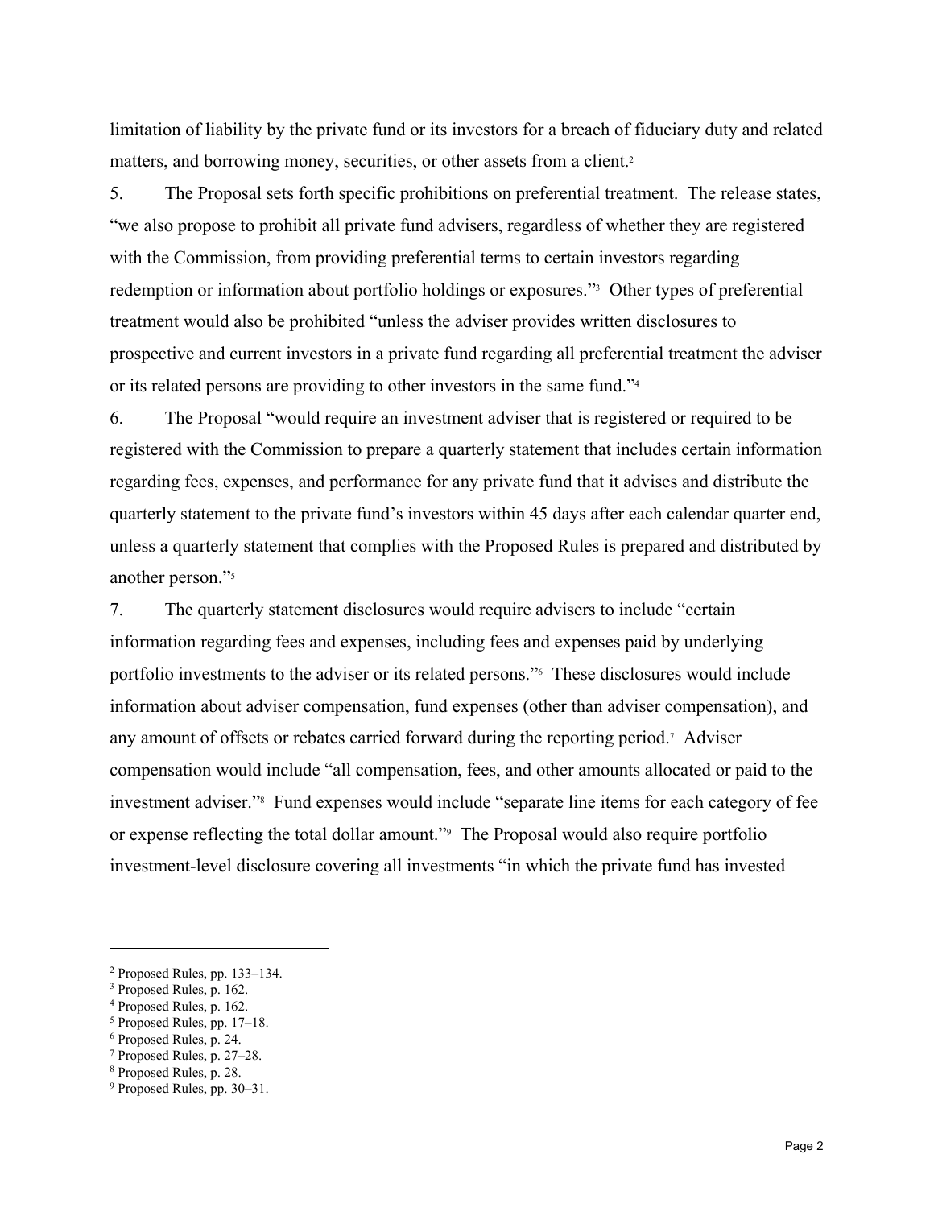limitation of liability by the private fund or its investors for a breach of fiduciary duty and related matters, and borrowing money, securities, or other assets from a client.[2]

5. The Proposal sets forth specific prohibitions on preferential treatment. The release states, "we also propose to prohibit all private fund advisers, regardless of whether they are registered with the Commission, from providing preferential terms to certain investors regarding redemption or information about portfolio holdings or exposures."[3] Other types of preferential treatment would also be prohibited "unless the adviser provides written disclosures to prospective and current investors in a private fund regarding all preferential treatment the adviser or its related persons are providing to other investors in the same fund."[4]

6. The Proposal "would require an investment adviser that is registered or required to be registered with the Commission to prepare a quarterly statement that includes certain information regarding fees, expenses, and performance for any private fund that it advises and distribute the quarterly statement to the private fund's investors within 45 days after each calendar quarter end, unless a quarterly statement that complies with the Proposed Rules is prepared and distributed by another person."[5]

7. The quarterly statement disclosures would require advisers to include "certain information regarding fees and expenses, including fees and expenses paid by underlying portfolio investments to the adviser or its related persons."[6] These disclosures would include information about adviser compensation, fund expenses (other than adviser compensation), and any amount of offsets or rebates carried forward during the reporting period.[7] Adviser compensation would include "all compensation, fees, and other amounts allocated or paid to the investment adviser."[8] Fund expenses would include "separate line items for each category of fee or expense reflecting the total dollar amount."[9] The Proposal would also require portfolio investment-level disclosure covering all investments "in which the private fund has invested

---

[2] Proposed Rules, pp. 133–134.

[3] Proposed Rules, p. 162.

[4] Proposed Rules, p. 162.

[5] Proposed Rules, pp. 17–18.

[6] Proposed Rules, p. 24.

[7] Proposed Rules, p. 27–28.

[8] Proposed Rules, p. 28.

[9] Proposed Rules, pp. 30–31.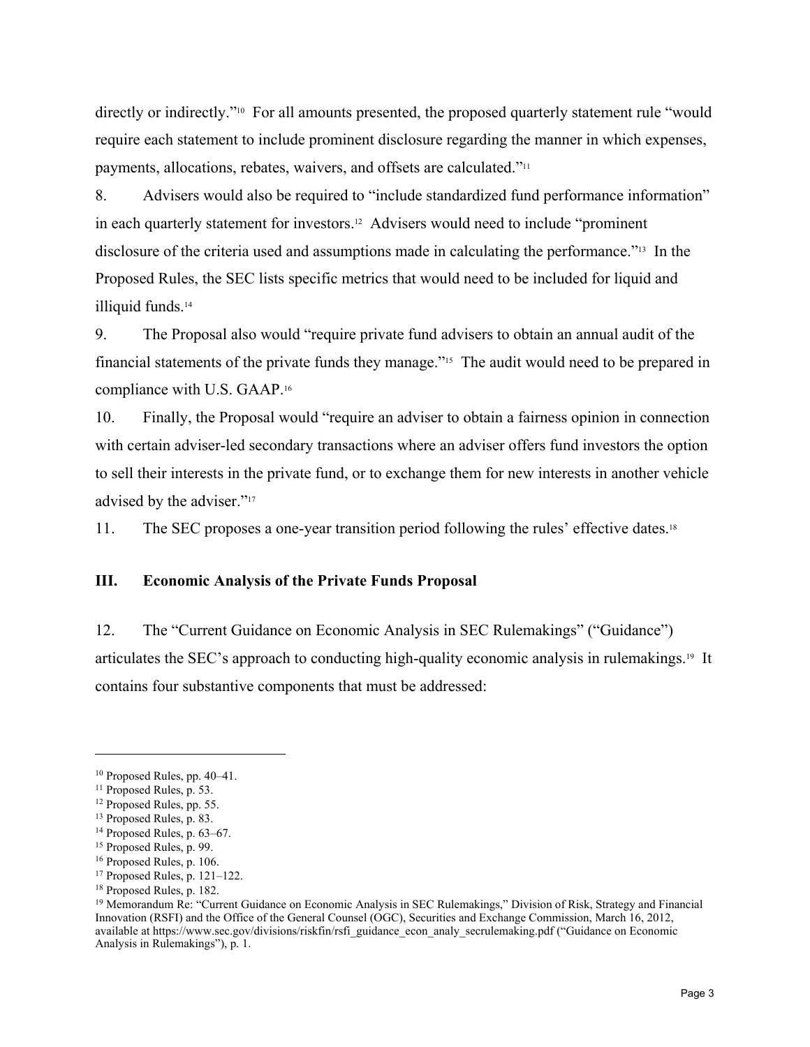directly or indirectly."[10] For all amounts presented, the proposed quarterly statement rule "would require each statement to include prominent disclosure regarding the manner in which expenses, payments, allocations, rebates, waivers, and offsets are calculated."[11]

8. Advisers would also be required to "include standardized fund performance information" in each quarterly statement for investors.[12] Advisers would need to include "prominent disclosure of the criteria used and assumptions made in calculating the performance."[13] In the Proposed Rules, the SEC lists specific metrics that would need to be included for liquid and illiquid funds.[14]

9. The Proposal also would "require private fund advisers to obtain an annual audit of the financial statements of the private funds they manage."[15] The audit would need to be prepared in compliance with U.S. GAAP.[16]

10. Finally, the Proposal would "require an adviser to obtain a fairness opinion in connection with certain adviser-led secondary transactions where an adviser offers fund investors the option to sell their interests in the private fund, or to exchange them for new interests in another vehicle advised by the adviser."[17]

11. The SEC proposes a one-year transition period following the rules' effective dates.[18]

## III. Economic Analysis of the Private Funds Proposal

12. The "Current Guidance on Economic Analysis in SEC Rulemakings" ("Guidance") articulates the SEC's approach to conducting high-quality economic analysis in rulemakings.[19] It contains four substantive components that must be addressed:

---

[10] Proposed Rules, pp. 40–41.

[11] Proposed Rules, p. 53.

[12] Proposed Rules, pp. 55.

[13] Proposed Rules, p. 83.

[14] Proposed Rules, p. 63–67.

[15] Proposed Rules, p. 99.

[16] Proposed Rules, p. 106.

[17] Proposed Rules, p. 121–122.

[18] Proposed Rules, p. 182.

[19] Memorandum Re: "Current Guidance on Economic Analysis in SEC Rulemakings," Division of Risk, Strategy and Financial Innovation (RSFI) and the Office of the General Counsel (OGC), Securities and Exchange Commission, March 16, 2012, available at https://www.sec.gov/divisions/riskfin/rsfi_guidance_econ_analy_secrulemaking.pdf ("Guidance on Economic Analysis in Rulemakings"), p. 1.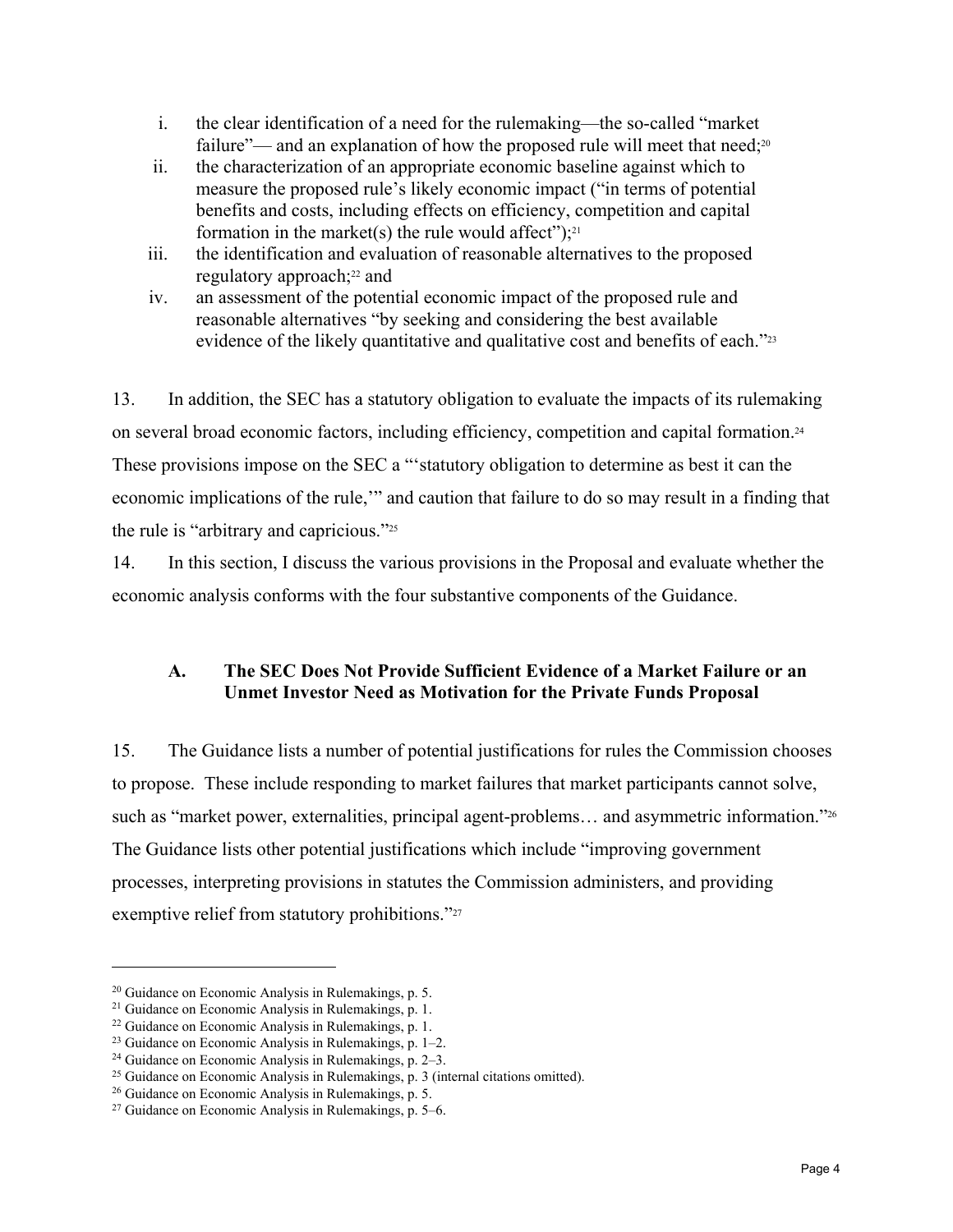i. the clear identification of a need for the rulemaking—the so-called "market failure"— and an explanation of how the proposed rule will meet that need;[20]
ii. the characterization of an appropriate economic baseline against which to measure the proposed rule's likely economic impact ("in terms of potential benefits and costs, including effects on efficiency, competition and capital formation in the market(s) the rule would affect");[21]
iii. the identification and evaluation of reasonable alternatives to the proposed regulatory approach;[22] and
iv. an assessment of the potential economic impact of the proposed rule and reasonable alternatives "by seeking and considering the best available evidence of the likely quantitative and qualitative cost and benefits of each."[23]

13. In addition, the SEC has a statutory obligation to evaluate the impacts of its rulemaking on several broad economic factors, including efficiency, competition and capital formation.[24] These provisions impose on the SEC a "'statutory obligation to determine as best it can the economic implications of the rule,'" and caution that failure to do so may result in a finding that the rule is "arbitrary and capricious."[25]

14. In this section, I discuss the various provisions in the Proposal and evaluate whether the economic analysis conforms with the four substantive components of the Guidance.

### A. The SEC Does Not Provide Sufficient Evidence of a Market Failure or an Unmet Investor Need as Motivation for the Private Funds Proposal

15. The Guidance lists a number of potential justifications for rules the Commission chooses to propose. These include responding to market failures that market participants cannot solve, such as "market power, externalities, principal agent-problems… and asymmetric information."[26] The Guidance lists other potential justifications which include "improving government processes, interpreting provisions in statutes the Commission administers, and providing exemptive relief from statutory prohibitions."[27]

---

[20] Guidance on Economic Analysis in Rulemakings, p. 5.
[21] Guidance on Economic Analysis in Rulemakings, p. 1.
[22] Guidance on Economic Analysis in Rulemakings, p. 1.
[23] Guidance on Economic Analysis in Rulemakings, p. 1–2.
[24] Guidance on Economic Analysis in Rulemakings, p. 2–3.
[25] Guidance on Economic Analysis in Rulemakings, p. 3 (internal citations omitted).
[26] Guidance on Economic Analysis in Rulemakings, p. 5.
[27] Guidance on Economic Analysis in Rulemakings, p. 5–6.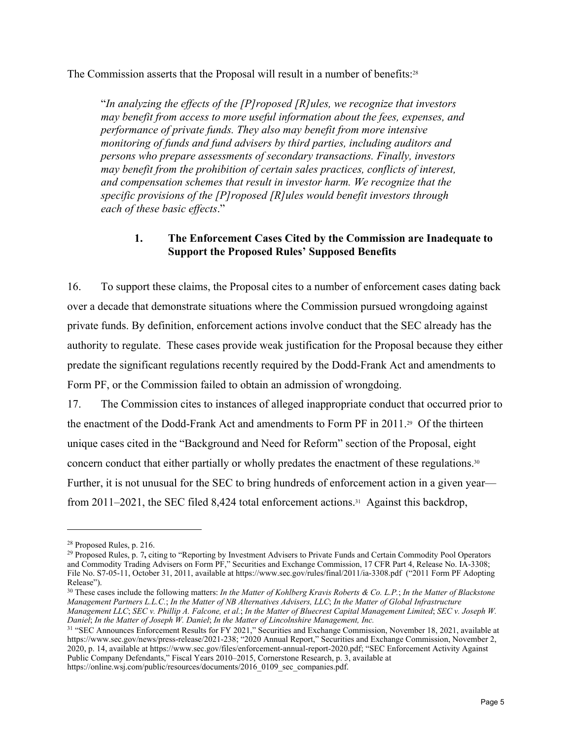The Commission asserts that the Proposal will result in a number of benefits:[28]

> "*In analyzing the effects of the [P]roposed [R]ules, we recognize that investors may benefit from access to more useful information about the fees, expenses, and performance of private funds. They also may benefit from more intensive monitoring of funds and fund advisers by third parties, including auditors and persons who prepare assessments of secondary transactions. Finally, investors may benefit from the prohibition of certain sales practices, conflicts of interest, and compensation schemes that result in investor harm. We recognize that the specific provisions of the [P]roposed [R]ules would benefit investors through each of these basic effects*."

### 1. The Enforcement Cases Cited by the Commission are Inadequate to Support the Proposed Rules' Supposed Benefits

16. To support these claims, the Proposal cites to a number of enforcement cases dating back over a decade that demonstrate situations where the Commission pursued wrongdoing against private funds. By definition, enforcement actions involve conduct that the SEC already has the authority to regulate. These cases provide weak justification for the Proposal because they either predate the significant regulations recently required by the Dodd-Frank Act and amendments to Form PF, or the Commission failed to obtain an admission of wrongdoing.

17. The Commission cites to instances of alleged inappropriate conduct that occurred prior to the enactment of the Dodd-Frank Act and amendments to Form PF in 2011.[29] Of the thirteen unique cases cited in the "Background and Need for Reform" section of the Proposal, eight concern conduct that either partially or wholly predates the enactment of these regulations.[30] Further, it is not unusual for the SEC to bring hundreds of enforcement action in a given year—from 2011–2021, the SEC filed 8,424 total enforcement actions.[31] Against this backdrop,

---

[28] Proposed Rules, p. 216.

[29] Proposed Rules, p. 7**,** citing to "Reporting by Investment Advisers to Private Funds and Certain Commodity Pool Operators and Commodity Trading Advisers on Form PF," Securities and Exchange Commission, 17 CFR Part 4, Release No. IA-3308; File No. S7-05-11, October 31, 2011, available at https://www.sec.gov/rules/final/2011/ia-3308.pdf ("2011 Form PF Adopting Release").

[30] These cases include the following matters: *In the Matter of Kohlberg Kravis Roberts & Co. L.P.*; *In the Matter of Blackstone Management Partners L.L.C.*; *In the Matter of NB Alternatives Advisers, LLC*; *In the Matter of Global Infrastructure Management LLC*; *SEC v. Phillip A. Falcone, et al.*; *In the Matter of Bluecrest Capital Management Limited*; *SEC v. Joseph W. Daniel*; *In the Matter of Joseph W. Daniel*; *In the Matter of Lincolnshire Management, Inc.*

[31] "SEC Announces Enforcement Results for FY 2021," Securities and Exchange Commission, November 18, 2021, available at https://www.sec.gov/news/press-release/2021-238; "2020 Annual Report," Securities and Exchange Commission, November 2, 2020, p. 14, available at https://www.sec.gov/files/enforcement-annual-report-2020.pdf; "SEC Enforcement Activity Against Public Company Defendants," Fiscal Years 2010–2015, Cornerstone Research, p. 3, available at https://online.wsj.com/public/resources/documents/2016_0109_sec_companies.pdf.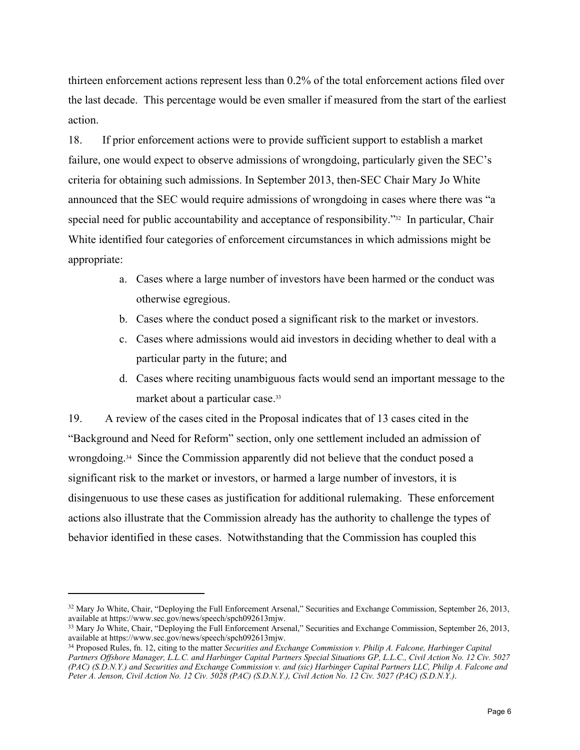thirteen enforcement actions represent less than 0.2% of the total enforcement actions filed over the last decade. This percentage would be even smaller if measured from the start of the earliest action.

18. If prior enforcement actions were to provide sufficient support to establish a market failure, one would expect to observe admissions of wrongdoing, particularly given the SEC's criteria for obtaining such admissions. In September 2013, then-SEC Chair Mary Jo White announced that the SEC would require admissions of wrongdoing in cases where there was "a special need for public accountability and acceptance of responsibility."[32] In particular, Chair White identified four categories of enforcement circumstances in which admissions might be appropriate:

a. Cases where a large number of investors have been harmed or the conduct was otherwise egregious.

b. Cases where the conduct posed a significant risk to the market or investors.

c. Cases where admissions would aid investors in deciding whether to deal with a particular party in the future; and

d. Cases where reciting unambiguous facts would send an important message to the market about a particular case.[33]

19. A review of the cases cited in the Proposal indicates that of 13 cases cited in the "Background and Need for Reform" section, only one settlement included an admission of wrongdoing.[34] Since the Commission apparently did not believe that the conduct posed a significant risk to the market or investors, or harmed a large number of investors, it is disingenuous to use these cases as justification for additional rulemaking. These enforcement actions also illustrate that the Commission already has the authority to challenge the types of behavior identified in these cases. Notwithstanding that the Commission has coupled this

---

[32] Mary Jo White, Chair, "Deploying the Full Enforcement Arsenal," Securities and Exchange Commission, September 26, 2013, available at https://www.sec.gov/news/speech/spch092613mjw.

[33] Mary Jo White, Chair, "Deploying the Full Enforcement Arsenal," Securities and Exchange Commission, September 26, 2013, available at https://www.sec.gov/news/speech/spch092613mjw.

[34] Proposed Rules, fn. 12, citing to the matter *Securities and Exchange Commission v. Philip A. Falcone, Harbinger Capital Partners Offshore Manager, L.L.C. and Harbinger Capital Partners Special Situations GP, L.L.C., Civil Action No. 12 Civ. 5027 (PAC) (S.D.N.Y.) and Securities and Exchange Commission v. and (sic) Harbinger Capital Partners LLC, Philip A. Falcone and Peter A. Jenson, Civil Action No. 12 Civ. 5028 (PAC) (S.D.N.Y.), Civil Action No. 12 Civ. 5027 (PAC) (S.D.N.Y.)*.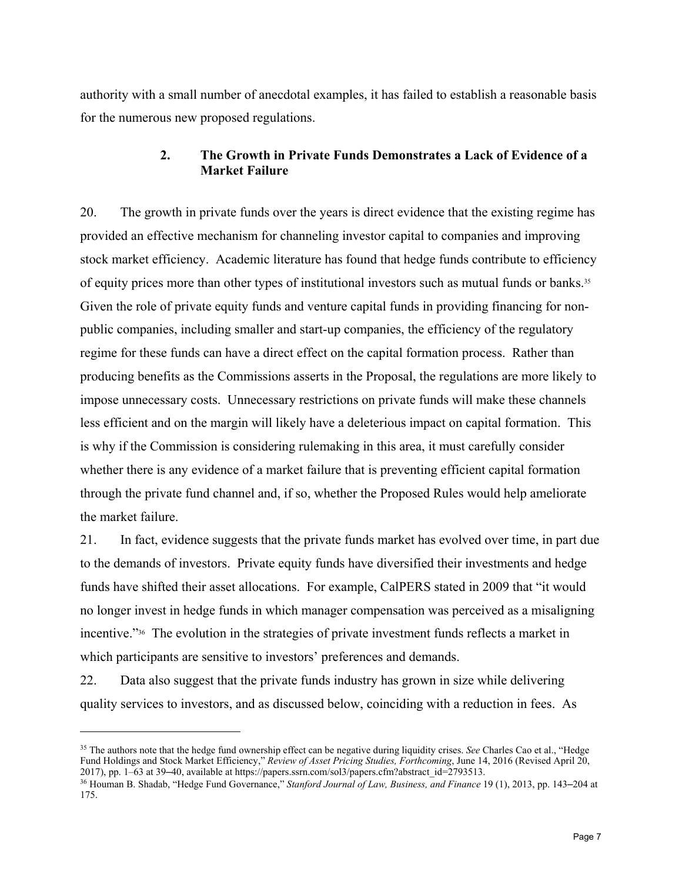authority with a small number of anecdotal examples, it has failed to establish a reasonable basis for the numerous new proposed regulations.

### 2. The Growth in Private Funds Demonstrates a Lack of Evidence of a Market Failure

20. The growth in private funds over the years is direct evidence that the existing regime has provided an effective mechanism for channeling investor capital to companies and improving stock market efficiency. Academic literature has found that hedge funds contribute to efficiency of equity prices more than other types of institutional investors such as mutual funds or banks.[35] Given the role of private equity funds and venture capital funds in providing financing for non-public companies, including smaller and start-up companies, the efficiency of the regulatory regime for these funds can have a direct effect on the capital formation process. Rather than producing benefits as the Commissions asserts in the Proposal, the regulations are more likely to impose unnecessary costs. Unnecessary restrictions on private funds will make these channels less efficient and on the margin will likely have a deleterious impact on capital formation. This is why if the Commission is considering rulemaking in this area, it must carefully consider whether there is any evidence of a market failure that is preventing efficient capital formation through the private fund channel and, if so, whether the Proposed Rules would help ameliorate the market failure.

21. In fact, evidence suggests that the private funds market has evolved over time, in part due to the demands of investors. Private equity funds have diversified their investments and hedge funds have shifted their asset allocations. For example, CalPERS stated in 2009 that "it would no longer invest in hedge funds in which manager compensation was perceived as a misaligning incentive."[36] The evolution in the strategies of private investment funds reflects a market in which participants are sensitive to investors' preferences and demands.

22. Data also suggest that the private funds industry has grown in size while delivering quality services to investors, and as discussed below, coinciding with a reduction in fees. As

---

[35] The authors note that the hedge fund ownership effect can be negative during liquidity crises. *See* Charles Cao et al., "Hedge Fund Holdings and Stock Market Efficiency," *Review of Asset Pricing Studies, Forthcoming*, June 14, 2016 (Revised April 20, 2017), pp. 1–63 at 39–40, available at https://papers.ssrn.com/sol3/papers.cfm?abstract_id=2793513.

[36] Houman B. Shadab, "Hedge Fund Governance," *Stanford Journal of Law, Business, and Finance* 19 (1), 2013, pp. 143–204 at 175.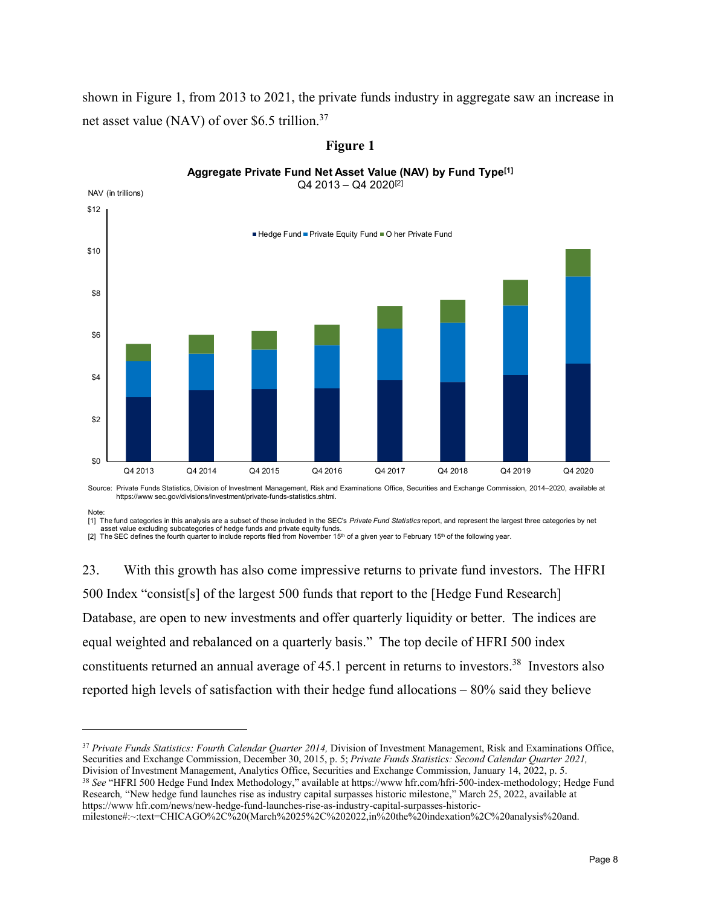shown in Figure 1, from 2013 to 2021, the private funds industry in aggregate saw an increase in net asset value (NAV) of over $6.5 trillion.[37]

**Figure 1**

**Aggregate Private Fund Net Asset Value (NAV) by Fund Type[1]**
Q4 2013 – Q4 2020[2]

Source: Private Funds Statistics, Division of Investment Management, Risk and Examinations Office, Securities and Exchange Commission, 2014–2020, available at https://www.sec.gov/divisions/investment/private-funds-statistics.shtml.

Note:
[1] The fund categories in this analysis are a subset of those included in the SEC's *Private Fund Statistics* report, and represent the largest three categories by net asset value excluding subcategories of hedge funds and private equity funds.
[2] The SEC defines the fourth quarter to include reports filed from November 15th of a given year to February 15th of the following year.

23. With this growth has also come impressive returns to private fund investors. The HFRI 500 Index "consist[s] of the largest 500 funds that report to the [Hedge Fund Research] Database, are open to new investments and offer quarterly liquidity or better. The indices are equal weighted and rebalanced on a quarterly basis." The top decile of HFRI 500 index constituents returned an annual average of 45.1 percent in returns to investors.[38] Investors also reported high levels of satisfaction with their hedge fund allocations – 80% said they believe

---

[37] *Private Funds Statistics: Fourth Calendar Quarter 2014,* Division of Investment Management, Risk and Examinations Office, Securities and Exchange Commission, December 30, 2015, p. 5; *Private Funds Statistics: Second Calendar Quarter 2021,* Division of Investment Management, Analytics Office, Securities and Exchange Commission, January 14, 2022, p. 5.

[38] *See* "HFRI 500 Hedge Fund Index Methodology," available at https://www.hfr.com/hfri-500-index-methodology; Hedge Fund Research, "New hedge fund launches rise as industry capital surpasses historic milestone," March 25, 2022, available at https://www.hfr.com/news/new-hedge-fund-launches-rise-as-industry-capital-surpasses-historic-milestone#:~:text=CHICAGO%2C%20(March%2025%2C%202022,in%20the%20indexation%2C%20analysis%20and.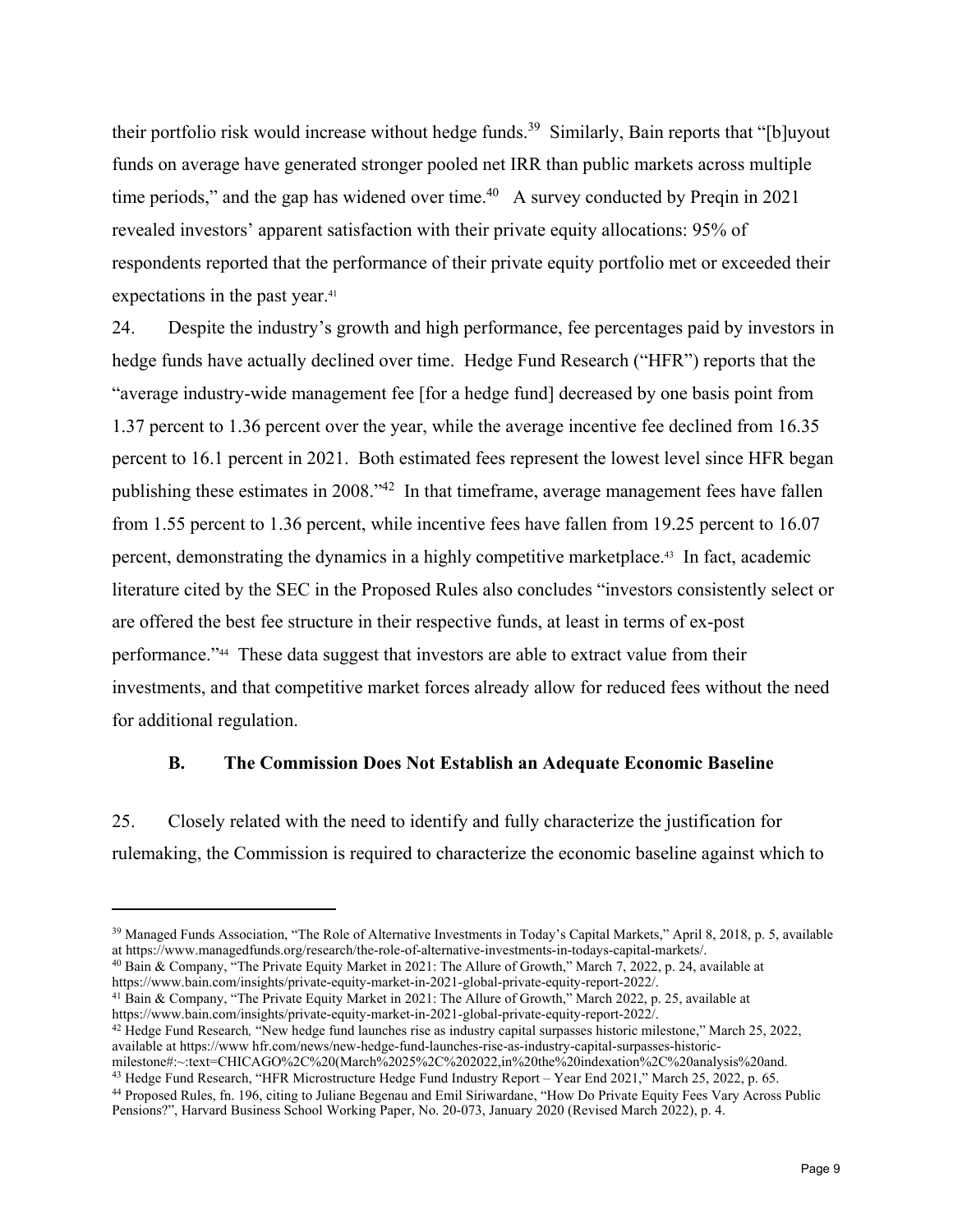their portfolio risk would increase without hedge funds.[39] Similarly, Bain reports that "[b]uyout funds on average have generated stronger pooled net IRR than public markets across multiple time periods," and the gap has widened over time.[40] A survey conducted by Preqin in 2021 revealed investors' apparent satisfaction with their private equity allocations: 95% of respondents reported that the performance of their private equity portfolio met or exceeded their expectations in the past year.[41]

24. Despite the industry's growth and high performance, fee percentages paid by investors in hedge funds have actually declined over time. Hedge Fund Research ("HFR") reports that the "average industry-wide management fee [for a hedge fund] decreased by one basis point from 1.37 percent to 1.36 percent over the year, while the average incentive fee declined from 16.35 percent to 16.1 percent in 2021. Both estimated fees represent the lowest level since HFR began publishing these estimates in 2008."[42] In that timeframe, average management fees have fallen from 1.55 percent to 1.36 percent, while incentive fees have fallen from 19.25 percent to 16.07 percent, demonstrating the dynamics in a highly competitive marketplace.[43] In fact, academic literature cited by the SEC in the Proposed Rules also concludes "investors consistently select or are offered the best fee structure in their respective funds, at least in terms of ex-post performance."[44] These data suggest that investors are able to extract value from their investments, and that competitive market forces already allow for reduced fees without the need for additional regulation.

### B. The Commission Does Not Establish an Adequate Economic Baseline

25. Closely related with the need to identify and fully characterize the justification for rulemaking, the Commission is required to characterize the economic baseline against which to

---

[39] Managed Funds Association, "The Role of Alternative Investments in Today's Capital Markets," April 8, 2018, p. 5, available at https://www.managedfunds.org/research/the-role-of-alternative-investments-in-todays-capital-markets/.

[40] Bain & Company, "The Private Equity Market in 2021: The Allure of Growth," March 7, 2022, p. 24, available at https://www.bain.com/insights/private-equity-market-in-2021-global-private-equity-report-2022/.

[41] Bain & Company, "The Private Equity Market in 2021: The Allure of Growth," March 2022, p. 25, available at https://www.bain.com/insights/private-equity-market-in-2021-global-private-equity-report-2022/.

[42] Hedge Fund Research, "New hedge fund launches rise as industry capital surpasses historic milestone," March 25, 2022, available at https://www hfr.com/news/new-hedge-fund-launches-rise-as-industry-capital-surpasses-historic-milestone#:~:text=CHICAGO%2C%20(March%2025%2C%202022,in%20the%20indexation%2C%20analysis%20and.

[43] Hedge Fund Research, "HFR Microstructure Hedge Fund Industry Report – Year End 2021," March 25, 2022, p. 65.

[44] Proposed Rules, fn. 196, citing to Juliane Begenau and Emil Siriwardane, "How Do Private Equity Fees Vary Across Public Pensions?", Harvard Business School Working Paper, No. 20-073, January 2020 (Revised March 2022), p. 4.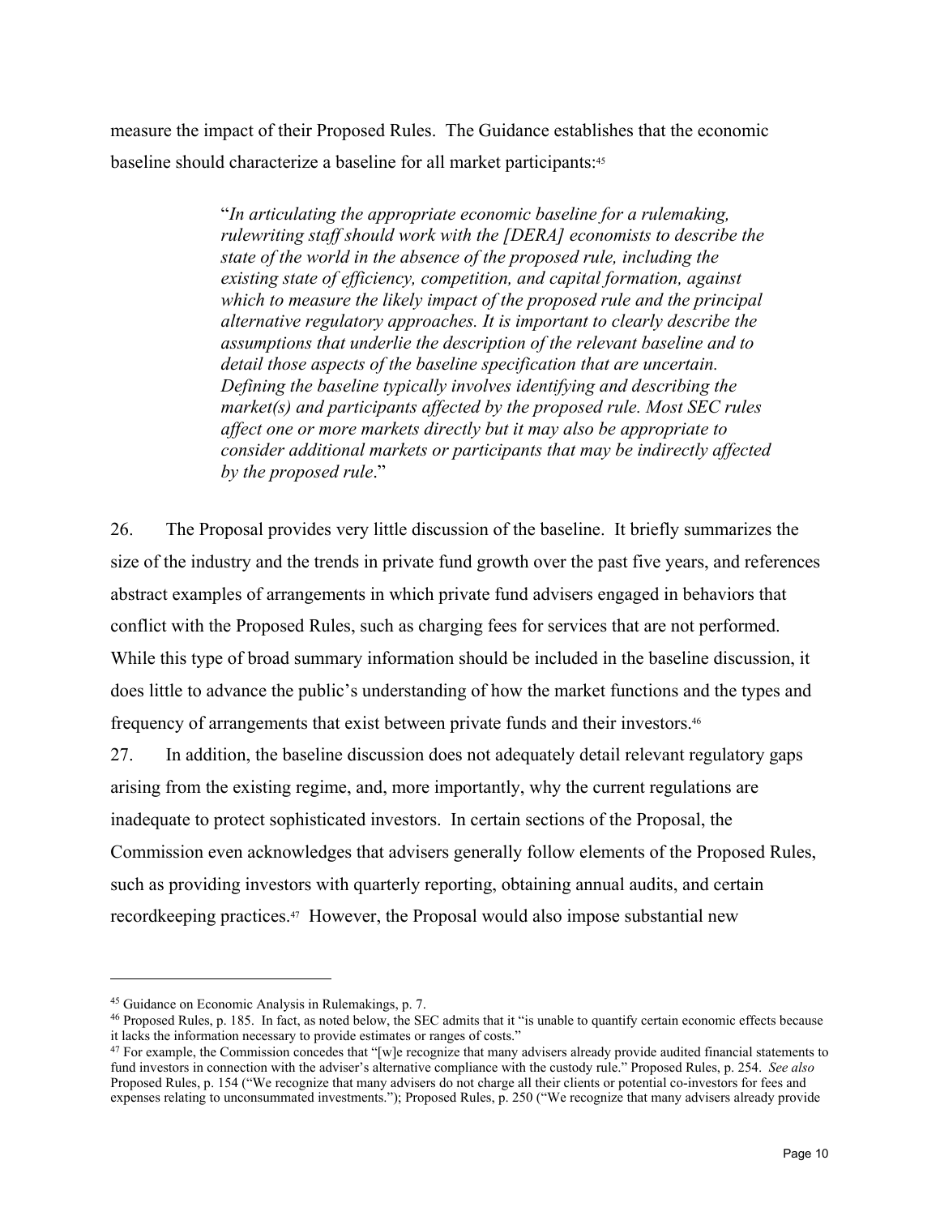measure the impact of their Proposed Rules. The Guidance establishes that the economic baseline should characterize a baseline for all market participants:[45]

> "*In articulating the appropriate economic baseline for a rulemaking, rulewriting staff should work with the [DERA] economists to describe the state of the world in the absence of the proposed rule, including the existing state of efficiency, competition, and capital formation, against which to measure the likely impact of the proposed rule and the principal alternative regulatory approaches. It is important to clearly describe the assumptions that underlie the description of the relevant baseline and to detail those aspects of the baseline specification that are uncertain. Defining the baseline typically involves identifying and describing the market(s) and participants affected by the proposed rule. Most SEC rules affect one or more markets directly but it may also be appropriate to consider additional markets or participants that may be indirectly affected by the proposed rule*."

26. The Proposal provides very little discussion of the baseline. It briefly summarizes the size of the industry and the trends in private fund growth over the past five years, and references abstract examples of arrangements in which private fund advisers engaged in behaviors that conflict with the Proposed Rules, such as charging fees for services that are not performed. While this type of broad summary information should be included in the baseline discussion, it does little to advance the public's understanding of how the market functions and the types and frequency of arrangements that exist between private funds and their investors.[46]

27. In addition, the baseline discussion does not adequately detail relevant regulatory gaps arising from the existing regime, and, more importantly, why the current regulations are inadequate to protect sophisticated investors. In certain sections of the Proposal, the Commission even acknowledges that advisers generally follow elements of the Proposed Rules, such as providing investors with quarterly reporting, obtaining annual audits, and certain recordkeeping practices.[47] However, the Proposal would also impose substantial new

---

[45] Guidance on Economic Analysis in Rulemakings, p. 7.

[46] Proposed Rules, p. 185. In fact, as noted below, the SEC admits that it "is unable to quantify certain economic effects because it lacks the information necessary to provide estimates or ranges of costs."

[47] For example, the Commission concedes that "[w]e recognize that many advisers already provide audited financial statements to fund investors in connection with the adviser's alternative compliance with the custody rule." Proposed Rules, p. 254. *See also* Proposed Rules, p. 154 ("We recognize that many advisers do not charge all their clients or potential co-investors for fees and expenses relating to unconsummated investments."); Proposed Rules, p. 250 ("We recognize that many advisers already provide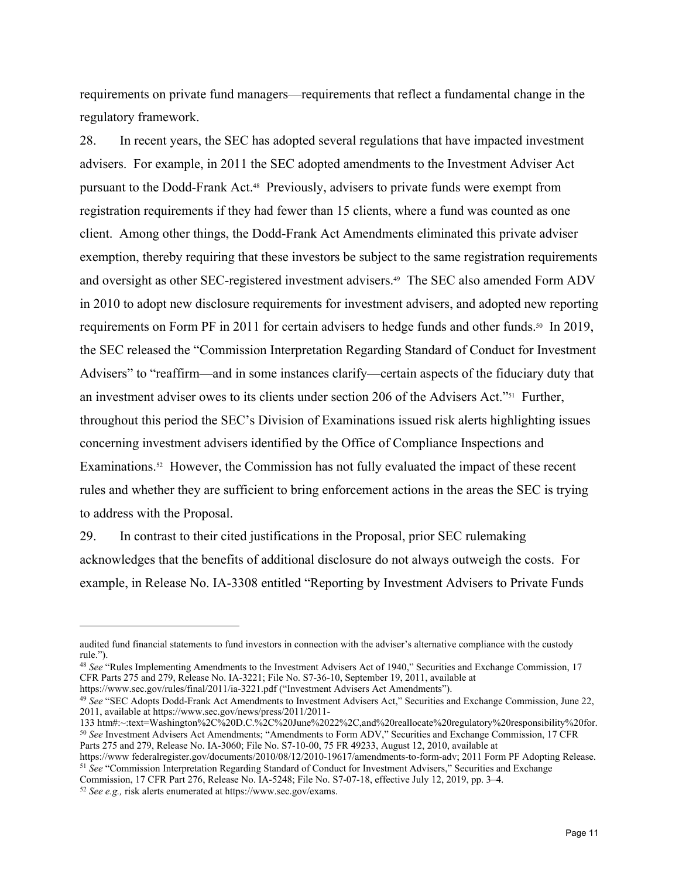requirements on private fund managers—requirements that reflect a fundamental change in the regulatory framework.

28. In recent years, the SEC has adopted several regulations that have impacted investment advisers. For example, in 2011 the SEC adopted amendments to the Investment Adviser Act pursuant to the Dodd-Frank Act.[48] Previously, advisers to private funds were exempt from registration requirements if they had fewer than 15 clients, where a fund was counted as one client. Among other things, the Dodd-Frank Act Amendments eliminated this private adviser exemption, thereby requiring that these investors be subject to the same registration requirements and oversight as other SEC-registered investment advisers.[49] The SEC also amended Form ADV in 2010 to adopt new disclosure requirements for investment advisers, and adopted new reporting requirements on Form PF in 2011 for certain advisers to hedge funds and other funds.[50] In 2019, the SEC released the "Commission Interpretation Regarding Standard of Conduct for Investment Advisers" to "reaffirm—and in some instances clarify—certain aspects of the fiduciary duty that an investment adviser owes to its clients under section 206 of the Advisers Act."[51] Further, throughout this period the SEC's Division of Examinations issued risk alerts highlighting issues concerning investment advisers identified by the Office of Compliance Inspections and Examinations.[52] However, the Commission has not fully evaluated the impact of these recent rules and whether they are sufficient to bring enforcement actions in the areas the SEC is trying to address with the Proposal.

29. In contrast to their cited justifications in the Proposal, prior SEC rulemaking acknowledges that the benefits of additional disclosure do not always outweigh the costs. For example, in Release No. IA-3308 entitled "Reporting by Investment Advisers to Private Funds

---

audited fund financial statements to fund investors in connection with the adviser's alternative compliance with the custody rule.").

[48] *See* "Rules Implementing Amendments to the Investment Advisers Act of 1940," Securities and Exchange Commission, 17 CFR Parts 275 and 279, Release No. IA-3221; File No. S7-36-10, September 19, 2011, available at https://www.sec.gov/rules/final/2011/ia-3221.pdf ("Investment Advisers Act Amendments").

[49] *See* "SEC Adopts Dodd-Frank Act Amendments to Investment Advisers Act," Securities and Exchange Commission, June 22, 2011, available at https://www.sec.gov/news/press/2011/2011-133 htm#:~:text=Washington%2C%20D.C.%2C%20June%2022%2C,and%20reallocate%20regulatory%20responsibility%20for.

[50] *See* Investment Advisers Act Amendments; "Amendments to Form ADV," Securities and Exchange Commission, 17 CFR Parts 275 and 279, Release No. IA-3060; File No. S7-10-00, 75 FR 49233, August 12, 2010, available at https://www federalregister.gov/documents/2010/08/12/2010-19617/amendments-to-form-adv; 2011 Form PF Adopting Release.

[51] *See* "Commission Interpretation Regarding Standard of Conduct for Investment Advisers," Securities and Exchange Commission, 17 CFR Part 276, Release No. IA-5248; File No. S7-07-18, effective July 12, 2019, pp. 3–4.

[52] *See e.g.,* risk alerts enumerated at https://www.sec.gov/exams.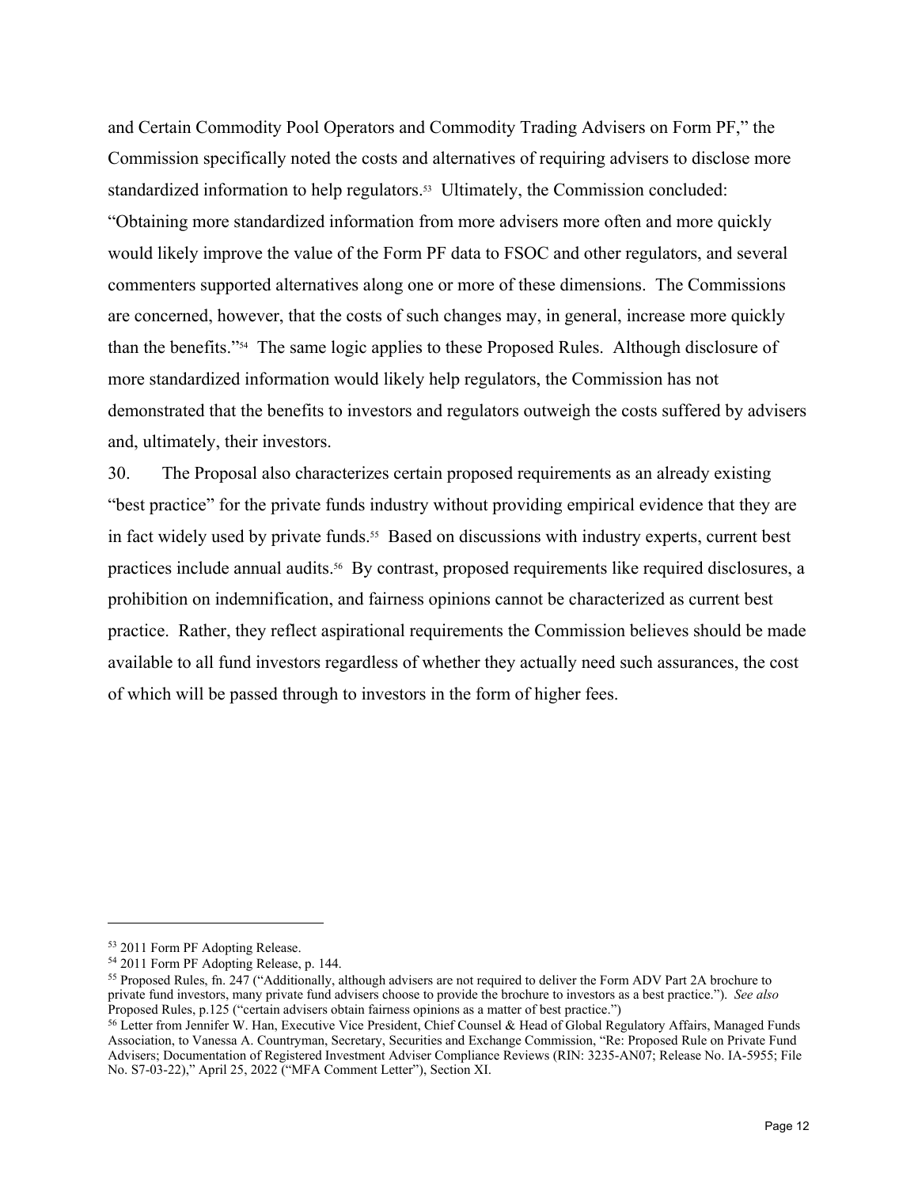and Certain Commodity Pool Operators and Commodity Trading Advisers on Form PF," the Commission specifically noted the costs and alternatives of requiring advisers to disclose more standardized information to help regulators.[53] Ultimately, the Commission concluded: "Obtaining more standardized information from more advisers more often and more quickly would likely improve the value of the Form PF data to FSOC and other regulators, and several commenters supported alternatives along one or more of these dimensions. The Commissions are concerned, however, that the costs of such changes may, in general, increase more quickly than the benefits."[54] The same logic applies to these Proposed Rules. Although disclosure of more standardized information would likely help regulators, the Commission has not demonstrated that the benefits to investors and regulators outweigh the costs suffered by advisers and, ultimately, their investors.

30. The Proposal also characterizes certain proposed requirements as an already existing "best practice" for the private funds industry without providing empirical evidence that they are in fact widely used by private funds.[55] Based on discussions with industry experts, current best practices include annual audits.[56] By contrast, proposed requirements like required disclosures, a prohibition on indemnification, and fairness opinions cannot be characterized as current best practice. Rather, they reflect aspirational requirements the Commission believes should be made available to all fund investors regardless of whether they actually need such assurances, the cost of which will be passed through to investors in the form of higher fees.

---

[53] 2011 Form PF Adopting Release.

[54] 2011 Form PF Adopting Release, p. 144.

[55] Proposed Rules, fn. 247 ("Additionally, although advisers are not required to deliver the Form ADV Part 2A brochure to private fund investors, many private fund advisers choose to provide the brochure to investors as a best practice."). *See also* Proposed Rules, p.125 ("certain advisers obtain fairness opinions as a matter of best practice.")

[56] Letter from Jennifer W. Han, Executive Vice President, Chief Counsel & Head of Global Regulatory Affairs, Managed Funds Association, to Vanessa A. Countryman, Secretary, Securities and Exchange Commission, "Re: Proposed Rule on Private Fund Advisers; Documentation of Registered Investment Adviser Compliance Reviews (RIN: 3235-AN07; Release No. IA-5955; File No. S7-03-22)," April 25, 2022 ("MFA Comment Letter"), Section XI.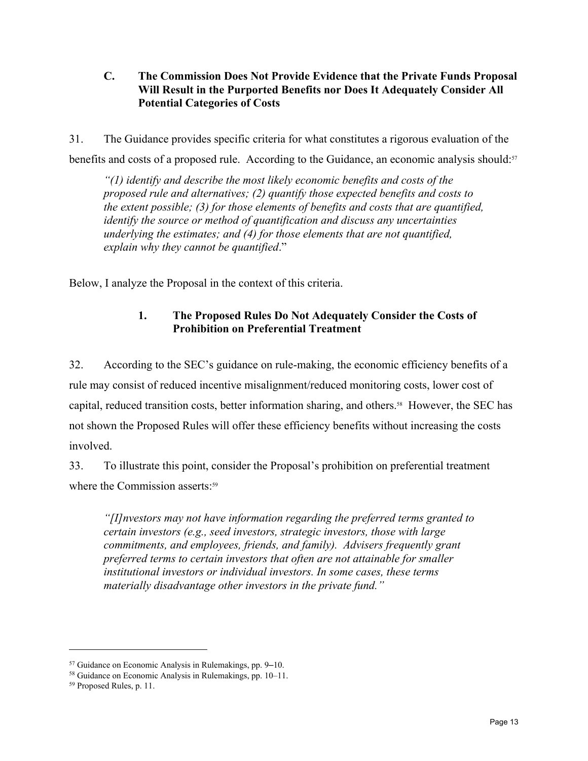### C. The Commission Does Not Provide Evidence that the Private Funds Proposal Will Result in the Purported Benefits nor Does It Adequately Consider All Potential Categories of Costs

31. The Guidance provides specific criteria for what constitutes a rigorous evaluation of the benefits and costs of a proposed rule. According to the Guidance, an economic analysis should:[57]

> *"(1) identify and describe the most likely economic benefits and costs of the proposed rule and alternatives; (2) quantify those expected benefits and costs to the extent possible; (3) for those elements of benefits and costs that are quantified, identify the source or method of quantification and discuss any uncertainties underlying the estimates; and (4) for those elements that are not quantified, explain why they cannot be quantified*."

Below, I analyze the Proposal in the context of this criteria.

#### 1. The Proposed Rules Do Not Adequately Consider the Costs of Prohibition on Preferential Treatment

32. According to the SEC's guidance on rule-making, the economic efficiency benefits of a rule may consist of reduced incentive misalignment/reduced monitoring costs, lower cost of capital, reduced transition costs, better information sharing, and others.[58] However, the SEC has not shown the Proposed Rules will offer these efficiency benefits without increasing the costs involved.

33. To illustrate this point, consider the Proposal's prohibition on preferential treatment where the Commission asserts:[59]

> *"[I]nvestors may not have information regarding the preferred terms granted to certain investors (e.g., seed investors, strategic investors, those with large commitments, and employees, friends, and family). Advisers frequently grant preferred terms to certain investors that often are not attainable for smaller institutional investors or individual investors. In some cases, these terms materially disadvantage other investors in the private fund."*

---

[57] Guidance on Economic Analysis in Rulemakings, pp. 9–10.

[58] Guidance on Economic Analysis in Rulemakings, pp. 10–11.

[59] Proposed Rules, p. 11.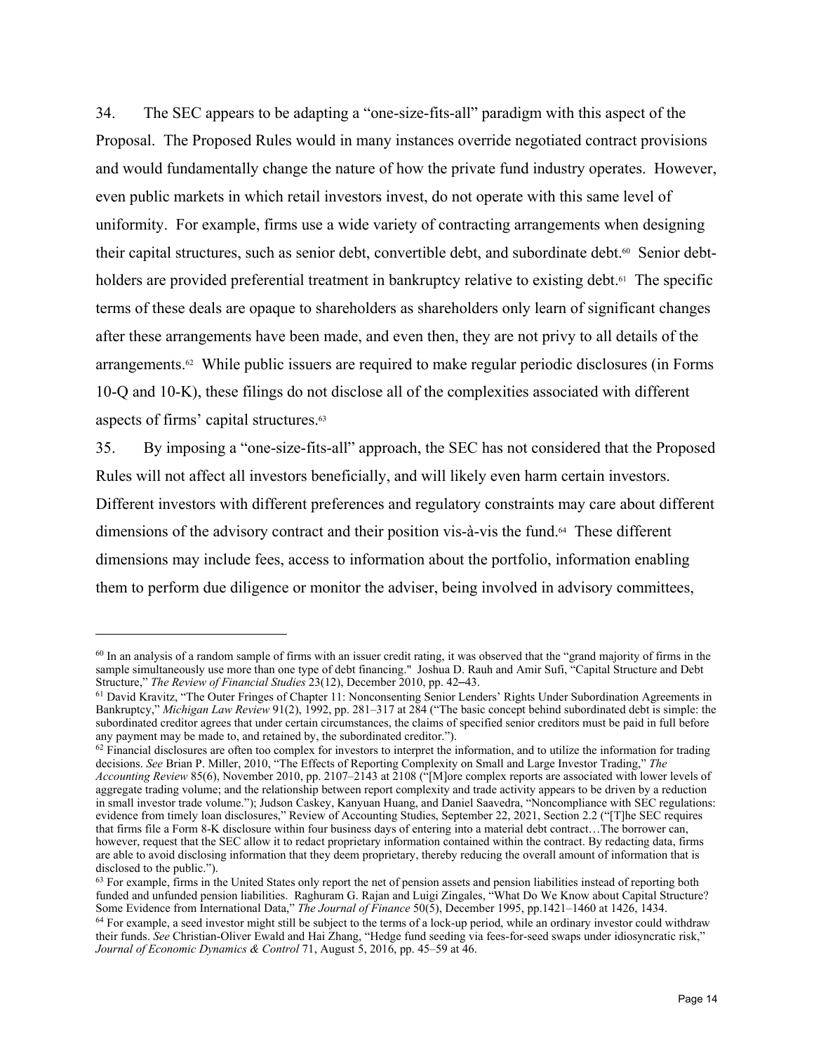34. The SEC appears to be adapting a "one-size-fits-all" paradigm with this aspect of the Proposal. The Proposed Rules would in many instances override negotiated contract provisions and would fundamentally change the nature of how the private fund industry operates. However, even public markets in which retail investors invest, do not operate with this same level of uniformity. For example, firms use a wide variety of contracting arrangements when designing their capital structures, such as senior debt, convertible debt, and subordinate debt.[60] Senior debt-holders are provided preferential treatment in bankruptcy relative to existing debt.[61] The specific terms of these deals are opaque to shareholders as shareholders only learn of significant changes after these arrangements have been made, and even then, they are not privy to all details of the arrangements.[62] While public issuers are required to make regular periodic disclosures (in Forms 10-Q and 10-K), these filings do not disclose all of the complexities associated with different aspects of firms' capital structures.[63]

35. By imposing a "one-size-fits-all" approach, the SEC has not considered that the Proposed Rules will not affect all investors beneficially, and will likely even harm certain investors. Different investors with different preferences and regulatory constraints may care about different dimensions of the advisory contract and their position vis-à-vis the fund.[64] These different dimensions may include fees, access to information about the portfolio, information enabling them to perform due diligence or monitor the adviser, being involved in advisory committees,

---

[60] In an analysis of a random sample of firms with an issuer credit rating, it was observed that the "grand majority of firms in the sample simultaneously use more than one type of debt financing." Joshua D. Rauh and Amir Sufi, "Capital Structure and Debt Structure," *The Review of Financial Studies* 23(12), December 2010, pp. 42–43.

[61] David Kravitz, "The Outer Fringes of Chapter 11: Nonconsenting Senior Lenders' Rights Under Subordination Agreements in Bankruptcy," *Michigan Law Review* 91(2), 1992, pp. 281–317 at 284 ("The basic concept behind subordinated debt is simple: the subordinated creditor agrees that under certain circumstances, the claims of specified senior creditors must be paid in full before any payment may be made to, and retained by, the subordinated creditor.").

[62] Financial disclosures are often too complex for investors to interpret the information, and to utilize the information for trading decisions. *See* Brian P. Miller, 2010, "The Effects of Reporting Complexity on Small and Large Investor Trading," *The Accounting Review* 85(6), November 2010, pp. 2107–2143 at 2108 ("[M]ore complex reports are associated with lower levels of aggregate trading volume; and the relationship between report complexity and trade activity appears to be driven by a reduction in small investor trade volume."); Judson Caskey, Kanyuan Huang, and Daniel Saavedra, "Noncompliance with SEC regulations: evidence from timely loan disclosures," Review of Accounting Studies, September 22, 2021, Section 2.2 ("[T]he SEC requires that firms file a Form 8-K disclosure within four business days of entering into a material debt contract…The borrower can, however, request that the SEC allow it to redact proprietary information contained within the contract. By redacting data, firms are able to avoid disclosing information that they deem proprietary, thereby reducing the overall amount of information that is disclosed to the public.").

[63] For example, firms in the United States only report the net of pension assets and pension liabilities instead of reporting both funded and unfunded pension liabilities. Raghuram G. Rajan and Luigi Zingales, "What Do We Know about Capital Structure? Some Evidence from International Data," *The Journal of Finance* 50(5), December 1995, pp.1421–1460 at 1426, 1434.

[64] For example, a seed investor might still be subject to the terms of a lock-up period, while an ordinary investor could withdraw their funds. *See* Christian-Oliver Ewald and Hai Zhang, "Hedge fund seeding via fees-for-seed swaps under idiosyncratic risk," *Journal of Economic Dynamics & Control* 71, August 5, 2016, pp. 45–59 at 46.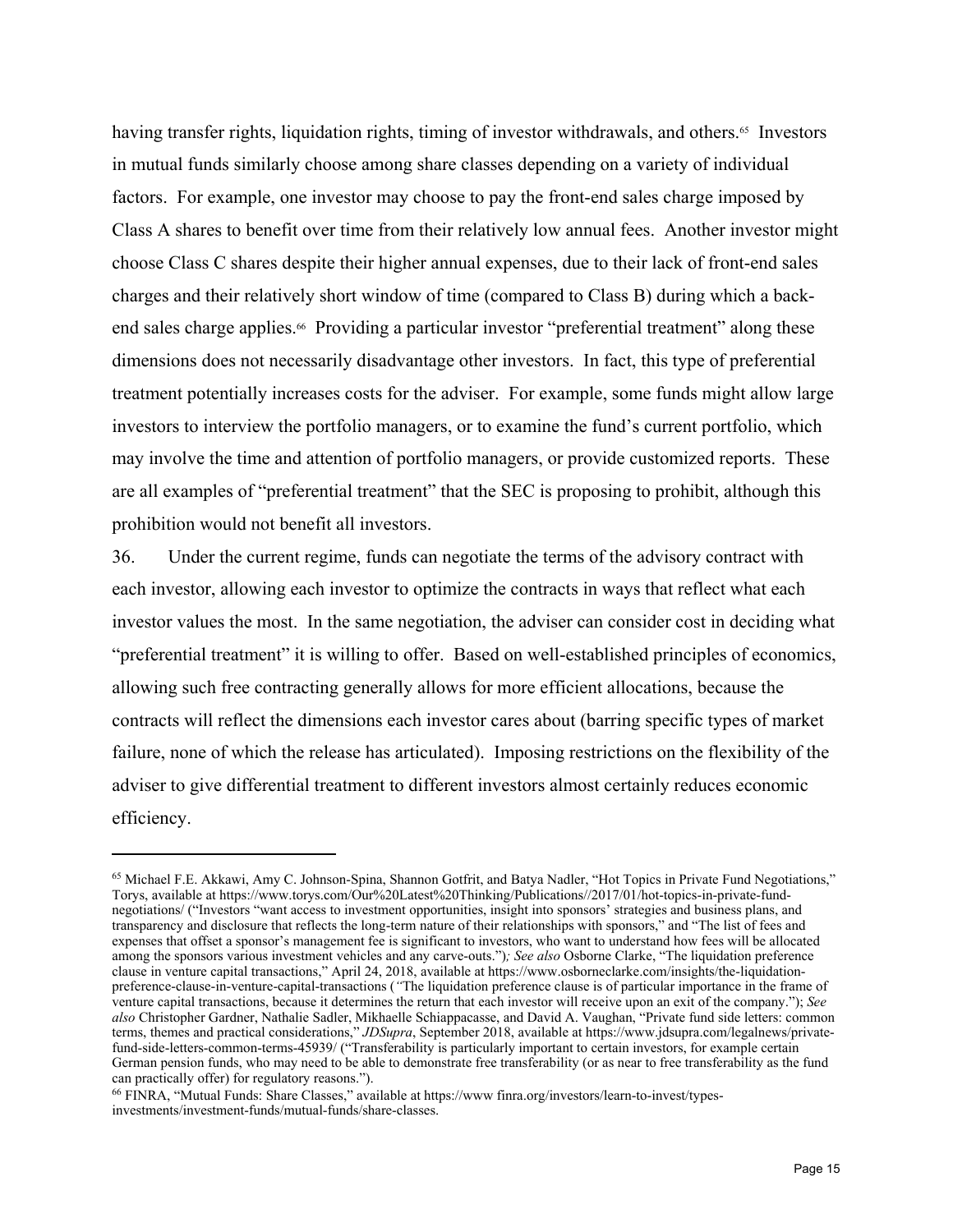having transfer rights, liquidation rights, timing of investor withdrawals, and others.[65] Investors in mutual funds similarly choose among share classes depending on a variety of individual factors. For example, one investor may choose to pay the front-end sales charge imposed by Class A shares to benefit over time from their relatively low annual fees. Another investor might choose Class C shares despite their higher annual expenses, due to their lack of front-end sales charges and their relatively short window of time (compared to Class B) during which a back-end sales charge applies.[66] Providing a particular investor "preferential treatment" along these dimensions does not necessarily disadvantage other investors. In fact, this type of preferential treatment potentially increases costs for the adviser. For example, some funds might allow large investors to interview the portfolio managers, or to examine the fund's current portfolio, which may involve the time and attention of portfolio managers, or provide customized reports. These are all examples of "preferential treatment" that the SEC is proposing to prohibit, although this prohibition would not benefit all investors.

36. Under the current regime, funds can negotiate the terms of the advisory contract with each investor, allowing each investor to optimize the contracts in ways that reflect what each investor values the most. In the same negotiation, the adviser can consider cost in deciding what "preferential treatment" it is willing to offer. Based on well-established principles of economics, allowing such free contracting generally allows for more efficient allocations, because the contracts will reflect the dimensions each investor cares about (barring specific types of market failure, none of which the release has articulated). Imposing restrictions on the flexibility of the adviser to give differential treatment to different investors almost certainly reduces economic efficiency.

---

[65] Michael F.E. Akkawi, Amy C. Johnson-Spina, Shannon Gotfrit, and Batya Nadler, "Hot Topics in Private Fund Negotiations," Torys, available at https://www.torys.com/Our%20Latest%20Thinking/Publications//2017/01/hot-topics-in-private-fund-negotiations/ ("Investors "want access to investment opportunities, insight into sponsors' strategies and business plans, and transparency and disclosure that reflects the long-term nature of their relationships with sponsors," and "The list of fees and expenses that offset a sponsor's management fee is significant to investors, who want to understand how fees will be allocated among the sponsors various investment vehicles and any carve-outs."); *See also* Osborne Clarke, "The liquidation preference clause in venture capital transactions," April 24, 2018, available at https://www.osborneclarke.com/insights/the-liquidation-preference-clause-in-venture-capital-transactions ("The liquidation preference clause is of particular importance in the frame of venture capital transactions, because it determines the return that each investor will receive upon an exit of the company."); *See also* Christopher Gardner, Nathalie Sadler, Mikhaelle Schiappacasse, and David A. Vaughan, "Private fund side letters: common terms, themes and practical considerations," *JDSupra*, September 2018, available at https://www.jdsupra.com/legalnews/private-fund-side-letters-common-terms-45939/ ("Transferability is particularly important to certain investors, for example certain German pension funds, who may need to be able to demonstrate free transferability (or as near to free transferability as the fund can practically offer) for regulatory reasons.").

[66] FINRA, "Mutual Funds: Share Classes," available at https://www finra.org/investors/learn-to-invest/types-investments/investment-funds/mutual-funds/share-classes.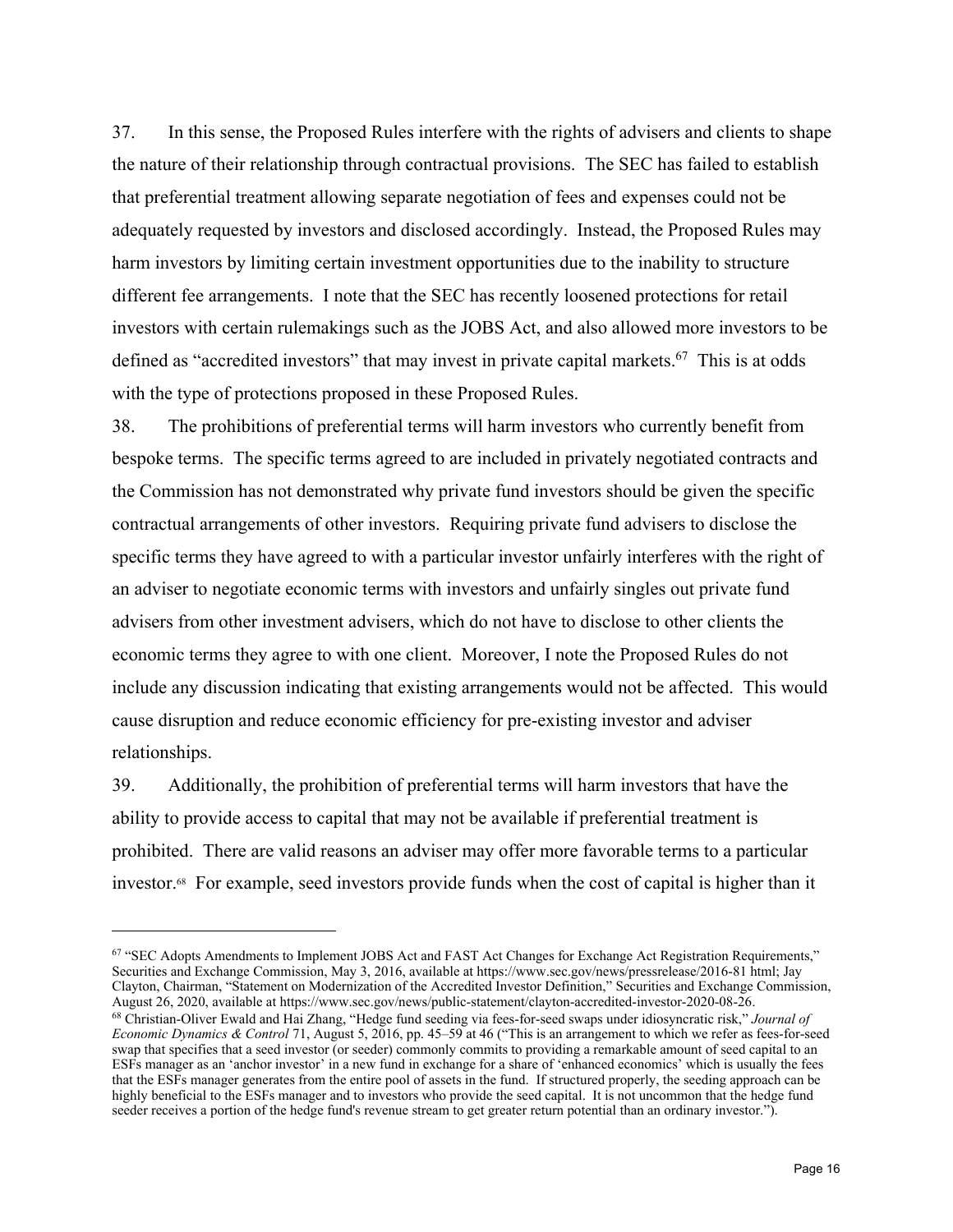37. In this sense, the Proposed Rules interfere with the rights of advisers and clients to shape the nature of their relationship through contractual provisions. The SEC has failed to establish that preferential treatment allowing separate negotiation of fees and expenses could not be adequately requested by investors and disclosed accordingly. Instead, the Proposed Rules may harm investors by limiting certain investment opportunities due to the inability to structure different fee arrangements. I note that the SEC has recently loosened protections for retail investors with certain rulemakings such as the JOBS Act, and also allowed more investors to be defined as "accredited investors" that may invest in private capital markets.[67] This is at odds with the type of protections proposed in these Proposed Rules.

38. The prohibitions of preferential terms will harm investors who currently benefit from bespoke terms. The specific terms agreed to are included in privately negotiated contracts and the Commission has not demonstrated why private fund investors should be given the specific contractual arrangements of other investors. Requiring private fund advisers to disclose the specific terms they have agreed to with a particular investor unfairly interferes with the right of an adviser to negotiate economic terms with investors and unfairly singles out private fund advisers from other investment advisers, which do not have to disclose to other clients the economic terms they agree to with one client. Moreover, I note the Proposed Rules do not include any discussion indicating that existing arrangements would not be affected. This would cause disruption and reduce economic efficiency for pre-existing investor and adviser relationships.

39. Additionally, the prohibition of preferential terms will harm investors that have the ability to provide access to capital that may not be available if preferential treatment is prohibited. There are valid reasons an adviser may offer more favorable terms to a particular investor.[68] For example, seed investors provide funds when the cost of capital is higher than it

---

[67] "SEC Adopts Amendments to Implement JOBS Act and FAST Act Changes for Exchange Act Registration Requirements," Securities and Exchange Commission, May 3, 2016, available at https://www.sec.gov/news/pressrelease/2016-81 html; Jay Clayton, Chairman, "Statement on Modernization of the Accredited Investor Definition," Securities and Exchange Commission, August 26, 2020, available at https://www.sec.gov/news/public-statement/clayton-accredited-investor-2020-08-26.

[68] Christian-Oliver Ewald and Hai Zhang, "Hedge fund seeding via fees-for-seed swaps under idiosyncratic risk," *Journal of Economic Dynamics & Control* 71, August 5, 2016, pp. 45–59 at 46 ("This is an arrangement to which we refer as fees-for-seed swap that specifies that a seed investor (or seeder) commonly commits to providing a remarkable amount of seed capital to an ESFs manager as an 'anchor investor' in a new fund in exchange for a share of 'enhanced economics' which is usually the fees that the ESFs manager generates from the entire pool of assets in the fund. If structured properly, the seeding approach can be highly beneficial to the ESFs manager and to investors who provide the seed capital. It is not uncommon that the hedge fund seeder receives a portion of the hedge fund's revenue stream to get greater return potential than an ordinary investor.").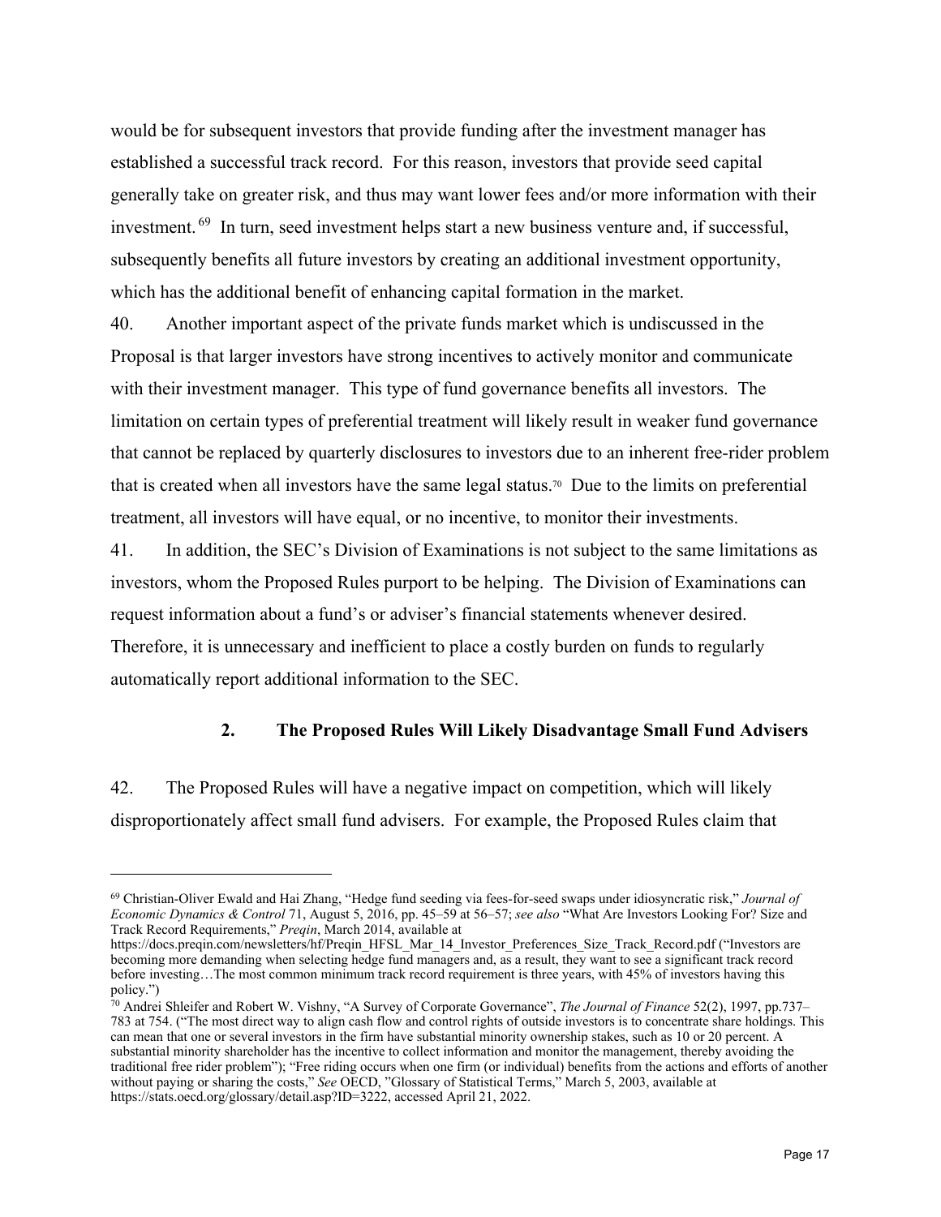would be for subsequent investors that provide funding after the investment manager has established a successful track record. For this reason, investors that provide seed capital generally take on greater risk, and thus may want lower fees and/or more information with their investment.[69] In turn, seed investment helps start a new business venture and, if successful, subsequently benefits all future investors by creating an additional investment opportunity, which has the additional benefit of enhancing capital formation in the market.

40. Another important aspect of the private funds market which is undiscussed in the Proposal is that larger investors have strong incentives to actively monitor and communicate with their investment manager. This type of fund governance benefits all investors. The limitation on certain types of preferential treatment will likely result in weaker fund governance that cannot be replaced by quarterly disclosures to investors due to an inherent free-rider problem that is created when all investors have the same legal status.[70] Due to the limits on preferential treatment, all investors will have equal, or no incentive, to monitor their investments.

41. In addition, the SEC's Division of Examinations is not subject to the same limitations as investors, whom the Proposed Rules purport to be helping. The Division of Examinations can request information about a fund's or adviser's financial statements whenever desired. Therefore, it is unnecessary and inefficient to place a costly burden on funds to regularly automatically report additional information to the SEC.

### 2. The Proposed Rules Will Likely Disadvantage Small Fund Advisers

42. The Proposed Rules will have a negative impact on competition, which will likely disproportionately affect small fund advisers. For example, the Proposed Rules claim that

---

[69] Christian-Oliver Ewald and Hai Zhang, "Hedge fund seeding via fees-for-seed swaps under idiosyncratic risk," *Journal of Economic Dynamics & Control* 71, August 5, 2016, pp. 45–59 at 56–57; *see also* "What Are Investors Looking For? Size and Track Record Requirements," *Preqin*, March 2014, available at https://docs.preqin.com/newsletters/hf/Preqin_HFSL_Mar_14_Investor_Preferences_Size_Track_Record.pdf ("Investors are becoming more demanding when selecting hedge fund managers and, as a result, they want to see a significant track record before investing…The most common minimum track record requirement is three years, with 45% of investors having this policy.")

[70] Andrei Shleifer and Robert W. Vishny, "A Survey of Corporate Governance", *The Journal of Finance* 52(2), 1997, pp.737–783 at 754. ("The most direct way to align cash flow and control rights of outside investors is to concentrate share holdings. This can mean that one or several investors in the firm have substantial minority ownership stakes, such as 10 or 20 percent. A substantial minority shareholder has the incentive to collect information and monitor the management, thereby avoiding the traditional free rider problem"); "Free riding occurs when one firm (or individual) benefits from the actions and efforts of another without paying or sharing the costs," *See* OECD, "Glossary of Statistical Terms," March 5, 2003, available at https://stats.oecd.org/glossary/detail.asp?ID=3222, accessed April 21, 2022.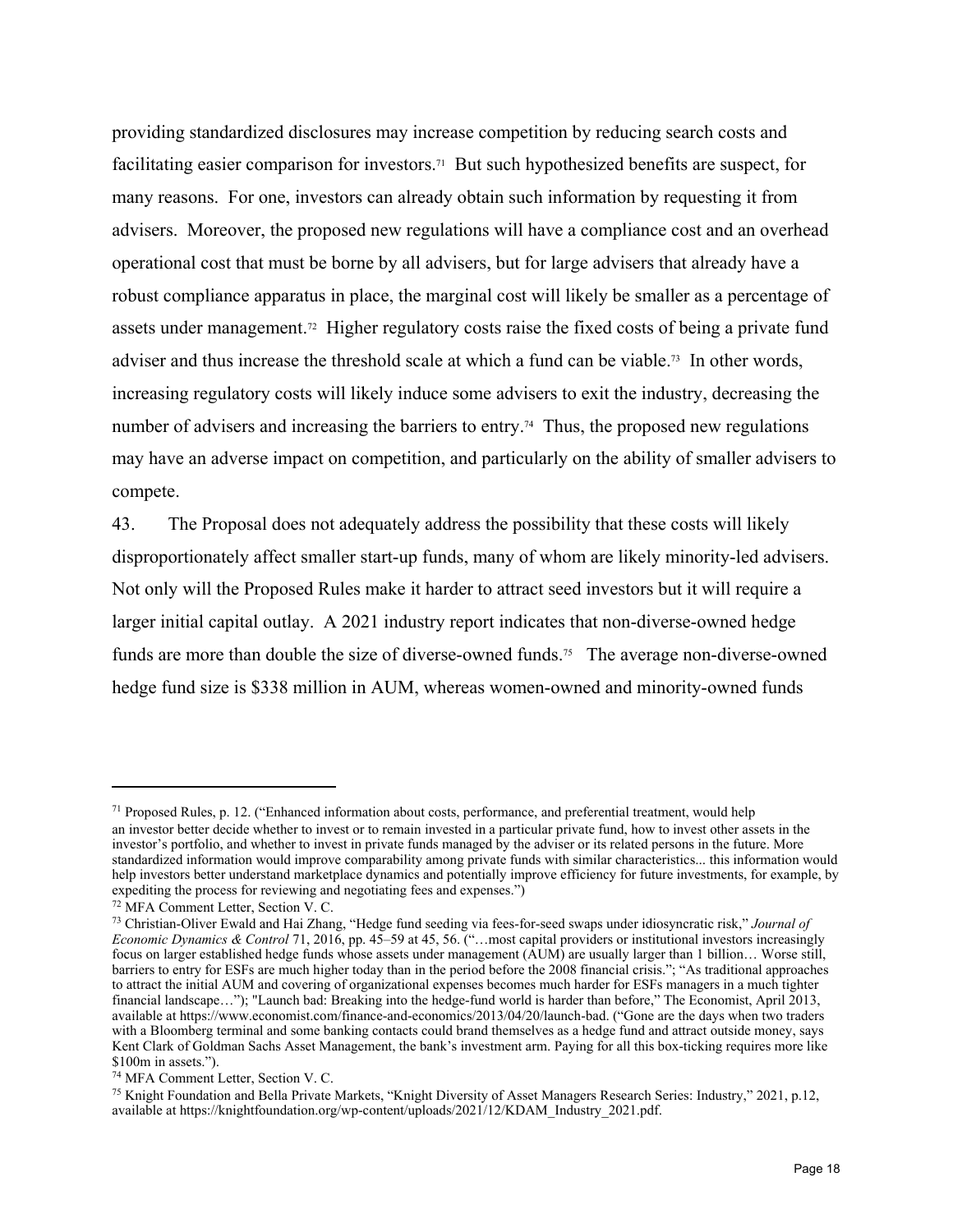providing standardized disclosures may increase competition by reducing search costs and facilitating easier comparison for investors.[71] But such hypothesized benefits are suspect, for many reasons. For one, investors can already obtain such information by requesting it from advisers. Moreover, the proposed new regulations will have a compliance cost and an overhead operational cost that must be borne by all advisers, but for large advisers that already have a robust compliance apparatus in place, the marginal cost will likely be smaller as a percentage of assets under management.[72] Higher regulatory costs raise the fixed costs of being a private fund adviser and thus increase the threshold scale at which a fund can be viable.[73] In other words, increasing regulatory costs will likely induce some advisers to exit the industry, decreasing the number of advisers and increasing the barriers to entry.[74] Thus, the proposed new regulations may have an adverse impact on competition, and particularly on the ability of smaller advisers to compete.

43. The Proposal does not adequately address the possibility that these costs will likely disproportionately affect smaller start-up funds, many of whom are likely minority-led advisers. Not only will the Proposed Rules make it harder to attract seed investors but it will require a larger initial capital outlay. A 2021 industry report indicates that non-diverse-owned hedge funds are more than double the size of diverse-owned funds.[75] The average non-diverse-owned hedge fund size is $338 million in AUM, whereas women-owned and minority-owned funds

---

[71] Proposed Rules, p. 12. ("Enhanced information about costs, performance, and preferential treatment, would help an investor better decide whether to invest or to remain invested in a particular private fund, how to invest other assets in the investor's portfolio, and whether to invest in private funds managed by the adviser or its related persons in the future. More standardized information would improve comparability among private funds with similar characteristics... this information would help investors better understand marketplace dynamics and potentially improve efficiency for future investments, for example, by expediting the process for reviewing and negotiating fees and expenses.")

[72] MFA Comment Letter, Section V. C.

[73] Christian-Oliver Ewald and Hai Zhang, "Hedge fund seeding via fees-for-seed swaps under idiosyncratic risk," *Journal of Economic Dynamics & Control* 71, 2016, pp. 45–59 at 45, 56. ("…most capital providers or institutional investors increasingly focus on larger established hedge funds whose assets under management (AUM) are usually larger than 1 billion… Worse still, barriers to entry for ESFs are much higher today than in the period before the 2008 financial crisis."; "As traditional approaches to attract the initial AUM and covering of organizational expenses becomes much harder for ESFs managers in a much tighter financial landscape…"); "Launch bad: Breaking into the hedge-fund world is harder than before," The Economist, April 2013, available at https://www.economist.com/finance-and-economics/2013/04/20/launch-bad. ("Gone are the days when two traders with a Bloomberg terminal and some banking contacts could brand themselves as a hedge fund and attract outside money, says Kent Clark of Goldman Sachs Asset Management, the bank's investment arm. Paying for all this box-ticking requires more like $100m in assets.").

[74] MFA Comment Letter, Section V. C.

[75] Knight Foundation and Bella Private Markets, "Knight Diversity of Asset Managers Research Series: Industry," 2021, p.12, available at https://knightfoundation.org/wp-content/uploads/2021/12/KDAM_Industry_2021.pdf.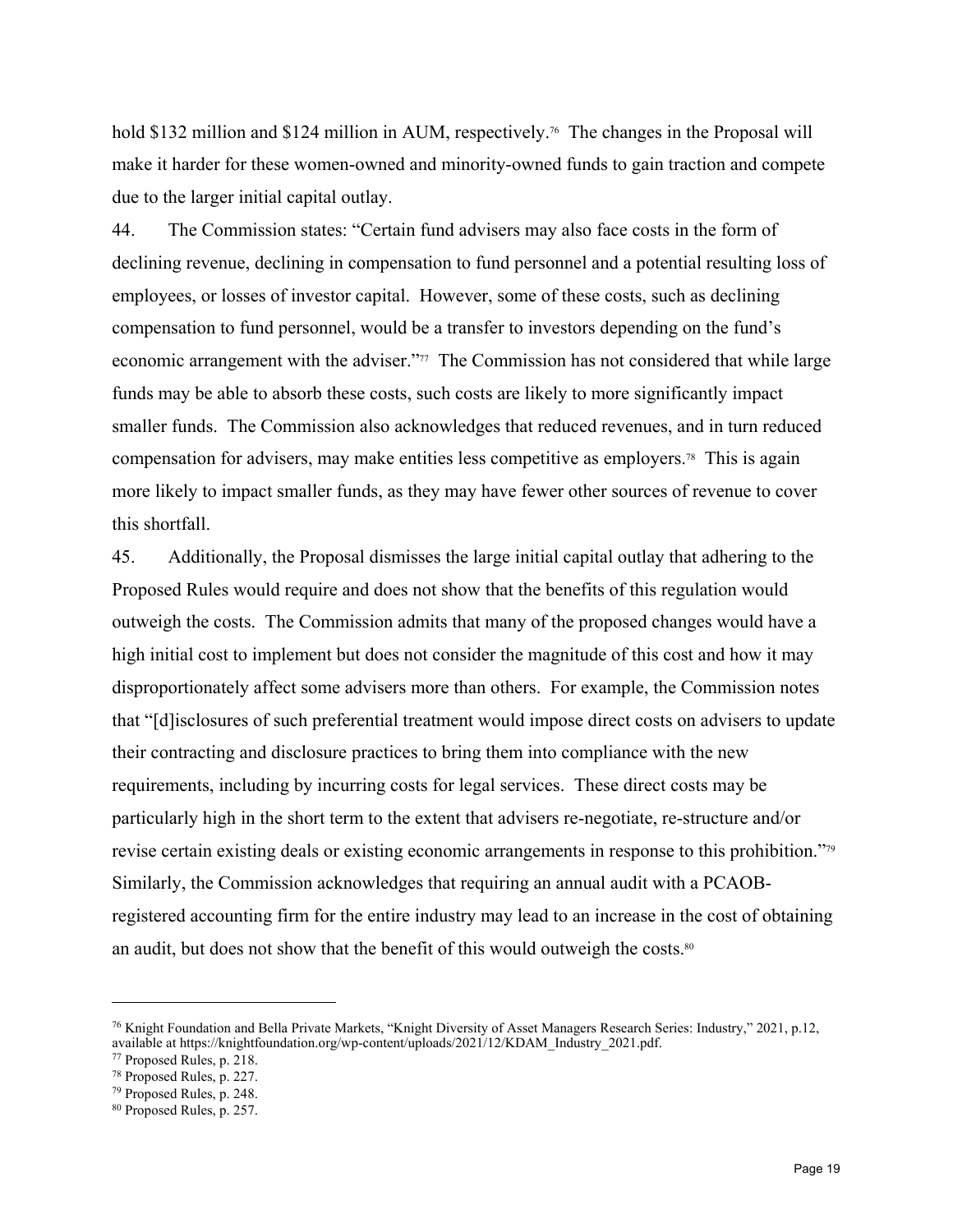hold $132 million and $124 million in AUM, respectively.[76] The changes in the Proposal will make it harder for these women-owned and minority-owned funds to gain traction and compete due to the larger initial capital outlay.

44. The Commission states: "Certain fund advisers may also face costs in the form of declining revenue, declining in compensation to fund personnel and a potential resulting loss of employees, or losses of investor capital. However, some of these costs, such as declining compensation to fund personnel, would be a transfer to investors depending on the fund's economic arrangement with the adviser."[77] The Commission has not considered that while large funds may be able to absorb these costs, such costs are likely to more significantly impact smaller funds. The Commission also acknowledges that reduced revenues, and in turn reduced compensation for advisers, may make entities less competitive as employers.[78] This is again more likely to impact smaller funds, as they may have fewer other sources of revenue to cover this shortfall.

45. Additionally, the Proposal dismisses the large initial capital outlay that adhering to the Proposed Rules would require and does not show that the benefits of this regulation would outweigh the costs. The Commission admits that many of the proposed changes would have a high initial cost to implement but does not consider the magnitude of this cost and how it may disproportionately affect some advisers more than others. For example, the Commission notes that "[d]isclosures of such preferential treatment would impose direct costs on advisers to update their contracting and disclosure practices to bring them into compliance with the new requirements, including by incurring costs for legal services. These direct costs may be particularly high in the short term to the extent that advisers re-negotiate, re-structure and/or revise certain existing deals or existing economic arrangements in response to this prohibition."[79] Similarly, the Commission acknowledges that requiring an annual audit with a PCAOB-registered accounting firm for the entire industry may lead to an increase in the cost of obtaining an audit, but does not show that the benefit of this would outweigh the costs.[80]

---

[76] Knight Foundation and Bella Private Markets, "Knight Diversity of Asset Managers Research Series: Industry," 2021, p.12, available at https://knightfoundation.org/wp-content/uploads/2021/12/KDAM_Industry_2021.pdf.

[77] Proposed Rules, p. 218.

[78] Proposed Rules, p. 227.

[79] Proposed Rules, p. 248.

[80] Proposed Rules, p. 257.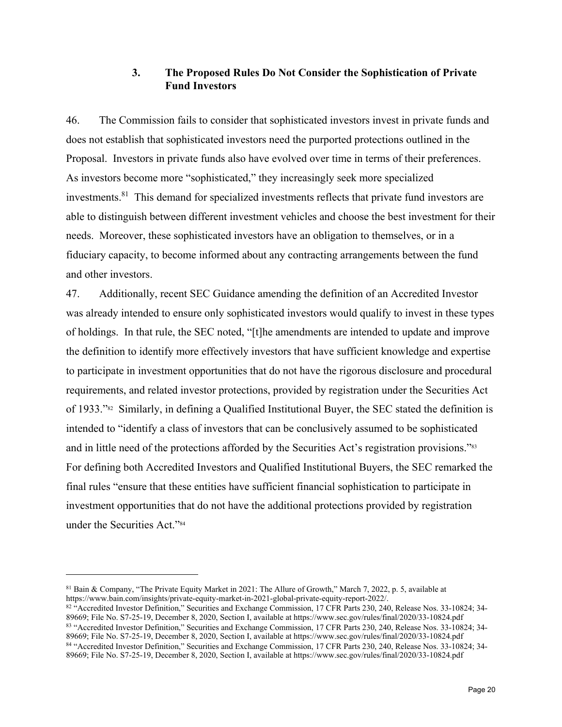### 3. The Proposed Rules Do Not Consider the Sophistication of Private Fund Investors

46. The Commission fails to consider that sophisticated investors invest in private funds and does not establish that sophisticated investors need the purported protections outlined in the Proposal. Investors in private funds also have evolved over time in terms of their preferences. As investors become more "sophisticated," they increasingly seek more specialized investments.[81] This demand for specialized investments reflects that private fund investors are able to distinguish between different investment vehicles and choose the best investment for their needs. Moreover, these sophisticated investors have an obligation to themselves, or in a fiduciary capacity, to become informed about any contracting arrangements between the fund and other investors.

47. Additionally, recent SEC Guidance amending the definition of an Accredited Investor was already intended to ensure only sophisticated investors would qualify to invest in these types of holdings. In that rule, the SEC noted, "[t]he amendments are intended to update and improve the definition to identify more effectively investors that have sufficient knowledge and expertise to participate in investment opportunities that do not have the rigorous disclosure and procedural requirements, and related investor protections, provided by registration under the Securities Act of 1933."[82] Similarly, in defining a Qualified Institutional Buyer, the SEC stated the definition is intended to "identify a class of investors that can be conclusively assumed to be sophisticated and in little need of the protections afforded by the Securities Act's registration provisions."[83] For defining both Accredited Investors and Qualified Institutional Buyers, the SEC remarked the final rules "ensure that these entities have sufficient financial sophistication to participate in investment opportunities that do not have the additional protections provided by registration under the Securities Act."[84]

---

[81] Bain & Company, "The Private Equity Market in 2021: The Allure of Growth," March 7, 2022, p. 5, available at https://www.bain.com/insights/private-equity-market-in-2021-global-private-equity-report-2022/.

[82] "Accredited Investor Definition," Securities and Exchange Commission, 17 CFR Parts 230, 240, Release Nos. 33-10824; 34-89669; File No. S7-25-19, December 8, 2020, Section I, available at https://www.sec.gov/rules/final/2020/33-10824.pdf

[83] "Accredited Investor Definition," Securities and Exchange Commission, 17 CFR Parts 230, 240, Release Nos. 33-10824; 34-89669; File No. S7-25-19, December 8, 2020, Section I, available at https://www.sec.gov/rules/final/2020/33-10824.pdf

[84] "Accredited Investor Definition," Securities and Exchange Commission, 17 CFR Parts 230, 240, Release Nos. 33-10824; 34-89669; File No. S7-25-19, December 8, 2020, Section I, available at https://www.sec.gov/rules/final/2020/33-10824.pdf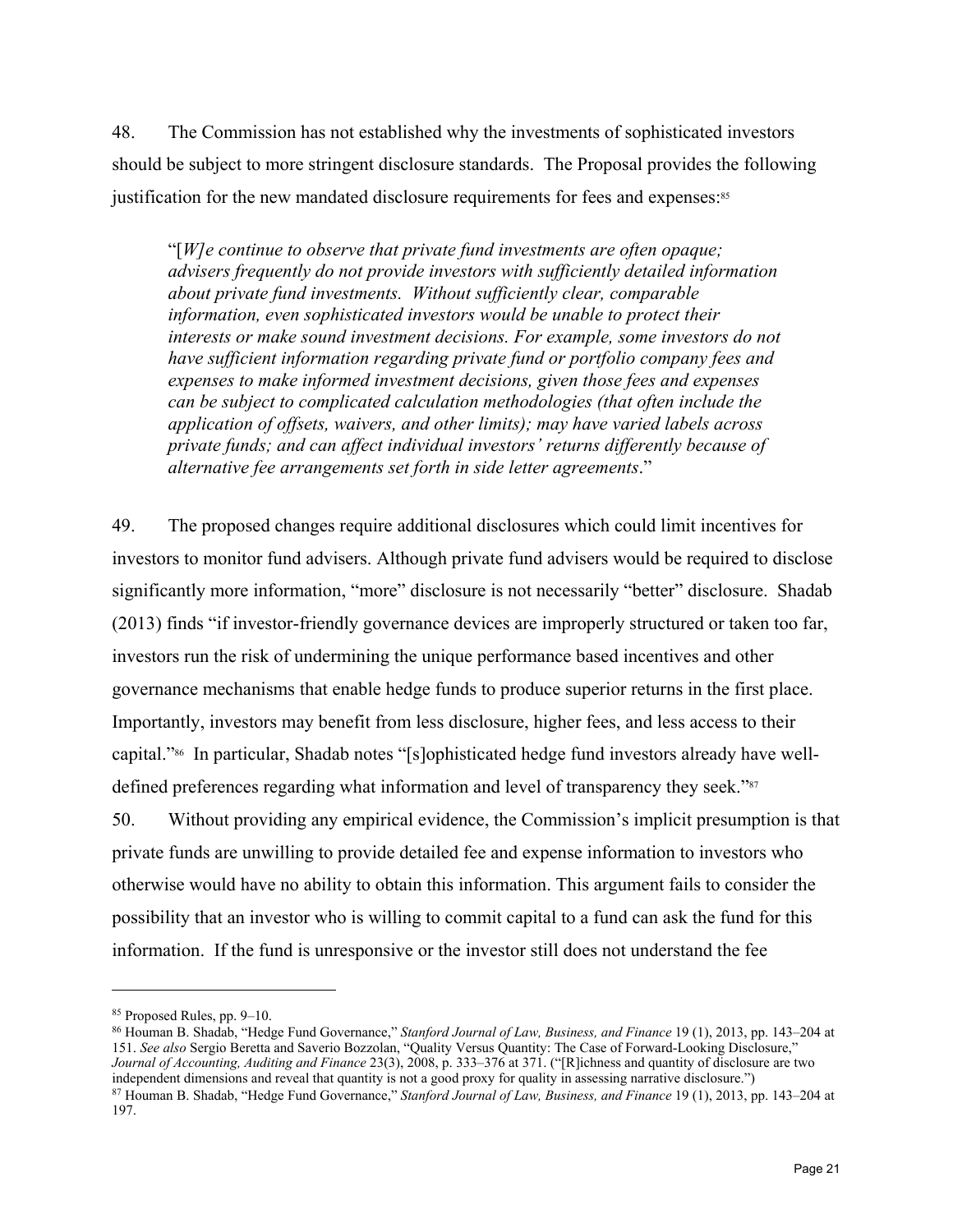48. The Commission has not established why the investments of sophisticated investors should be subject to more stringent disclosure standards. The Proposal provides the following justification for the new mandated disclosure requirements for fees and expenses:[85]

> "[*W]e continue to observe that private fund investments are often opaque; advisers frequently do not provide investors with sufficiently detailed information about private fund investments. Without sufficiently clear, comparable information, even sophisticated investors would be unable to protect their interests or make sound investment decisions. For example, some investors do not have sufficient information regarding private fund or portfolio company fees and expenses to make informed investment decisions, given those fees and expenses can be subject to complicated calculation methodologies (that often include the application of offsets, waivers, and other limits); may have varied labels across private funds; and can affect individual investors' returns differently because of alternative fee arrangements set forth in side letter agreements*."

49. The proposed changes require additional disclosures which could limit incentives for investors to monitor fund advisers. Although private fund advisers would be required to disclose significantly more information, "more" disclosure is not necessarily "better" disclosure. Shadab (2013) finds "if investor-friendly governance devices are improperly structured or taken too far, investors run the risk of undermining the unique performance based incentives and other governance mechanisms that enable hedge funds to produce superior returns in the first place. Importantly, investors may benefit from less disclosure, higher fees, and less access to their capital."[86] In particular, Shadab notes "[s]ophisticated hedge fund investors already have well-defined preferences regarding what information and level of transparency they seek."[87]

50. Without providing any empirical evidence, the Commission's implicit presumption is that private funds are unwilling to provide detailed fee and expense information to investors who otherwise would have no ability to obtain this information. This argument fails to consider the possibility that an investor who is willing to commit capital to a fund can ask the fund for this information. If the fund is unresponsive or the investor still does not understand the fee

---

[85] Proposed Rules, pp. 9–10.

[86] Houman B. Shadab, "Hedge Fund Governance," *Stanford Journal of Law, Business, and Finance* 19 (1), 2013, pp. 143–204 at 151. *See also* Sergio Beretta and Saverio Bozzolan, "Quality Versus Quantity: The Case of Forward-Looking Disclosure," *Journal of Accounting, Auditing and Finance* 23(3), 2008, p. 333–376 at 371. ("[R]ichness and quantity of disclosure are two independent dimensions and reveal that quantity is not a good proxy for quality in assessing narrative disclosure.")

[87] Houman B. Shadab, "Hedge Fund Governance," *Stanford Journal of Law, Business, and Finance* 19 (1), 2013, pp. 143–204 at 197.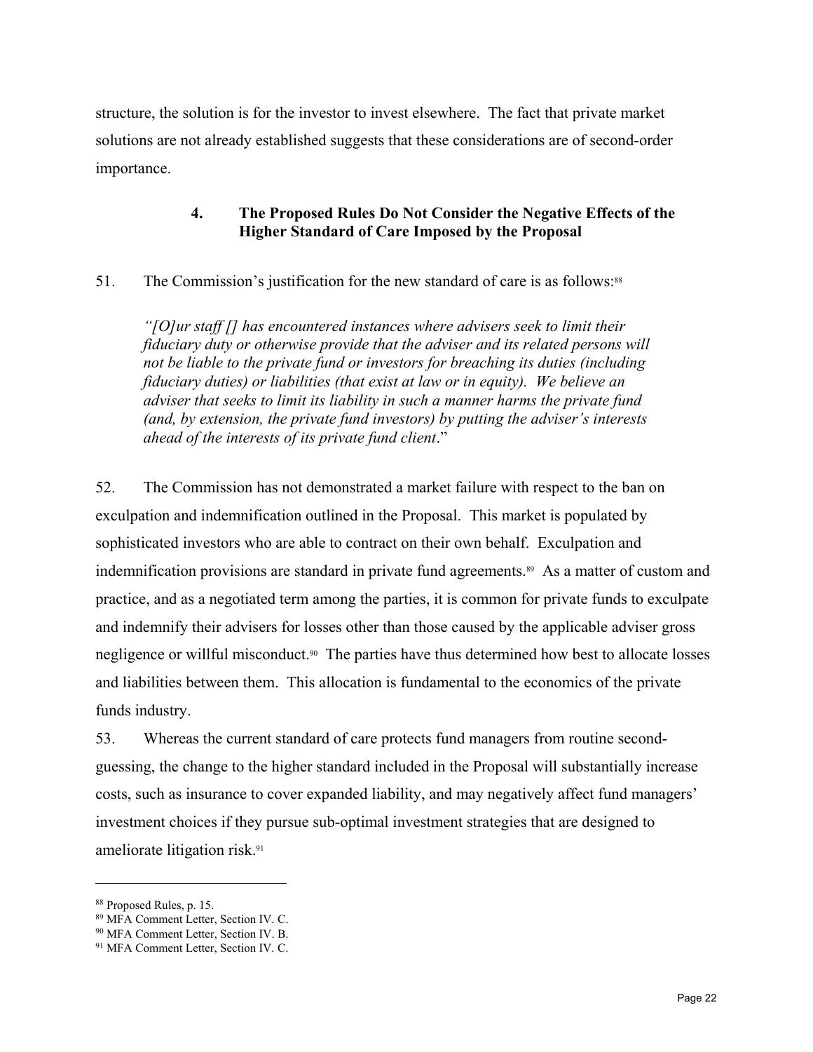structure, the solution is for the investor to invest elsewhere. The fact that private market solutions are not already established suggests that these considerations are of second-order importance.

### 4. The Proposed Rules Do Not Consider the Negative Effects of the Higher Standard of Care Imposed by the Proposal

51. The Commission's justification for the new standard of care is as follows:[88]

> *"[O]ur staff [] has encountered instances where advisers seek to limit their fiduciary duty or otherwise provide that the adviser and its related persons will not be liable to the private fund or investors for breaching its duties (including fiduciary duties) or liabilities (that exist at law or in equity). We believe an adviser that seeks to limit its liability in such a manner harms the private fund (and, by extension, the private fund investors) by putting the adviser's interests ahead of the interests of its private fund client*."

52. The Commission has not demonstrated a market failure with respect to the ban on exculpation and indemnification outlined in the Proposal. This market is populated by sophisticated investors who are able to contract on their own behalf. Exculpation and indemnification provisions are standard in private fund agreements.[89] As a matter of custom and practice, and as a negotiated term among the parties, it is common for private funds to exculpate and indemnify their advisers for losses other than those caused by the applicable adviser gross negligence or willful misconduct.[90] The parties have thus determined how best to allocate losses and liabilities between them. This allocation is fundamental to the economics of the private funds industry.

53. Whereas the current standard of care protects fund managers from routine second-guessing, the change to the higher standard included in the Proposal will substantially increase costs, such as insurance to cover expanded liability, and may negatively affect fund managers' investment choices if they pursue sub-optimal investment strategies that are designed to ameliorate litigation risk.[91]

---

[88] Proposed Rules, p. 15.

[89] MFA Comment Letter, Section IV. C.

[90] MFA Comment Letter, Section IV. B.

[91] MFA Comment Letter, Section IV. C.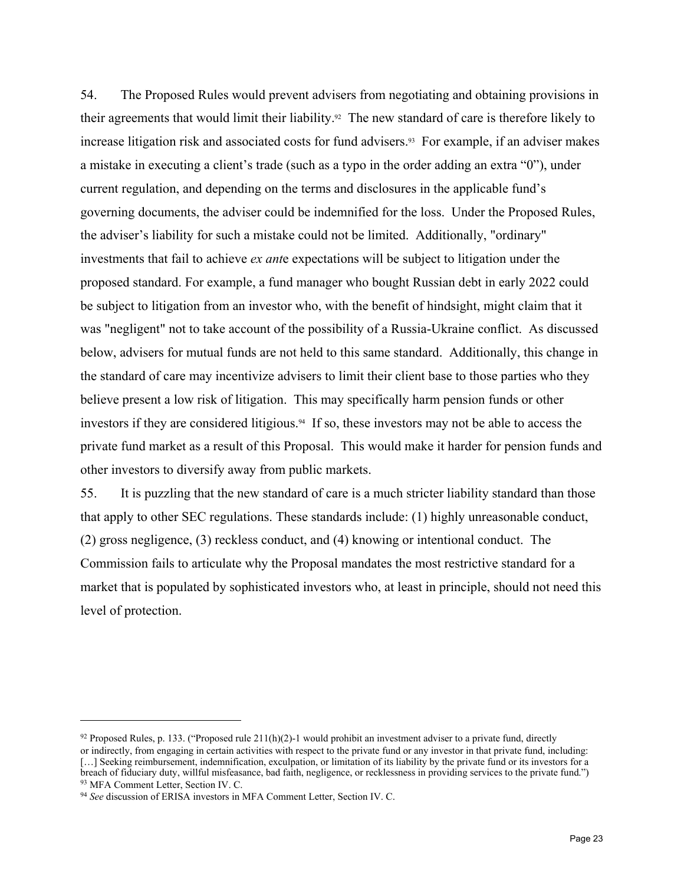54. The Proposed Rules would prevent advisers from negotiating and obtaining provisions in their agreements that would limit their liability.[92] The new standard of care is therefore likely to increase litigation risk and associated costs for fund advisers.[93] For example, if an adviser makes a mistake in executing a client's trade (such as a typo in the order adding an extra "0"), under current regulation, and depending on the terms and disclosures in the applicable fund's governing documents, the adviser could be indemnified for the loss. Under the Proposed Rules, the adviser's liability for such a mistake could not be limited. Additionally, "ordinary" investments that fail to achieve *ex ante* expectations will be subject to litigation under the proposed standard. For example, a fund manager who bought Russian debt in early 2022 could be subject to litigation from an investor who, with the benefit of hindsight, might claim that it was "negligent" not to take account of the possibility of a Russia-Ukraine conflict. As discussed below, advisers for mutual funds are not held to this same standard. Additionally, this change in the standard of care may incentivize advisers to limit their client base to those parties who they believe present a low risk of litigation. This may specifically harm pension funds or other investors if they are considered litigious.[94] If so, these investors may not be able to access the private fund market as a result of this Proposal. This would make it harder for pension funds and other investors to diversify away from public markets.

55. It is puzzling that the new standard of care is a much stricter liability standard than those that apply to other SEC regulations. These standards include: (1) highly unreasonable conduct, (2) gross negligence, (3) reckless conduct, and (4) knowing or intentional conduct. The Commission fails to articulate why the Proposal mandates the most restrictive standard for a market that is populated by sophisticated investors who, at least in principle, should not need this level of protection.

---

[92] Proposed Rules, p. 133. ("Proposed rule 211(h)(2)-1 would prohibit an investment adviser to a private fund, directly or indirectly, from engaging in certain activities with respect to the private fund or any investor in that private fund, including: […] Seeking reimbursement, indemnification, exculpation, or limitation of its liability by the private fund or its investors for a breach of fiduciary duty, willful misfeasance, bad faith, negligence, or recklessness in providing services to the private fund.")

[93] MFA Comment Letter, Section IV. C.

[94] *See* discussion of ERISA investors in MFA Comment Letter, Section IV. C.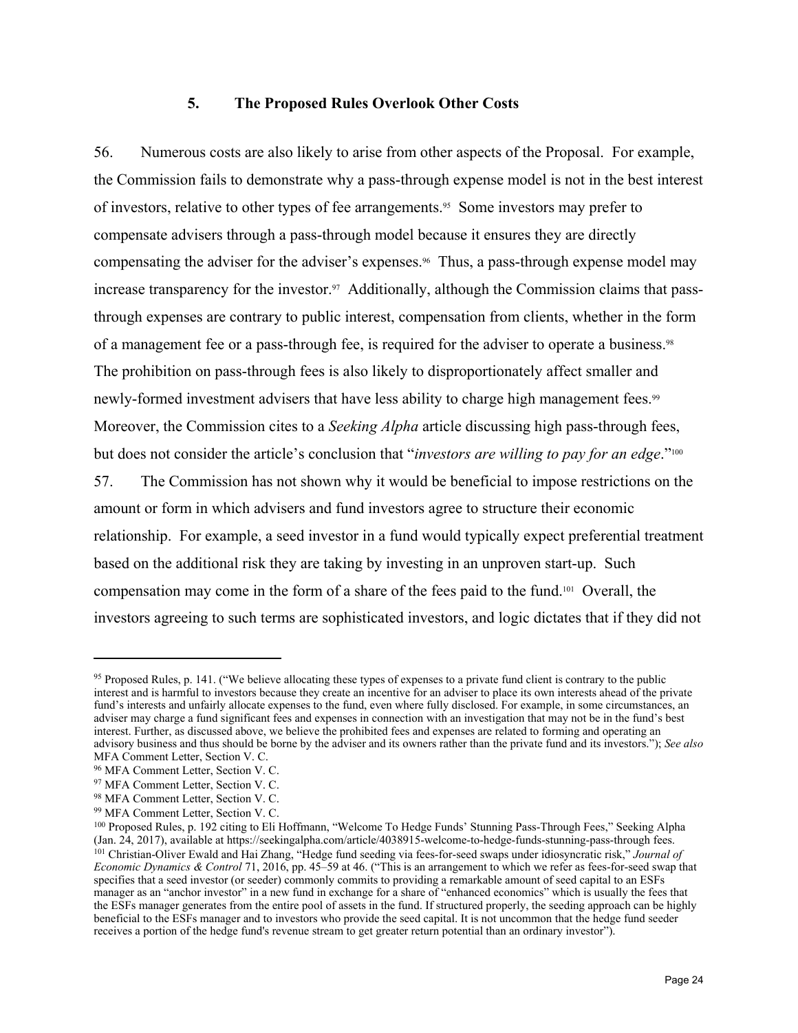### 5. The Proposed Rules Overlook Other Costs

56. Numerous costs are also likely to arise from other aspects of the Proposal. For example, the Commission fails to demonstrate why a pass-through expense model is not in the best interest of investors, relative to other types of fee arrangements.[95] Some investors may prefer to compensate advisers through a pass-through model because it ensures they are directly compensating the adviser for the adviser's expenses.[96] Thus, a pass-through expense model may increase transparency for the investor.[97] Additionally, although the Commission claims that pass-through expenses are contrary to public interest, compensation from clients, whether in the form of a management fee or a pass-through fee, is required for the adviser to operate a business.[98] The prohibition on pass-through fees is also likely to disproportionately affect smaller and newly-formed investment advisers that have less ability to charge high management fees.[99] Moreover, the Commission cites to a *Seeking Alpha* article discussing high pass-through fees, but does not consider the article's conclusion that "*investors are willing to pay for an edge*."[100]

57. The Commission has not shown why it would be beneficial to impose restrictions on the amount or form in which advisers and fund investors agree to structure their economic relationship. For example, a seed investor in a fund would typically expect preferential treatment based on the additional risk they are taking by investing in an unproven start-up. Such compensation may come in the form of a share of the fees paid to the fund.[101] Overall, the investors agreeing to such terms are sophisticated investors, and logic dictates that if they did not

---

[95] Proposed Rules, p. 141. ("We believe allocating these types of expenses to a private fund client is contrary to the public interest and is harmful to investors because they create an incentive for an adviser to place its own interests ahead of the private fund's interests and unfairly allocate expenses to the fund, even where fully disclosed. For example, in some circumstances, an adviser may charge a fund significant fees and expenses in connection with an investigation that may not be in the fund's best interest. Further, as discussed above, we believe the prohibited fees and expenses are related to forming and operating an advisory business and thus should be borne by the adviser and its owners rather than the private fund and its investors."); *See also* MFA Comment Letter, Section V. C.

[96] MFA Comment Letter, Section V. C.

[97] MFA Comment Letter, Section V. C.

[98] MFA Comment Letter, Section V. C.

[99] MFA Comment Letter, Section V. C.

[100] Proposed Rules, p. 192 citing to Eli Hoffmann, "Welcome To Hedge Funds' Stunning Pass-Through Fees," Seeking Alpha (Jan. 24, 2017), available at https://seekingalpha.com/article/4038915-welcome-to-hedge-funds-stunning-pass-through fees.

[101] Christian-Oliver Ewald and Hai Zhang, "Hedge fund seeding via fees-for-seed swaps under idiosyncratic risk," *Journal of Economic Dynamics & Control* 71, 2016, pp. 45–59 at 46. ("This is an arrangement to which we refer as fees-for-seed swap that specifies that a seed investor (or seeder) commonly commits to providing a remarkable amount of seed capital to an ESFs manager as an "anchor investor" in a new fund in exchange for a share of "enhanced economics" which is usually the fees that the ESFs manager generates from the entire pool of assets in the fund. If structured properly, the seeding approach can be highly beneficial to the ESFs manager and to investors who provide the seed capital. It is not uncommon that the hedge fund seeder receives a portion of the hedge fund's revenue stream to get greater return potential than an ordinary investor").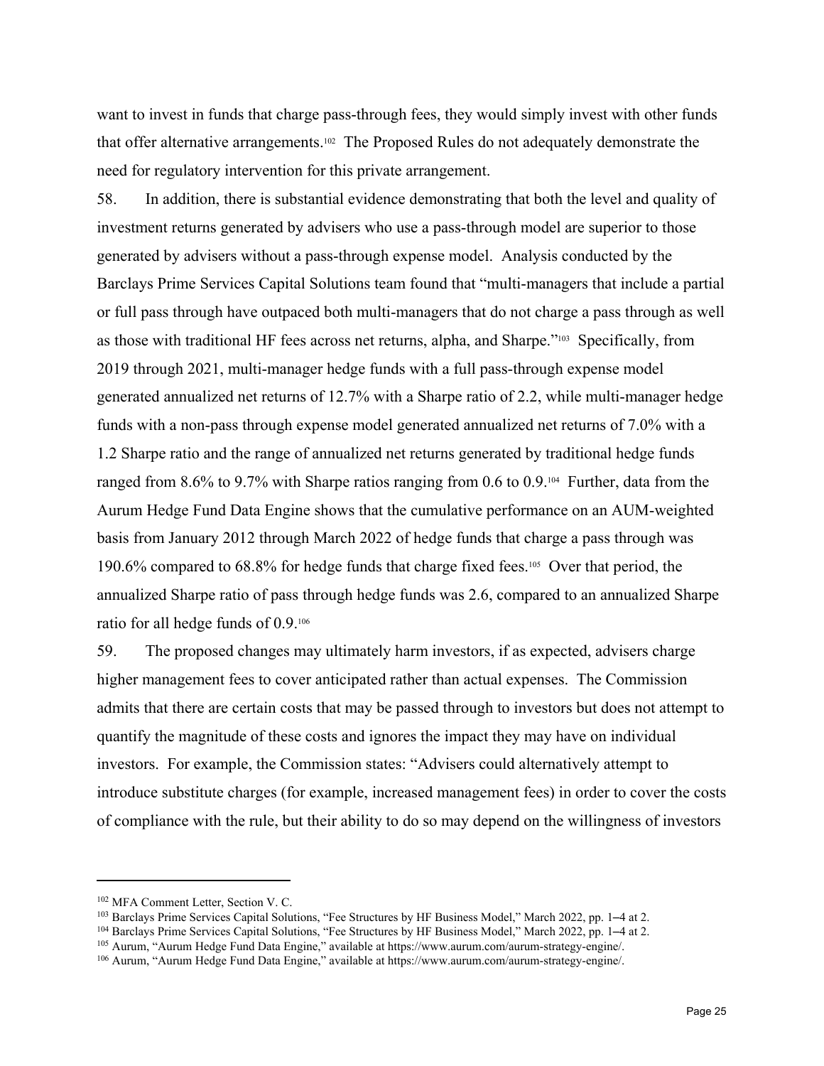want to invest in funds that charge pass-through fees, they would simply invest with other funds that offer alternative arrangements.[102] The Proposed Rules do not adequately demonstrate the need for regulatory intervention for this private arrangement.

58. In addition, there is substantial evidence demonstrating that both the level and quality of investment returns generated by advisers who use a pass-through model are superior to those generated by advisers without a pass-through expense model. Analysis conducted by the Barclays Prime Services Capital Solutions team found that "multi-managers that include a partial or full pass through have outpaced both multi-managers that do not charge a pass through as well as those with traditional HF fees across net returns, alpha, and Sharpe."[103] Specifically, from 2019 through 2021, multi-manager hedge funds with a full pass-through expense model generated annualized net returns of 12.7% with a Sharpe ratio of 2.2, while multi-manager hedge funds with a non-pass through expense model generated annualized net returns of 7.0% with a 1.2 Sharpe ratio and the range of annualized net returns generated by traditional hedge funds ranged from 8.6% to 9.7% with Sharpe ratios ranging from 0.6 to 0.9.[104] Further, data from the Aurum Hedge Fund Data Engine shows that the cumulative performance on an AUM-weighted basis from January 2012 through March 2022 of hedge funds that charge a pass through was 190.6% compared to 68.8% for hedge funds that charge fixed fees.[105] Over that period, the annualized Sharpe ratio of pass through hedge funds was 2.6, compared to an annualized Sharpe ratio for all hedge funds of 0.9.[106]

59. The proposed changes may ultimately harm investors, if as expected, advisers charge higher management fees to cover anticipated rather than actual expenses. The Commission admits that there are certain costs that may be passed through to investors but does not attempt to quantify the magnitude of these costs and ignores the impact they may have on individual investors. For example, the Commission states: "Advisers could alternatively attempt to introduce substitute charges (for example, increased management fees) in order to cover the costs of compliance with the rule, but their ability to do so may depend on the willingness of investors

---

[102] MFA Comment Letter, Section V. C.

[103] Barclays Prime Services Capital Solutions, "Fee Structures by HF Business Model," March 2022, pp. 1–4 at 2.

[104] Barclays Prime Services Capital Solutions, "Fee Structures by HF Business Model," March 2022, pp. 1–4 at 2.

[105] Aurum, "Aurum Hedge Fund Data Engine," available at https://www.aurum.com/aurum-strategy-engine/.

[106] Aurum, "Aurum Hedge Fund Data Engine," available at https://www.aurum.com/aurum-strategy-engine/.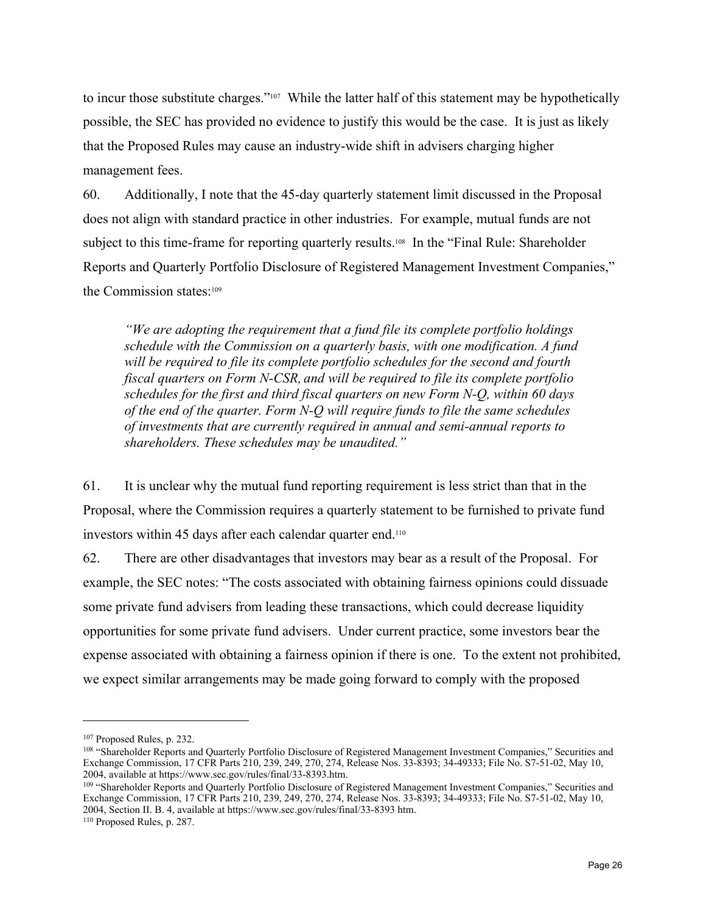to incur those substitute charges."[107] While the latter half of this statement may be hypothetically possible, the SEC has provided no evidence to justify this would be the case. It is just as likely that the Proposed Rules may cause an industry-wide shift in advisers charging higher management fees.

60. Additionally, I note that the 45-day quarterly statement limit discussed in the Proposal does not align with standard practice in other industries. For example, mutual funds are not subject to this time-frame for reporting quarterly results.[108] In the "Final Rule: Shareholder Reports and Quarterly Portfolio Disclosure of Registered Management Investment Companies," the Commission states:[109]

> *"We are adopting the requirement that a fund file its complete portfolio holdings schedule with the Commission on a quarterly basis, with one modification. A fund will be required to file its complete portfolio schedules for the second and fourth fiscal quarters on Form N-CSR, and will be required to file its complete portfolio schedules for the first and third fiscal quarters on new Form N-Q, within 60 days of the end of the quarter. Form N-Q will require funds to file the same schedules of investments that are currently required in annual and semi-annual reports to shareholders. These schedules may be unaudited."*

61. It is unclear why the mutual fund reporting requirement is less strict than that in the Proposal, where the Commission requires a quarterly statement to be furnished to private fund investors within 45 days after each calendar quarter end.[110]

62. There are other disadvantages that investors may bear as a result of the Proposal. For example, the SEC notes: "The costs associated with obtaining fairness opinions could dissuade some private fund advisers from leading these transactions, which could decrease liquidity opportunities for some private fund advisers. Under current practice, some investors bear the expense associated with obtaining a fairness opinion if there is one. To the extent not prohibited, we expect similar arrangements may be made going forward to comply with the proposed

---

[107] Proposed Rules, p. 232.

[108] "Shareholder Reports and Quarterly Portfolio Disclosure of Registered Management Investment Companies," Securities and Exchange Commission, 17 CFR Parts 210, 239, 249, 270, 274, Release Nos. 33-8393; 34-49333; File No. S7-51-02, May 10, 2004, available at https://www.sec.gov/rules/final/33-8393.htm.

[109] "Shareholder Reports and Quarterly Portfolio Disclosure of Registered Management Investment Companies," Securities and Exchange Commission, 17 CFR Parts 210, 239, 249, 270, 274, Release Nos. 33-8393; 34-49333; File No. S7-51-02, May 10, 2004, Section II. B. 4, available at https://www.sec.gov/rules/final/33-8393 htm.

[110] Proposed Rules, p. 287.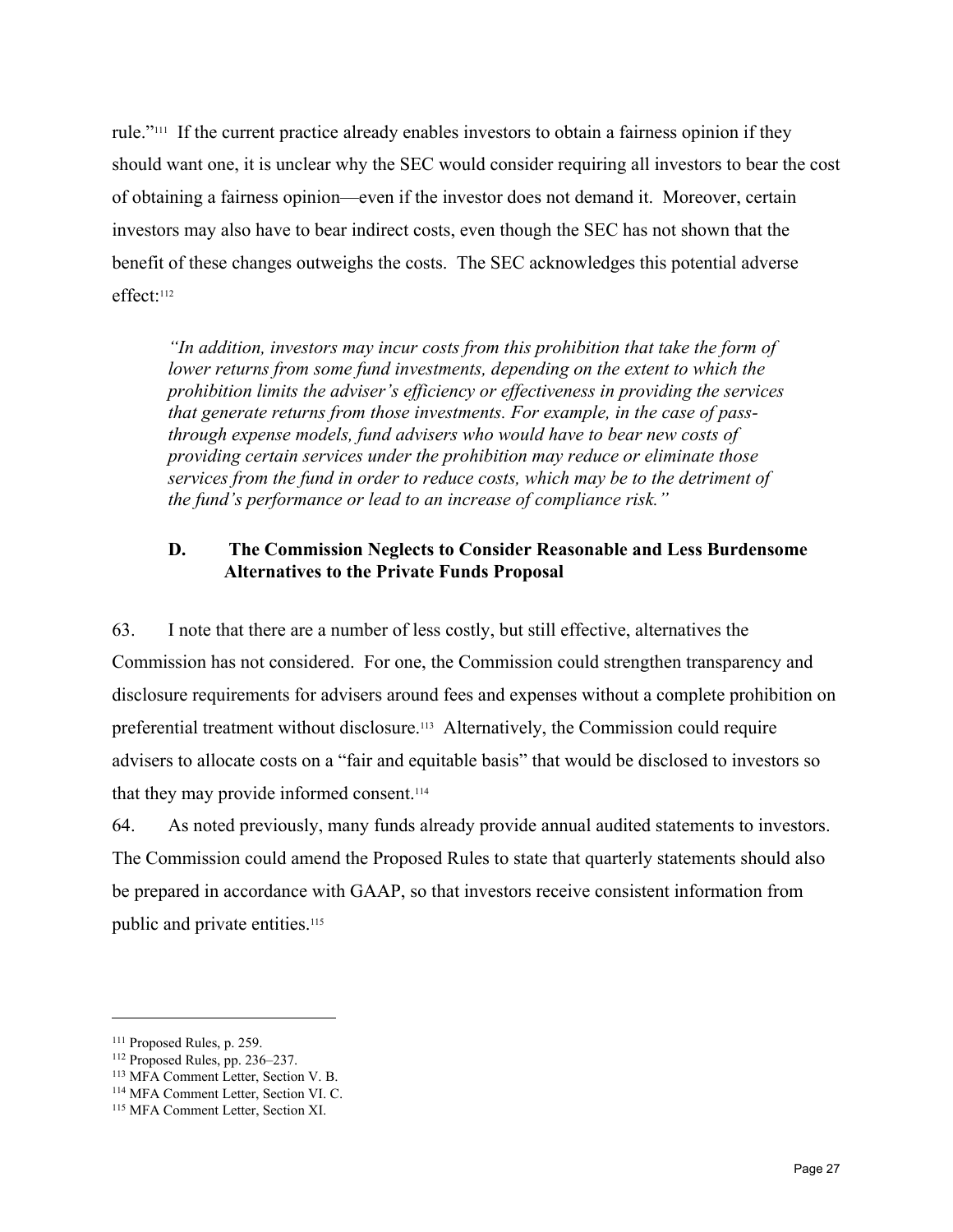rule."[111] If the current practice already enables investors to obtain a fairness opinion if they should want one, it is unclear why the SEC would consider requiring all investors to bear the cost of obtaining a fairness opinion—even if the investor does not demand it. Moreover, certain investors may also have to bear indirect costs, even though the SEC has not shown that the benefit of these changes outweighs the costs. The SEC acknowledges this potential adverse effect:[112]

> *"In addition, investors may incur costs from this prohibition that take the form of lower returns from some fund investments, depending on the extent to which the prohibition limits the adviser's efficiency or effectiveness in providing the services that generate returns from those investments. For example, in the case of pass-through expense models, fund advisers who would have to bear new costs of providing certain services under the prohibition may reduce or eliminate those services from the fund in order to reduce costs, which may be to the detriment of the fund's performance or lead to an increase of compliance risk."*

### D. The Commission Neglects to Consider Reasonable and Less Burdensome Alternatives to the Private Funds Proposal

63. I note that there are a number of less costly, but still effective, alternatives the Commission has not considered. For one, the Commission could strengthen transparency and disclosure requirements for advisers around fees and expenses without a complete prohibition on preferential treatment without disclosure.[113] Alternatively, the Commission could require advisers to allocate costs on a "fair and equitable basis" that would be disclosed to investors so that they may provide informed consent.[114]

64. As noted previously, many funds already provide annual audited statements to investors. The Commission could amend the Proposed Rules to state that quarterly statements should also be prepared in accordance with GAAP, so that investors receive consistent information from public and private entities.[115]

---

[111] Proposed Rules, p. 259.
[112] Proposed Rules, pp. 236–237.
[113] MFA Comment Letter, Section V. B.
[114] MFA Comment Letter, Section VI. C.
[115] MFA Comment Letter, Section XI.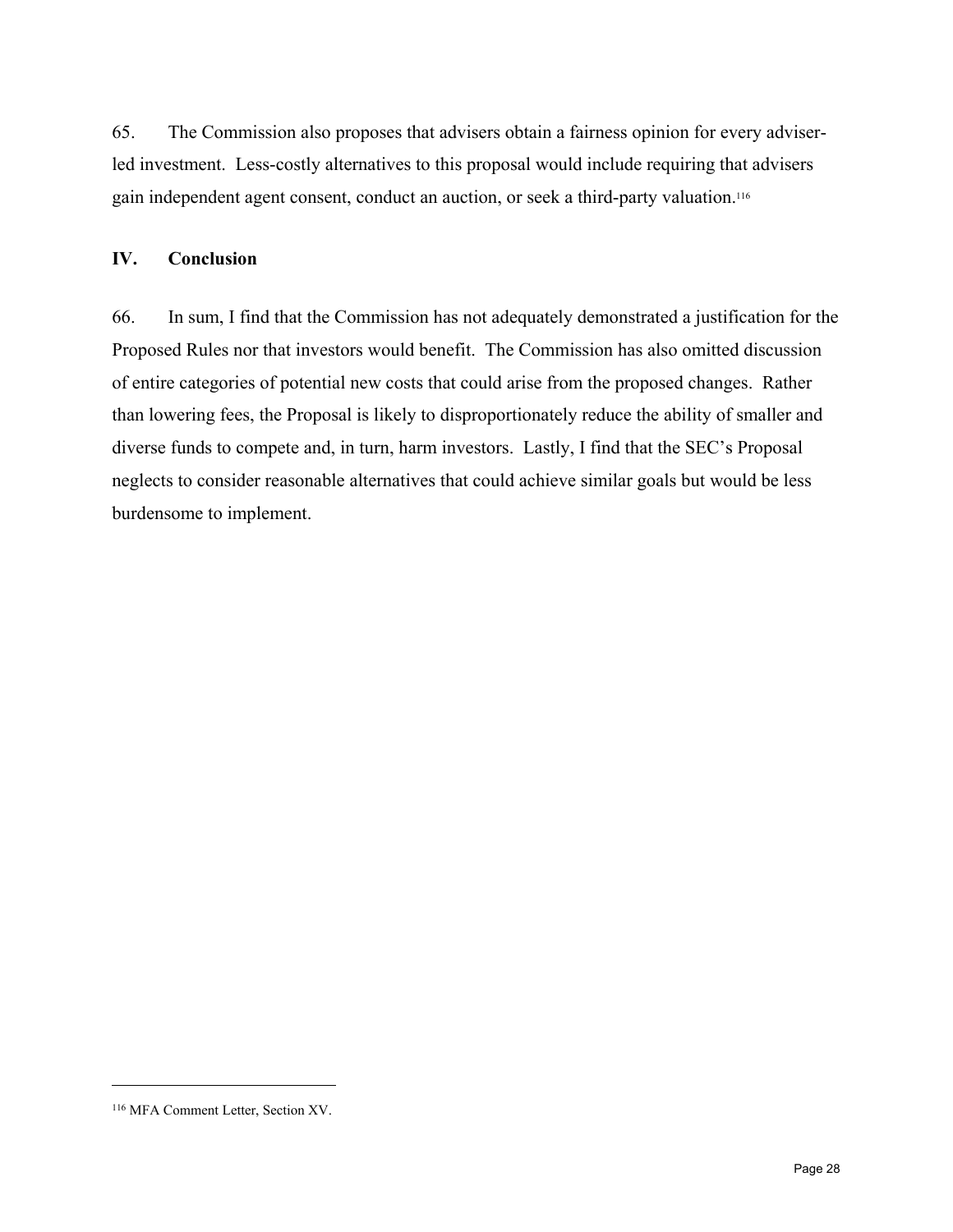65. The Commission also proposes that advisers obtain a fairness opinion for every adviser-led investment. Less-costly alternatives to this proposal would include requiring that advisers gain independent agent consent, conduct an auction, or seek a third-party valuation.[116]

## IV. Conclusion

66. In sum, I find that the Commission has not adequately demonstrated a justification for the Proposed Rules nor that investors would benefit. The Commission has also omitted discussion of entire categories of potential new costs that could arise from the proposed changes. Rather than lowering fees, the Proposal is likely to disproportionately reduce the ability of smaller and diverse funds to compete and, in turn, harm investors. Lastly, I find that the SEC's Proposal neglects to consider reasonable alternatives that could achieve similar goals but would be less burdensome to implement.

---

[116] MFA Comment Letter, Section XV.